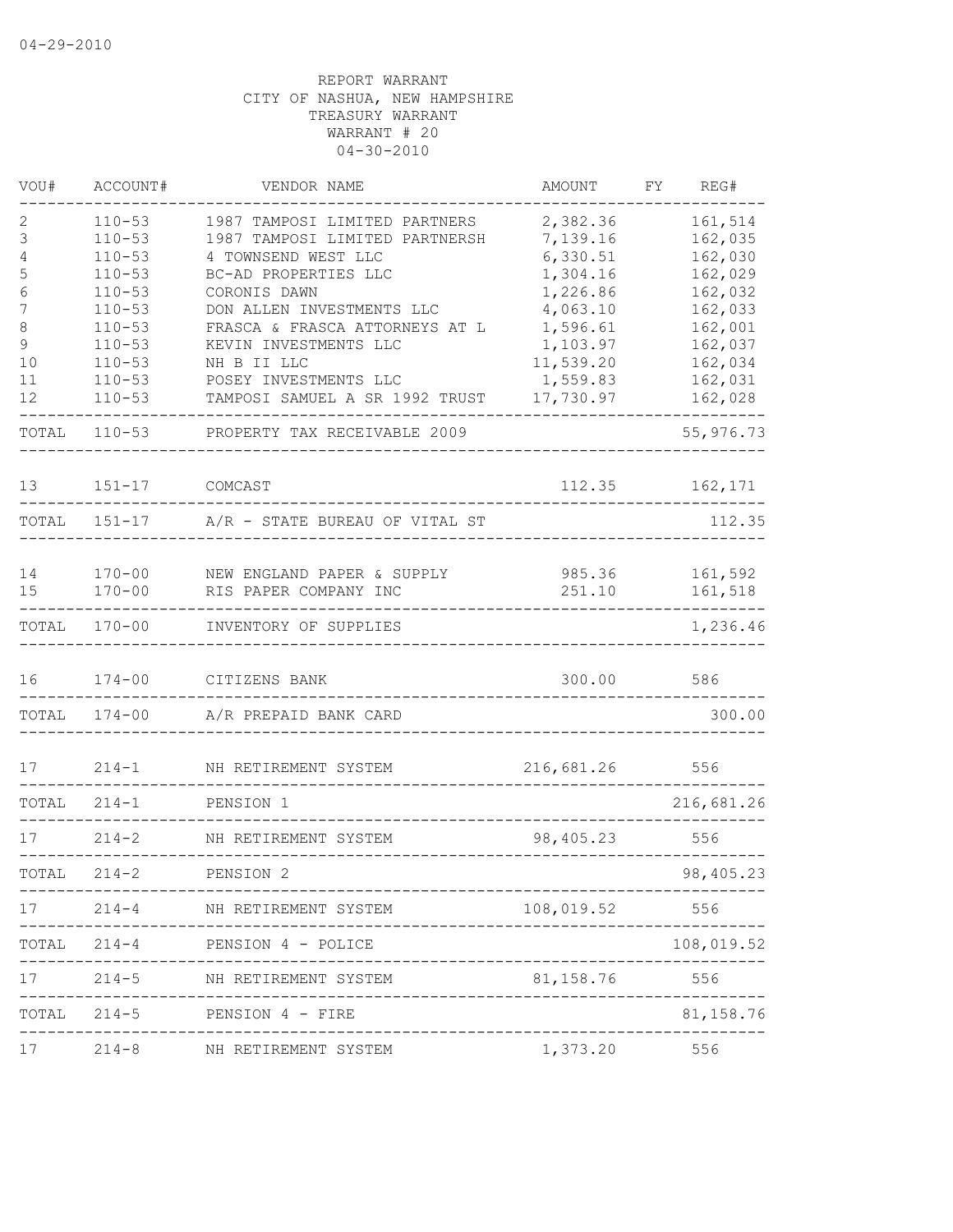04-29-2010

REPORT WARRANT
CITY OF NASHUA, NEW HAMPSHIRE
TREASURY WARRANT
WARRANT # 20
04-30-2010

| VOU# | ACCOUNT# | VENDOR NAME | AMOUNT | FY | REG# |
|---|---|---|---|---|---|
| 2 | 110-53 | 1987 TAMPOSI LIMITED PARTNERS | 2,382.36 | | 161,514 |
| 3 | 110-53 | 1987 TAMPOSI LIMITED PARTNERSH | 7,139.16 | | 162,035 |
| 4 | 110-53 | 4 TOWNSEND WEST LLC | 6,330.51 | | 162,030 |
| 5 | 110-53 | BC-AD PROPERTIES LLC | 1,304.16 | | 162,029 |
| 6 | 110-53 | CORONIS DAWN | 1,226.86 | | 162,032 |
| 7 | 110-53 | DON ALLEN INVESTMENTS LLC | 4,063.10 | | 162,033 |
| 8 | 110-53 | FRASCA & FRASCA ATTORNEYS AT L | 1,596.61 | | 162,001 |
| 9 | 110-53 | KEVIN INVESTMENTS LLC | 1,103.97 | | 162,037 |
| 10 | 110-53 | NH B II LLC | 11,539.20 | | 162,034 |
| 11 | 110-53 | POSEY INVESTMENTS LLC | 1,559.83 | | 162,031 |
| 12 | 110-53 | TAMPOSI SAMUEL A SR 1992 TRUST | 17,730.97 | | 162,028 |
| TOTAL | 110-53 | PROPERTY TAX RECEIVABLE 2009 | | | 55,976.73 |
| 13 | 151-17 | COMCAST | 112.35 | | 162,171 |
| TOTAL | 151-17 | A/R - STATE BUREAU OF VITAL ST | | | 112.35 |
| 14 | 170-00 | NEW ENGLAND PAPER & SUPPLY | 985.36 | | 161,592 |
| 15 | 170-00 | RIS PAPER COMPANY INC | 251.10 | | 161,518 |
| TOTAL | 170-00 | INVENTORY OF SUPPLIES | | | 1,236.46 |
| 16 | 174-00 | CITIZENS BANK | 300.00 | | 586 |
| TOTAL | 174-00 | A/R PREPAID BANK CARD | | | 300.00 |
| 17 | 214-1 | NH RETIREMENT SYSTEM | 216,681.26 | | 556 |
| TOTAL | 214-1 | PENSION 1 | | | 216,681.26 |
| 17 | 214-2 | NH RETIREMENT SYSTEM | 98,405.23 | | 556 |
| TOTAL | 214-2 | PENSION 2 | | | 98,405.23 |
| 17 | 214-4 | NH RETIREMENT SYSTEM | 108,019.52 | | 556 |
| TOTAL | 214-4 | PENSION 4 - POLICE | | | 108,019.52 |
| 17 | 214-5 | NH RETIREMENT SYSTEM | 81,158.76 | | 556 |
| TOTAL | 214-5 | PENSION 4 - FIRE | | | 81,158.76 |
| 17 | 214-8 | NH RETIREMENT SYSTEM | 1,373.20 | | 556 |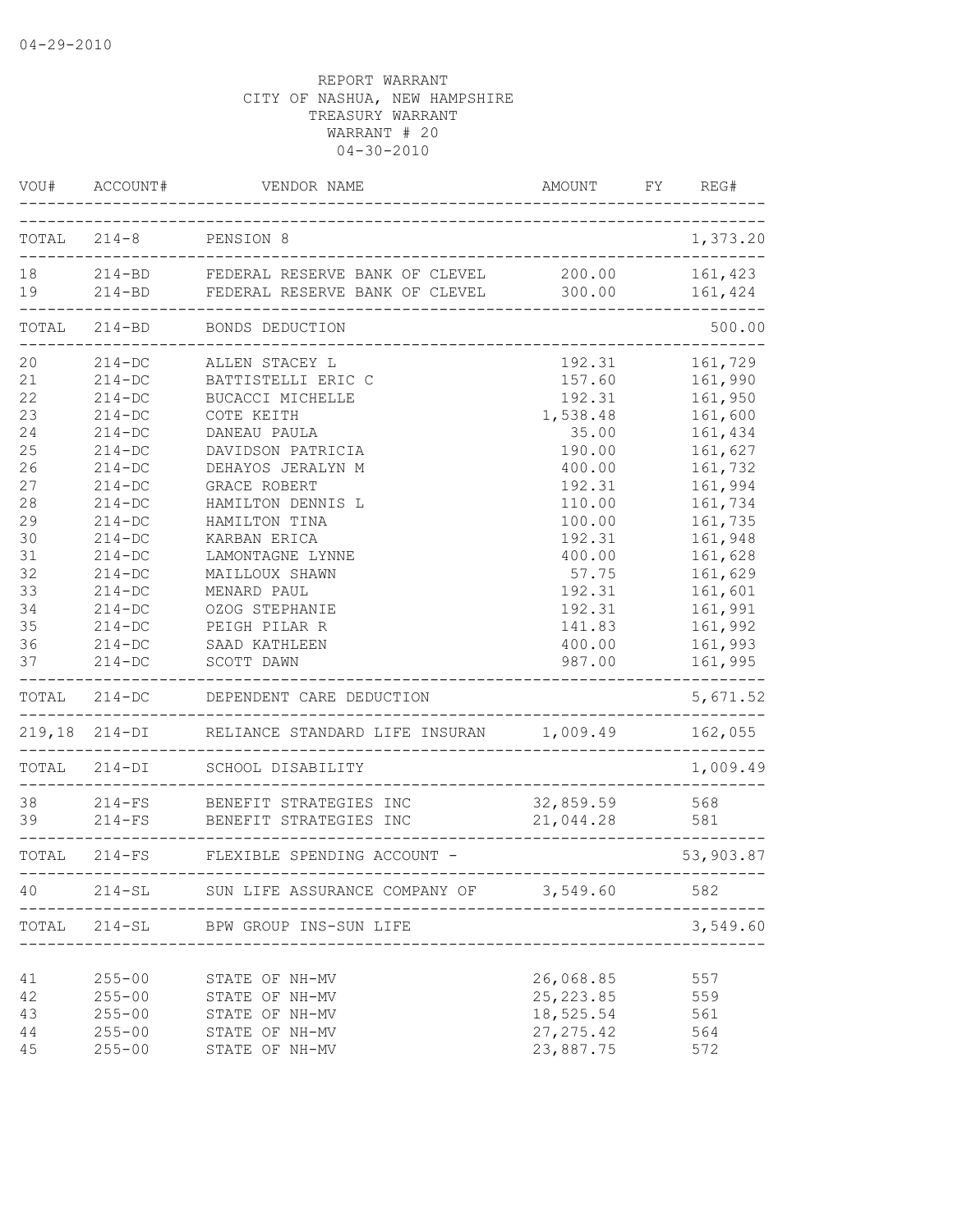04-29-2010

REPORT WARRANT
CITY OF NASHUA, NEW HAMPSHIRE
TREASURY WARRANT
WARRANT # 20
04-30-2010

| VOU# | ACCOUNT# | VENDOR NAME | AMOUNT | FY | REG# |
|---|---|---|---|---|---|
| TOTAL | 214-8 | PENSION 8 | | | 1,373.20 |
| 18 | 214-BD | FEDERAL RESERVE BANK OF CLEVEL | 200.00 | | 161,423 |
| 19 | 214-BD | FEDERAL RESERVE BANK OF CLEVEL | 300.00 | | 161,424 |
| TOTAL | 214-BD | BONDS DEDUCTION | | | 500.00 |
| 20 | 214-DC | ALLEN STACEY L | 192.31 | | 161,729 |
| 21 | 214-DC | BATTISTELLI ERIC C | 157.60 | | 161,990 |
| 22 | 214-DC | BUCACCI MICHELLE | 192.31 | | 161,950 |
| 23 | 214-DC | COTE KEITH | 1,538.48 | | 161,600 |
| 24 | 214-DC | DANEAU PAULA | 35.00 | | 161,434 |
| 25 | 214-DC | DAVIDSON PATRICIA | 190.00 | | 161,627 |
| 26 | 214-DC | DEHAYOS JERALYN M | 400.00 | | 161,732 |
| 27 | 214-DC | GRACE ROBERT | 192.31 | | 161,994 |
| 28 | 214-DC | HAMILTON DENNIS L | 110.00 | | 161,734 |
| 29 | 214-DC | HAMILTON TINA | 100.00 | | 161,735 |
| 30 | 214-DC | KARBAN ERICA | 192.31 | | 161,948 |
| 31 | 214-DC | LAMONTAGNE LYNNE | 400.00 | | 161,628 |
| 32 | 214-DC | MAILLOUX SHAWN | 57.75 | | 161,629 |
| 33 | 214-DC | MENARD PAUL | 192.31 | | 161,601 |
| 34 | 214-DC | OZOG STEPHANIE | 192.31 | | 161,991 |
| 35 | 214-DC | PEIGH PILAR R | 141.83 | | 161,992 |
| 36 | 214-DC | SAAD KATHLEEN | 400.00 | | 161,993 |
| 37 | 214-DC | SCOTT DAWN | 987.00 | | 161,995 |
| TOTAL | 214-DC | DEPENDENT CARE DEDUCTION | | | 5,671.52 |
| 219,18 | 214-DI | RELIANCE STANDARD LIFE INSURAN | 1,009.49 | | 162,055 |
| TOTAL | 214-DI | SCHOOL DISABILITY | | | 1,009.49 |
| 38 | 214-FS | BENEFIT STRATEGIES INC | 32,859.59 | | 568 |
| 39 | 214-FS | BENEFIT STRATEGIES INC | 21,044.28 | | 581 |
| TOTAL | 214-FS | FLEXIBLE SPENDING ACCOUNT - | | | 53,903.87 |
| 40 | 214-SL | SUN LIFE ASSURANCE COMPANY OF | 3,549.60 | | 582 |
| TOTAL | 214-SL | BPW GROUP INS-SUN LIFE | | | 3,549.60 |
| 41 | 255-00 | STATE OF NH-MV | 26,068.85 | | 557 |
| 42 | 255-00 | STATE OF NH-MV | 25,223.85 | | 559 |
| 43 | 255-00 | STATE OF NH-MV | 18,525.54 | | 561 |
| 44 | 255-00 | STATE OF NH-MV | 27,275.42 | | 564 |
| 45 | 255-00 | STATE OF NH-MV | 23,887.75 | | 572 |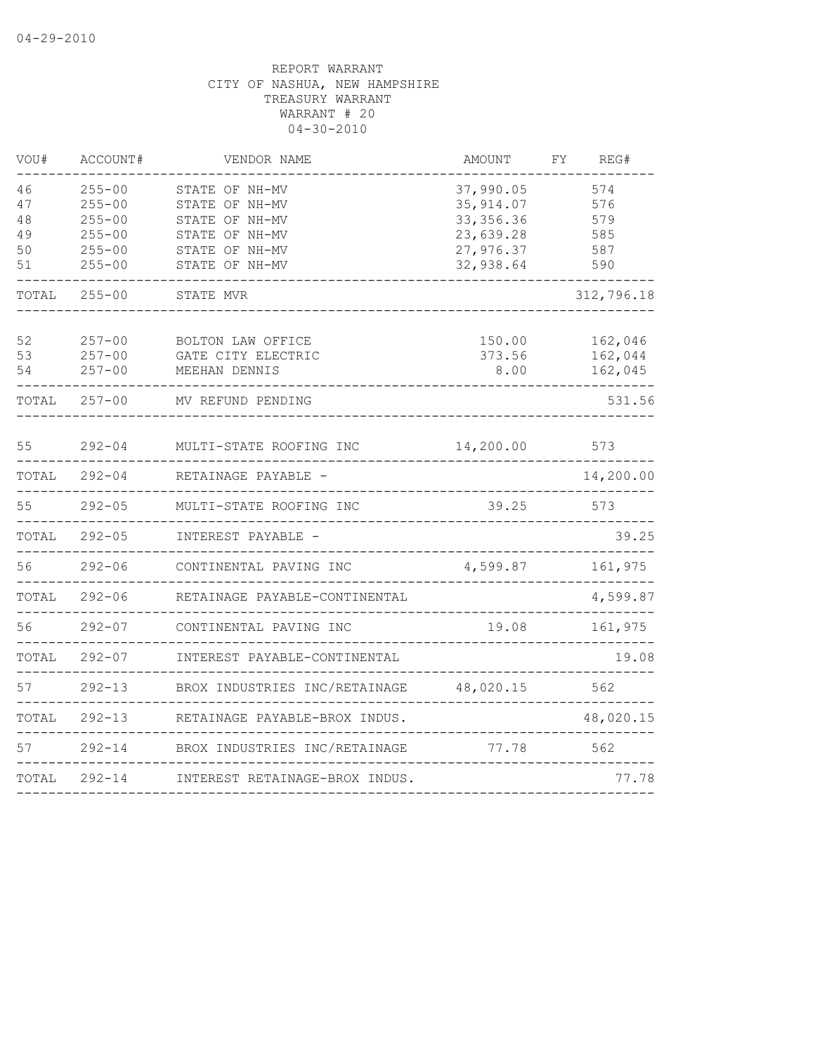04-29-2010

REPORT WARRANT
CITY OF NASHUA, NEW HAMPSHIRE
TREASURY WARRANT
WARRANT # 20
04-30-2010

| VOU# | ACCOUNT# | VENDOR NAME | AMOUNT | FY | REG# |
|---|---|---|---|---|---|
| 46 | 255-00 | STATE OF NH-MV | 37,990.05 | | 574 |
| 47 | 255-00 | STATE OF NH-MV | 35,914.07 | | 576 |
| 48 | 255-00 | STATE OF NH-MV | 33,356.36 | | 579 |
| 49 | 255-00 | STATE OF NH-MV | 23,639.28 | | 585 |
| 50 | 255-00 | STATE OF NH-MV | 27,976.37 | | 587 |
| 51 | 255-00 | STATE OF NH-MV | 32,938.64 | | 590 |
| TOTAL | 255-00 | STATE MVR | | | 312,796.18 |
| 52 | 257-00 | BOLTON LAW OFFICE | 150.00 | | 162,046 |
| 53 | 257-00 | GATE CITY ELECTRIC | 373.56 | | 162,044 |
| 54 | 257-00 | MEEHAN DENNIS | 8.00 | | 162,045 |
| TOTAL | 257-00 | MV REFUND PENDING | | | 531.56 |
| 55 | 292-04 | MULTI-STATE ROOFING INC | 14,200.00 | | 573 |
| TOTAL | 292-04 | RETAINAGE PAYABLE - | | | 14,200.00 |
| 55 | 292-05 | MULTI-STATE ROOFING INC | 39.25 | | 573 |
| TOTAL | 292-05 | INTEREST PAYABLE - | | | 39.25 |
| 56 | 292-06 | CONTINENTAL PAVING INC | 4,599.87 | | 161,975 |
| TOTAL | 292-06 | RETAINAGE PAYABLE-CONTINENTAL | | | 4,599.87 |
| 56 | 292-07 | CONTINENTAL PAVING INC | 19.08 | | 161,975 |
| TOTAL | 292-07 | INTEREST PAYABLE-CONTINENTAL | | | 19.08 |
| 57 | 292-13 | BROX INDUSTRIES INC/RETAINAGE | 48,020.15 | | 562 |
| TOTAL | 292-13 | RETAINAGE PAYABLE-BROX INDUS. | | | 48,020.15 |
| 57 | 292-14 | BROX INDUSTRIES INC/RETAINAGE | 77.78 | | 562 |
| TOTAL | 292-14 | INTEREST RETAINAGE-BROX INDUS. | | | 77.78 |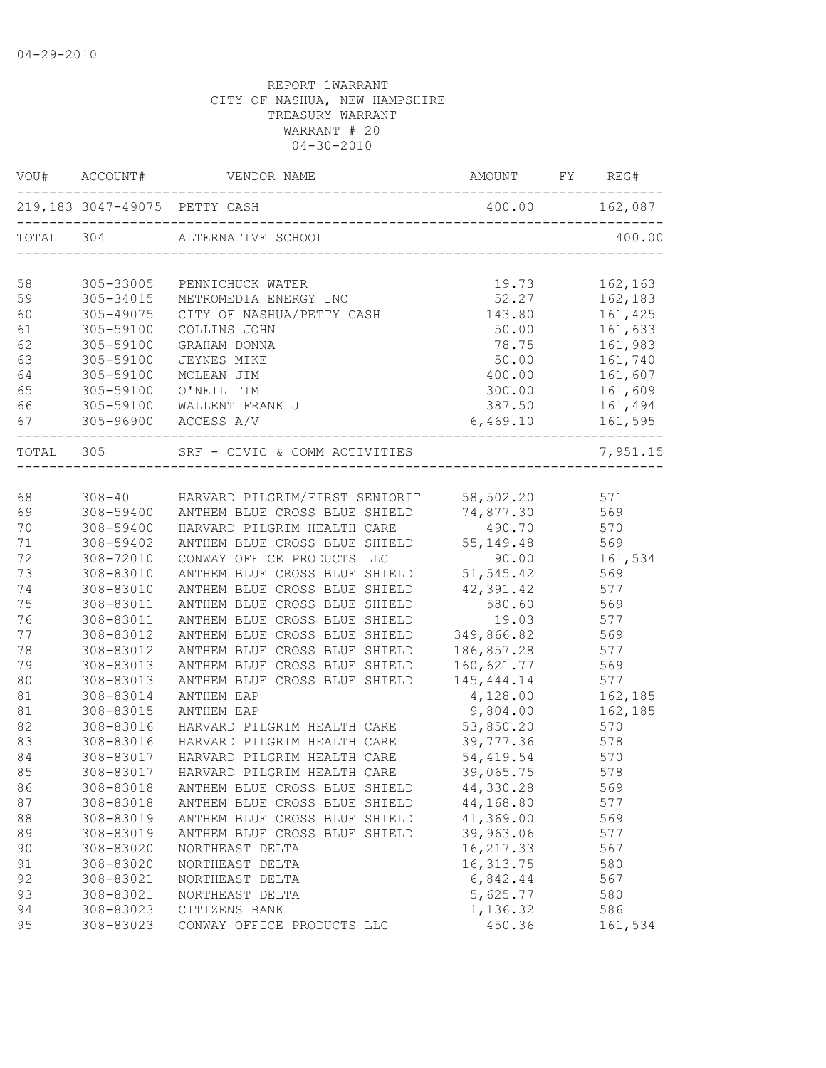04-29-2010

REPORT 1WARRANT
CITY OF NASHUA, NEW HAMPSHIRE
TREASURY WARRANT
WARRANT # 20
04-30-2010

| VOU# | ACCOUNT# | VENDOR NAME | AMOUNT | FY | REG# |
|---|---|---|---|---|---|
| 219,183 | 3047-49075 | PETTY CASH | 400.00 | | 162,087 |
| TOTAL | 304 | ALTERNATIVE SCHOOL | | | 400.00 |
| 58 | 305-33005 | PENNICHUCK WATER | 19.73 | | 162,163 |
| 59 | 305-34015 | METROMEDIA ENERGY INC | 52.27 | | 162,183 |
| 60 | 305-49075 | CITY OF NASHUA/PETTY CASH | 143.80 | | 161,425 |
| 61 | 305-59100 | COLLINS JOHN | 50.00 | | 161,633 |
| 62 | 305-59100 | GRAHAM DONNA | 78.75 | | 161,983 |
| 63 | 305-59100 | JEYNES MIKE | 50.00 | | 161,740 |
| 64 | 305-59100 | MCLEAN JIM | 400.00 | | 161,607 |
| 65 | 305-59100 | O'NEIL TIM | 300.00 | | 161,609 |
| 66 | 305-59100 | WALLENT FRANK J | 387.50 | | 161,494 |
| 67 | 305-96900 | ACCESS A/V | 6,469.10 | | 161,595 |
| TOTAL | 305 | SRF - CIVIC & COMM ACTIVITIES | | | 7,951.15 |
| 68 | 308-40 | HARVARD PILGRIM/FIRST SENIORIT | 58,502.20 | | 571 |
| 69 | 308-59400 | ANTHEM BLUE CROSS BLUE SHIELD | 74,877.30 | | 569 |
| 70 | 308-59400 | HARVARD PILGRIM HEALTH CARE | 490.70 | | 570 |
| 71 | 308-59402 | ANTHEM BLUE CROSS BLUE SHIELD | 55,149.48 | | 569 |
| 72 | 308-72010 | CONWAY OFFICE PRODUCTS LLC | 90.00 | | 161,534 |
| 73 | 308-83010 | ANTHEM BLUE CROSS BLUE SHIELD | 51,545.42 | | 569 |
| 74 | 308-83010 | ANTHEM BLUE CROSS BLUE SHIELD | 42,391.42 | | 577 |
| 75 | 308-83011 | ANTHEM BLUE CROSS BLUE SHIELD | 580.60 | | 569 |
| 76 | 308-83011 | ANTHEM BLUE CROSS BLUE SHIELD | 19.03 | | 577 |
| 77 | 308-83012 | ANTHEM BLUE CROSS BLUE SHIELD | 349,866.82 | | 569 |
| 78 | 308-83012 | ANTHEM BLUE CROSS BLUE SHIELD | 186,857.28 | | 577 |
| 79 | 308-83013 | ANTHEM BLUE CROSS BLUE SHIELD | 160,621.77 | | 569 |
| 80 | 308-83013 | ANTHEM BLUE CROSS BLUE SHIELD | 145,444.14 | | 577 |
| 81 | 308-83014 | ANTHEM EAP | 4,128.00 | | 162,185 |
| 81 | 308-83015 | ANTHEM EAP | 9,804.00 | | 162,185 |
| 82 | 308-83016 | HARVARD PILGRIM HEALTH CARE | 53,850.20 | | 570 |
| 83 | 308-83016 | HARVARD PILGRIM HEALTH CARE | 39,777.36 | | 578 |
| 84 | 308-83017 | HARVARD PILGRIM HEALTH CARE | 54,419.54 | | 570 |
| 85 | 308-83017 | HARVARD PILGRIM HEALTH CARE | 39,065.75 | | 578 |
| 86 | 308-83018 | ANTHEM BLUE CROSS BLUE SHIELD | 44,330.28 | | 569 |
| 87 | 308-83018 | ANTHEM BLUE CROSS BLUE SHIELD | 44,168.80 | | 577 |
| 88 | 308-83019 | ANTHEM BLUE CROSS BLUE SHIELD | 41,369.00 | | 569 |
| 89 | 308-83019 | ANTHEM BLUE CROSS BLUE SHIELD | 39,963.06 | | 577 |
| 90 | 308-83020 | NORTHEAST DELTA | 16,217.33 | | 567 |
| 91 | 308-83020 | NORTHEAST DELTA | 16,313.75 | | 580 |
| 92 | 308-83021 | NORTHEAST DELTA | 6,842.44 | | 567 |
| 93 | 308-83021 | NORTHEAST DELTA | 5,625.77 | | 580 |
| 94 | 308-83023 | CITIZENS BANK | 1,136.32 | | 586 |
| 95 | 308-83023 | CONWAY OFFICE PRODUCTS LLC | 450.36 | | 161,534 |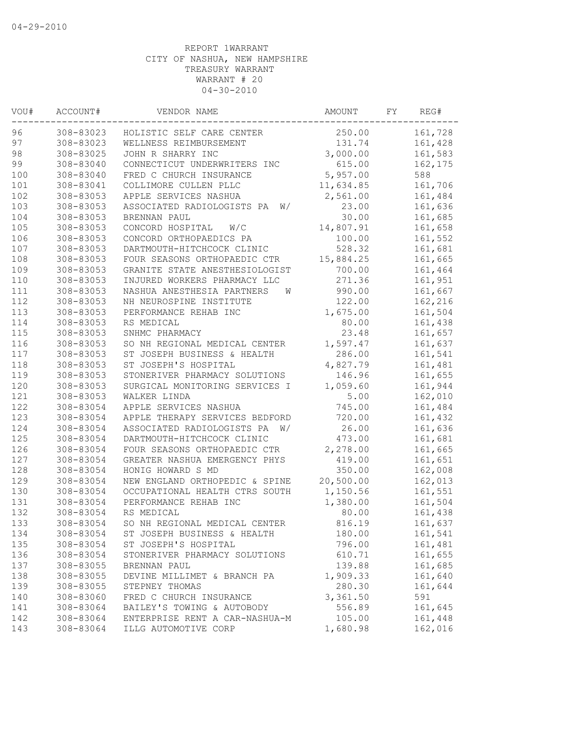04-29-2010

REPORT 1WARRANT
CITY OF NASHUA, NEW HAMPSHIRE
TREASURY WARRANT
WARRANT # 20
04-30-2010

| VOU# | ACCOUNT# | VENDOR NAME | AMOUNT | FY | REG# |
|---|---|---|---|---|---|
| 96 | 308-83023 | HOLISTIC SELF CARE CENTER | 250.00 | | 161,728 |
| 97 | 308-83023 | WELLNESS REIMBURSEMENT | 131.74 | | 161,428 |
| 98 | 308-83025 | JOHN R SHARRY INC | 3,000.00 | | 161,583 |
| 99 | 308-83040 | CONNECTICUT UNDERWRITERS INC | 615.00 | | 162,175 |
| 100 | 308-83040 | FRED C CHURCH INSURANCE | 5,957.00 | | 588 |
| 101 | 308-83041 | COLLIMORE CULLEN PLLC | 11,634.85 | | 161,706 |
| 102 | 308-83053 | APPLE SERVICES NASHUA | 2,561.00 | | 161,484 |
| 103 | 308-83053 | ASSOCIATED RADIOLOGISTS PA W/ | 23.00 | | 161,636 |
| 104 | 308-83053 | BRENNAN PAUL | 30.00 | | 161,685 |
| 105 | 308-83053 | CONCORD HOSPITAL W/C | 14,807.91 | | 161,658 |
| 106 | 308-83053 | CONCORD ORTHOPAEDICS PA | 100.00 | | 161,552 |
| 107 | 308-83053 | DARTMOUTH-HITCHCOCK CLINIC | 528.32 | | 161,681 |
| 108 | 308-83053 | FOUR SEASONS ORTHOPAEDIC CTR | 15,884.25 | | 161,665 |
| 109 | 308-83053 | GRANITE STATE ANESTHESIOLOGIST | 700.00 | | 161,464 |
| 110 | 308-83053 | INJURED WORKERS PHARMACY LLC | 271.36 | | 161,951 |
| 111 | 308-83053 | NASHUA ANESTHESIA PARTNERS W | 990.00 | | 161,667 |
| 112 | 308-83053 | NH NEUROSPINE INSTITUTE | 122.00 | | 162,216 |
| 113 | 308-83053 | PERFORMANCE REHAB INC | 1,675.00 | | 161,504 |
| 114 | 308-83053 | RS MEDICAL | 80.00 | | 161,438 |
| 115 | 308-83053 | SNHMC PHARMACY | 23.48 | | 161,657 |
| 116 | 308-83053 | SO NH REGIONAL MEDICAL CENTER | 1,597.47 | | 161,637 |
| 117 | 308-83053 | ST JOSEPH BUSINESS & HEALTH | 286.00 | | 161,541 |
| 118 | 308-83053 | ST JOSEPH'S HOSPITAL | 4,827.79 | | 161,481 |
| 119 | 308-83053 | STONERIVER PHARMACY SOLUTIONS | 146.96 | | 161,655 |
| 120 | 308-83053 | SURGICAL MONITORING SERVICES I | 1,059.60 | | 161,944 |
| 121 | 308-83053 | WALKER LINDA | 5.00 | | 162,010 |
| 122 | 308-83054 | APPLE SERVICES NASHUA | 745.00 | | 161,484 |
| 123 | 308-83054 | APPLE THERAPY SERVICES BEDFORD | 720.00 | | 161,432 |
| 124 | 308-83054 | ASSOCIATED RADIOLOGISTS PA W/ | 26.00 | | 161,636 |
| 125 | 308-83054 | DARTMOUTH-HITCHCOCK CLINIC | 473.00 | | 161,681 |
| 126 | 308-83054 | FOUR SEASONS ORTHOPAEDIC CTR | 2,278.00 | | 161,665 |
| 127 | 308-83054 | GREATER NASHUA EMERGENCY PHYS | 419.00 | | 161,651 |
| 128 | 308-83054 | HONIG HOWARD S MD | 350.00 | | 162,008 |
| 129 | 308-83054 | NEW ENGLAND ORTHOPEDIC & SPINE | 20,500.00 | | 162,013 |
| 130 | 308-83054 | OCCUPATIONAL HEALTH CTRS SOUTH | 1,150.56 | | 161,551 |
| 131 | 308-83054 | PERFORMANCE REHAB INC | 1,380.00 | | 161,504 |
| 132 | 308-83054 | RS MEDICAL | 80.00 | | 161,438 |
| 133 | 308-83054 | SO NH REGIONAL MEDICAL CENTER | 816.19 | | 161,637 |
| 134 | 308-83054 | ST JOSEPH BUSINESS & HEALTH | 180.00 | | 161,541 |
| 135 | 308-83054 | ST JOSEPH'S HOSPITAL | 796.00 | | 161,481 |
| 136 | 308-83054 | STONERIVER PHARMACY SOLUTIONS | 610.71 | | 161,655 |
| 137 | 308-83055 | BRENNAN PAUL | 139.88 | | 161,685 |
| 138 | 308-83055 | DEVINE MILLIMET & BRANCH PA | 1,909.33 | | 161,640 |
| 139 | 308-83055 | STEPNEY THOMAS | 280.30 | | 161,644 |
| 140 | 308-83060 | FRED C CHURCH INSURANCE | 3,361.50 | | 591 |
| 141 | 308-83064 | BAILEY'S TOWING & AUTOBODY | 556.89 | | 161,645 |
| 142 | 308-83064 | ENTERPRISE RENT A CAR-NASHUA-M | 105.00 | | 161,448 |
| 143 | 308-83064 | ILLG AUTOMOTIVE CORP | 1,680.98 | | 162,016 |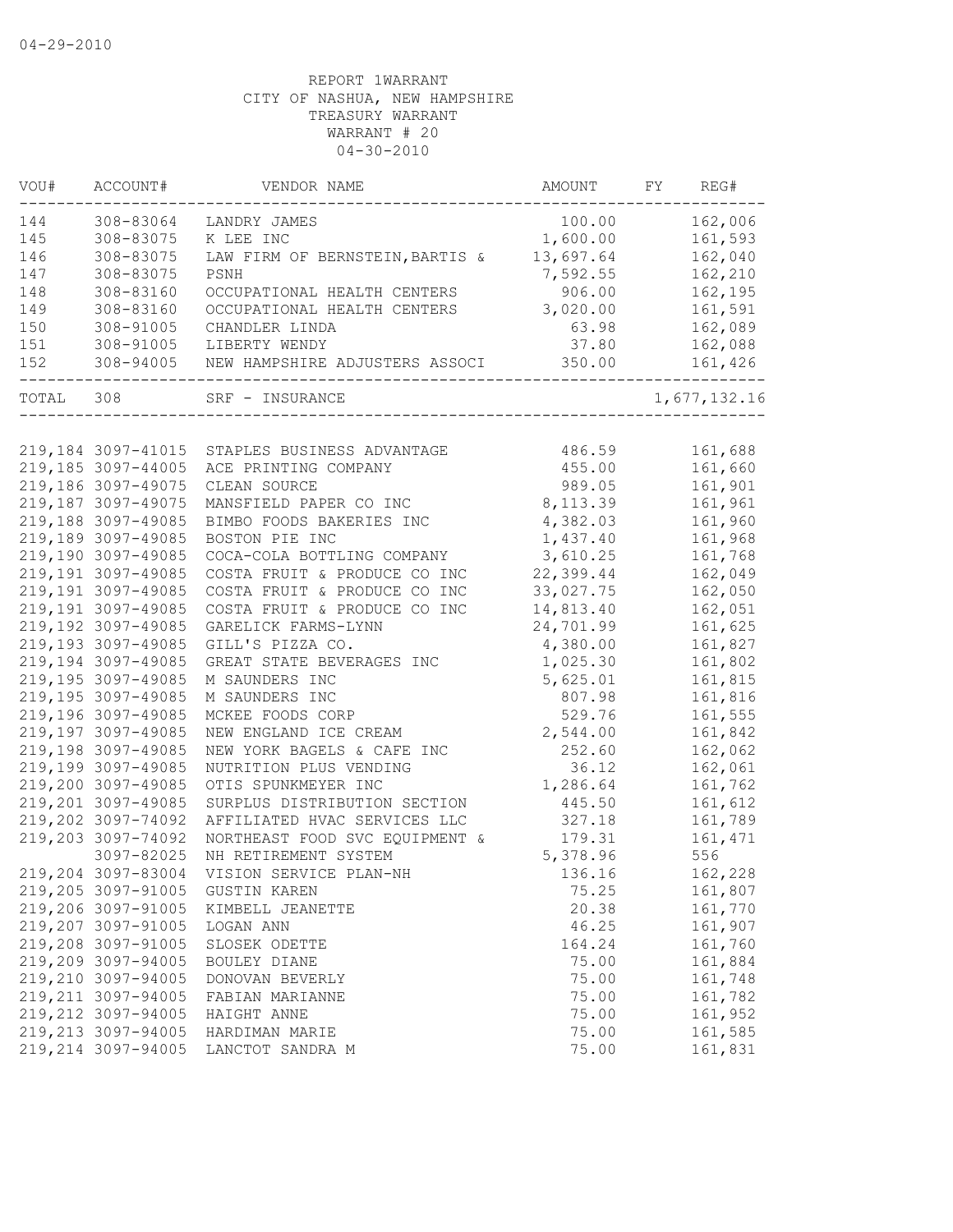04-29-2010

REPORT 1WARRANT
CITY OF NASHUA, NEW HAMPSHIRE
TREASURY WARRANT
WARRANT # 20
04-30-2010

| VOU# | ACCOUNT# | VENDOR NAME | AMOUNT | FY | REG# |
|---|---|---|---|---|---|
| 144 | 308-83064 | LANDRY JAMES | 100.00 | | 162,006 |
| 145 | 308-83075 | K LEE INC | 1,600.00 | | 161,593 |
| 146 | 308-83075 | LAW FIRM OF BERNSTEIN,BARTIS & | 13,697.64 | | 162,040 |
| 147 | 308-83075 | PSNH | 7,592.55 | | 162,210 |
| 148 | 308-83160 | OCCUPATIONAL HEALTH CENTERS | 906.00 | | 162,195 |
| 149 | 308-83160 | OCCUPATIONAL HEALTH CENTERS | 3,020.00 | | 161,591 |
| 150 | 308-91005 | CHANDLER LINDA | 63.98 | | 162,089 |
| 151 | 308-91005 | LIBERTY WENDY | 37.80 | | 162,088 |
| 152 | 308-94005 | NEW HAMPSHIRE ADJUSTERS ASSOCI | 350.00 | | 161,426 |
| TOTAL | 308 | SRF - INSURANCE | | | 1,677,132.16 |
| 219,184 | 3097-41015 | STAPLES BUSINESS ADVANTAGE | 486.59 | | 161,688 |
| 219,185 | 3097-44005 | ACE PRINTING COMPANY | 455.00 | | 161,660 |
| 219,186 | 3097-49075 | CLEAN SOURCE | 989.05 | | 161,901 |
| 219,187 | 3097-49075 | MANSFIELD PAPER CO INC | 8,113.39 | | 161,961 |
| 219,188 | 3097-49085 | BIMBO FOODS BAKERIES INC | 4,382.03 | | 161,960 |
| 219,189 | 3097-49085 | BOSTON PIE INC | 1,437.40 | | 161,968 |
| 219,190 | 3097-49085 | COCA-COLA BOTTLING COMPANY | 3,610.25 | | 161,768 |
| 219,191 | 3097-49085 | COSTA FRUIT & PRODUCE CO INC | 22,399.44 | | 162,049 |
| 219,191 | 3097-49085 | COSTA FRUIT & PRODUCE CO INC | 33,027.75 | | 162,050 |
| 219,191 | 3097-49085 | COSTA FRUIT & PRODUCE CO INC | 14,813.40 | | 162,051 |
| 219,192 | 3097-49085 | GARELICK FARMS-LYNN | 24,701.99 | | 161,625 |
| 219,193 | 3097-49085 | GILL'S PIZZA CO. | 4,380.00 | | 161,827 |
| 219,194 | 3097-49085 | GREAT STATE BEVERAGES INC | 1,025.30 | | 161,802 |
| 219,195 | 3097-49085 | M SAUNDERS INC | 5,625.01 | | 161,815 |
| 219,195 | 3097-49085 | M SAUNDERS INC | 807.98 | | 161,816 |
| 219,196 | 3097-49085 | MCKEE FOODS CORP | 529.76 | | 161,555 |
| 219,197 | 3097-49085 | NEW ENGLAND ICE CREAM | 2,544.00 | | 161,842 |
| 219,198 | 3097-49085 | NEW YORK BAGELS & CAFE INC | 252.60 | | 162,062 |
| 219,199 | 3097-49085 | NUTRITION PLUS VENDING | 36.12 | | 162,061 |
| 219,200 | 3097-49085 | OTIS SPUNKMEYER INC | 1,286.64 | | 161,762 |
| 219,201 | 3097-49085 | SURPLUS DISTRIBUTION SECTION | 445.50 | | 161,612 |
| 219,202 | 3097-74092 | AFFILIATED HVAC SERVICES LLC | 327.18 | | 161,789 |
| 219,203 | 3097-74092 | NORTHEAST FOOD SVC EQUIPMENT & | 179.31 | | 161,471 |
| | 3097-82025 | NH RETIREMENT SYSTEM | 5,378.96 | | 556 |
| 219,204 | 3097-83004 | VISION SERVICE PLAN-NH | 136.16 | | 162,228 |
| 219,205 | 3097-91005 | GUSTIN KAREN | 75.25 | | 161,807 |
| 219,206 | 3097-91005 | KIMBELL JEANETTE | 20.38 | | 161,770 |
| 219,207 | 3097-91005 | LOGAN ANN | 46.25 | | 161,907 |
| 219,208 | 3097-91005 | SLOSEK ODETTE | 164.24 | | 161,760 |
| 219,209 | 3097-94005 | BOULEY DIANE | 75.00 | | 161,884 |
| 219,210 | 3097-94005 | DONOVAN BEVERLY | 75.00 | | 161,748 |
| 219,211 | 3097-94005 | FABIAN MARIANNE | 75.00 | | 161,782 |
| 219,212 | 3097-94005 | HAIGHT ANNE | 75.00 | | 161,952 |
| 219,213 | 3097-94005 | HARDIMAN MARIE | 75.00 | | 161,585 |
| 219,214 | 3097-94005 | LANCTOT SANDRA M | 75.00 | | 161,831 |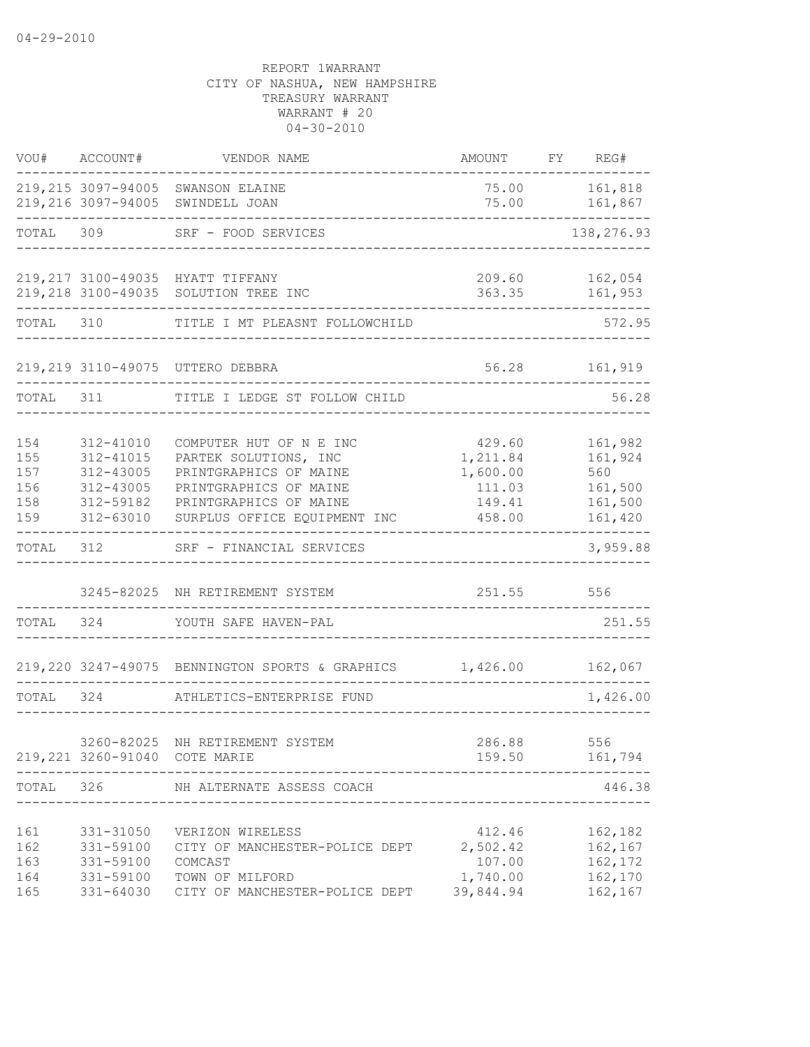04-29-2010

REPORT 1WARRANT
CITY OF NASHUA, NEW HAMPSHIRE
TREASURY WARRANT
WARRANT # 20
04-30-2010

| VOU# | ACCOUNT# | VENDOR NAME | AMOUNT | FY | REG# |
|---|---|---|---|---|---|
| 219,215 | 3097-94005 | SWANSON ELAINE | 75.00 | | 161,818 |
| 219,216 | 3097-94005 | SWINDELL JOAN | 75.00 | | 161,867 |
| TOTAL | 309 | SRF - FOOD SERVICES | | | 138,276.93 |
| 219,217 | 3100-49035 | HYATT TIFFANY | 209.60 | | 162,054 |
| 219,218 | 3100-49035 | SOLUTION TREE INC | 363.35 | | 161,953 |
| TOTAL | 310 | TITLE I MT PLEASNT FOLLOWCHILD | | | 572.95 |
| 219,219 | 3110-49075 | UTTERO DEBBRA | 56.28 | | 161,919 |
| TOTAL | 311 | TITLE I LEDGE ST FOLLOW CHILD | | | 56.28 |
| 154 | 312-41010 | COMPUTER HUT OF N E INC | 429.60 | | 161,982 |
| 155 | 312-41015 | PARTEK SOLUTIONS, INC | 1,211.84 | | 161,924 |
| 157 | 312-43005 | PRINTGRAPHICS OF MAINE | 1,600.00 | | 560 |
| 156 | 312-43005 | PRINTGRAPHICS OF MAINE | 111.03 | | 161,500 |
| 158 | 312-59182 | PRINTGRAPHICS OF MAINE | 149.41 | | 161,500 |
| 159 | 312-63010 | SURPLUS OFFICE EQUIPMENT INC | 458.00 | | 161,420 |
| TOTAL | 312 | SRF - FINANCIAL SERVICES | | | 3,959.88 |
| | 3245-82025 | NH RETIREMENT SYSTEM | 251.55 | | 556 |
| TOTAL | 324 | YOUTH SAFE HAVEN-PAL | | | 251.55 |
| 219,220 | 3247-49075 | BENNINGTON SPORTS & GRAPHICS | 1,426.00 | | 162,067 |
| TOTAL | 324 | ATHLETICS-ENTERPRISE FUND | | | 1,426.00 |
| | 3260-82025 | NH RETIREMENT SYSTEM | 286.88 | | 556 |
| 219,221 | 3260-91040 | COTE MARIE | 159.50 | | 161,794 |
| TOTAL | 326 | NH ALTERNATE ASSESS COACH | | | 446.38 |
| 161 | 331-31050 | VERIZON WIRELESS | 412.46 | | 162,182 |
| 162 | 331-59100 | CITY OF MANCHESTER-POLICE DEPT | 2,502.42 | | 162,167 |
| 163 | 331-59100 | COMCAST | 107.00 | | 162,172 |
| 164 | 331-59100 | TOWN OF MILFORD | 1,740.00 | | 162,170 |
| 165 | 331-64030 | CITY OF MANCHESTER-POLICE DEPT | 39,844.94 | | 162,167 |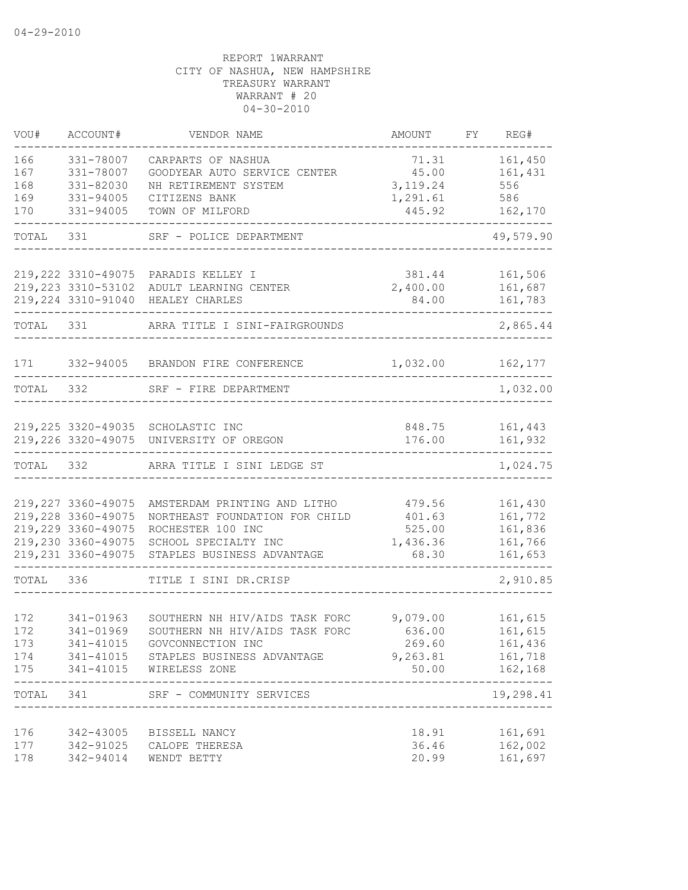04-29-2010

REPORT 1WARRANT
CITY OF NASHUA, NEW HAMPSHIRE
TREASURY WARRANT
WARRANT # 20
04-30-2010

| VOU# | ACCOUNT# | VENDOR NAME | AMOUNT | FY | REG# |
|---|---|---|---|---|---|
| 166 | 331-78007 | CARPARTS OF NASHUA | 71.31 | | 161,450 |
| 167 | 331-78007 | GOODYEAR AUTO SERVICE CENTER | 45.00 | | 161,431 |
| 168 | 331-82030 | NH RETIREMENT SYSTEM | 3,119.24 | | 556 |
| 169 | 331-94005 | CITIZENS BANK | 1,291.61 | | 586 |
| 170 | 331-94005 | TOWN OF MILFORD | 445.92 | | 162,170 |
| TOTAL | 331 | SRF - POLICE DEPARTMENT | | | 49,579.90 |
| 219,222 | 3310-49075 | PARADIS KELLEY I | 381.44 | | 161,506 |
| 219,223 | 3310-53102 | ADULT LEARNING CENTER | 2,400.00 | | 161,687 |
| 219,224 | 3310-91040 | HEALEY CHARLES | 84.00 | | 161,783 |
| TOTAL | 331 | ARRA TITLE I SINI-FAIRGROUNDS | | | 2,865.44 |
| 171 | 332-94005 | BRANDON FIRE CONFERENCE | 1,032.00 | | 162,177 |
| TOTAL | 332 | SRF - FIRE DEPARTMENT | | | 1,032.00 |
| 219,225 | 3320-49035 | SCHOLASTIC INC | 848.75 | | 161,443 |
| 219,226 | 3320-49075 | UNIVERSITY OF OREGON | 176.00 | | 161,932 |
| TOTAL | 332 | ARRA TITLE I SINI LEDGE ST | | | 1,024.75 |
| 219,227 | 3360-49075 | AMSTERDAM PRINTING AND LITHO | 479.56 | | 161,430 |
| 219,228 | 3360-49075 | NORTHEAST FOUNDATION FOR CHILD | 401.63 | | 161,772 |
| 219,229 | 3360-49075 | ROCHESTER 100 INC | 525.00 | | 161,836 |
| 219,230 | 3360-49075 | SCHOOL SPECIALTY INC | 1,436.36 | | 161,766 |
| 219,231 | 3360-49075 | STAPLES BUSINESS ADVANTAGE | 68.30 | | 161,653 |
| TOTAL | 336 | TITLE I SINI DR.CRISP | | | 2,910.85 |
| 172 | 341-01963 | SOUTHERN NH HIV/AIDS TASK FORC | 9,079.00 | | 161,615 |
| 172 | 341-01969 | SOUTHERN NH HIV/AIDS TASK FORC | 636.00 | | 161,615 |
| 173 | 341-41015 | GOVCONNECTION INC | 269.60 | | 161,436 |
| 174 | 341-41015 | STAPLES BUSINESS ADVANTAGE | 9,263.81 | | 161,718 |
| 175 | 341-41015 | WIRELESS ZONE | 50.00 | | 162,168 |
| TOTAL | 341 | SRF - COMMUNITY SERVICES | | | 19,298.41 |
| 176 | 342-43005 | BISSELL NANCY | 18.91 | | 161,691 |
| 177 | 342-91025 | CALOPE THERESA | 36.46 | | 162,002 |
| 178 | 342-94014 | WENDT BETTY | 20.99 | | 161,697 |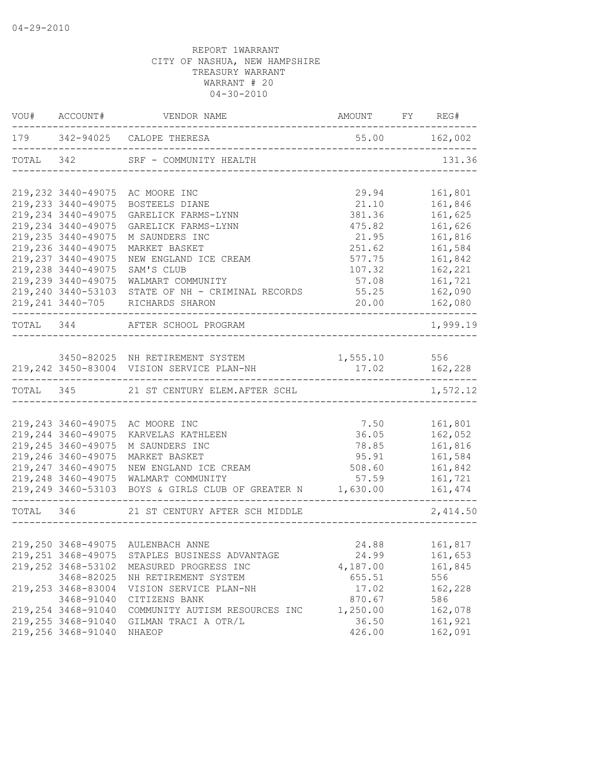04-29-2010

REPORT 1WARRANT
CITY OF NASHUA, NEW HAMPSHIRE
TREASURY WARRANT
WARRANT # 20
04-30-2010

| VOU# | ACCOUNT# | VENDOR NAME | AMOUNT | FY | REG# |
|---|---|---|---|---|---|
| 179 | 342-94025 | CALOPE THERESA | 55.00 | | 162,002 |
| TOTAL | 342 | SRF - COMMUNITY HEALTH | | | 131.36 |
| 219,232 | 3440-49075 | AC MOORE INC | 29.94 | | 161,801 |
| 219,233 | 3440-49075 | BOSTEELS DIANE | 21.10 | | 161,846 |
| 219,234 | 3440-49075 | GARELICK FARMS-LYNN | 381.36 | | 161,625 |
| 219,234 | 3440-49075 | GARELICK FARMS-LYNN | 475.82 | | 161,626 |
| 219,235 | 3440-49075 | M SAUNDERS INC | 21.95 | | 161,816 |
| 219,236 | 3440-49075 | MARKET BASKET | 251.62 | | 161,584 |
| 219,237 | 3440-49075 | NEW ENGLAND ICE CREAM | 577.75 | | 161,842 |
| 219,238 | 3440-49075 | SAM'S CLUB | 107.32 | | 162,221 |
| 219,239 | 3440-49075 | WALMART COMMUNITY | 57.08 | | 161,721 |
| 219,240 | 3440-53103 | STATE OF NH - CRIMINAL RECORDS | 55.25 | | 162,090 |
| 219,241 | 3440-705 | RICHARDS SHARON | 20.00 | | 162,080 |
| TOTAL | 344 | AFTER SCHOOL PROGRAM | | | 1,999.19 |
| | 3450-82025 | NH RETIREMENT SYSTEM | 1,555.10 | | 556 |
| 219,242 | 3450-83004 | VISION SERVICE PLAN-NH | 17.02 | | 162,228 |
| TOTAL | 345 | 21 ST CENTURY ELEM.AFTER SCHL | | | 1,572.12 |
| 219,243 | 3460-49075 | AC MOORE INC | 7.50 | | 161,801 |
| 219,244 | 3460-49075 | KARVELAS KATHLEEN | 36.05 | | 162,052 |
| 219,245 | 3460-49075 | M SAUNDERS INC | 78.85 | | 161,816 |
| 219,246 | 3460-49075 | MARKET BASKET | 95.91 | | 161,584 |
| 219,247 | 3460-49075 | NEW ENGLAND ICE CREAM | 508.60 | | 161,842 |
| 219,248 | 3460-49075 | WALMART COMMUNITY | 57.59 | | 161,721 |
| 219,249 | 3460-53103 | BOYS & GIRLS CLUB OF GREATER N | 1,630.00 | | 161,474 |
| TOTAL | 346 | 21 ST CENTURY AFTER SCH MIDDLE | | | 2,414.50 |
| 219,250 | 3468-49075 | AULENBACH ANNE | 24.88 | | 161,817 |
| 219,251 | 3468-49075 | STAPLES BUSINESS ADVANTAGE | 24.99 | | 161,653 |
| 219,252 | 3468-53102 | MEASURED PROGRESS INC | 4,187.00 | | 161,845 |
| | 3468-82025 | NH RETIREMENT SYSTEM | 655.51 | | 556 |
| 219,253 | 3468-83004 | VISION SERVICE PLAN-NH | 17.02 | | 162,228 |
| | 3468-91040 | CITIZENS BANK | 870.67 | | 586 |
| 219,254 | 3468-91040 | COMMUNITY AUTISM RESOURCES INC | 1,250.00 | | 162,078 |
| 219,255 | 3468-91040 | GILMAN TRACI A OTR/L | 36.50 | | 161,921 |
| 219,256 | 3468-91040 | NHAEOP | 426.00 | | 162,091 |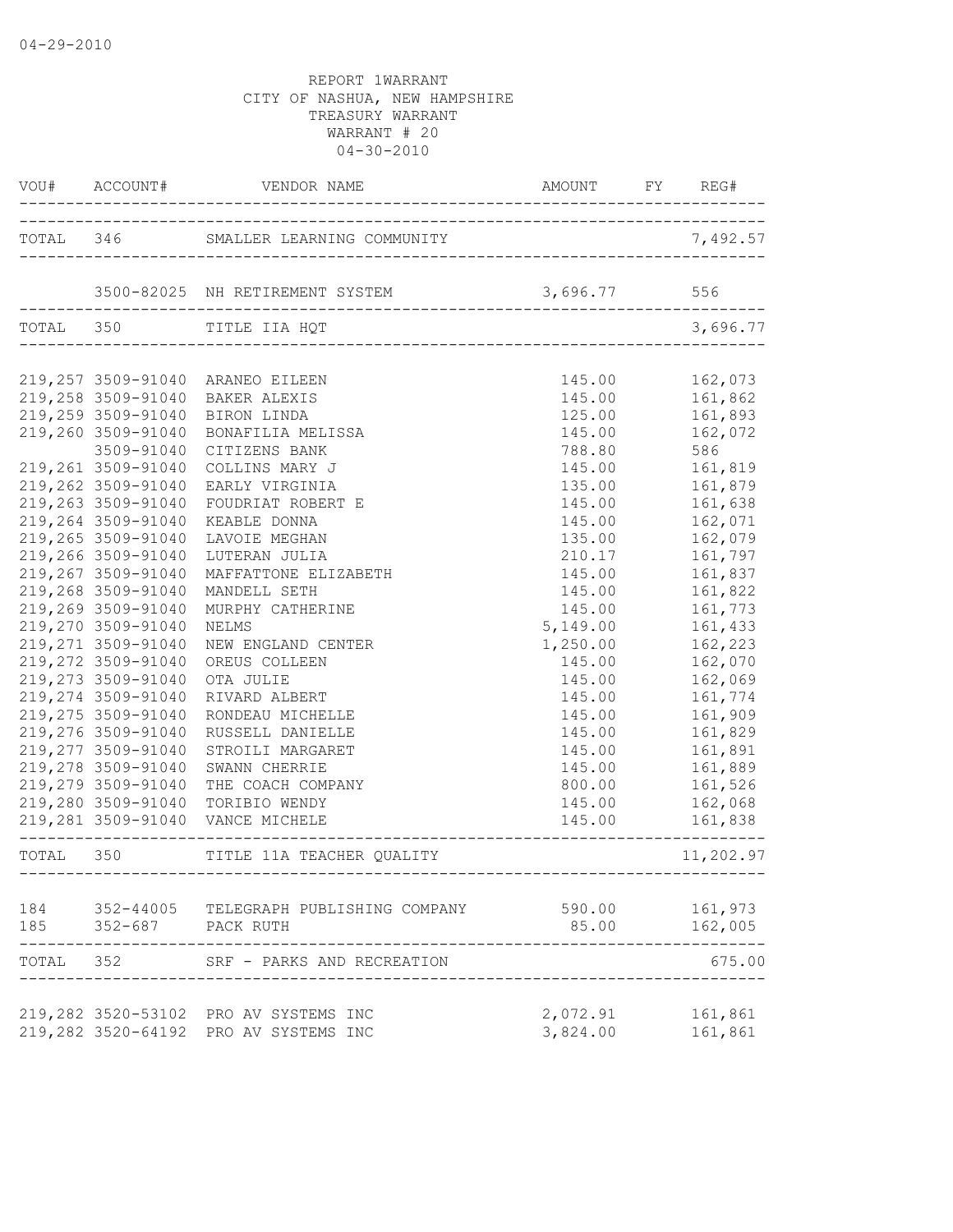04-29-2010

REPORT 1WARRANT
CITY OF NASHUA, NEW HAMPSHIRE
TREASURY WARRANT
WARRANT # 20
04-30-2010

| VOU# | ACCOUNT# | VENDOR NAME | AMOUNT | FY | REG# |
|---|---|---|---|---|---|
| TOTAL | 346 | SMALLER LEARNING COMMUNITY | | | 7,492.57 |
| | 3500-82025 | NH RETIREMENT SYSTEM | 3,696.77 | | 556 |
| TOTAL | 350 | TITLE IIA HQT | | | 3,696.77 |
| 219,257 | 3509-91040 | ARANEO EILEEN | 145.00 | | 162,073 |
| 219,258 | 3509-91040 | BAKER ALEXIS | 145.00 | | 161,862 |
| 219,259 | 3509-91040 | BIRON LINDA | 125.00 | | 161,893 |
| 219,260 | 3509-91040 | BONAFILIA MELISSA | 145.00 | | 162,072 |
| | 3509-91040 | CITIZENS BANK | 788.80 | | 586 |
| 219,261 | 3509-91040 | COLLINS MARY J | 145.00 | | 161,819 |
| 219,262 | 3509-91040 | EARLY VIRGINIA | 135.00 | | 161,879 |
| 219,263 | 3509-91040 | FOUDRIAT ROBERT E | 145.00 | | 161,638 |
| 219,264 | 3509-91040 | KEABLE DONNA | 145.00 | | 162,071 |
| 219,265 | 3509-91040 | LAVOIE MEGHAN | 135.00 | | 162,079 |
| 219,266 | 3509-91040 | LUTERAN JULIA | 210.17 | | 161,797 |
| 219,267 | 3509-91040 | MAFFATTONE ELIZABETH | 145.00 | | 161,837 |
| 219,268 | 3509-91040 | MANDELL SETH | 145.00 | | 161,822 |
| 219,269 | 3509-91040 | MURPHY CATHERINE | 145.00 | | 161,773 |
| 219,270 | 3509-91040 | NELMS | 5,149.00 | | 161,433 |
| 219,271 | 3509-91040 | NEW ENGLAND CENTER | 1,250.00 | | 162,223 |
| 219,272 | 3509-91040 | OREUS COLLEEN | 145.00 | | 162,070 |
| 219,273 | 3509-91040 | OTA JULIE | 145.00 | | 162,069 |
| 219,274 | 3509-91040 | RIVARD ALBERT | 145.00 | | 161,774 |
| 219,275 | 3509-91040 | RONDEAU MICHELLE | 145.00 | | 161,909 |
| 219,276 | 3509-91040 | RUSSELL DANIELLE | 145.00 | | 161,829 |
| 219,277 | 3509-91040 | STROILI MARGARET | 145.00 | | 161,891 |
| 219,278 | 3509-91040 | SWANN CHERRIE | 145.00 | | 161,889 |
| 219,279 | 3509-91040 | THE COACH COMPANY | 800.00 | | 161,526 |
| 219,280 | 3509-91040 | TORIBIO WENDY | 145.00 | | 162,068 |
| 219,281 | 3509-91040 | VANCE MICHELE | 145.00 | | 161,838 |
| TOTAL | 350 | TITLE 11A TEACHER QUALITY | | | 11,202.97 |
| 184 | 352-44005 | TELEGRAPH PUBLISHING COMPANY | 590.00 | | 161,973 |
| 185 | 352-687 | PACK RUTH | 85.00 | | 162,005 |
| TOTAL | 352 | SRF - PARKS AND RECREATION | | | 675.00 |
| 219,282 | 3520-53102 | PRO AV SYSTEMS INC | 2,072.91 | | 161,861 |
| 219,282 | 3520-64192 | PRO AV SYSTEMS INC | 3,824.00 | | 161,861 |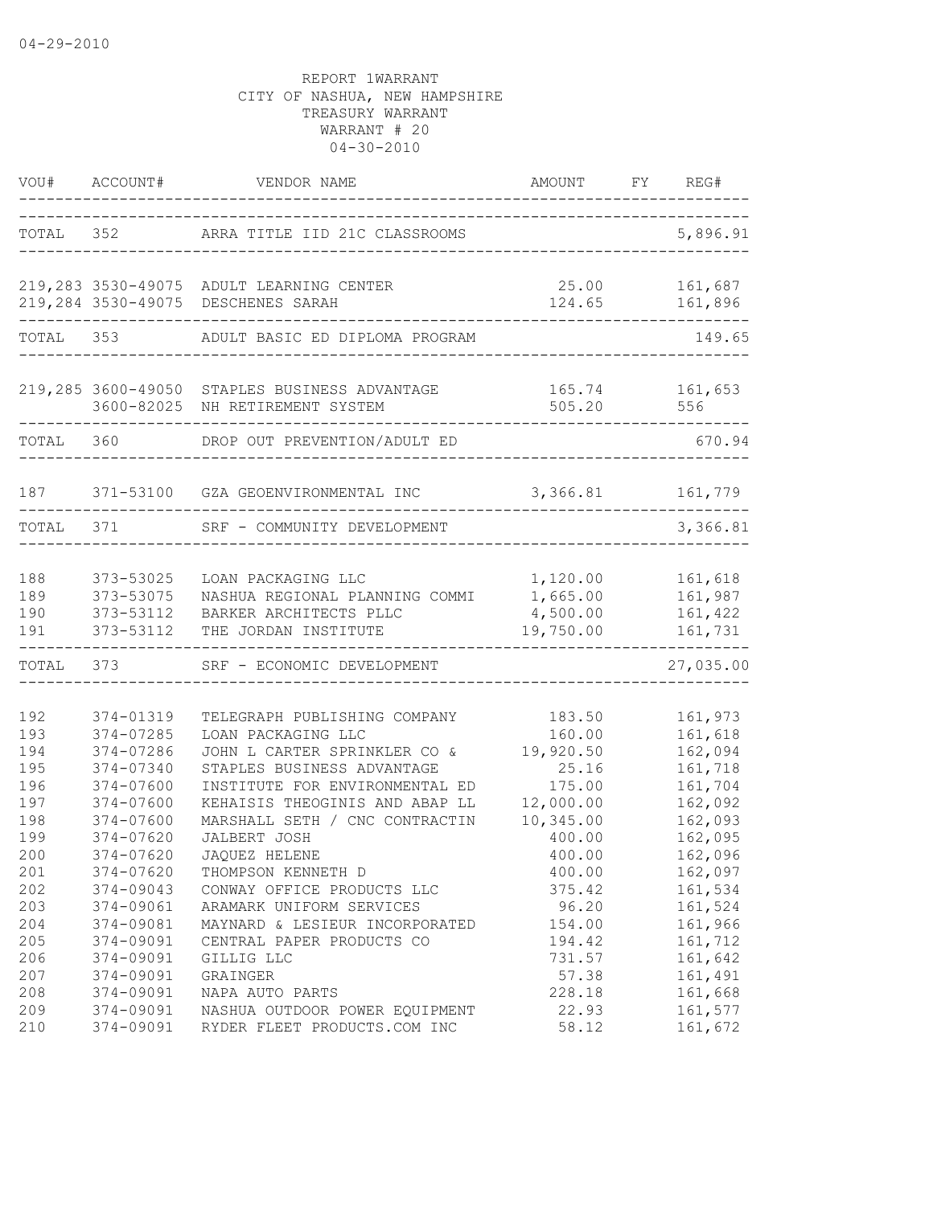04-29-2010

REPORT 1WARRANT
CITY OF NASHUA, NEW HAMPSHIRE
TREASURY WARRANT
WARRANT # 20
04-30-2010

| VOU# | ACCOUNT# | VENDOR NAME | AMOUNT | FY | REG# |
|---|---|---|---|---|---|
| TOTAL | 352 | ARRA TITLE IID 21C CLASSROOMS | | | 5,896.91 |
| 219,283 | 3530-49075 | ADULT LEARNING CENTER | 25.00 | | 161,687 |
| 219,284 | 3530-49075 | DESCHENES SARAH | 124.65 | | 161,896 |
| TOTAL | 353 | ADULT BASIC ED DIPLOMA PROGRAM | | | 149.65 |
| 219,285 | 3600-49050 | STAPLES BUSINESS ADVANTAGE | 165.74 | | 161,653 |
| | 3600-82025 | NH RETIREMENT SYSTEM | 505.20 | | 556 |
| TOTAL | 360 | DROP OUT PREVENTION/ADULT ED | | | 670.94 |
| 187 | 371-53100 | GZA GEOENVIRONMENTAL INC | 3,366.81 | | 161,779 |
| TOTAL | 371 | SRF - COMMUNITY DEVELOPMENT | | | 3,366.81 |
| 188 | 373-53025 | LOAN PACKAGING LLC | 1,120.00 | | 161,618 |
| 189 | 373-53075 | NASHUA REGIONAL PLANNING COMMI | 1,665.00 | | 161,987 |
| 190 | 373-53112 | BARKER ARCHITECTS PLLC | 4,500.00 | | 161,422 |
| 191 | 373-53112 | THE JORDAN INSTITUTE | 19,750.00 | | 161,731 |
| TOTAL | 373 | SRF - ECONOMIC DEVELOPMENT | | | 27,035.00 |
| 192 | 374-01319 | TELEGRAPH PUBLISHING COMPANY | 183.50 | | 161,973 |
| 193 | 374-07285 | LOAN PACKAGING LLC | 160.00 | | 161,618 |
| 194 | 374-07286 | JOHN L CARTER SPRINKLER CO & | 19,920.50 | | 162,094 |
| 195 | 374-07340 | STAPLES BUSINESS ADVANTAGE | 25.16 | | 161,718 |
| 196 | 374-07600 | INSTITUTE FOR ENVIRONMENTAL ED | 175.00 | | 161,704 |
| 197 | 374-07600 | KEHAISIS THEOGINIS AND ABAP LL | 12,000.00 | | 162,092 |
| 198 | 374-07600 | MARSHALL SETH / CNC CONTRACTIN | 10,345.00 | | 162,093 |
| 199 | 374-07620 | JALBERT JOSH | 400.00 | | 162,095 |
| 200 | 374-07620 | JAQUEZ HELENE | 400.00 | | 162,096 |
| 201 | 374-07620 | THOMPSON KENNETH D | 400.00 | | 162,097 |
| 202 | 374-09043 | CONWAY OFFICE PRODUCTS LLC | 375.42 | | 161,534 |
| 203 | 374-09061 | ARAMARK UNIFORM SERVICES | 96.20 | | 161,524 |
| 204 | 374-09081 | MAYNARD & LESIEUR INCORPORATED | 154.00 | | 161,966 |
| 205 | 374-09091 | CENTRAL PAPER PRODUCTS CO | 194.42 | | 161,712 |
| 206 | 374-09091 | GILLIG LLC | 731.57 | | 161,642 |
| 207 | 374-09091 | GRAINGER | 57.38 | | 161,491 |
| 208 | 374-09091 | NAPA AUTO PARTS | 228.18 | | 161,668 |
| 209 | 374-09091 | NASHUA OUTDOOR POWER EQUIPMENT | 22.93 | | 161,577 |
| 210 | 374-09091 | RYDER FLEET PRODUCTS.COM INC | 58.12 | | 161,672 |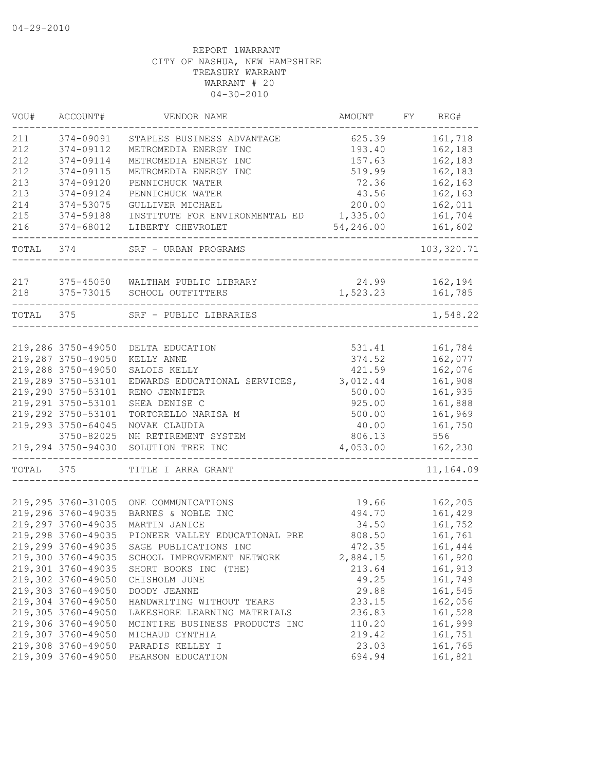04-29-2010

REPORT 1WARRANT
CITY OF NASHUA, NEW HAMPSHIRE
TREASURY WARRANT
WARRANT # 20
04-30-2010

| VOU# | ACCOUNT# | VENDOR NAME | AMOUNT | FY | REG# |
|---|---|---|---|---|---|
| 211 | 374-09091 | STAPLES BUSINESS ADVANTAGE | 625.39 | | 161,718 |
| 212 | 374-09112 | METROMEDIA ENERGY INC | 193.40 | | 162,183 |
| 212 | 374-09114 | METROMEDIA ENERGY INC | 157.63 | | 162,183 |
| 212 | 374-09115 | METROMEDIA ENERGY INC | 519.99 | | 162,183 |
| 213 | 374-09120 | PENNICHUCK WATER | 72.36 | | 162,163 |
| 213 | 374-09124 | PENNICHUCK WATER | 43.56 | | 162,163 |
| 214 | 374-53075 | GULLIVER MICHAEL | 200.00 | | 162,011 |
| 215 | 374-59188 | INSTITUTE FOR ENVIRONMENTAL ED | 1,335.00 | | 161,704 |
| 216 | 374-68012 | LIBERTY CHEVROLET | 54,246.00 | | 161,602 |
| TOTAL | 374 | SRF - URBAN PROGRAMS | | | 103,320.71 |
| 217 | 375-45050 | WALTHAM PUBLIC LIBRARY | 24.99 | | 162,194 |
| 218 | 375-73015 | SCHOOL OUTFITTERS | 1,523.23 | | 161,785 |
| TOTAL | 375 | SRF - PUBLIC LIBRARIES | | | 1,548.22 |
| 219,286 | 3750-49050 | DELTA EDUCATION | 531.41 | | 161,784 |
| 219,287 | 3750-49050 | KELLY ANNE | 374.52 | | 162,077 |
| 219,288 | 3750-49050 | SALOIS KELLY | 421.59 | | 162,076 |
| 219,289 | 3750-53101 | EDWARDS EDUCATIONAL SERVICES, | 3,012.44 | | 161,908 |
| 219,290 | 3750-53101 | RENO JENNIFER | 500.00 | | 161,935 |
| 219,291 | 3750-53101 | SHEA DENISE C | 925.00 | | 161,888 |
| 219,292 | 3750-53101 | TORTORELLO NARISA M | 500.00 | | 161,969 |
| 219,293 | 3750-64045 | NOVAK CLAUDIA | 40.00 | | 161,750 |
| | 3750-82025 | NH RETIREMENT SYSTEM | 806.13 | | 556 |
| 219,294 | 3750-94030 | SOLUTION TREE INC | 4,053.00 | | 162,230 |
| TOTAL | 375 | TITLE I ARRA GRANT | | | 11,164.09 |
| 219,295 | 3760-31005 | ONE COMMUNICATIONS | 19.66 | | 162,205 |
| 219,296 | 3760-49035 | BARNES & NOBLE INC | 494.70 | | 161,429 |
| 219,297 | 3760-49035 | MARTIN JANICE | 34.50 | | 161,752 |
| 219,298 | 3760-49035 | PIONEER VALLEY EDUCATIONAL PRE | 808.50 | | 161,761 |
| 219,299 | 3760-49035 | SAGE PUBLICATIONS INC | 472.35 | | 161,444 |
| 219,300 | 3760-49035 | SCHOOL IMPROVEMENT NETWORK | 2,884.15 | | 161,920 |
| 219,301 | 3760-49035 | SHORT BOOKS INC (THE) | 213.64 | | 161,913 |
| 219,302 | 3760-49050 | CHISHOLM JUNE | 49.25 | | 161,749 |
| 219,303 | 3760-49050 | DOODY JEANNE | 29.88 | | 161,545 |
| 219,304 | 3760-49050 | HANDWRITING WITHOUT TEARS | 233.15 | | 162,056 |
| 219,305 | 3760-49050 | LAKESHORE LEARNING MATERIALS | 236.83 | | 161,528 |
| 219,306 | 3760-49050 | MCINTIRE BUSINESS PRODUCTS INC | 110.20 | | 161,999 |
| 219,307 | 3760-49050 | MICHAUD CYNTHIA | 219.42 | | 161,751 |
| 219,308 | 3760-49050 | PARADIS KELLEY I | 23.03 | | 161,765 |
| 219,309 | 3760-49050 | PEARSON EDUCATION | 694.94 | | 161,821 |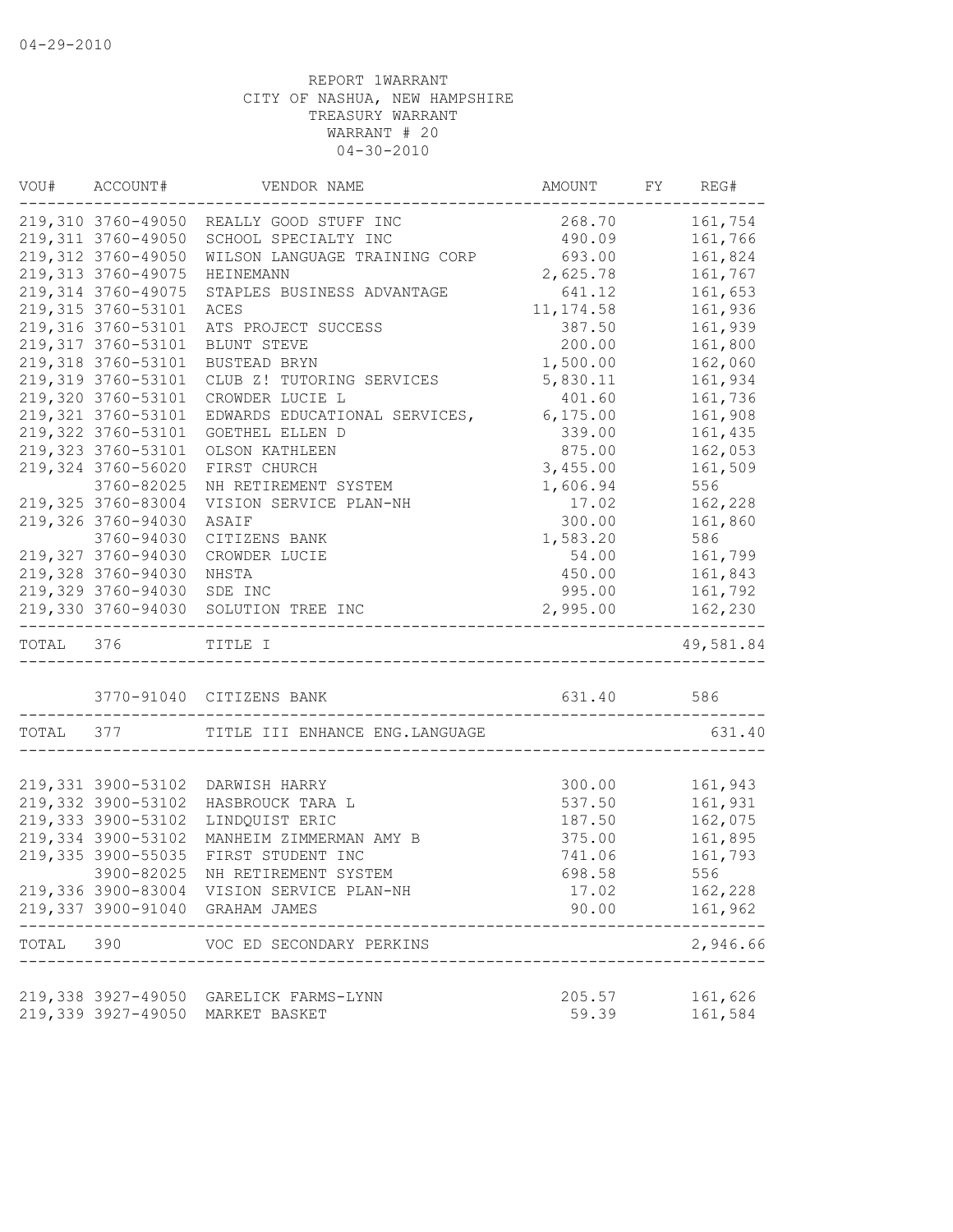04-29-2010

REPORT 1WARRANT
CITY OF NASHUA, NEW HAMPSHIRE
TREASURY WARRANT
WARRANT # 20
04-30-2010

| VOU# | ACCOUNT# | VENDOR NAME | AMOUNT | FY | REG# |
|---|---|---|---|---|---|
| 219,310 | 3760-49050 | REALLY GOOD STUFF INC | 268.70 | | 161,754 |
| 219,311 | 3760-49050 | SCHOOL SPECIALTY INC | 490.09 | | 161,766 |
| 219,312 | 3760-49050 | WILSON LANGUAGE TRAINING CORP | 693.00 | | 161,824 |
| 219,313 | 3760-49075 | HEINEMANN | 2,625.78 | | 161,767 |
| 219,314 | 3760-49075 | STAPLES BUSINESS ADVANTAGE | 641.12 | | 161,653 |
| 219,315 | 3760-53101 | ACES | 11,174.58 | | 161,936 |
| 219,316 | 3760-53101 | ATS PROJECT SUCCESS | 387.50 | | 161,939 |
| 219,317 | 3760-53101 | BLUNT STEVE | 200.00 | | 161,800 |
| 219,318 | 3760-53101 | BUSTEAD BRYN | 1,500.00 | | 162,060 |
| 219,319 | 3760-53101 | CLUB Z! TUTORING SERVICES | 5,830.11 | | 161,934 |
| 219,320 | 3760-53101 | CROWDER LUCIE L | 401.60 | | 161,736 |
| 219,321 | 3760-53101 | EDWARDS EDUCATIONAL SERVICES, | 6,175.00 | | 161,908 |
| 219,322 | 3760-53101 | GOETHEL ELLEN D | 339.00 | | 161,435 |
| 219,323 | 3760-53101 | OLSON KATHLEEN | 875.00 | | 162,053 |
| 219,324 | 3760-56020 | FIRST CHURCH | 3,455.00 | | 161,509 |
| | 3760-82025 | NH RETIREMENT SYSTEM | 1,606.94 | | 556 |
| 219,325 | 3760-83004 | VISION SERVICE PLAN-NH | 17.02 | | 162,228 |
| 219,326 | 3760-94030 | ASAIF | 300.00 | | 161,860 |
| | 3760-94030 | CITIZENS BANK | 1,583.20 | | 586 |
| 219,327 | 3760-94030 | CROWDER LUCIE | 54.00 | | 161,799 |
| 219,328 | 3760-94030 | NHSTA | 450.00 | | 161,843 |
| 219,329 | 3760-94030 | SDE INC | 995.00 | | 161,792 |
| 219,330 | 3760-94030 | SOLUTION TREE INC | 2,995.00 | | 162,230 |
| TOTAL | 376 | TITLE I | | | 49,581.84 |
| | 3770-91040 | CITIZENS BANK | 631.40 | | 586 |
| TOTAL | 377 | TITLE III ENHANCE ENG.LANGUAGE | | | 631.40 |
| 219,331 | 3900-53102 | DARWISH HARRY | 300.00 | | 161,943 |
| 219,332 | 3900-53102 | HASBROUCK TARA L | 537.50 | | 161,931 |
| 219,333 | 3900-53102 | LINDQUIST ERIC | 187.50 | | 162,075 |
| 219,334 | 3900-53102 | MANHEIM ZIMMERMAN AMY B | 375.00 | | 161,895 |
| 219,335 | 3900-55035 | FIRST STUDENT INC | 741.06 | | 161,793 |
| | 3900-82025 | NH RETIREMENT SYSTEM | 698.58 | | 556 |
| 219,336 | 3900-83004 | VISION SERVICE PLAN-NH | 17.02 | | 162,228 |
| 219,337 | 3900-91040 | GRAHAM JAMES | 90.00 | | 161,962 |
| TOTAL | 390 | VOC ED SECONDARY PERKINS | | | 2,946.66 |
| 219,338 | 3927-49050 | GARELICK FARMS-LYNN | 205.57 | | 161,626 |
| 219,339 | 3927-49050 | MARKET BASKET | 59.39 | | 161,584 |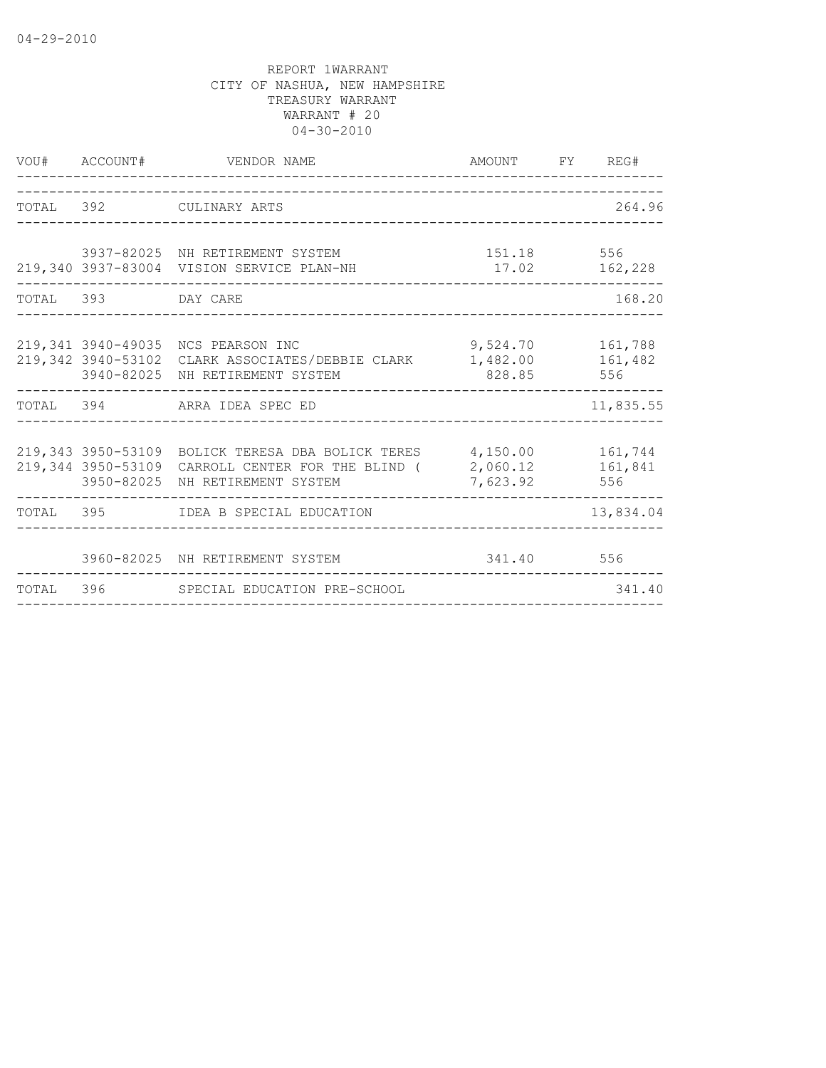04-29-2010

REPORT 1WARRANT
CITY OF NASHUA, NEW HAMPSHIRE
TREASURY WARRANT
WARRANT # 20
04-30-2010

| VOU# | ACCOUNT# | VENDOR NAME | AMOUNT | FY | REG# |
|---|---|---|---|---|---|
| TOTAL | 392 | CULINARY ARTS | | | 264.96 |
| | 3937-82025 | NH RETIREMENT SYSTEM | 151.18 | | 556 |
| 219,340 | 3937-83004 | VISION SERVICE PLAN-NH | 17.02 | | 162,228 |
| TOTAL | 393 | DAY CARE | | | 168.20 |
| 219,341 | 3940-49035 | NCS PEARSON INC | 9,524.70 | | 161,788 |
| 219,342 | 3940-53102 | CLARK ASSOCIATES/DEBBIE CLARK | 1,482.00 | | 161,482 |
| | 3940-82025 | NH RETIREMENT SYSTEM | 828.85 | | 556 |
| TOTAL | 394 | ARRA IDEA SPEC ED | | | 11,835.55 |
| 219,343 | 3950-53109 | BOLICK TERESA DBA BOLICK TERES | 4,150.00 | | 161,744 |
| 219,344 | 3950-53109 | CARROLL CENTER FOR THE BLIND ( | 2,060.12 | | 161,841 |
| | 3950-82025 | NH RETIREMENT SYSTEM | 7,623.92 | | 556 |
| TOTAL | 395 | IDEA B SPECIAL EDUCATION | | | 13,834.04 |
| | 3960-82025 | NH RETIREMENT SYSTEM | 341.40 | | 556 |
| TOTAL | 396 | SPECIAL EDUCATION PRE-SCHOOL | | | 341.40 |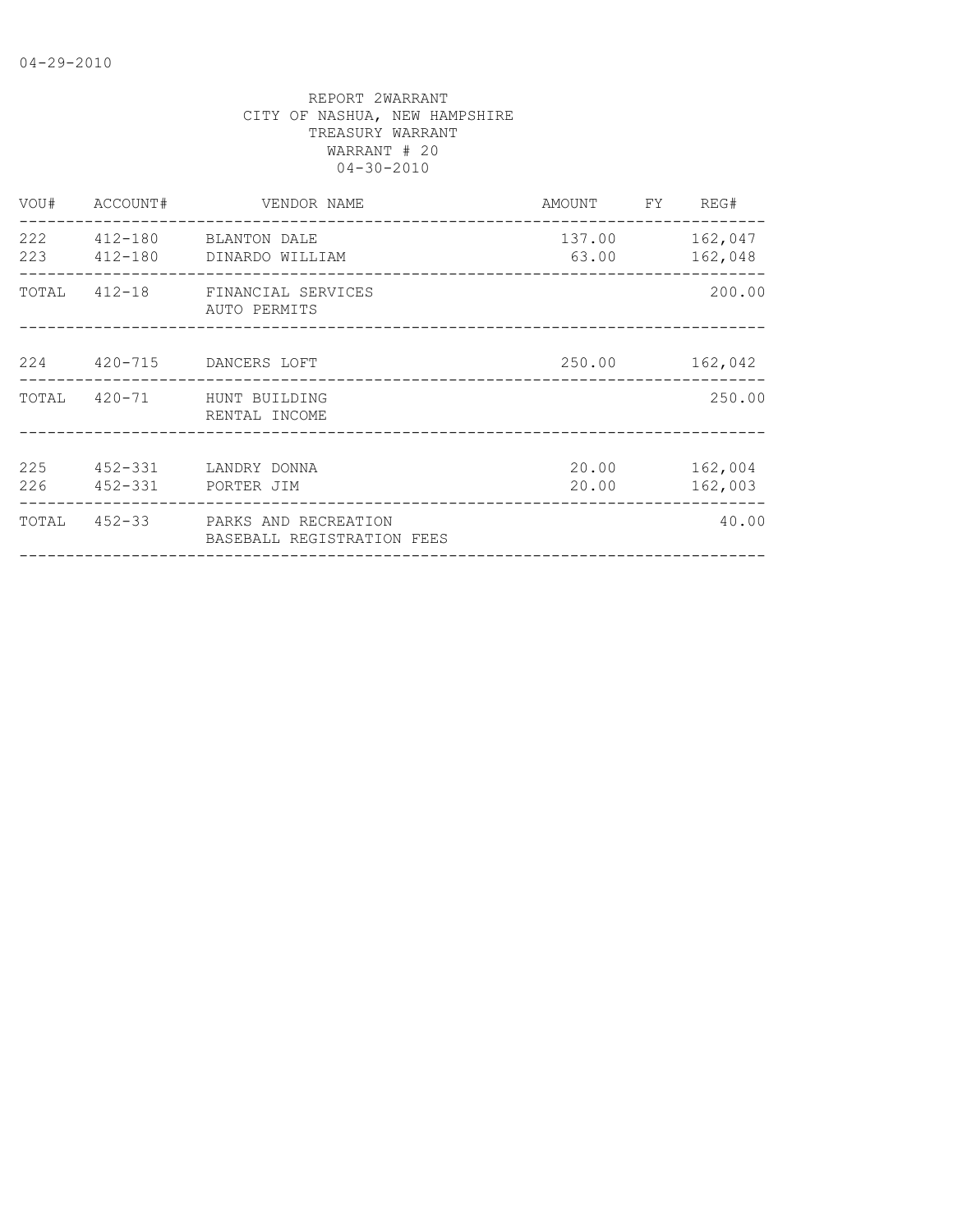04-29-2010

REPORT 2WARRANT
CITY OF NASHUA, NEW HAMPSHIRE
TREASURY WARRANT
WARRANT # 20
04-30-2010

| VOU# | ACCOUNT# | VENDOR NAME | AMOUNT | FY | REG# |
|---|---|---|---|---|---|
| 222 | 412-180 | BLANTON DALE | 137.00 | | 162,047 |
| 223 | 412-180 | DINARDO WILLIAM | 63.00 | | 162,048 |
| TOTAL | 412-18 | FINANCIAL SERVICES AUTO PERMITS | | | 200.00 |
| 224 | 420-715 | DANCERS LOFT | 250.00 | | 162,042 |
| TOTAL | 420-71 | HUNT BUILDING RENTAL INCOME | | | 250.00 |
| 225 | 452-331 | LANDRY DONNA | 20.00 | | 162,004 |
| 226 | 452-331 | PORTER JIM | 20.00 | | 162,003 |
| TOTAL | 452-33 | PARKS AND RECREATION BASEBALL REGISTRATION FEES | | | 40.00 |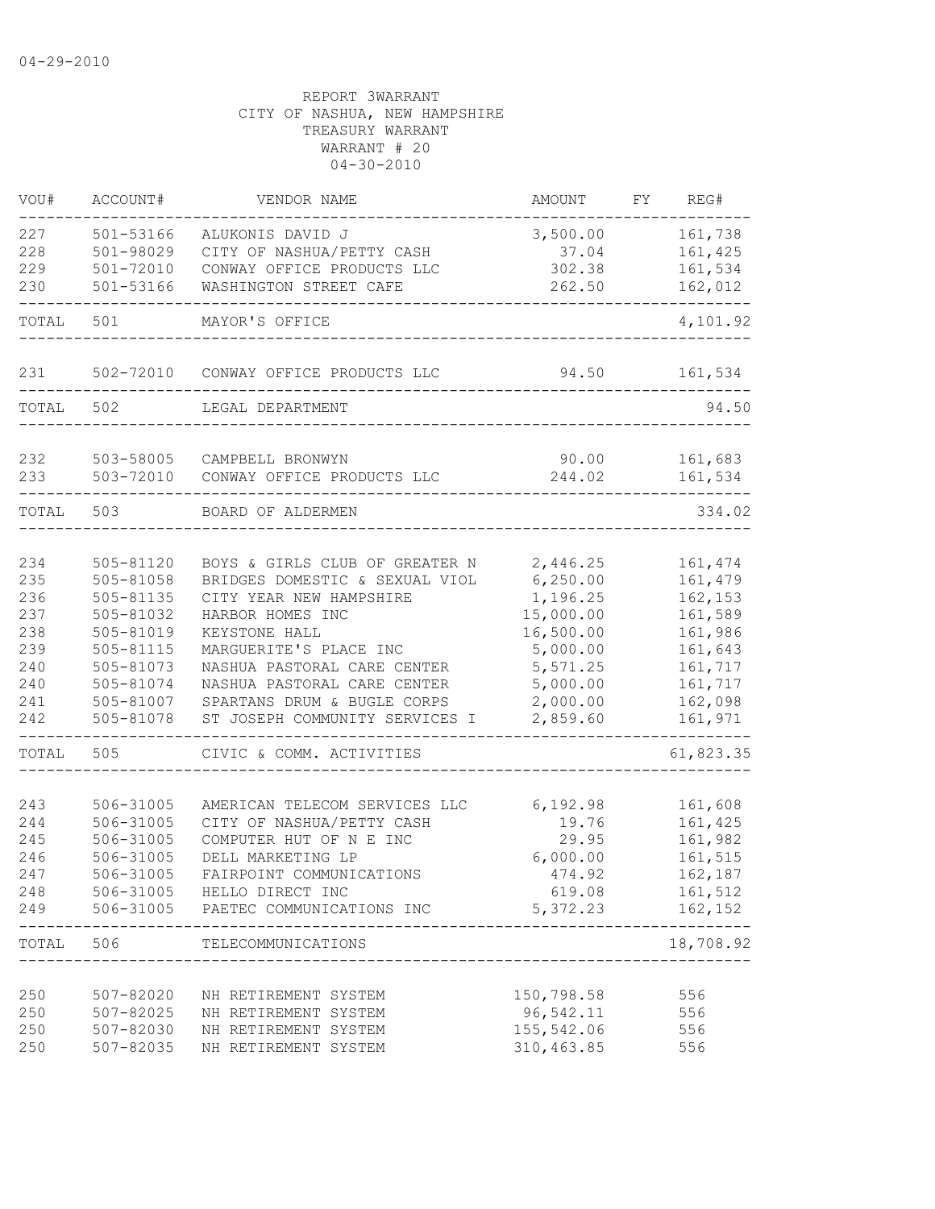04-29-2010

REPORT 3WARRANT
CITY OF NASHUA, NEW HAMPSHIRE
TREASURY WARRANT
WARRANT # 20
04-30-2010

| VOU# | ACCOUNT# | VENDOR NAME | AMOUNT | FY | REG# |
|---|---|---|---|---|---|
| 227 | 501-53166 | ALUKONIS DAVID J | 3,500.00 | | 161,738 |
| 228 | 501-98029 | CITY OF NASHUA/PETTY CASH | 37.04 | | 161,425 |
| 229 | 501-72010 | CONWAY OFFICE PRODUCTS LLC | 302.38 | | 161,534 |
| 230 | 501-53166 | WASHINGTON STREET CAFE | 262.50 | | 162,012 |
| TOTAL | 501 | MAYOR'S OFFICE | | | 4,101.92 |
| 231 | 502-72010 | CONWAY OFFICE PRODUCTS LLC | 94.50 | | 161,534 |
| TOTAL | 502 | LEGAL DEPARTMENT | | | 94.50 |
| 232 | 503-58005 | CAMPBELL BRONWYN | 90.00 | | 161,683 |
| 233 | 503-72010 | CONWAY OFFICE PRODUCTS LLC | 244.02 | | 161,534 |
| TOTAL | 503 | BOARD OF ALDERMEN | | | 334.02 |
| 234 | 505-81120 | BOYS & GIRLS CLUB OF GREATER N | 2,446.25 | | 161,474 |
| 235 | 505-81058 | BRIDGES DOMESTIC & SEXUAL VIOL | 6,250.00 | | 161,479 |
| 236 | 505-81135 | CITY YEAR NEW HAMPSHIRE | 1,196.25 | | 162,153 |
| 237 | 505-81032 | HARBOR HOMES INC | 15,000.00 | | 161,589 |
| 238 | 505-81019 | KEYSTONE HALL | 16,500.00 | | 161,986 |
| 239 | 505-81115 | MARGUERITE'S PLACE INC | 5,000.00 | | 161,643 |
| 240 | 505-81073 | NASHUA PASTORAL CARE CENTER | 5,571.25 | | 161,717 |
| 240 | 505-81074 | NASHUA PASTORAL CARE CENTER | 5,000.00 | | 161,717 |
| 241 | 505-81007 | SPARTANS DRUM & BUGLE CORPS | 2,000.00 | | 162,098 |
| 242 | 505-81078 | ST JOSEPH COMMUNITY SERVICES I | 2,859.60 | | 161,971 |
| TOTAL | 505 | CIVIC & COMM. ACTIVITIES | | | 61,823.35 |
| 243 | 506-31005 | AMERICAN TELECOM SERVICES LLC | 6,192.98 | | 161,608 |
| 244 | 506-31005 | CITY OF NASHUA/PETTY CASH | 19.76 | | 161,425 |
| 245 | 506-31005 | COMPUTER HUT OF N E INC | 29.95 | | 161,982 |
| 246 | 506-31005 | DELL MARKETING LP | 6,000.00 | | 161,515 |
| 247 | 506-31005 | FAIRPOINT COMMUNICATIONS | 474.92 | | 162,187 |
| 248 | 506-31005 | HELLO DIRECT INC | 619.08 | | 161,512 |
| 249 | 506-31005 | PAETEC COMMUNICATIONS INC | 5,372.23 | | 162,152 |
| TOTAL | 506 | TELECOMMUNICATIONS | | | 18,708.92 |
| 250 | 507-82020 | NH RETIREMENT SYSTEM | 150,798.58 | | 556 |
| 250 | 507-82025 | NH RETIREMENT SYSTEM | 96,542.11 | | 556 |
| 250 | 507-82030 | NH RETIREMENT SYSTEM | 155,542.06 | | 556 |
| 250 | 507-82035 | NH RETIREMENT SYSTEM | 310,463.85 | | 556 |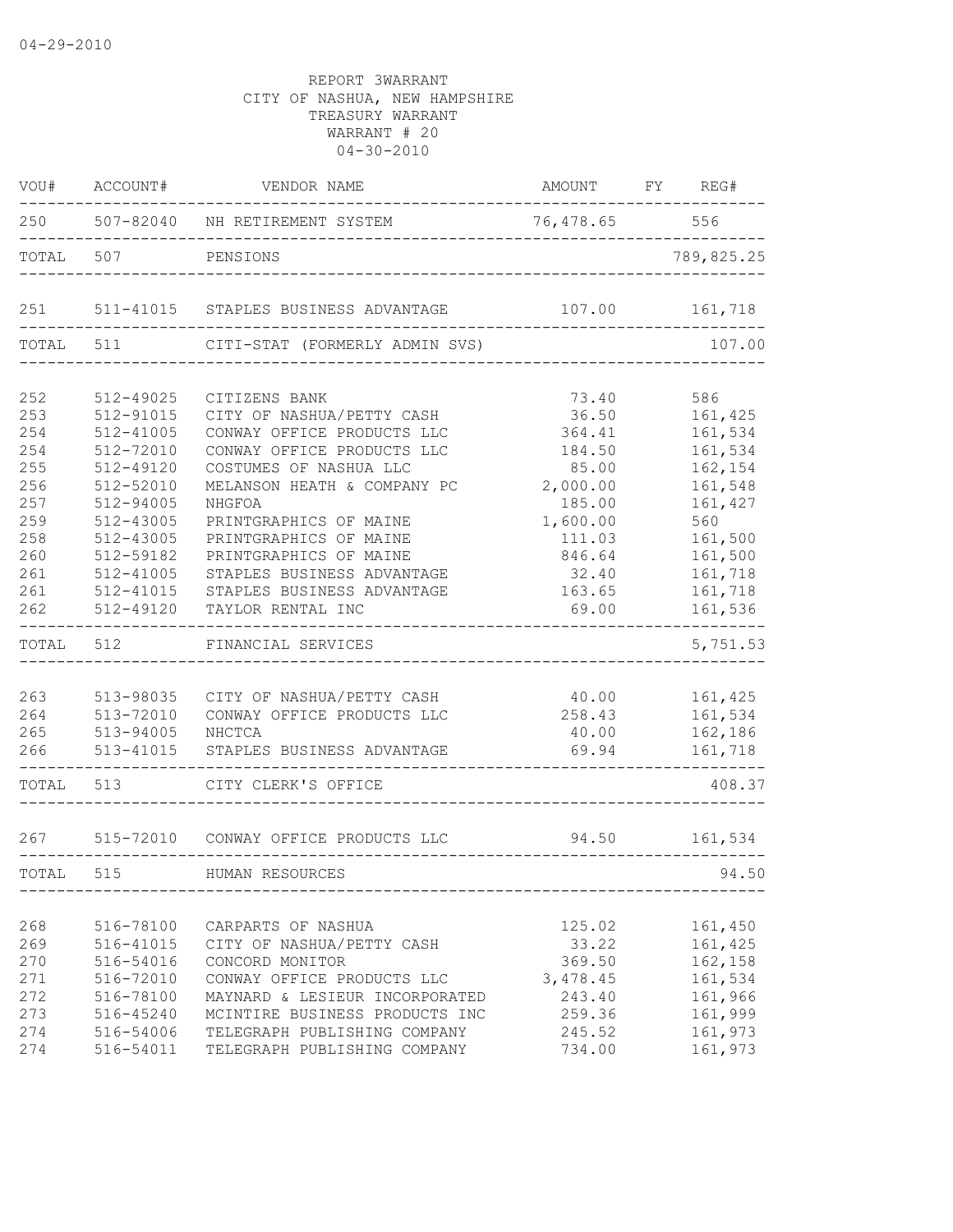04-29-2010

REPORT 3WARRANT
CITY OF NASHUA, NEW HAMPSHIRE
TREASURY WARRANT
WARRANT # 20
04-30-2010

| VOU# | ACCOUNT# | VENDOR NAME | AMOUNT | FY | REG# |
|---|---|---|---|---|---|
| 250 | 507-82040 | NH RETIREMENT SYSTEM | 76,478.65 | | 556 |
| TOTAL | 507 | PENSIONS | | | 789,825.25 |
| 251 | 511-41015 | STAPLES BUSINESS ADVANTAGE | 107.00 | | 161,718 |
| TOTAL | 511 | CITI-STAT (FORMERLY ADMIN SVS) | | | 107.00 |
| 252 | 512-49025 | CITIZENS BANK | 73.40 | | 586 |
| 253 | 512-91015 | CITY OF NASHUA/PETTY CASH | 36.50 | | 161,425 |
| 254 | 512-41005 | CONWAY OFFICE PRODUCTS LLC | 364.41 | | 161,534 |
| 254 | 512-72010 | CONWAY OFFICE PRODUCTS LLC | 184.50 | | 161,534 |
| 255 | 512-49120 | COSTUMES OF NASHUA LLC | 85.00 | | 162,154 |
| 256 | 512-52010 | MELANSON HEATH & COMPANY PC | 2,000.00 | | 161,548 |
| 257 | 512-94005 | NHGFOA | 185.00 | | 161,427 |
| 259 | 512-43005 | PRINTGRAPHICS OF MAINE | 1,600.00 | | 560 |
| 258 | 512-43005 | PRINTGRAPHICS OF MAINE | 111.03 | | 161,500 |
| 260 | 512-59182 | PRINTGRAPHICS OF MAINE | 846.64 | | 161,500 |
| 261 | 512-41005 | STAPLES BUSINESS ADVANTAGE | 32.40 | | 161,718 |
| 261 | 512-41015 | STAPLES BUSINESS ADVANTAGE | 163.65 | | 161,718 |
| 262 | 512-49120 | TAYLOR RENTAL INC | 69.00 | | 161,536 |
| TOTAL | 512 | FINANCIAL SERVICES | | | 5,751.53 |
| 263 | 513-98035 | CITY OF NASHUA/PETTY CASH | 40.00 | | 161,425 |
| 264 | 513-72010 | CONWAY OFFICE PRODUCTS LLC | 258.43 | | 161,534 |
| 265 | 513-94005 | NHCTCA | 40.00 | | 162,186 |
| 266 | 513-41015 | STAPLES BUSINESS ADVANTAGE | 69.94 | | 161,718 |
| TOTAL | 513 | CITY CLERK'S OFFICE | | | 408.37 |
| 267 | 515-72010 | CONWAY OFFICE PRODUCTS LLC | 94.50 | | 161,534 |
| TOTAL | 515 | HUMAN RESOURCES | | | 94.50 |
| 268 | 516-78100 | CARPARTS OF NASHUA | 125.02 | | 161,450 |
| 269 | 516-41015 | CITY OF NASHUA/PETTY CASH | 33.22 | | 161,425 |
| 270 | 516-54016 | CONCORD MONITOR | 369.50 | | 162,158 |
| 271 | 516-72010 | CONWAY OFFICE PRODUCTS LLC | 3,478.45 | | 161,534 |
| 272 | 516-78100 | MAYNARD & LESIEUR INCORPORATED | 243.40 | | 161,966 |
| 273 | 516-45240 | MCINTIRE BUSINESS PRODUCTS INC | 259.36 | | 161,999 |
| 274 | 516-54006 | TELEGRAPH PUBLISHING COMPANY | 245.52 | | 161,973 |
| 274 | 516-54011 | TELEGRAPH PUBLISHING COMPANY | 734.00 | | 161,973 |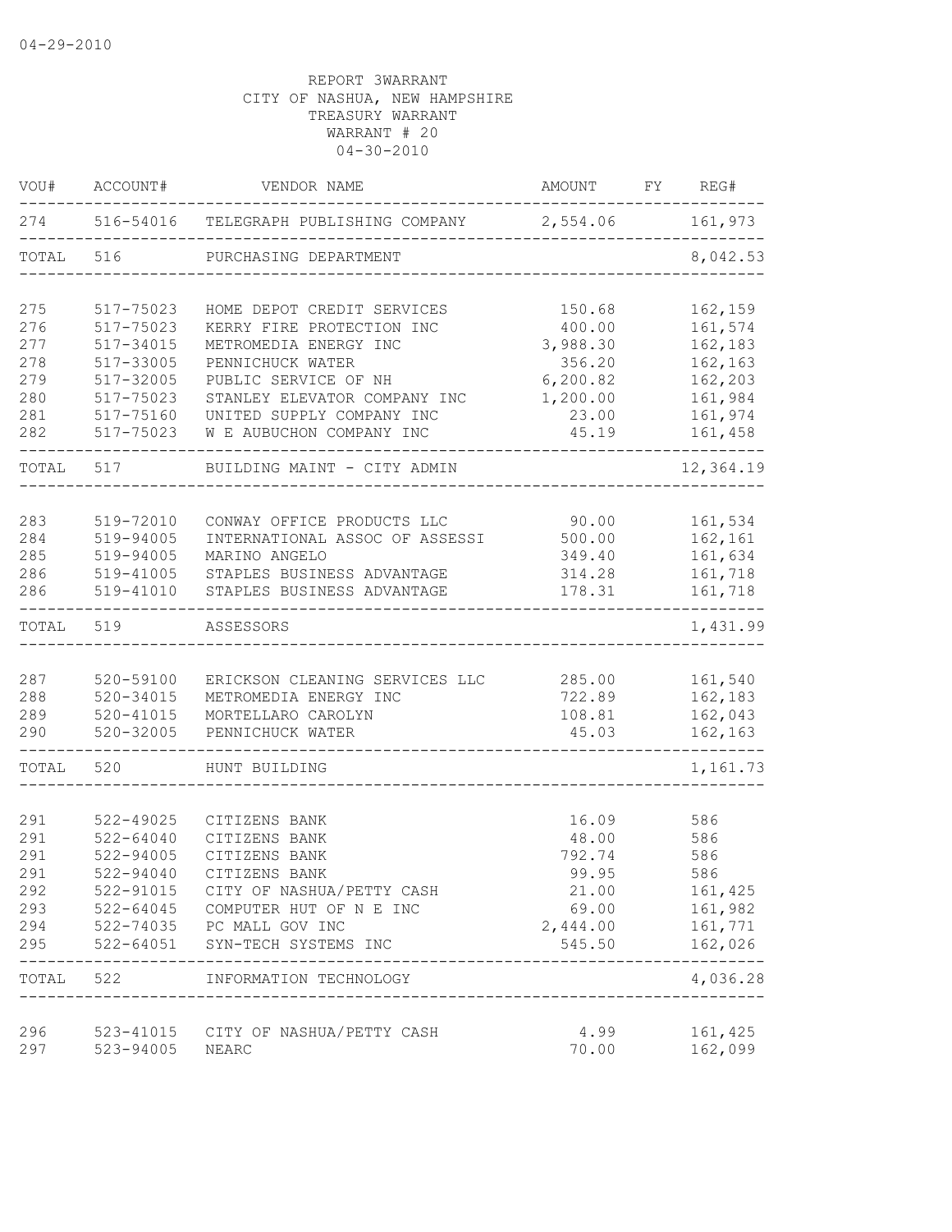04-29-2010

REPORT 3WARRANT
CITY OF NASHUA, NEW HAMPSHIRE
TREASURY WARRANT
WARRANT # 20
04-30-2010

| VOU# | ACCOUNT# | VENDOR NAME | AMOUNT | FY | REG# |
|---|---|---|---|---|---|
| 274 | 516-54016 | TELEGRAPH PUBLISHING COMPANY | 2,554.06 | | 161,973 |
| TOTAL | 516 | PURCHASING DEPARTMENT | | | 8,042.53 |
| 275 | 517-75023 | HOME DEPOT CREDIT SERVICES | 150.68 | | 162,159 |
| 276 | 517-75023 | KERRY FIRE PROTECTION INC | 400.00 | | 161,574 |
| 277 | 517-34015 | METROMEDIA ENERGY INC | 3,988.30 | | 162,183 |
| 278 | 517-33005 | PENNICHUCK WATER | 356.20 | | 162,163 |
| 279 | 517-32005 | PUBLIC SERVICE OF NH | 6,200.82 | | 162,203 |
| 280 | 517-75023 | STANLEY ELEVATOR COMPANY INC | 1,200.00 | | 161,984 |
| 281 | 517-75160 | UNITED SUPPLY COMPANY INC | 23.00 | | 161,974 |
| 282 | 517-75023 | W E AUBUCHON COMPANY INC | 45.19 | | 161,458 |
| TOTAL | 517 | BUILDING MAINT - CITY ADMIN | | | 12,364.19 |
| 283 | 519-72010 | CONWAY OFFICE PRODUCTS LLC | 90.00 | | 161,534 |
| 284 | 519-94005 | INTERNATIONAL ASSOC OF ASSESSI | 500.00 | | 162,161 |
| 285 | 519-94005 | MARINO ANGELO | 349.40 | | 161,634 |
| 286 | 519-41005 | STAPLES BUSINESS ADVANTAGE | 314.28 | | 161,718 |
| 286 | 519-41010 | STAPLES BUSINESS ADVANTAGE | 178.31 | | 161,718 |
| TOTAL | 519 | ASSESSORS | | | 1,431.99 |
| 287 | 520-59100 | ERICKSON CLEANING SERVICES LLC | 285.00 | | 161,540 |
| 288 | 520-34015 | METROMEDIA ENERGY INC | 722.89 | | 162,183 |
| 289 | 520-41015 | MORTELLARO CAROLYN | 108.81 | | 162,043 |
| 290 | 520-32005 | PENNICHUCK WATER | 45.03 | | 162,163 |
| TOTAL | 520 | HUNT BUILDING | | | 1,161.73 |
| 291 | 522-49025 | CITIZENS BANK | 16.09 | | 586 |
| 291 | 522-64040 | CITIZENS BANK | 48.00 | | 586 |
| 291 | 522-94005 | CITIZENS BANK | 792.74 | | 586 |
| 291 | 522-94040 | CITIZENS BANK | 99.95 | | 586 |
| 292 | 522-91015 | CITY OF NASHUA/PETTY CASH | 21.00 | | 161,425 |
| 293 | 522-64045 | COMPUTER HUT OF N E INC | 69.00 | | 161,982 |
| 294 | 522-74035 | PC MALL GOV INC | 2,444.00 | | 161,771 |
| 295 | 522-64051 | SYN-TECH SYSTEMS INC | 545.50 | | 162,026 |
| TOTAL | 522 | INFORMATION TECHNOLOGY | | | 4,036.28 |
| 296 | 523-41015 | CITY OF NASHUA/PETTY CASH | 4.99 | | 161,425 |
| 297 | 523-94005 | NEARC | 70.00 | | 162,099 |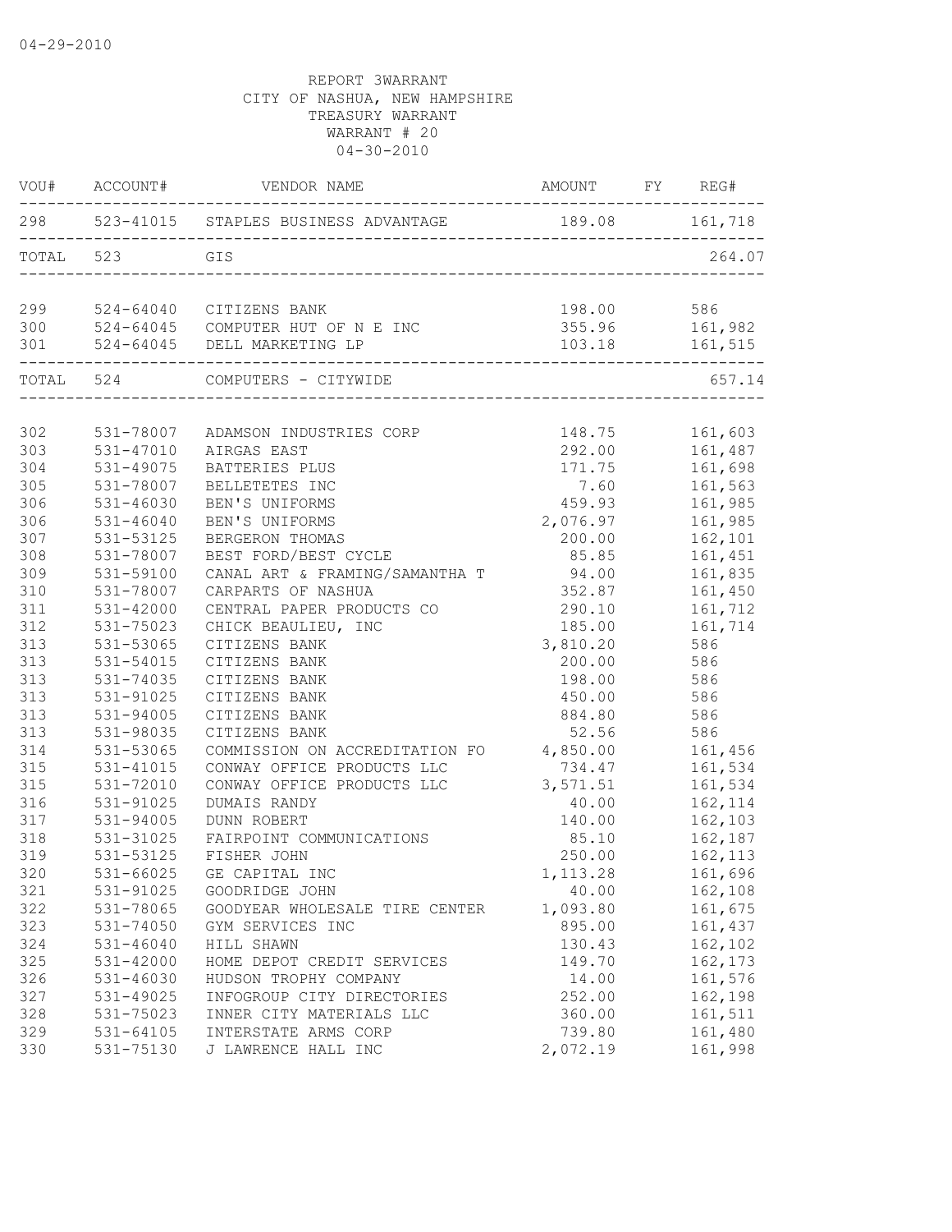04-29-2010

REPORT 3WARRANT
CITY OF NASHUA, NEW HAMPSHIRE
TREASURY WARRANT
WARRANT # 20
04-30-2010

| VOU# | ACCOUNT# | VENDOR NAME | AMOUNT | FY | REG# |
|---|---|---|---|---|---|
| 298 | 523-41015 | STAPLES BUSINESS ADVANTAGE | 189.08 | | 161,718 |
| TOTAL | 523 | GIS | | | 264.07 |
| 299 | 524-64040 | CITIZENS BANK | 198.00 | | 586 |
| 300 | 524-64045 | COMPUTER HUT OF N E INC | 355.96 | | 161,982 |
| 301 | 524-64045 | DELL MARKETING LP | 103.18 | | 161,515 |
| TOTAL | 524 | COMPUTERS - CITYWIDE | | | 657.14 |
| 302 | 531-78007 | ADAMSON INDUSTRIES CORP | 148.75 | | 161,603 |
| 303 | 531-47010 | AIRGAS EAST | 292.00 | | 161,487 |
| 304 | 531-49075 | BATTERIES PLUS | 171.75 | | 161,698 |
| 305 | 531-78007 | BELLETETES INC | 7.60 | | 161,563 |
| 306 | 531-46030 | BEN'S UNIFORMS | 459.93 | | 161,985 |
| 306 | 531-46040 | BEN'S UNIFORMS | 2,076.97 | | 161,985 |
| 307 | 531-53125 | BERGERON THOMAS | 200.00 | | 162,101 |
| 308 | 531-78007 | BEST FORD/BEST CYCLE | 85.85 | | 161,451 |
| 309 | 531-59100 | CANAL ART & FRAMING/SAMANTHA T | 94.00 | | 161,835 |
| 310 | 531-78007 | CARPARTS OF NASHUA | 352.87 | | 161,450 |
| 311 | 531-42000 | CENTRAL PAPER PRODUCTS CO | 290.10 | | 161,712 |
| 312 | 531-75023 | CHICK BEAULIEU, INC | 185.00 | | 161,714 |
| 313 | 531-53065 | CITIZENS BANK | 3,810.20 | | 586 |
| 313 | 531-54015 | CITIZENS BANK | 200.00 | | 586 |
| 313 | 531-74035 | CITIZENS BANK | 198.00 | | 586 |
| 313 | 531-91025 | CITIZENS BANK | 450.00 | | 586 |
| 313 | 531-94005 | CITIZENS BANK | 884.80 | | 586 |
| 313 | 531-98035 | CITIZENS BANK | 52.56 | | 586 |
| 314 | 531-53065 | COMMISSION ON ACCREDITATION FO | 4,850.00 | | 161,456 |
| 315 | 531-41015 | CONWAY OFFICE PRODUCTS LLC | 734.47 | | 161,534 |
| 315 | 531-72010 | CONWAY OFFICE PRODUCTS LLC | 3,571.51 | | 161,534 |
| 316 | 531-91025 | DUMAIS RANDY | 40.00 | | 162,114 |
| 317 | 531-94005 | DUNN ROBERT | 140.00 | | 162,103 |
| 318 | 531-31025 | FAIRPOINT COMMUNICATIONS | 85.10 | | 162,187 |
| 319 | 531-53125 | FISHER JOHN | 250.00 | | 162,113 |
| 320 | 531-66025 | GE CAPITAL INC | 1,113.28 | | 161,696 |
| 321 | 531-91025 | GOODRIDGE JOHN | 40.00 | | 162,108 |
| 322 | 531-78065 | GOODYEAR WHOLESALE TIRE CENTER | 1,093.80 | | 161,675 |
| 323 | 531-74050 | GYM SERVICES INC | 895.00 | | 161,437 |
| 324 | 531-46040 | HILL SHAWN | 130.43 | | 162,102 |
| 325 | 531-42000 | HOME DEPOT CREDIT SERVICES | 149.70 | | 162,173 |
| 326 | 531-46030 | HUDSON TROPHY COMPANY | 14.00 | | 161,576 |
| 327 | 531-49025 | INFOGROUP CITY DIRECTORIES | 252.00 | | 162,198 |
| 328 | 531-75023 | INNER CITY MATERIALS LLC | 360.00 | | 161,511 |
| 329 | 531-64105 | INTERSTATE ARMS CORP | 739.80 | | 161,480 |
| 330 | 531-75130 | J LAWRENCE HALL INC | 2,072.19 | | 161,998 |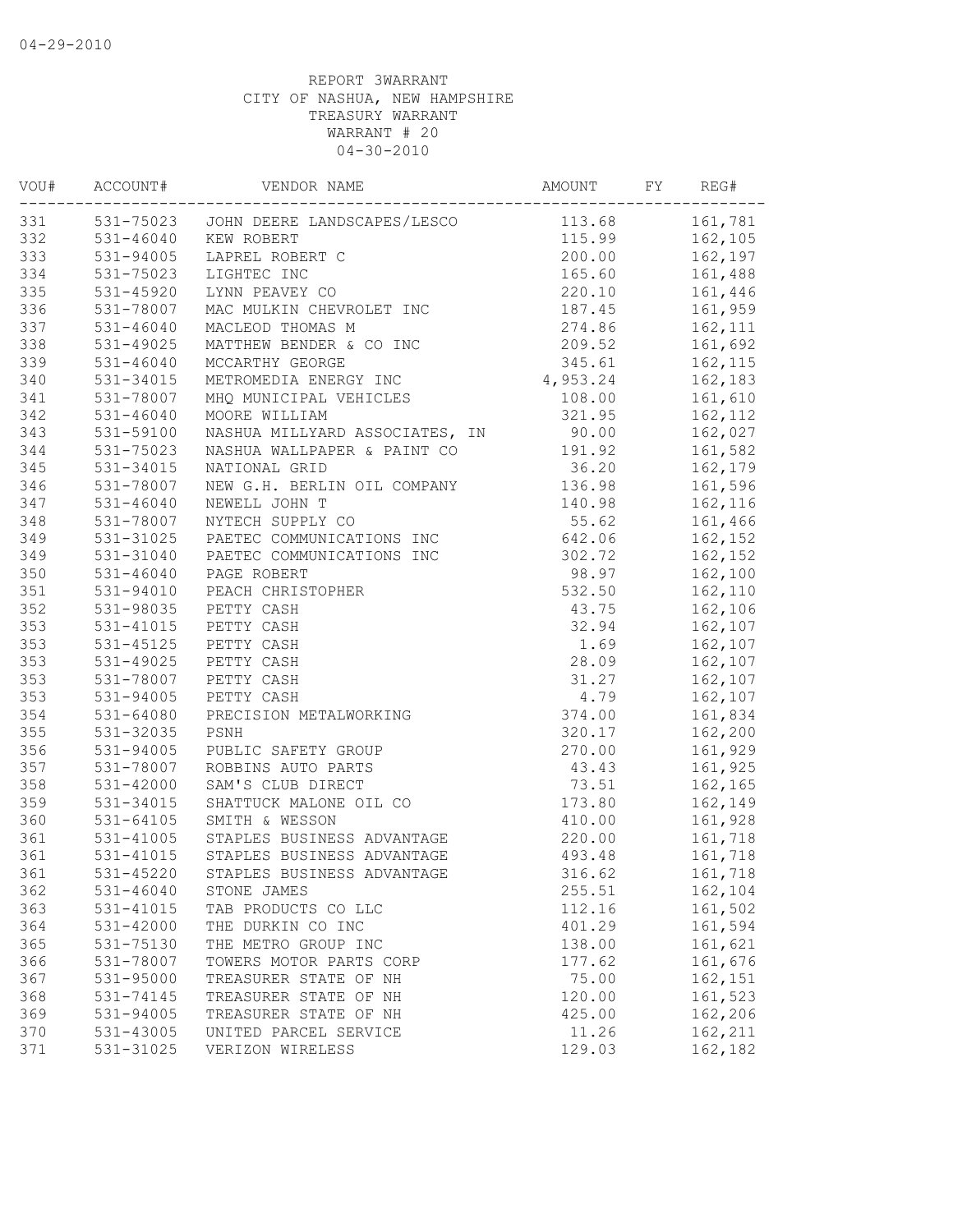04-29-2010

REPORT 3WARRANT
CITY OF NASHUA, NEW HAMPSHIRE
TREASURY WARRANT
WARRANT # 20
04-30-2010

| VOU# | ACCOUNT# | VENDOR NAME | AMOUNT | FY | REG# |
|---|---|---|---|---|---|
| 331 | 531-75023 | JOHN DEERE LANDSCAPES/LESCO | 113.68 | | 161,781 |
| 332 | 531-46040 | KEW ROBERT | 115.99 | | 162,105 |
| 333 | 531-94005 | LAPREL ROBERT C | 200.00 | | 162,197 |
| 334 | 531-75023 | LIGHTEC INC | 165.60 | | 161,488 |
| 335 | 531-45920 | LYNN PEAVEY CO | 220.10 | | 161,446 |
| 336 | 531-78007 | MAC MULKIN CHEVROLET INC | 187.45 | | 161,959 |
| 337 | 531-46040 | MACLEOD THOMAS M | 274.86 | | 162,111 |
| 338 | 531-49025 | MATTHEW BENDER & CO INC | 209.52 | | 161,692 |
| 339 | 531-46040 | MCCARTHY GEORGE | 345.61 | | 162,115 |
| 340 | 531-34015 | METROMEDIA ENERGY INC | 4,953.24 | | 162,183 |
| 341 | 531-78007 | MHQ MUNICIPAL VEHICLES | 108.00 | | 161,610 |
| 342 | 531-46040 | MOORE WILLIAM | 321.95 | | 162,112 |
| 343 | 531-59100 | NASHUA MILLYARD ASSOCIATES, IN | 90.00 | | 162,027 |
| 344 | 531-75023 | NASHUA WALLPAPER & PAINT CO | 191.92 | | 161,582 |
| 345 | 531-34015 | NATIONAL GRID | 36.20 | | 162,179 |
| 346 | 531-78007 | NEW G.H. BERLIN OIL COMPANY | 136.98 | | 161,596 |
| 347 | 531-46040 | NEWELL JOHN T | 140.98 | | 162,116 |
| 348 | 531-78007 | NYTECH SUPPLY CO | 55.62 | | 161,466 |
| 349 | 531-31025 | PAETEC COMMUNICATIONS INC | 642.06 | | 162,152 |
| 349 | 531-31040 | PAETEC COMMUNICATIONS INC | 302.72 | | 162,152 |
| 350 | 531-46040 | PAGE ROBERT | 98.97 | | 162,100 |
| 351 | 531-94010 | PEACH CHRISTOPHER | 532.50 | | 162,110 |
| 352 | 531-98035 | PETTY CASH | 43.75 | | 162,106 |
| 353 | 531-41015 | PETTY CASH | 32.94 | | 162,107 |
| 353 | 531-45125 | PETTY CASH | 1.69 | | 162,107 |
| 353 | 531-49025 | PETTY CASH | 28.09 | | 162,107 |
| 353 | 531-78007 | PETTY CASH | 31.27 | | 162,107 |
| 353 | 531-94005 | PETTY CASH | 4.79 | | 162,107 |
| 354 | 531-64080 | PRECISION METALWORKING | 374.00 | | 161,834 |
| 355 | 531-32035 | PSNH | 320.17 | | 162,200 |
| 356 | 531-94005 | PUBLIC SAFETY GROUP | 270.00 | | 161,929 |
| 357 | 531-78007 | ROBBINS AUTO PARTS | 43.43 | | 161,925 |
| 358 | 531-42000 | SAM'S CLUB DIRECT | 73.51 | | 162,165 |
| 359 | 531-34015 | SHATTUCK MALONE OIL CO | 173.80 | | 162,149 |
| 360 | 531-64105 | SMITH & WESSON | 410.00 | | 161,928 |
| 361 | 531-41005 | STAPLES BUSINESS ADVANTAGE | 220.00 | | 161,718 |
| 361 | 531-41015 | STAPLES BUSINESS ADVANTAGE | 493.48 | | 161,718 |
| 361 | 531-45220 | STAPLES BUSINESS ADVANTAGE | 316.62 | | 161,718 |
| 362 | 531-46040 | STONE JAMES | 255.51 | | 162,104 |
| 363 | 531-41015 | TAB PRODUCTS CO LLC | 112.16 | | 161,502 |
| 364 | 531-42000 | THE DURKIN CO INC | 401.29 | | 161,594 |
| 365 | 531-75130 | THE METRO GROUP INC | 138.00 | | 161,621 |
| 366 | 531-78007 | TOWERS MOTOR PARTS CORP | 177.62 | | 161,676 |
| 367 | 531-95000 | TREASURER STATE OF NH | 75.00 | | 162,151 |
| 368 | 531-74145 | TREASURER STATE OF NH | 120.00 | | 161,523 |
| 369 | 531-94005 | TREASURER STATE OF NH | 425.00 | | 162,206 |
| 370 | 531-43005 | UNITED PARCEL SERVICE | 11.26 | | 162,211 |
| 371 | 531-31025 | VERIZON WIRELESS | 129.03 | | 162,182 |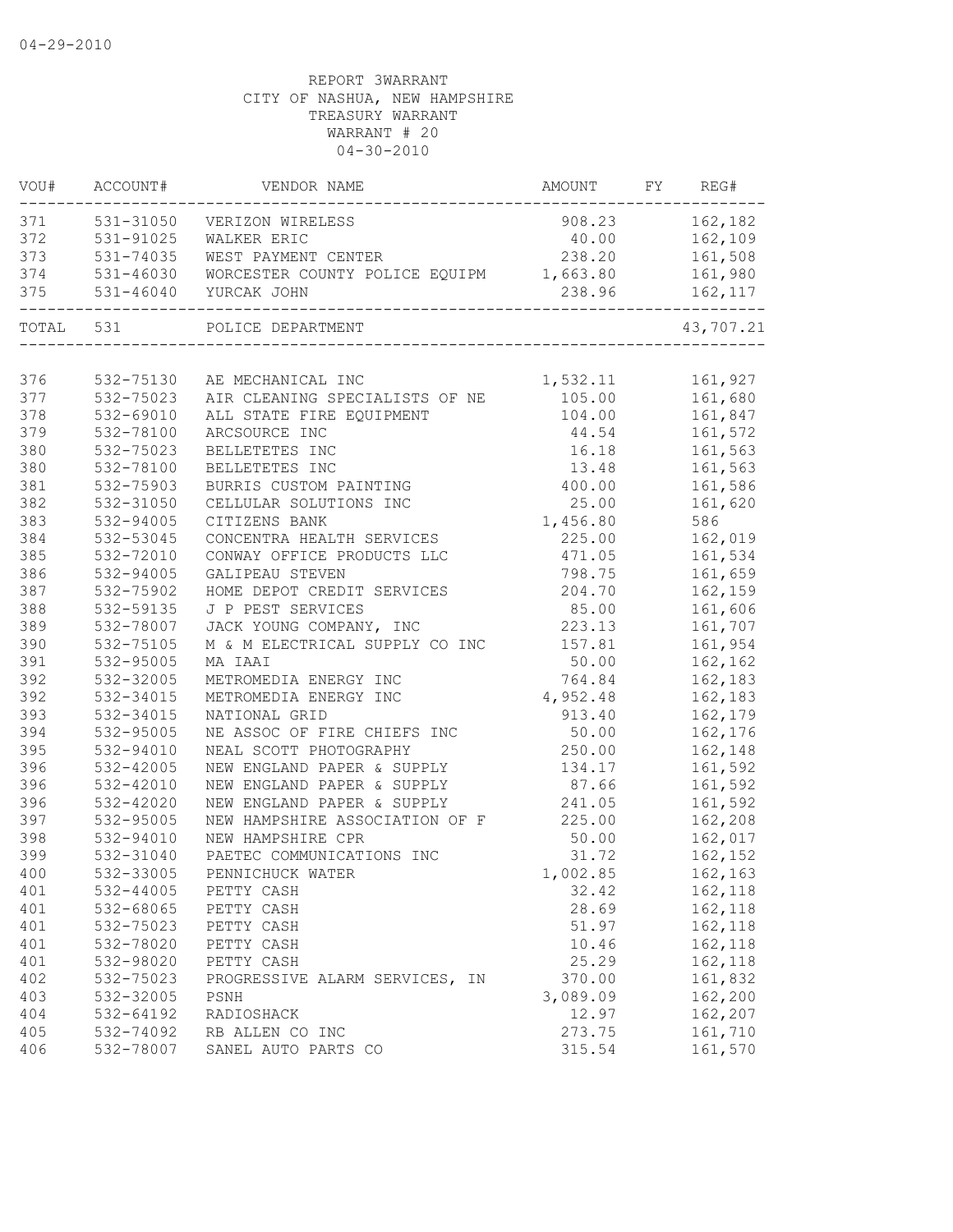04-29-2010

REPORT 3WARRANT
CITY OF NASHUA, NEW HAMPSHIRE
TREASURY WARRANT
WARRANT # 20
04-30-2010

| VOU# | ACCOUNT# | VENDOR NAME | AMOUNT | FY | REG# |
|---|---|---|---|---|---|
| 371 | 531-31050 | VERIZON WIRELESS | 908.23 | | 162,182 |
| 372 | 531-91025 | WALKER ERIC | 40.00 | | 162,109 |
| 373 | 531-74035 | WEST PAYMENT CENTER | 238.20 | | 161,508 |
| 374 | 531-46030 | WORCESTER COUNTY POLICE EQUIPM | 1,663.80 | | 161,980 |
| 375 | 531-46040 | YURCAK JOHN | 238.96 | | 162,117 |
| TOTAL | 531 | POLICE DEPARTMENT | | | 43,707.21 |
| 376 | 532-75130 | AE MECHANICAL INC | 1,532.11 | | 161,927 |
| 377 | 532-75023 | AIR CLEANING SPECIALISTS OF NE | 105.00 | | 161,680 |
| 378 | 532-69010 | ALL STATE FIRE EQUIPMENT | 104.00 | | 161,847 |
| 379 | 532-78100 | ARCSOURCE INC | 44.54 | | 161,572 |
| 380 | 532-75023 | BELLETETES INC | 16.18 | | 161,563 |
| 380 | 532-78100 | BELLETETES INC | 13.48 | | 161,563 |
| 381 | 532-75903 | BURRIS CUSTOM PAINTING | 400.00 | | 161,586 |
| 382 | 532-31050 | CELLULAR SOLUTIONS INC | 25.00 | | 161,620 |
| 383 | 532-94005 | CITIZENS BANK | 1,456.80 | | 586 |
| 384 | 532-53045 | CONCENTRA HEALTH SERVICES | 225.00 | | 162,019 |
| 385 | 532-72010 | CONWAY OFFICE PRODUCTS LLC | 471.05 | | 161,534 |
| 386 | 532-94005 | GALIPEAU STEVEN | 798.75 | | 161,659 |
| 387 | 532-75902 | HOME DEPOT CREDIT SERVICES | 204.70 | | 162,159 |
| 388 | 532-59135 | J P PEST SERVICES | 85.00 | | 161,606 |
| 389 | 532-78007 | JACK YOUNG COMPANY, INC | 223.13 | | 161,707 |
| 390 | 532-75105 | M & M ELECTRICAL SUPPLY CO INC | 157.81 | | 161,954 |
| 391 | 532-95005 | MA IAAI | 50.00 | | 162,162 |
| 392 | 532-32005 | METROMEDIA ENERGY INC | 764.84 | | 162,183 |
| 392 | 532-34015 | METROMEDIA ENERGY INC | 4,952.48 | | 162,183 |
| 393 | 532-34015 | NATIONAL GRID | 913.40 | | 162,179 |
| 394 | 532-95005 | NE ASSOC OF FIRE CHIEFS INC | 50.00 | | 162,176 |
| 395 | 532-94010 | NEAL SCOTT PHOTOGRAPHY | 250.00 | | 162,148 |
| 396 | 532-42005 | NEW ENGLAND PAPER & SUPPLY | 134.17 | | 161,592 |
| 396 | 532-42010 | NEW ENGLAND PAPER & SUPPLY | 87.66 | | 161,592 |
| 396 | 532-42020 | NEW ENGLAND PAPER & SUPPLY | 241.05 | | 161,592 |
| 397 | 532-95005 | NEW HAMPSHIRE ASSOCIATION OF F | 225.00 | | 162,208 |
| 398 | 532-94010 | NEW HAMPSHIRE CPR | 50.00 | | 162,017 |
| 399 | 532-31040 | PAETEC COMMUNICATIONS INC | 31.72 | | 162,152 |
| 400 | 532-33005 | PENNICHUCK WATER | 1,002.85 | | 162,163 |
| 401 | 532-44005 | PETTY CASH | 32.42 | | 162,118 |
| 401 | 532-68065 | PETTY CASH | 28.69 | | 162,118 |
| 401 | 532-75023 | PETTY CASH | 51.97 | | 162,118 |
| 401 | 532-78020 | PETTY CASH | 10.46 | | 162,118 |
| 401 | 532-98020 | PETTY CASH | 25.29 | | 162,118 |
| 402 | 532-75023 | PROGRESSIVE ALARM SERVICES, IN | 370.00 | | 161,832 |
| 403 | 532-32005 | PSNH | 3,089.09 | | 162,200 |
| 404 | 532-64192 | RADIOSHACK | 12.97 | | 162,207 |
| 405 | 532-74092 | RB ALLEN CO INC | 273.75 | | 161,710 |
| 406 | 532-78007 | SANEL AUTO PARTS CO | 315.54 | | 161,570 |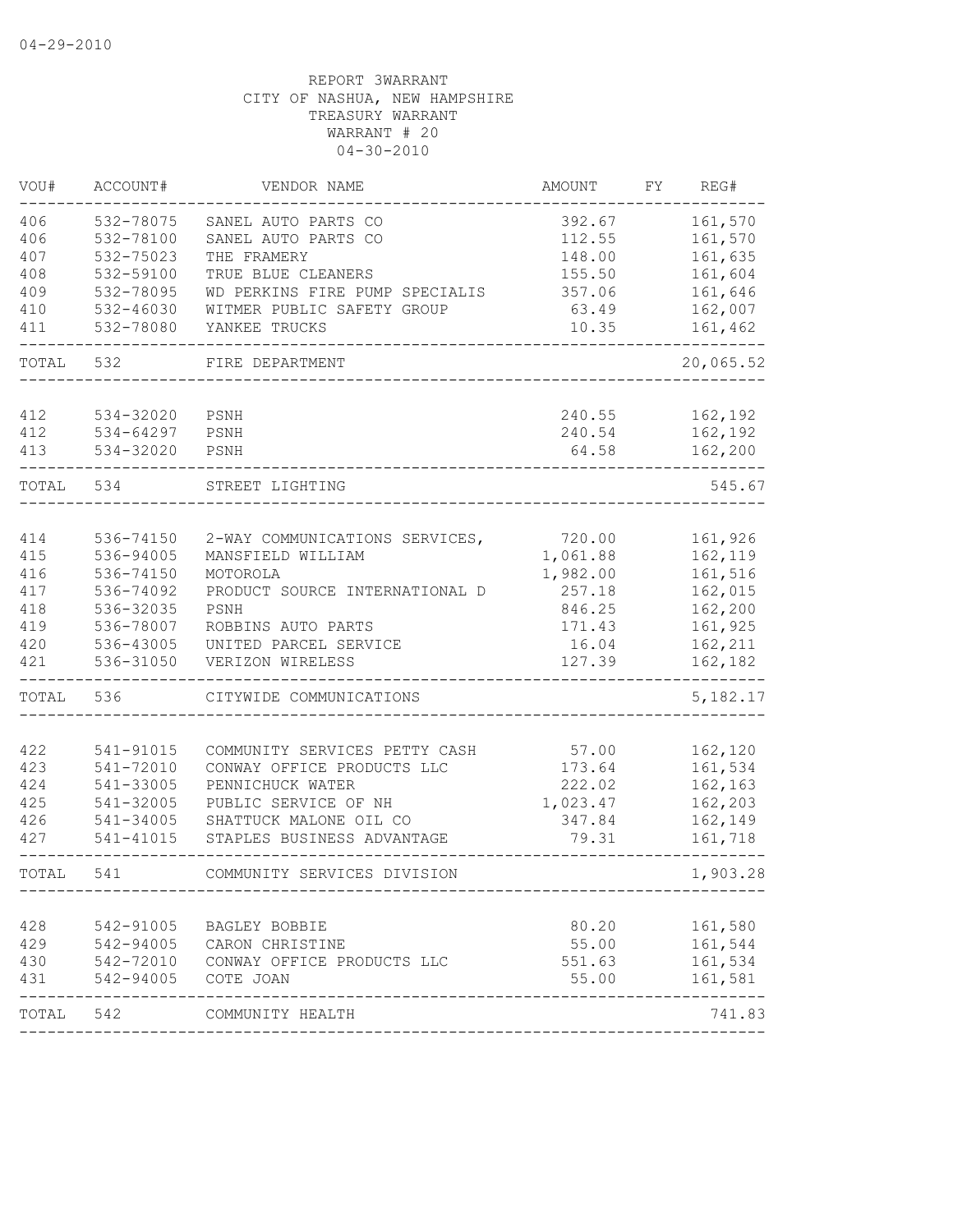04-29-2010

REPORT 3WARRANT
CITY OF NASHUA, NEW HAMPSHIRE
TREASURY WARRANT
WARRANT # 20
04-30-2010

| VOU# | ACCOUNT# | VENDOR NAME | AMOUNT | FY | REG# |
|---|---|---|---|---|---|
| 406 | 532-78075 | SANEL AUTO PARTS CO | 392.67 | | 161,570 |
| 406 | 532-78100 | SANEL AUTO PARTS CO | 112.55 | | 161,570 |
| 407 | 532-75023 | THE FRAMERY | 148.00 | | 161,635 |
| 408 | 532-59100 | TRUE BLUE CLEANERS | 155.50 | | 161,604 |
| 409 | 532-78095 | WD PERKINS FIRE PUMP SPECIALIS | 357.06 | | 161,646 |
| 410 | 532-46030 | WITMER PUBLIC SAFETY GROUP | 63.49 | | 162,007 |
| 411 | 532-78080 | YANKEE TRUCKS | 10.35 | | 161,462 |
| TOTAL | 532 | FIRE DEPARTMENT | | | 20,065.52 |
| 412 | 534-32020 | PSNH | 240.55 | | 162,192 |
| 412 | 534-64297 | PSNH | 240.54 | | 162,192 |
| 413 | 534-32020 | PSNH | 64.58 | | 162,200 |
| TOTAL | 534 | STREET LIGHTING | | | 545.67 |
| 414 | 536-74150 | 2-WAY COMMUNICATIONS SERVICES, | 720.00 | | 161,926 |
| 415 | 536-94005 | MANSFIELD WILLIAM | 1,061.88 | | 162,119 |
| 416 | 536-74150 | MOTOROLA | 1,982.00 | | 161,516 |
| 417 | 536-74092 | PRODUCT SOURCE INTERNATIONAL D | 257.18 | | 162,015 |
| 418 | 536-32035 | PSNH | 846.25 | | 162,200 |
| 419 | 536-78007 | ROBBINS AUTO PARTS | 171.43 | | 161,925 |
| 420 | 536-43005 | UNITED PARCEL SERVICE | 16.04 | | 162,211 |
| 421 | 536-31050 | VERIZON WIRELESS | 127.39 | | 162,182 |
| TOTAL | 536 | CITYWIDE COMMUNICATIONS | | | 5,182.17 |
| 422 | 541-91015 | COMMUNITY SERVICES PETTY CASH | 57.00 | | 162,120 |
| 423 | 541-72010 | CONWAY OFFICE PRODUCTS LLC | 173.64 | | 161,534 |
| 424 | 541-33005 | PENNICHUCK WATER | 222.02 | | 162,163 |
| 425 | 541-32005 | PUBLIC SERVICE OF NH | 1,023.47 | | 162,203 |
| 426 | 541-34005 | SHATTUCK MALONE OIL CO | 347.84 | | 162,149 |
| 427 | 541-41015 | STAPLES BUSINESS ADVANTAGE | 79.31 | | 161,718 |
| TOTAL | 541 | COMMUNITY SERVICES DIVISION | | | 1,903.28 |
| 428 | 542-91005 | BAGLEY BOBBIE | 80.20 | | 161,580 |
| 429 | 542-94005 | CARON CHRISTINE | 55.00 | | 161,544 |
| 430 | 542-72010 | CONWAY OFFICE PRODUCTS LLC | 551.63 | | 161,534 |
| 431 | 542-94005 | COTE JOAN | 55.00 | | 161,581 |
| TOTAL | 542 | COMMUNITY HEALTH | | | 741.83 |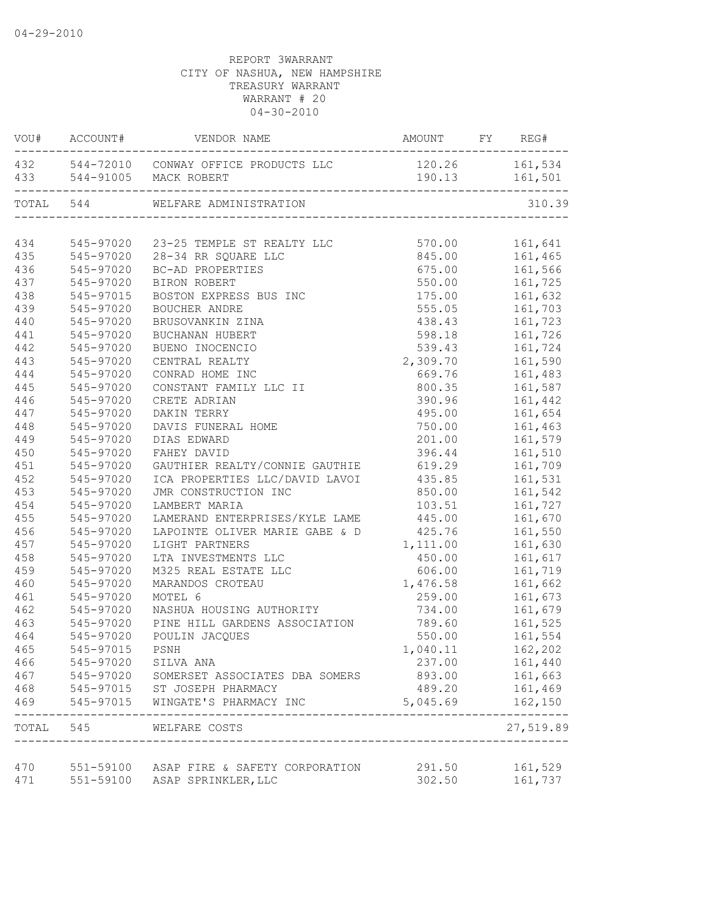04-29-2010

REPORT 3WARRANT
CITY OF NASHUA, NEW HAMPSHIRE
TREASURY WARRANT
WARRANT # 20
04-30-2010

| VOU# | ACCOUNT# | VENDOR NAME | AMOUNT | FY | REG# |
|---|---|---|---|---|---|
| 432 | 544-72010 | CONWAY OFFICE PRODUCTS LLC | 120.26 | | 161,534 |
| 433 | 544-91005 | MACK ROBERT | 190.13 | | 161,501 |
| TOTAL | 544 | WELFARE ADMINISTRATION | | | 310.39 |
| 434 | 545-97020 | 23-25 TEMPLE ST REALTY LLC | 570.00 | | 161,641 |
| 435 | 545-97020 | 28-34 RR SQUARE LLC | 845.00 | | 161,465 |
| 436 | 545-97020 | BC-AD PROPERTIES | 675.00 | | 161,566 |
| 437 | 545-97020 | BIRON ROBERT | 550.00 | | 161,725 |
| 438 | 545-97015 | BOSTON EXPRESS BUS INC | 175.00 | | 161,632 |
| 439 | 545-97020 | BOUCHER ANDRE | 555.05 | | 161,703 |
| 440 | 545-97020 | BRUSOVANKIN ZINA | 438.43 | | 161,723 |
| 441 | 545-97020 | BUCHANAN HUBERT | 598.18 | | 161,726 |
| 442 | 545-97020 | BUENO INOCENCIO | 539.43 | | 161,724 |
| 443 | 545-97020 | CENTRAL REALTY | 2,309.70 | | 161,590 |
| 444 | 545-97020 | CONRAD HOME INC | 669.76 | | 161,483 |
| 445 | 545-97020 | CONSTANT FAMILY LLC II | 800.35 | | 161,587 |
| 446 | 545-97020 | CRETE ADRIAN | 390.96 | | 161,442 |
| 447 | 545-97020 | DAKIN TERRY | 495.00 | | 161,654 |
| 448 | 545-97020 | DAVIS FUNERAL HOME | 750.00 | | 161,463 |
| 449 | 545-97020 | DIAS EDWARD | 201.00 | | 161,579 |
| 450 | 545-97020 | FAHEY DAVID | 396.44 | | 161,510 |
| 451 | 545-97020 | GAUTHIER REALTY/CONNIE GAUTHIE | 619.29 | | 161,709 |
| 452 | 545-97020 | ICA PROPERTIES LLC/DAVID LAVOI | 435.85 | | 161,531 |
| 453 | 545-97020 | JMR CONSTRUCTION INC | 850.00 | | 161,542 |
| 454 | 545-97020 | LAMBERT MARIA | 103.51 | | 161,727 |
| 455 | 545-97020 | LAMERAND ENTERPRISES/KYLE LAME | 445.00 | | 161,670 |
| 456 | 545-97020 | LAPOINTE OLIVER MARIE GABE & D | 425.76 | | 161,550 |
| 457 | 545-97020 | LIGHT PARTNERS | 1,111.00 | | 161,630 |
| 458 | 545-97020 | LTA INVESTMENTS LLC | 450.00 | | 161,617 |
| 459 | 545-97020 | M325 REAL ESTATE LLC | 606.00 | | 161,719 |
| 460 | 545-97020 | MARANDOS CROTEAU | 1,476.58 | | 161,662 |
| 461 | 545-97020 | MOTEL 6 | 259.00 | | 161,673 |
| 462 | 545-97020 | NASHUA HOUSING AUTHORITY | 734.00 | | 161,679 |
| 463 | 545-97020 | PINE HILL GARDENS ASSOCIATION | 789.60 | | 161,525 |
| 464 | 545-97020 | POULIN JACQUES | 550.00 | | 161,554 |
| 465 | 545-97015 | PSNH | 1,040.11 | | 162,202 |
| 466 | 545-97020 | SILVA ANA | 237.00 | | 161,440 |
| 467 | 545-97020 | SOMERSET ASSOCIATES DBA SOMERS | 893.00 | | 161,663 |
| 468 | 545-97015 | ST JOSEPH PHARMACY | 489.20 | | 161,469 |
| 469 | 545-97015 | WINGATE'S PHARMACY INC | 5,045.69 | | 162,150 |
| TOTAL | 545 | WELFARE COSTS | | | 27,519.89 |
| 470 | 551-59100 | ASAP FIRE & SAFETY CORPORATION | 291.50 | | 161,529 |
| 471 | 551-59100 | ASAP SPRINKLER,LLC | 302.50 | | 161,737 |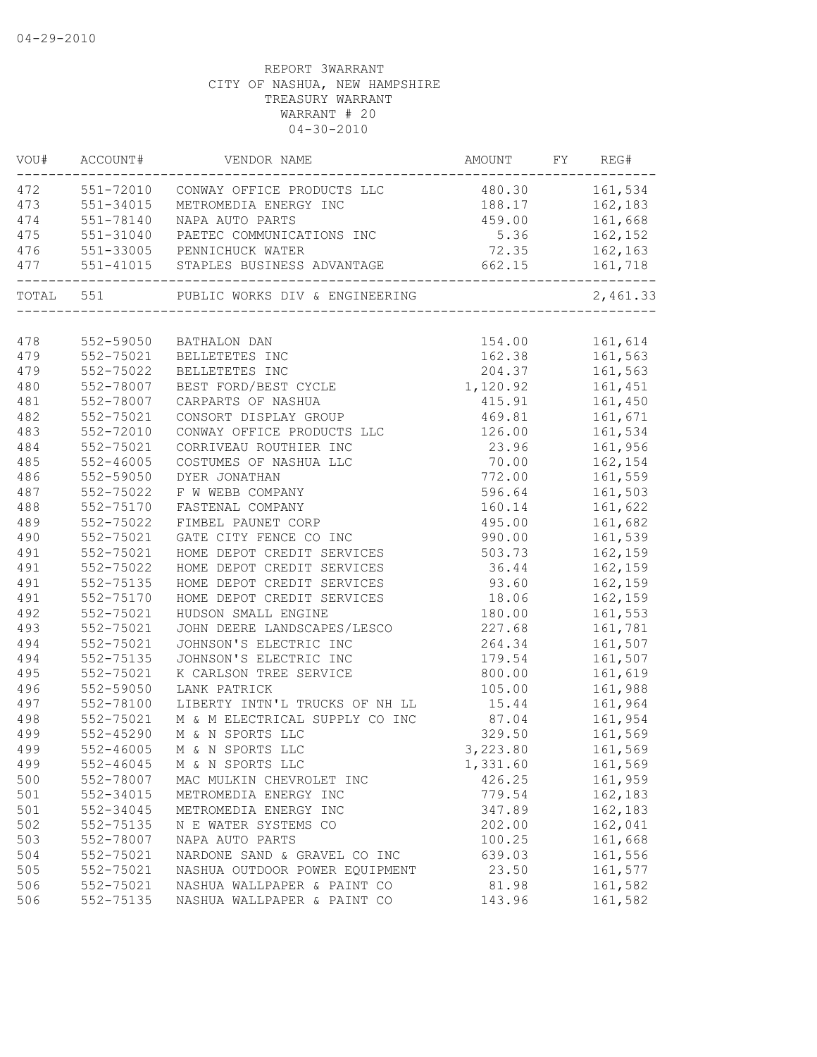04-29-2010

REPORT 3WARRANT
CITY OF NASHUA, NEW HAMPSHIRE
TREASURY WARRANT
WARRANT # 20
04-30-2010

| VOU# | ACCOUNT# | VENDOR NAME | AMOUNT | FY | REG# |
|---|---|---|---|---|---|
| 472 | 551-72010 | CONWAY OFFICE PRODUCTS LLC | 480.30 | | 161,534 |
| 473 | 551-34015 | METROMEDIA ENERGY INC | 188.17 | | 162,183 |
| 474 | 551-78140 | NAPA AUTO PARTS | 459.00 | | 161,668 |
| 475 | 551-31040 | PAETEC COMMUNICATIONS INC | 5.36 | | 162,152 |
| 476 | 551-33005 | PENNICHUCK WATER | 72.35 | | 162,163 |
| 477 | 551-41015 | STAPLES BUSINESS ADVANTAGE | 662.15 | | 161,718 |
| TOTAL | 551 | PUBLIC WORKS DIV & ENGINEERING | | | 2,461.33 |
| 478 | 552-59050 | BATHALON DAN | 154.00 | | 161,614 |
| 479 | 552-75021 | BELLETETES INC | 162.38 | | 161,563 |
| 479 | 552-75022 | BELLETETES INC | 204.37 | | 161,563 |
| 480 | 552-78007 | BEST FORD/BEST CYCLE | 1,120.92 | | 161,451 |
| 481 | 552-78007 | CARPARTS OF NASHUA | 415.91 | | 161,450 |
| 482 | 552-75021 | CONSORT DISPLAY GROUP | 469.81 | | 161,671 |
| 483 | 552-72010 | CONWAY OFFICE PRODUCTS LLC | 126.00 | | 161,534 |
| 484 | 552-75021 | CORRIVEAU ROUTHIER INC | 23.96 | | 161,956 |
| 485 | 552-46005 | COSTUMES OF NASHUA LLC | 70.00 | | 162,154 |
| 486 | 552-59050 | DYER JONATHAN | 772.00 | | 161,559 |
| 487 | 552-75022 | F W WEBB COMPANY | 596.64 | | 161,503 |
| 488 | 552-75170 | FASTENAL COMPANY | 160.14 | | 161,622 |
| 489 | 552-75022 | FIMBEL PAUNET CORP | 495.00 | | 161,682 |
| 490 | 552-75021 | GATE CITY FENCE CO INC | 990.00 | | 161,539 |
| 491 | 552-75021 | HOME DEPOT CREDIT SERVICES | 503.73 | | 162,159 |
| 491 | 552-75022 | HOME DEPOT CREDIT SERVICES | 36.44 | | 162,159 |
| 491 | 552-75135 | HOME DEPOT CREDIT SERVICES | 93.60 | | 162,159 |
| 491 | 552-75170 | HOME DEPOT CREDIT SERVICES | 18.06 | | 162,159 |
| 492 | 552-75021 | HUDSON SMALL ENGINE | 180.00 | | 161,553 |
| 493 | 552-75021 | JOHN DEERE LANDSCAPES/LESCO | 227.68 | | 161,781 |
| 494 | 552-75021 | JOHNSON'S ELECTRIC INC | 264.34 | | 161,507 |
| 494 | 552-75135 | JOHNSON'S ELECTRIC INC | 179.54 | | 161,507 |
| 495 | 552-75021 | K CARLSON TREE SERVICE | 800.00 | | 161,619 |
| 496 | 552-59050 | LANK PATRICK | 105.00 | | 161,988 |
| 497 | 552-78100 | LIBERTY INTN'L TRUCKS OF NH LL | 15.44 | | 161,964 |
| 498 | 552-75021 | M & M ELECTRICAL SUPPLY CO INC | 87.04 | | 161,954 |
| 499 | 552-45290 | M & N SPORTS LLC | 329.50 | | 161,569 |
| 499 | 552-46005 | M & N SPORTS LLC | 3,223.80 | | 161,569 |
| 499 | 552-46045 | M & N SPORTS LLC | 1,331.60 | | 161,569 |
| 500 | 552-78007 | MAC MULKIN CHEVROLET INC | 426.25 | | 161,959 |
| 501 | 552-34015 | METROMEDIA ENERGY INC | 779.54 | | 162,183 |
| 501 | 552-34045 | METROMEDIA ENERGY INC | 347.89 | | 162,183 |
| 502 | 552-75135 | N E WATER SYSTEMS CO | 202.00 | | 162,041 |
| 503 | 552-78007 | NAPA AUTO PARTS | 100.25 | | 161,668 |
| 504 | 552-75021 | NARDONE SAND & GRAVEL CO INC | 639.03 | | 161,556 |
| 505 | 552-75021 | NASHUA OUTDOOR POWER EQUIPMENT | 23.50 | | 161,577 |
| 506 | 552-75021 | NASHUA WALLPAPER & PAINT CO | 81.98 | | 161,582 |
| 506 | 552-75135 | NASHUA WALLPAPER & PAINT CO | 143.96 | | 161,582 |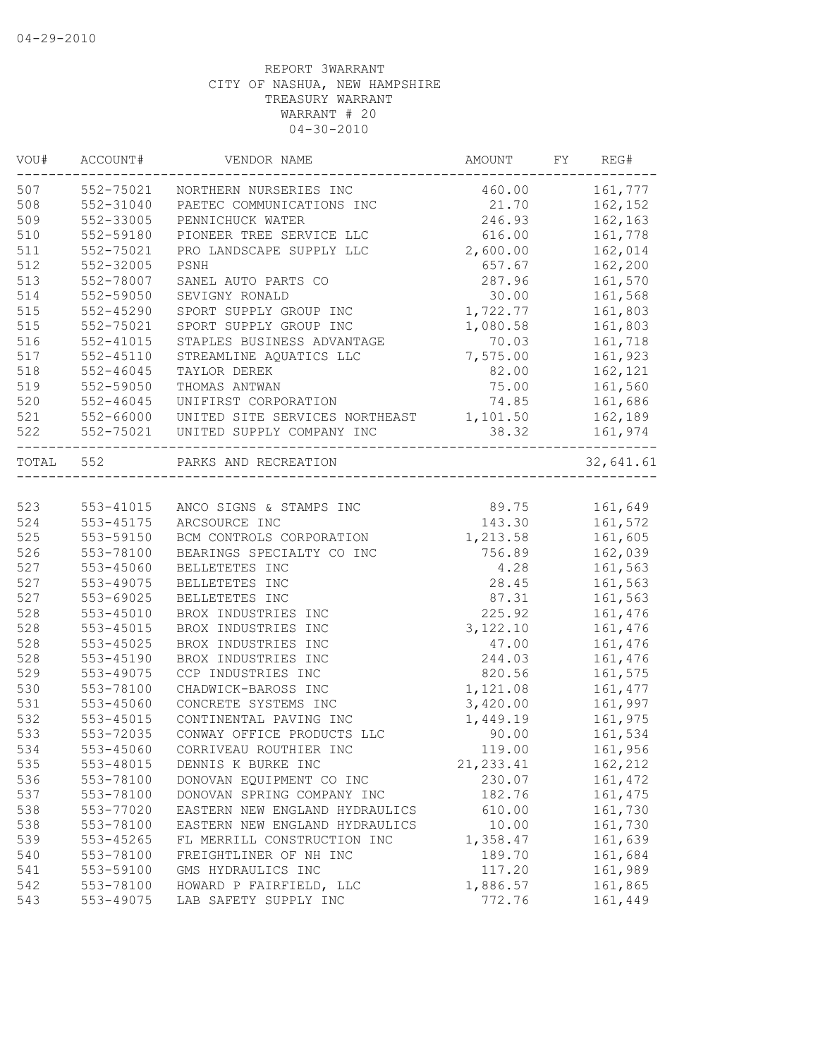04-29-2010

REPORT 3WARRANT
CITY OF NASHUA, NEW HAMPSHIRE
TREASURY WARRANT
WARRANT # 20
04-30-2010

| VOU# | ACCOUNT# | VENDOR NAME | AMOUNT | FY | REG# |
|---|---|---|---|---|---|
| 507 | 552-75021 | NORTHERN NURSERIES INC | 460.00 | | 161,777 |
| 508 | 552-31040 | PAETEC COMMUNICATIONS INC | 21.70 | | 162,152 |
| 509 | 552-33005 | PENNICHUCK WATER | 246.93 | | 162,163 |
| 510 | 552-59180 | PIONEER TREE SERVICE LLC | 616.00 | | 161,778 |
| 511 | 552-75021 | PRO LANDSCAPE SUPPLY LLC | 2,600.00 | | 162,014 |
| 512 | 552-32005 | PSNH | 657.67 | | 162,200 |
| 513 | 552-78007 | SANEL AUTO PARTS CO | 287.96 | | 161,570 |
| 514 | 552-59050 | SEVIGNY RONALD | 30.00 | | 161,568 |
| 515 | 552-45290 | SPORT SUPPLY GROUP INC | 1,722.77 | | 161,803 |
| 515 | 552-75021 | SPORT SUPPLY GROUP INC | 1,080.58 | | 161,803 |
| 516 | 552-41015 | STAPLES BUSINESS ADVANTAGE | 70.03 | | 161,718 |
| 517 | 552-45110 | STREAMLINE AQUATICS LLC | 7,575.00 | | 161,923 |
| 518 | 552-46045 | TAYLOR DEREK | 82.00 | | 162,121 |
| 519 | 552-59050 | THOMAS ANTWAN | 75.00 | | 161,560 |
| 520 | 552-46045 | UNIFIRST CORPORATION | 74.85 | | 161,686 |
| 521 | 552-66000 | UNITED SITE SERVICES NORTHEAST | 1,101.50 | | 162,189 |
| 522 | 552-75021 | UNITED SUPPLY COMPANY INC | 38.32 | | 161,974 |
| TOTAL | 552 | PARKS AND RECREATION | | | 32,641.61 |
| 523 | 553-41015 | ANCO SIGNS & STAMPS INC | 89.75 | | 161,649 |
| 524 | 553-45175 | ARCSOURCE INC | 143.30 | | 161,572 |
| 525 | 553-59150 | BCM CONTROLS CORPORATION | 1,213.58 | | 161,605 |
| 526 | 553-78100 | BEARINGS SPECIALTY CO INC | 756.89 | | 162,039 |
| 527 | 553-45060 | BELLETETES INC | 4.28 | | 161,563 |
| 527 | 553-49075 | BELLETETES INC | 28.45 | | 161,563 |
| 527 | 553-69025 | BELLETETES INC | 87.31 | | 161,563 |
| 528 | 553-45010 | BROX INDUSTRIES INC | 225.92 | | 161,476 |
| 528 | 553-45015 | BROX INDUSTRIES INC | 3,122.10 | | 161,476 |
| 528 | 553-45025 | BROX INDUSTRIES INC | 47.00 | | 161,476 |
| 528 | 553-45190 | BROX INDUSTRIES INC | 244.03 | | 161,476 |
| 529 | 553-49075 | CCP INDUSTRIES INC | 820.56 | | 161,575 |
| 530 | 553-78100 | CHADWICK-BAROSS INC | 1,121.08 | | 161,477 |
| 531 | 553-45060 | CONCRETE SYSTEMS INC | 3,420.00 | | 161,997 |
| 532 | 553-45015 | CONTINENTAL PAVING INC | 1,449.19 | | 161,975 |
| 533 | 553-72035 | CONWAY OFFICE PRODUCTS LLC | 90.00 | | 161,534 |
| 534 | 553-45060 | CORRIVEAU ROUTHIER INC | 119.00 | | 161,956 |
| 535 | 553-48015 | DENNIS K BURKE INC | 21,233.41 | | 162,212 |
| 536 | 553-78100 | DONOVAN EQUIPMENT CO INC | 230.07 | | 161,472 |
| 537 | 553-78100 | DONOVAN SPRING COMPANY INC | 182.76 | | 161,475 |
| 538 | 553-77020 | EASTERN NEW ENGLAND HYDRAULICS | 610.00 | | 161,730 |
| 538 | 553-78100 | EASTERN NEW ENGLAND HYDRAULICS | 10.00 | | 161,730 |
| 539 | 553-45265 | FL MERRILL CONSTRUCTION INC | 1,358.47 | | 161,639 |
| 540 | 553-78100 | FREIGHTLINER OF NH INC | 189.70 | | 161,684 |
| 541 | 553-59100 | GMS HYDRAULICS INC | 117.20 | | 161,989 |
| 542 | 553-78100 | HOWARD P FAIRFIELD, LLC | 1,886.57 | | 161,865 |
| 543 | 553-49075 | LAB SAFETY SUPPLY INC | 772.76 | | 161,449 |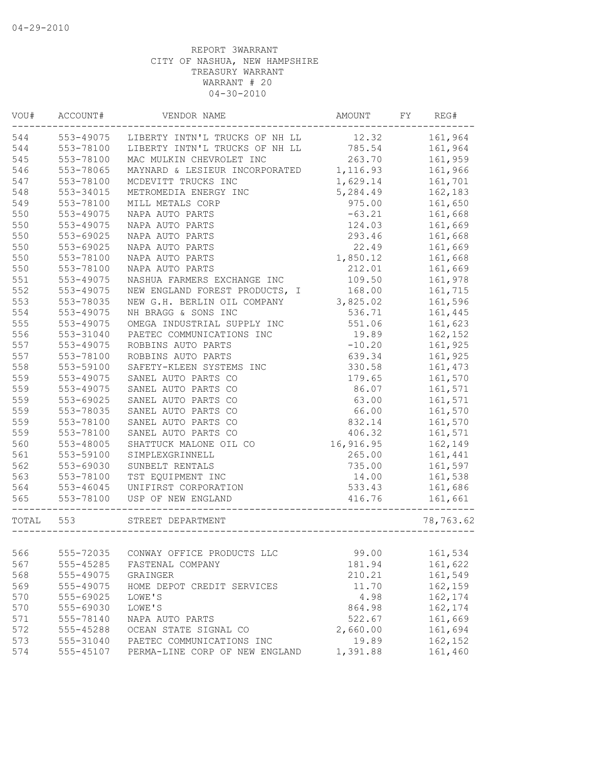04-29-2010

REPORT 3WARRANT
CITY OF NASHUA, NEW HAMPSHIRE
TREASURY WARRANT
WARRANT # 20
04-30-2010

| VOU# | ACCOUNT# | VENDOR NAME | AMOUNT | FY | REG# |
|---|---|---|---|---|---|
| 544 | 553-49075 | LIBERTY INTN'L TRUCKS OF NH LL | 12.32 | | 161,964 |
| 544 | 553-78100 | LIBERTY INTN'L TRUCKS OF NH LL | 785.54 | | 161,964 |
| 545 | 553-78100 | MAC MULKIN CHEVROLET INC | 263.70 | | 161,959 |
| 546 | 553-78065 | MAYNARD & LESIEUR INCORPORATED | 1,116.93 | | 161,966 |
| 547 | 553-78100 | MCDEVITT TRUCKS INC | 1,629.14 | | 161,701 |
| 548 | 553-34015 | METROMEDIA ENERGY INC | 5,284.49 | | 162,183 |
| 549 | 553-78100 | MILL METALS CORP | 975.00 | | 161,650 |
| 550 | 553-49075 | NAPA AUTO PARTS | -63.21 | | 161,668 |
| 550 | 553-49075 | NAPA AUTO PARTS | 124.03 | | 161,669 |
| 550 | 553-69025 | NAPA AUTO PARTS | 293.46 | | 161,668 |
| 550 | 553-69025 | NAPA AUTO PARTS | 22.49 | | 161,669 |
| 550 | 553-78100 | NAPA AUTO PARTS | 1,850.12 | | 161,668 |
| 550 | 553-78100 | NAPA AUTO PARTS | 212.01 | | 161,669 |
| 551 | 553-49075 | NASHUA FARMERS EXCHANGE INC | 109.50 | | 161,978 |
| 552 | 553-49075 | NEW ENGLAND FOREST PRODUCTS, I | 168.00 | | 161,715 |
| 553 | 553-78035 | NEW G.H. BERLIN OIL COMPANY | 3,825.02 | | 161,596 |
| 554 | 553-49075 | NH BRAGG & SONS INC | 536.71 | | 161,445 |
| 555 | 553-49075 | OMEGA INDUSTRIAL SUPPLY INC | 551.06 | | 161,623 |
| 556 | 553-31040 | PAETEC COMMUNICATIONS INC | 19.89 | | 162,152 |
| 557 | 553-49075 | ROBBINS AUTO PARTS | -10.20 | | 161,925 |
| 557 | 553-78100 | ROBBINS AUTO PARTS | 639.34 | | 161,925 |
| 558 | 553-59100 | SAFETY-KLEEN SYSTEMS INC | 330.58 | | 161,473 |
| 559 | 553-49075 | SANEL AUTO PARTS CO | 179.65 | | 161,570 |
| 559 | 553-49075 | SANEL AUTO PARTS CO | 86.07 | | 161,571 |
| 559 | 553-69025 | SANEL AUTO PARTS CO | 63.00 | | 161,571 |
| 559 | 553-78035 | SANEL AUTO PARTS CO | 66.00 | | 161,570 |
| 559 | 553-78100 | SANEL AUTO PARTS CO | 832.14 | | 161,570 |
| 559 | 553-78100 | SANEL AUTO PARTS CO | 406.32 | | 161,571 |
| 560 | 553-48005 | SHATTUCK MALONE OIL CO | 16,916.95 | | 162,149 |
| 561 | 553-59100 | SIMPLEXGRINNELL | 265.00 | | 161,441 |
| 562 | 553-69030 | SUNBELT RENTALS | 735.00 | | 161,597 |
| 563 | 553-78100 | TST EQUIPMENT INC | 14.00 | | 161,538 |
| 564 | 553-46045 | UNIFIRST CORPORATION | 533.43 | | 161,686 |
| 565 | 553-78100 | USP OF NEW ENGLAND | 416.76 | | 161,661 |
| TOTAL | 553 | STREET DEPARTMENT | | | 78,763.62 |
| 566 | 555-72035 | CONWAY OFFICE PRODUCTS LLC | 99.00 | | 161,534 |
| 567 | 555-45285 | FASTENAL COMPANY | 181.94 | | 161,622 |
| 568 | 555-49075 | GRAINGER | 210.21 | | 161,549 |
| 569 | 555-49075 | HOME DEPOT CREDIT SERVICES | 11.70 | | 162,159 |
| 570 | 555-69025 | LOWE'S | 4.98 | | 162,174 |
| 570 | 555-69030 | LOWE'S | 864.98 | | 162,174 |
| 571 | 555-78140 | NAPA AUTO PARTS | 522.67 | | 161,669 |
| 572 | 555-45288 | OCEAN STATE SIGNAL CO | 2,660.00 | | 161,694 |
| 573 | 555-31040 | PAETEC COMMUNICATIONS INC | 19.89 | | 162,152 |
| 574 | 555-45107 | PERMA-LINE CORP OF NEW ENGLAND | 1,391.88 | | 161,460 |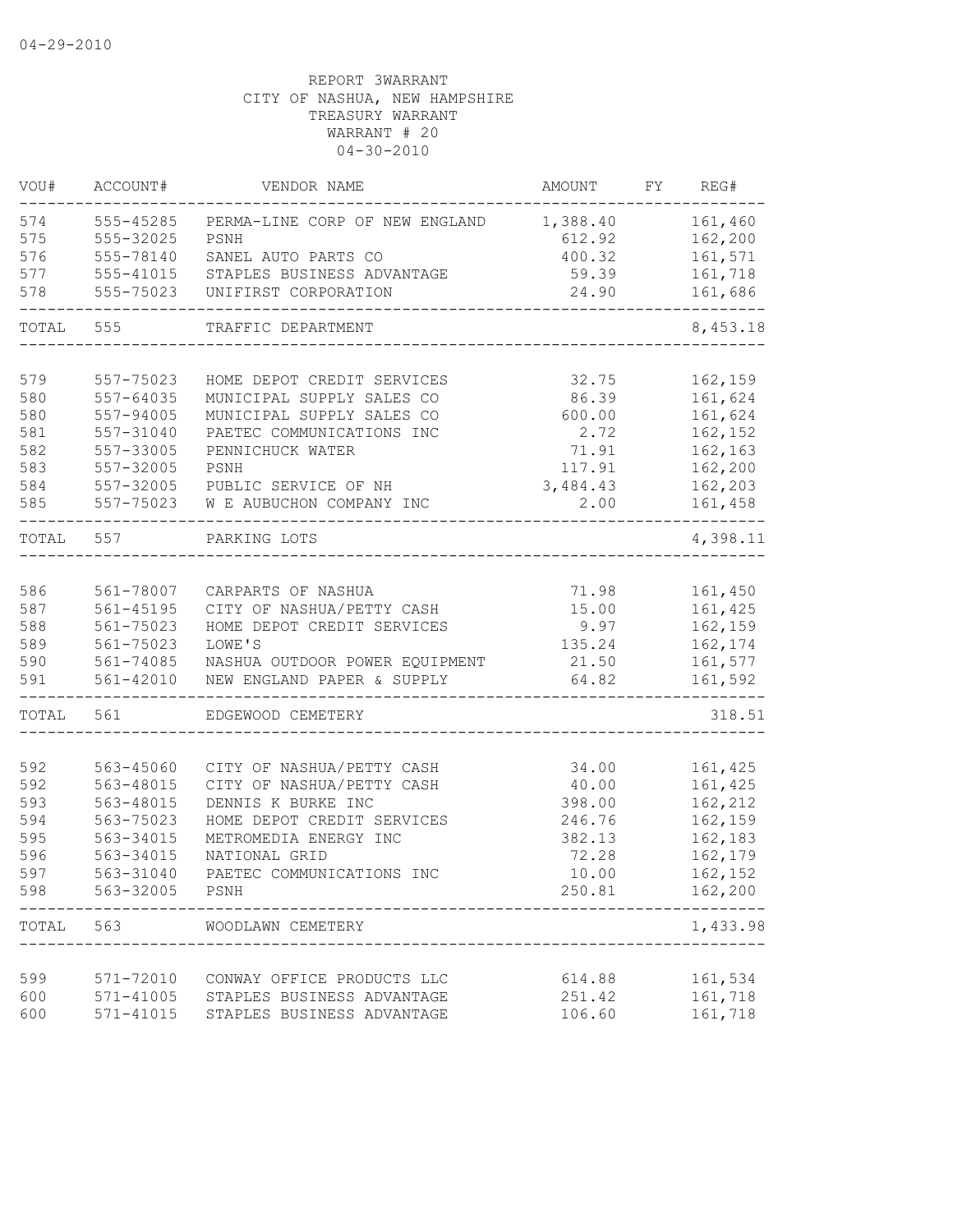04-29-2010

REPORT 3WARRANT
CITY OF NASHUA, NEW HAMPSHIRE
TREASURY WARRANT
WARRANT # 20
04-30-2010

| VOU# | ACCOUNT# | VENDOR NAME | AMOUNT | FY | REG# |
|---|---|---|---|---|---|
| 574 | 555-45285 | PERMA-LINE CORP OF NEW ENGLAND | 1,388.40 | | 161,460 |
| 575 | 555-32025 | PSNH | 612.92 | | 162,200 |
| 576 | 555-78140 | SANEL AUTO PARTS CO | 400.32 | | 161,571 |
| 577 | 555-41015 | STAPLES BUSINESS ADVANTAGE | 59.39 | | 161,718 |
| 578 | 555-75023 | UNIFIRST CORPORATION | 24.90 | | 161,686 |
| TOTAL | 555 | TRAFFIC DEPARTMENT | | | 8,453.18 |
| 579 | 557-75023 | HOME DEPOT CREDIT SERVICES | 32.75 | | 162,159 |
| 580 | 557-64035 | MUNICIPAL SUPPLY SALES CO | 86.39 | | 161,624 |
| 580 | 557-94005 | MUNICIPAL SUPPLY SALES CO | 600.00 | | 161,624 |
| 581 | 557-31040 | PAETEC COMMUNICATIONS INC | 2.72 | | 162,152 |
| 582 | 557-33005 | PENNICHUCK WATER | 71.91 | | 162,163 |
| 583 | 557-32005 | PSNH | 117.91 | | 162,200 |
| 584 | 557-32005 | PUBLIC SERVICE OF NH | 3,484.43 | | 162,203 |
| 585 | 557-75023 | W E AUBUCHON COMPANY INC | 2.00 | | 161,458 |
| TOTAL | 557 | PARKING LOTS | | | 4,398.11 |
| 586 | 561-78007 | CARPARTS OF NASHUA | 71.98 | | 161,450 |
| 587 | 561-45195 | CITY OF NASHUA/PETTY CASH | 15.00 | | 161,425 |
| 588 | 561-75023 | HOME DEPOT CREDIT SERVICES | 9.97 | | 162,159 |
| 589 | 561-75023 | LOWE'S | 135.24 | | 162,174 |
| 590 | 561-74085 | NASHUA OUTDOOR POWER EQUIPMENT | 21.50 | | 161,577 |
| 591 | 561-42010 | NEW ENGLAND PAPER & SUPPLY | 64.82 | | 161,592 |
| TOTAL | 561 | EDGEWOOD CEMETERY | | | 318.51 |
| 592 | 563-45060 | CITY OF NASHUA/PETTY CASH | 34.00 | | 161,425 |
| 592 | 563-48015 | CITY OF NASHUA/PETTY CASH | 40.00 | | 161,425 |
| 593 | 563-48015 | DENNIS K BURKE INC | 398.00 | | 162,212 |
| 594 | 563-75023 | HOME DEPOT CREDIT SERVICES | 246.76 | | 162,159 |
| 595 | 563-34015 | METROMEDIA ENERGY INC | 382.13 | | 162,183 |
| 596 | 563-34015 | NATIONAL GRID | 72.28 | | 162,179 |
| 597 | 563-31040 | PAETEC COMMUNICATIONS INC | 10.00 | | 162,152 |
| 598 | 563-32005 | PSNH | 250.81 | | 162,200 |
| TOTAL | 563 | WOODLAWN CEMETERY | | | 1,433.98 |
| 599 | 571-72010 | CONWAY OFFICE PRODUCTS LLC | 614.88 | | 161,534 |
| 600 | 571-41005 | STAPLES BUSINESS ADVANTAGE | 251.42 | | 161,718 |
| 600 | 571-41015 | STAPLES BUSINESS ADVANTAGE | 106.60 | | 161,718 |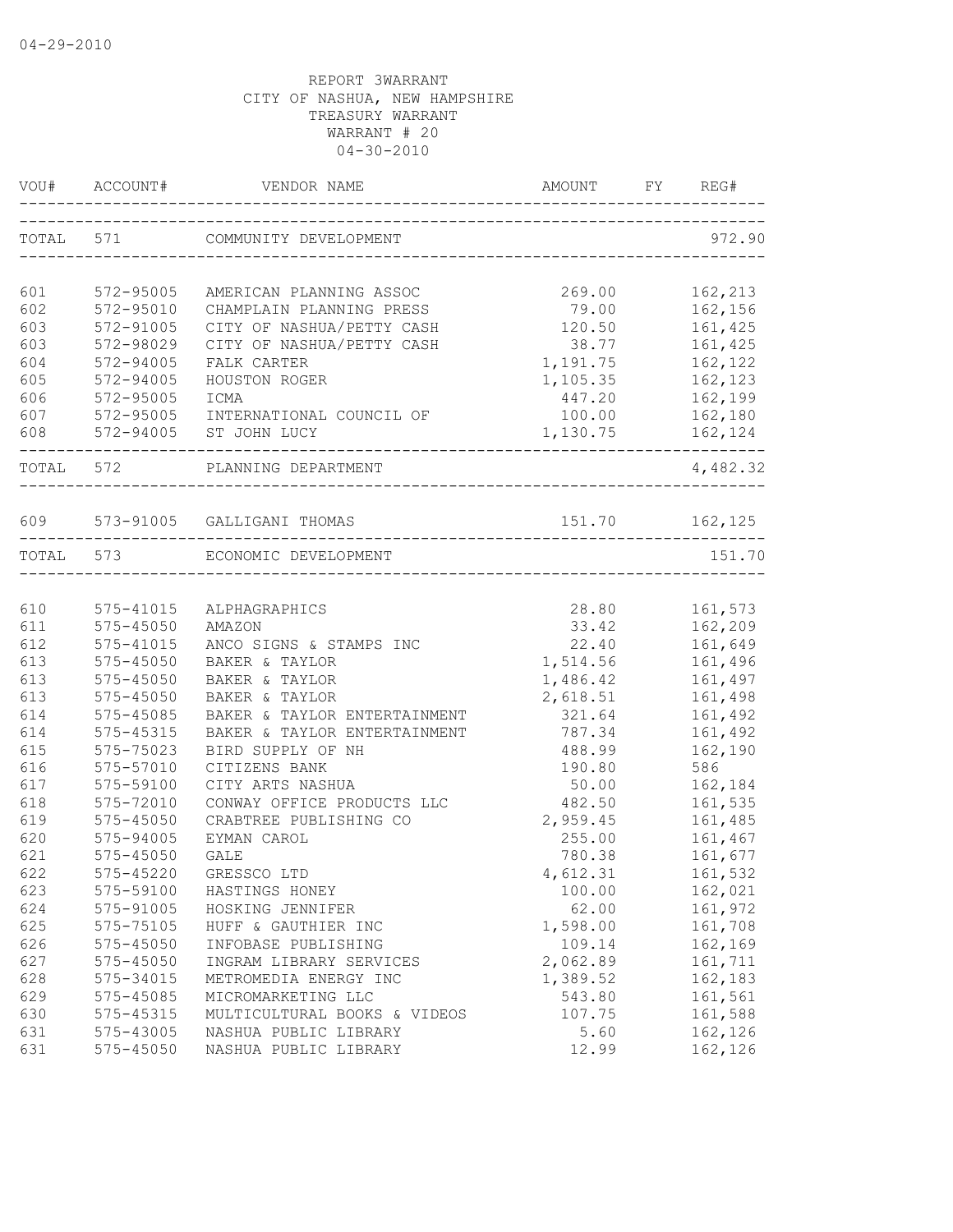04-29-2010

REPORT 3WARRANT
CITY OF NASHUA, NEW HAMPSHIRE
TREASURY WARRANT
WARRANT # 20
04-30-2010

| VOU# | ACCOUNT# | VENDOR NAME | AMOUNT | FY | REG# |
|---|---|---|---|---|---|
| TOTAL | 571 | COMMUNITY DEVELOPMENT | | | 972.90 |
| 601 | 572-95005 | AMERICAN PLANNING ASSOC | 269.00 | | 162,213 |
| 602 | 572-95010 | CHAMPLAIN PLANNING PRESS | 79.00 | | 162,156 |
| 603 | 572-91005 | CITY OF NASHUA/PETTY CASH | 120.50 | | 161,425 |
| 603 | 572-98029 | CITY OF NASHUA/PETTY CASH | 38.77 | | 161,425 |
| 604 | 572-94005 | FALK CARTER | 1,191.75 | | 162,122 |
| 605 | 572-94005 | HOUSTON ROGER | 1,105.35 | | 162,123 |
| 606 | 572-95005 | ICMA | 447.20 | | 162,199 |
| 607 | 572-95005 | INTERNATIONAL COUNCIL OF | 100.00 | | 162,180 |
| 608 | 572-94005 | ST JOHN LUCY | 1,130.75 | | 162,124 |
| TOTAL | 572 | PLANNING DEPARTMENT | | | 4,482.32 |
| 609 | 573-91005 | GALLIGANI THOMAS | 151.70 | | 162,125 |
| TOTAL | 573 | ECONOMIC DEVELOPMENT | | | 151.70 |
| 610 | 575-41015 | ALPHAGRAPHICS | 28.80 | | 161,573 |
| 611 | 575-45050 | AMAZON | 33.42 | | 162,209 |
| 612 | 575-41015 | ANCO SIGNS & STAMPS INC | 22.40 | | 161,649 |
| 613 | 575-45050 | BAKER & TAYLOR | 1,514.56 | | 161,496 |
| 613 | 575-45050 | BAKER & TAYLOR | 1,486.42 | | 161,497 |
| 613 | 575-45050 | BAKER & TAYLOR | 2,618.51 | | 161,498 |
| 614 | 575-45085 | BAKER & TAYLOR ENTERTAINMENT | 321.64 | | 161,492 |
| 614 | 575-45315 | BAKER & TAYLOR ENTERTAINMENT | 787.34 | | 161,492 |
| 615 | 575-75023 | BIRD SUPPLY OF NH | 488.99 | | 162,190 |
| 616 | 575-57010 | CITIZENS BANK | 190.80 | | 586 |
| 617 | 575-59100 | CITY ARTS NASHUA | 50.00 | | 162,184 |
| 618 | 575-72010 | CONWAY OFFICE PRODUCTS LLC | 482.50 | | 161,535 |
| 619 | 575-45050 | CRABTREE PUBLISHING CO | 2,959.45 | | 161,485 |
| 620 | 575-94005 | EYMAN CAROL | 255.00 | | 161,467 |
| 621 | 575-45050 | GALE | 780.38 | | 161,677 |
| 622 | 575-45220 | GRESSCO LTD | 4,612.31 | | 161,532 |
| 623 | 575-59100 | HASTINGS HONEY | 100.00 | | 162,021 |
| 624 | 575-91005 | HOSKING JENNIFER | 62.00 | | 161,972 |
| 625 | 575-75105 | HUFF & GAUTHIER INC | 1,598.00 | | 161,708 |
| 626 | 575-45050 | INFOBASE PUBLISHING | 109.14 | | 162,169 |
| 627 | 575-45050 | INGRAM LIBRARY SERVICES | 2,062.89 | | 161,711 |
| 628 | 575-34015 | METROMEDIA ENERGY INC | 1,389.52 | | 162,183 |
| 629 | 575-45085 | MICROMARKETING LLC | 543.80 | | 161,561 |
| 630 | 575-45315 | MULTICULTURAL BOOKS & VIDEOS | 107.75 | | 161,588 |
| 631 | 575-43005 | NASHUA PUBLIC LIBRARY | 5.60 | | 162,126 |
| 631 | 575-45050 | NASHUA PUBLIC LIBRARY | 12.99 | | 162,126 |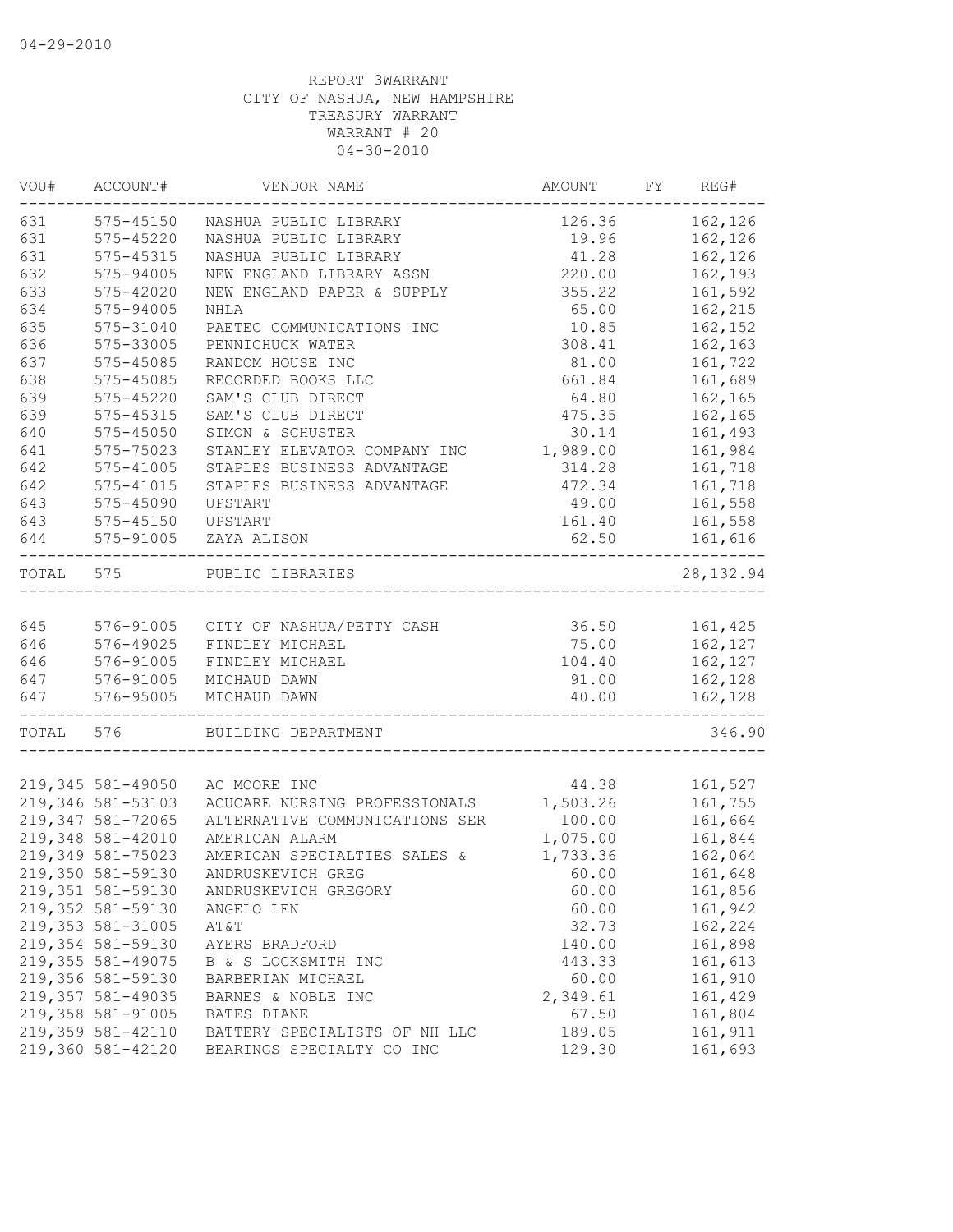04-29-2010

REPORT 3WARRANT
CITY OF NASHUA, NEW HAMPSHIRE
TREASURY WARRANT
WARRANT # 20
04-30-2010

| VOU# | ACCOUNT# | VENDOR NAME | AMOUNT | FY | REG# |
|---|---|---|---|---|---|
| 631 | 575-45150 | NASHUA PUBLIC LIBRARY | 126.36 | | 162,126 |
| 631 | 575-45220 | NASHUA PUBLIC LIBRARY | 19.96 | | 162,126 |
| 631 | 575-45315 | NASHUA PUBLIC LIBRARY | 41.28 | | 162,126 |
| 632 | 575-94005 | NEW ENGLAND LIBRARY ASSN | 220.00 | | 162,193 |
| 633 | 575-42020 | NEW ENGLAND PAPER & SUPPLY | 355.22 | | 161,592 |
| 634 | 575-94005 | NHLA | 65.00 | | 162,215 |
| 635 | 575-31040 | PAETEC COMMUNICATIONS INC | 10.85 | | 162,152 |
| 636 | 575-33005 | PENNICHUCK WATER | 308.41 | | 162,163 |
| 637 | 575-45085 | RANDOM HOUSE INC | 81.00 | | 161,722 |
| 638 | 575-45085 | RECORDED BOOKS LLC | 661.84 | | 161,689 |
| 639 | 575-45220 | SAM'S CLUB DIRECT | 64.80 | | 162,165 |
| 639 | 575-45315 | SAM'S CLUB DIRECT | 475.35 | | 162,165 |
| 640 | 575-45050 | SIMON & SCHUSTER | 30.14 | | 161,493 |
| 641 | 575-75023 | STANLEY ELEVATOR COMPANY INC | 1,989.00 | | 161,984 |
| 642 | 575-41005 | STAPLES BUSINESS ADVANTAGE | 314.28 | | 161,718 |
| 642 | 575-41015 | STAPLES BUSINESS ADVANTAGE | 472.34 | | 161,718 |
| 643 | 575-45090 | UPSTART | 49.00 | | 161,558 |
| 643 | 575-45150 | UPSTART | 161.40 | | 161,558 |
| 644 | 575-91005 | ZAYA ALISON | 62.50 | | 161,616 |
| TOTAL | 575 | PUBLIC LIBRARIES | | | 28,132.94 |
| 645 | 576-91005 | CITY OF NASHUA/PETTY CASH | 36.50 | | 161,425 |
| 646 | 576-49025 | FINDLEY MICHAEL | 75.00 | | 162,127 |
| 646 | 576-91005 | FINDLEY MICHAEL | 104.40 | | 162,127 |
| 647 | 576-91005 | MICHAUD DAWN | 91.00 | | 162,128 |
| 647 | 576-95005 | MICHAUD DAWN | 40.00 | | 162,128 |
| TOTAL | 576 | BUILDING DEPARTMENT | | | 346.90 |
| 219,345 | 581-49050 | AC MOORE INC | 44.38 | | 161,527 |
| 219,346 | 581-53103 | ACUCARE NURSING PROFESSIONALS | 1,503.26 | | 161,755 |
| 219,347 | 581-72065 | ALTERNATIVE COMMUNICATIONS SER | 100.00 | | 161,664 |
| 219,348 | 581-42010 | AMERICAN ALARM | 1,075.00 | | 161,844 |
| 219,349 | 581-75023 | AMERICAN SPECIALTIES SALES & | 1,733.36 | | 162,064 |
| 219,350 | 581-59130 | ANDRUSKEVICH GREG | 60.00 | | 161,648 |
| 219,351 | 581-59130 | ANDRUSKEVICH GREGORY | 60.00 | | 161,856 |
| 219,352 | 581-59130 | ANGELO LEN | 60.00 | | 161,942 |
| 219,353 | 581-31005 | AT&T | 32.73 | | 162,224 |
| 219,354 | 581-59130 | AYERS BRADFORD | 140.00 | | 161,898 |
| 219,355 | 581-49075 | B & S LOCKSMITH INC | 443.33 | | 161,613 |
| 219,356 | 581-59130 | BARBERIAN MICHAEL | 60.00 | | 161,910 |
| 219,357 | 581-49035 | BARNES & NOBLE INC | 2,349.61 | | 161,429 |
| 219,358 | 581-91005 | BATES DIANE | 67.50 | | 161,804 |
| 219,359 | 581-42110 | BATTERY SPECIALISTS OF NH LLC | 189.05 | | 161,911 |
| 219,360 | 581-42120 | BEARINGS SPECIALTY CO INC | 129.30 | | 161,693 |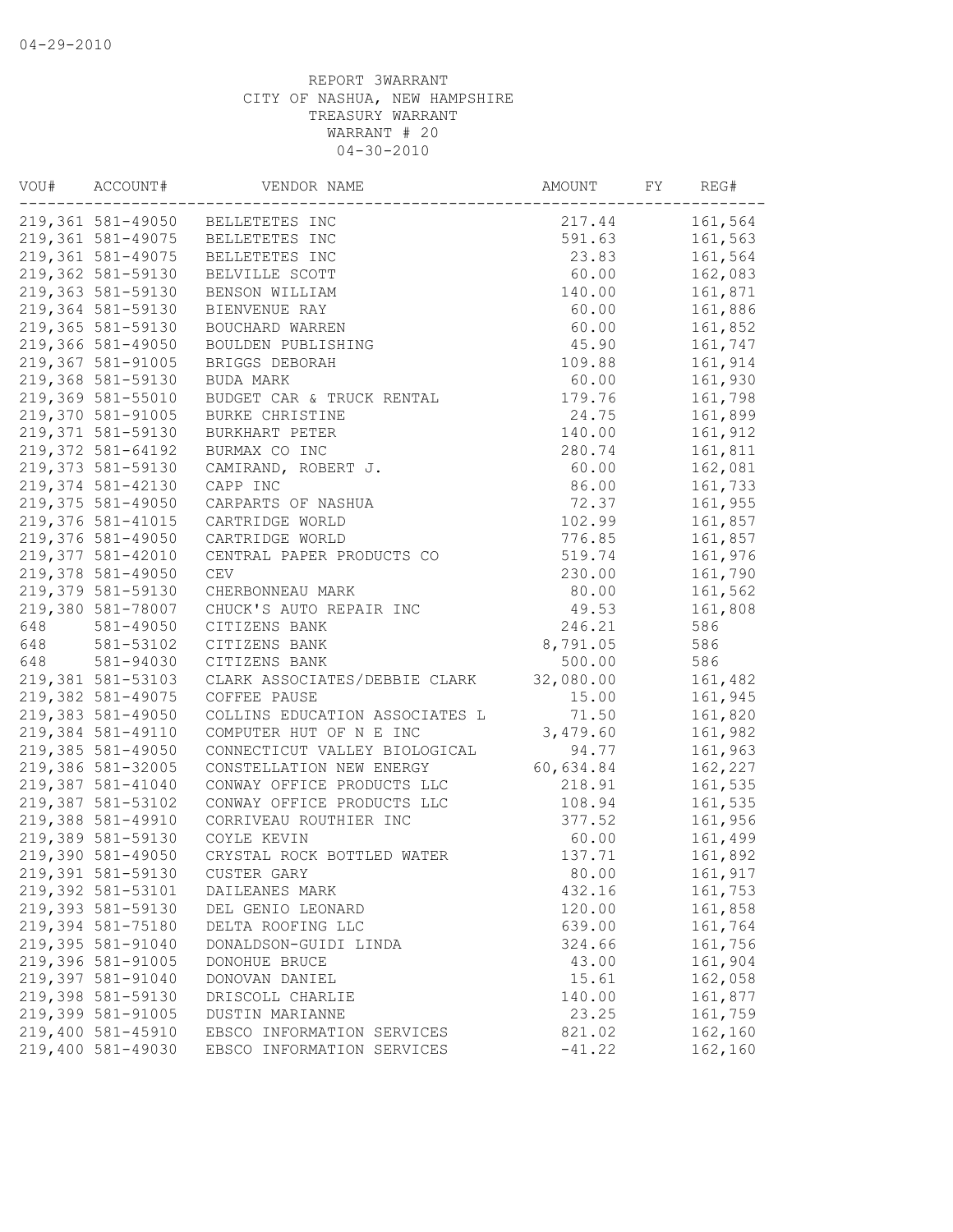04-29-2010

REPORT 3WARRANT
CITY OF NASHUA, NEW HAMPSHIRE
TREASURY WARRANT
WARRANT # 20
04-30-2010

| VOU# | ACCOUNT# | VENDOR NAME | AMOUNT | FY | REG# |
|---|---|---|---|---|---|
| 219,361 | 581-49050 | BELLETETES INC | 217.44 | | 161,564 |
| 219,361 | 581-49075 | BELLETETES INC | 591.63 | | 161,563 |
| 219,361 | 581-49075 | BELLETETES INC | 23.83 | | 161,564 |
| 219,362 | 581-59130 | BELVILLE SCOTT | 60.00 | | 162,083 |
| 219,363 | 581-59130 | BENSON WILLIAM | 140.00 | | 161,871 |
| 219,364 | 581-59130 | BIENVENUE RAY | 60.00 | | 161,886 |
| 219,365 | 581-59130 | BOUCHARD WARREN | 60.00 | | 161,852 |
| 219,366 | 581-49050 | BOULDEN PUBLISHING | 45.90 | | 161,747 |
| 219,367 | 581-91005 | BRIGGS DEBORAH | 109.88 | | 161,914 |
| 219,368 | 581-59130 | BUDA MARK | 60.00 | | 161,930 |
| 219,369 | 581-55010 | BUDGET CAR & TRUCK RENTAL | 179.76 | | 161,798 |
| 219,370 | 581-91005 | BURKE CHRISTINE | 24.75 | | 161,899 |
| 219,371 | 581-59130 | BURKHART PETER | 140.00 | | 161,912 |
| 219,372 | 581-64192 | BURMAX CO INC | 280.74 | | 161,811 |
| 219,373 | 581-59130 | CAMIRAND, ROBERT J. | 60.00 | | 162,081 |
| 219,374 | 581-42130 | CAPP INC | 86.00 | | 161,733 |
| 219,375 | 581-49050 | CARPARTS OF NASHUA | 72.37 | | 161,955 |
| 219,376 | 581-41015 | CARTRIDGE WORLD | 102.99 | | 161,857 |
| 219,376 | 581-49050 | CARTRIDGE WORLD | 776.85 | | 161,857 |
| 219,377 | 581-42010 | CENTRAL PAPER PRODUCTS CO | 519.74 | | 161,976 |
| 219,378 | 581-49050 | CEV | 230.00 | | 161,790 |
| 219,379 | 581-59130 | CHERBONNEAU MARK | 80.00 | | 161,562 |
| 219,380 | 581-78007 | CHUCK'S AUTO REPAIR INC | 49.53 | | 161,808 |
| 648 | 581-49050 | CITIZENS BANK | 246.21 | | 586 |
| 648 | 581-53102 | CITIZENS BANK | 8,791.05 | | 586 |
| 648 | 581-94030 | CITIZENS BANK | 500.00 | | 586 |
| 219,381 | 581-53103 | CLARK ASSOCIATES/DEBBIE CLARK | 32,080.00 | | 161,482 |
| 219,382 | 581-49075 | COFFEE PAUSE | 15.00 | | 161,945 |
| 219,383 | 581-49050 | COLLINS EDUCATION ASSOCIATES L | 71.50 | | 161,820 |
| 219,384 | 581-49110 | COMPUTER HUT OF N E INC | 3,479.60 | | 161,982 |
| 219,385 | 581-49050 | CONNECTICUT VALLEY BIOLOGICAL | 94.77 | | 161,963 |
| 219,386 | 581-32005 | CONSTELLATION NEW ENERGY | 60,634.84 | | 162,227 |
| 219,387 | 581-41040 | CONWAY OFFICE PRODUCTS LLC | 218.91 | | 161,535 |
| 219,387 | 581-53102 | CONWAY OFFICE PRODUCTS LLC | 108.94 | | 161,535 |
| 219,388 | 581-49910 | CORRIVEAU ROUTHIER INC | 377.52 | | 161,956 |
| 219,389 | 581-59130 | COYLE KEVIN | 60.00 | | 161,499 |
| 219,390 | 581-49050 | CRYSTAL ROCK BOTTLED WATER | 137.71 | | 161,892 |
| 219,391 | 581-59130 | CUSTER GARY | 80.00 | | 161,917 |
| 219,392 | 581-53101 | DAILEANES MARK | 432.16 | | 161,753 |
| 219,393 | 581-59130 | DEL GENIO LEONARD | 120.00 | | 161,858 |
| 219,394 | 581-75180 | DELTA ROOFING LLC | 639.00 | | 161,764 |
| 219,395 | 581-91040 | DONALDSON-GUIDI LINDA | 324.66 | | 161,756 |
| 219,396 | 581-91005 | DONOHUE BRUCE | 43.00 | | 161,904 |
| 219,397 | 581-91040 | DONOVAN DANIEL | 15.61 | | 162,058 |
| 219,398 | 581-59130 | DRISCOLL CHARLIE | 140.00 | | 161,877 |
| 219,399 | 581-91005 | DUSTIN MARIANNE | 23.25 | | 161,759 |
| 219,400 | 581-45910 | EBSCO INFORMATION SERVICES | 821.02 | | 162,160 |
| 219,400 | 581-49030 | EBSCO INFORMATION SERVICES | -41.22 | | 162,160 |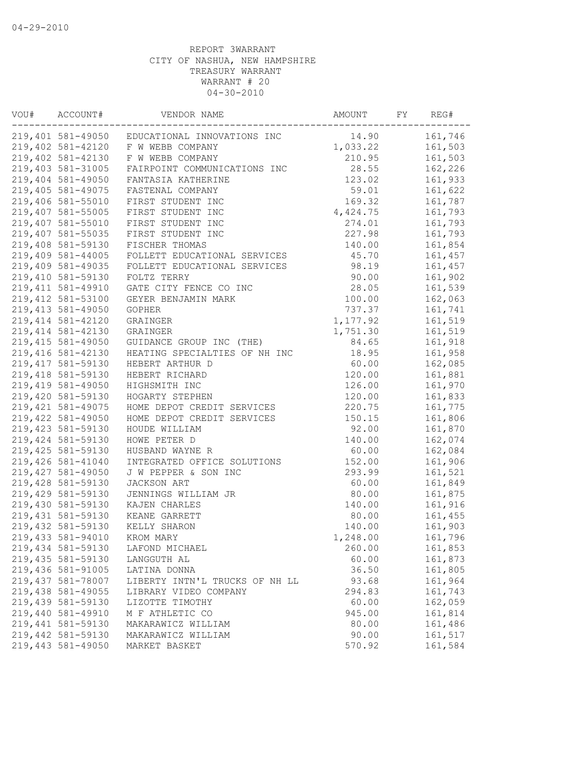04-29-2010

REPORT 3WARRANT
CITY OF NASHUA, NEW HAMPSHIRE
TREASURY WARRANT
WARRANT # 20
04-30-2010

| VOU# | ACCOUNT# | VENDOR NAME | AMOUNT | FY | REG# |
|---|---|---|---|---|---|
| 219,401 | 581-49050 | EDUCATIONAL INNOVATIONS INC | 14.90 | | 161,746 |
| 219,402 | 581-42120 | F W WEBB COMPANY | 1,033.22 | | 161,503 |
| 219,402 | 581-42130 | F W WEBB COMPANY | 210.95 | | 161,503 |
| 219,403 | 581-31005 | FAIRPOINT COMMUNICATIONS INC | 28.55 | | 162,226 |
| 219,404 | 581-49050 | FANTASIA KATHERINE | 123.02 | | 161,933 |
| 219,405 | 581-49075 | FASTENAL COMPANY | 59.01 | | 161,622 |
| 219,406 | 581-55010 | FIRST STUDENT INC | 169.32 | | 161,787 |
| 219,407 | 581-55005 | FIRST STUDENT INC | 4,424.75 | | 161,793 |
| 219,407 | 581-55010 | FIRST STUDENT INC | 274.01 | | 161,793 |
| 219,407 | 581-55035 | FIRST STUDENT INC | 227.98 | | 161,793 |
| 219,408 | 581-59130 | FISCHER THOMAS | 140.00 | | 161,854 |
| 219,409 | 581-44005 | FOLLETT EDUCATIONAL SERVICES | 45.70 | | 161,457 |
| 219,409 | 581-49035 | FOLLETT EDUCATIONAL SERVICES | 98.19 | | 161,457 |
| 219,410 | 581-59130 | FOLTZ TERRY | 90.00 | | 161,902 |
| 219,411 | 581-49910 | GATE CITY FENCE CO INC | 28.05 | | 161,539 |
| 219,412 | 581-53100 | GEYER BENJAMIN MARK | 100.00 | | 162,063 |
| 219,413 | 581-49050 | GOPHER | 737.37 | | 161,741 |
| 219,414 | 581-42120 | GRAINGER | 1,177.92 | | 161,519 |
| 219,414 | 581-42130 | GRAINGER | 1,751.30 | | 161,519 |
| 219,415 | 581-49050 | GUIDANCE GROUP INC (THE) | 84.65 | | 161,918 |
| 219,416 | 581-42130 | HEATING SPECIALTIES OF NH INC | 18.95 | | 161,958 |
| 219,417 | 581-59130 | HEBERT ARTHUR D | 60.00 | | 162,085 |
| 219,418 | 581-59130 | HEBERT RICHARD | 120.00 | | 161,881 |
| 219,419 | 581-49050 | HIGHSMITH INC | 126.00 | | 161,970 |
| 219,420 | 581-59130 | HOGARTY STEPHEN | 120.00 | | 161,833 |
| 219,421 | 581-49075 | HOME DEPOT CREDIT SERVICES | 220.75 | | 161,775 |
| 219,422 | 581-49050 | HOME DEPOT CREDIT SERVICES | 150.15 | | 161,806 |
| 219,423 | 581-59130 | HOUDE WILLIAM | 92.00 | | 161,870 |
| 219,424 | 581-59130 | HOWE PETER D | 140.00 | | 162,074 |
| 219,425 | 581-59130 | HUSBAND WAYNE R | 60.00 | | 162,084 |
| 219,426 | 581-41040 | INTEGRATED OFFICE SOLUTIONS | 152.00 | | 161,906 |
| 219,427 | 581-49050 | J W PEPPER & SON INC | 293.99 | | 161,521 |
| 219,428 | 581-59130 | JACKSON ART | 60.00 | | 161,849 |
| 219,429 | 581-59130 | JENNINGS WILLIAM JR | 80.00 | | 161,875 |
| 219,430 | 581-59130 | KAJEN CHARLES | 140.00 | | 161,916 |
| 219,431 | 581-59130 | KEANE GARRETT | 80.00 | | 161,455 |
| 219,432 | 581-59130 | KELLY SHARON | 140.00 | | 161,903 |
| 219,433 | 581-94010 | KROM MARY | 1,248.00 | | 161,796 |
| 219,434 | 581-59130 | LAFOND MICHAEL | 260.00 | | 161,853 |
| 219,435 | 581-59130 | LANGGUTH AL | 60.00 | | 161,873 |
| 219,436 | 581-91005 | LATINA DONNA | 36.50 | | 161,805 |
| 219,437 | 581-78007 | LIBERTY INTN'L TRUCKS OF NH LL | 93.68 | | 161,964 |
| 219,438 | 581-49055 | LIBRARY VIDEO COMPANY | 294.83 | | 161,743 |
| 219,439 | 581-59130 | LIZOTTE TIMOTHY | 60.00 | | 162,059 |
| 219,440 | 581-49910 | M F ATHLETIC CO | 945.00 | | 161,814 |
| 219,441 | 581-59130 | MAKARAWICZ WILLIAM | 80.00 | | 161,486 |
| 219,442 | 581-59130 | MAKARAWICZ WILLIAM | 90.00 | | 161,517 |
| 219,443 | 581-49050 | MARKET BASKET | 570.92 | | 161,584 |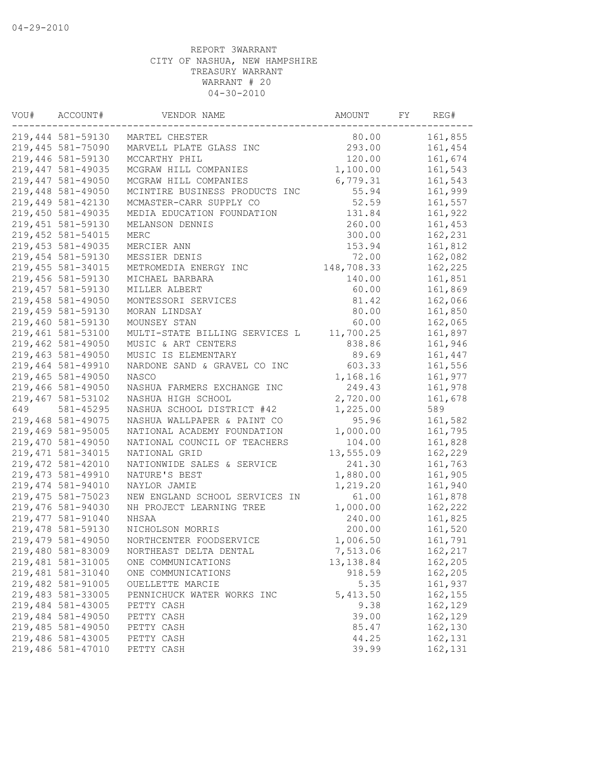04-29-2010

REPORT 3WARRANT
CITY OF NASHUA, NEW HAMPSHIRE
TREASURY WARRANT
WARRANT # 20
04-30-2010

| VOU# | ACCOUNT# | VENDOR NAME | AMOUNT | FY | REG# |
|---|---|---|---|---|---|
| 219,444 | 581-59130 | MARTEL CHESTER | 80.00 | | 161,855 |
| 219,445 | 581-75090 | MARVELL PLATE GLASS INC | 293.00 | | 161,454 |
| 219,446 | 581-59130 | MCCARTHY PHIL | 120.00 | | 161,674 |
| 219,447 | 581-49035 | MCGRAW HILL COMPANIES | 1,100.00 | | 161,543 |
| 219,447 | 581-49050 | MCGRAW HILL COMPANIES | 6,779.31 | | 161,543 |
| 219,448 | 581-49050 | MCINTIRE BUSINESS PRODUCTS INC | 55.94 | | 161,999 |
| 219,449 | 581-42130 | MCMASTER-CARR SUPPLY CO | 52.59 | | 161,557 |
| 219,450 | 581-49035 | MEDIA EDUCATION FOUNDATION | 131.84 | | 161,922 |
| 219,451 | 581-59130 | MELANSON DENNIS | 260.00 | | 161,453 |
| 219,452 | 581-54015 | MERC | 300.00 | | 162,231 |
| 219,453 | 581-49035 | MERCIER ANN | 153.94 | | 161,812 |
| 219,454 | 581-59130 | MESSIER DENIS | 72.00 | | 162,082 |
| 219,455 | 581-34015 | METROMEDIA ENERGY INC | 148,708.33 | | 162,225 |
| 219,456 | 581-59130 | MICHAEL BARBARA | 140.00 | | 161,851 |
| 219,457 | 581-59130 | MILLER ALBERT | 60.00 | | 161,869 |
| 219,458 | 581-49050 | MONTESSORI SERVICES | 81.42 | | 162,066 |
| 219,459 | 581-59130 | MORAN LINDSAY | 80.00 | | 161,850 |
| 219,460 | 581-59130 | MOUNSEY STAN | 60.00 | | 162,065 |
| 219,461 | 581-53100 | MULTI-STATE BILLING SERVICES L | 11,700.25 | | 161,897 |
| 219,462 | 581-49050 | MUSIC & ART CENTERS | 838.86 | | 161,946 |
| 219,463 | 581-49050 | MUSIC IS ELEMENTARY | 89.69 | | 161,447 |
| 219,464 | 581-49910 | NARDONE SAND & GRAVEL CO INC | 603.33 | | 161,556 |
| 219,465 | 581-49050 | NASCO | 1,168.16 | | 161,977 |
| 219,466 | 581-49050 | NASHUA FARMERS EXCHANGE INC | 249.43 | | 161,978 |
| 219,467 | 581-53102 | NASHUA HIGH SCHOOL | 2,720.00 | | 161,678 |
| 649 | 581-45295 | NASHUA SCHOOL DISTRICT #42 | 1,225.00 | | 589 |
| 219,468 | 581-49075 | NASHUA WALLPAPER & PAINT CO | 95.96 | | 161,582 |
| 219,469 | 581-95005 | NATIONAL ACADEMY FOUNDATION | 1,000.00 | | 161,795 |
| 219,470 | 581-49050 | NATIONAL COUNCIL OF TEACHERS | 104.00 | | 161,828 |
| 219,471 | 581-34015 | NATIONAL GRID | 13,555.09 | | 162,229 |
| 219,472 | 581-42010 | NATIONWIDE SALES & SERVICE | 241.30 | | 161,763 |
| 219,473 | 581-49910 | NATURE'S BEST | 1,880.00 | | 161,905 |
| 219,474 | 581-94010 | NAYLOR JAMIE | 1,219.20 | | 161,940 |
| 219,475 | 581-75023 | NEW ENGLAND SCHOOL SERVICES IN | 61.00 | | 161,878 |
| 219,476 | 581-94030 | NH PROJECT LEARNING TREE | 1,000.00 | | 162,222 |
| 219,477 | 581-91040 | NHSAA | 240.00 | | 161,825 |
| 219,478 | 581-59130 | NICHOLSON MORRIS | 200.00 | | 161,520 |
| 219,479 | 581-49050 | NORTHCENTER FOODSERVICE | 1,006.50 | | 161,791 |
| 219,480 | 581-83009 | NORTHEAST DELTA DENTAL | 7,513.06 | | 162,217 |
| 219,481 | 581-31005 | ONE COMMUNICATIONS | 13,138.84 | | 162,205 |
| 219,481 | 581-31040 | ONE COMMUNICATIONS | 918.59 | | 162,205 |
| 219,482 | 581-91005 | OUELLETTE MARCIE | 5.35 | | 161,937 |
| 219,483 | 581-33005 | PENNICHUCK WATER WORKS INC | 5,413.50 | | 162,155 |
| 219,484 | 581-43005 | PETTY CASH | 9.38 | | 162,129 |
| 219,484 | 581-49050 | PETTY CASH | 39.00 | | 162,129 |
| 219,485 | 581-49050 | PETTY CASH | 85.47 | | 162,130 |
| 219,486 | 581-43005 | PETTY CASH | 44.25 | | 162,131 |
| 219,486 | 581-47010 | PETTY CASH | 39.99 | | 162,131 |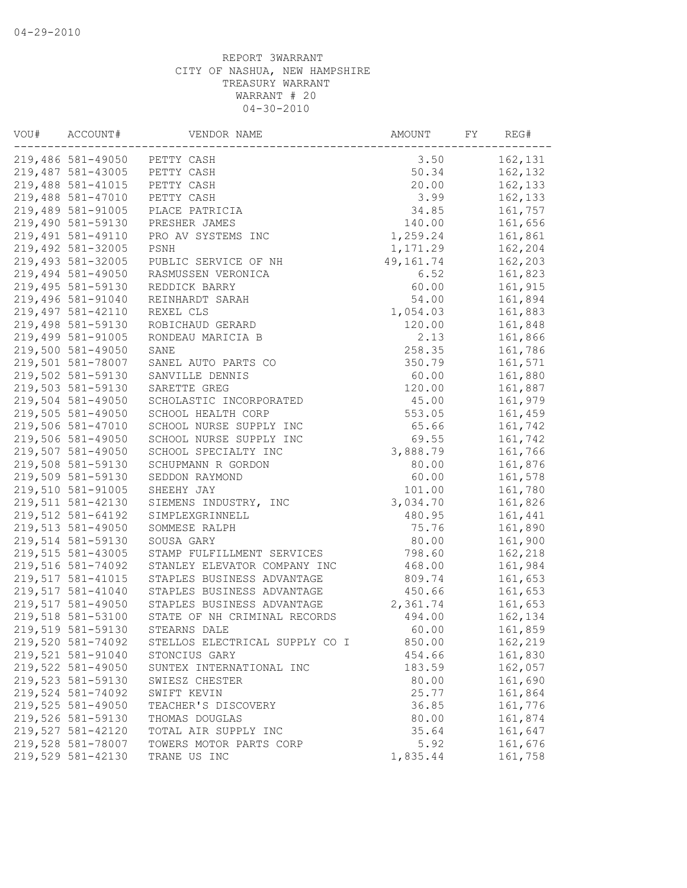04-29-2010

REPORT 3WARRANT
CITY OF NASHUA, NEW HAMPSHIRE
TREASURY WARRANT
WARRANT # 20
04-30-2010

| VOU# | ACCOUNT# | VENDOR NAME | AMOUNT | FY | REG# |
|---|---|---|---|---|---|
| 219,486 | 581-49050 | PETTY CASH | 3.50 | | 162,131 |
| 219,487 | 581-43005 | PETTY CASH | 50.34 | | 162,132 |
| 219,488 | 581-41015 | PETTY CASH | 20.00 | | 162,133 |
| 219,488 | 581-47010 | PETTY CASH | 3.99 | | 162,133 |
| 219,489 | 581-91005 | PLACE PATRICIA | 34.85 | | 161,757 |
| 219,490 | 581-59130 | PRESHER JAMES | 140.00 | | 161,656 |
| 219,491 | 581-49110 | PRO AV SYSTEMS INC | 1,259.24 | | 161,861 |
| 219,492 | 581-32005 | PSNH | 1,171.29 | | 162,204 |
| 219,493 | 581-32005 | PUBLIC SERVICE OF NH | 49,161.74 | | 162,203 |
| 219,494 | 581-49050 | RASMUSSEN VERONICA | 6.52 | | 161,823 |
| 219,495 | 581-59130 | REDDICK BARRY | 60.00 | | 161,915 |
| 219,496 | 581-91040 | REINHARDT SARAH | 54.00 | | 161,894 |
| 219,497 | 581-42110 | REXEL CLS | 1,054.03 | | 161,883 |
| 219,498 | 581-59130 | ROBICHAUD GERARD | 120.00 | | 161,848 |
| 219,499 | 581-91005 | RONDEAU MARICIA B | 2.13 | | 161,866 |
| 219,500 | 581-49050 | SANE | 258.35 | | 161,786 |
| 219,501 | 581-78007 | SANEL AUTO PARTS CO | 350.79 | | 161,571 |
| 219,502 | 581-59130 | SANVILLE DENNIS | 60.00 | | 161,880 |
| 219,503 | 581-59130 | SARETTE GREG | 120.00 | | 161,887 |
| 219,504 | 581-49050 | SCHOLASTIC INCORPORATED | 45.00 | | 161,979 |
| 219,505 | 581-49050 | SCHOOL HEALTH CORP | 553.05 | | 161,459 |
| 219,506 | 581-47010 | SCHOOL NURSE SUPPLY INC | 65.66 | | 161,742 |
| 219,506 | 581-49050 | SCHOOL NURSE SUPPLY INC | 69.55 | | 161,742 |
| 219,507 | 581-49050 | SCHOOL SPECIALTY INC | 3,888.79 | | 161,766 |
| 219,508 | 581-59130 | SCHUPMANN R GORDON | 80.00 | | 161,876 |
| 219,509 | 581-59130 | SEDDON RAYMOND | 60.00 | | 161,578 |
| 219,510 | 581-91005 | SHEEHY JAY | 101.00 | | 161,780 |
| 219,511 | 581-42130 | SIEMENS INDUSTRY, INC | 3,034.70 | | 161,826 |
| 219,512 | 581-64192 | SIMPLEXGRINNELL | 480.95 | | 161,441 |
| 219,513 | 581-49050 | SOMMESE RALPH | 75.76 | | 161,890 |
| 219,514 | 581-59130 | SOUSA GARY | 80.00 | | 161,900 |
| 219,515 | 581-43005 | STAMP FULFILLMENT SERVICES | 798.60 | | 162,218 |
| 219,516 | 581-74092 | STANLEY ELEVATOR COMPANY INC | 468.00 | | 161,984 |
| 219,517 | 581-41015 | STAPLES BUSINESS ADVANTAGE | 809.74 | | 161,653 |
| 219,517 | 581-41040 | STAPLES BUSINESS ADVANTAGE | 450.66 | | 161,653 |
| 219,517 | 581-49050 | STAPLES BUSINESS ADVANTAGE | 2,361.74 | | 161,653 |
| 219,518 | 581-53100 | STATE OF NH CRIMINAL RECORDS | 494.00 | | 162,134 |
| 219,519 | 581-59130 | STEARNS DALE | 60.00 | | 161,859 |
| 219,520 | 581-74092 | STELLOS ELECTRICAL SUPPLY CO I | 850.00 | | 162,219 |
| 219,521 | 581-91040 | STONCIUS GARY | 454.66 | | 161,830 |
| 219,522 | 581-49050 | SUNTEX INTERNATIONAL INC | 183.59 | | 162,057 |
| 219,523 | 581-59130 | SWIESZ CHESTER | 80.00 | | 161,690 |
| 219,524 | 581-74092 | SWIFT KEVIN | 25.77 | | 161,864 |
| 219,525 | 581-49050 | TEACHER'S DISCOVERY | 36.85 | | 161,776 |
| 219,526 | 581-59130 | THOMAS DOUGLAS | 80.00 | | 161,874 |
| 219,527 | 581-42120 | TOTAL AIR SUPPLY INC | 35.64 | | 161,647 |
| 219,528 | 581-78007 | TOWERS MOTOR PARTS CORP | 5.92 | | 161,676 |
| 219,529 | 581-42130 | TRANE US INC | 1,835.44 | | 161,758 |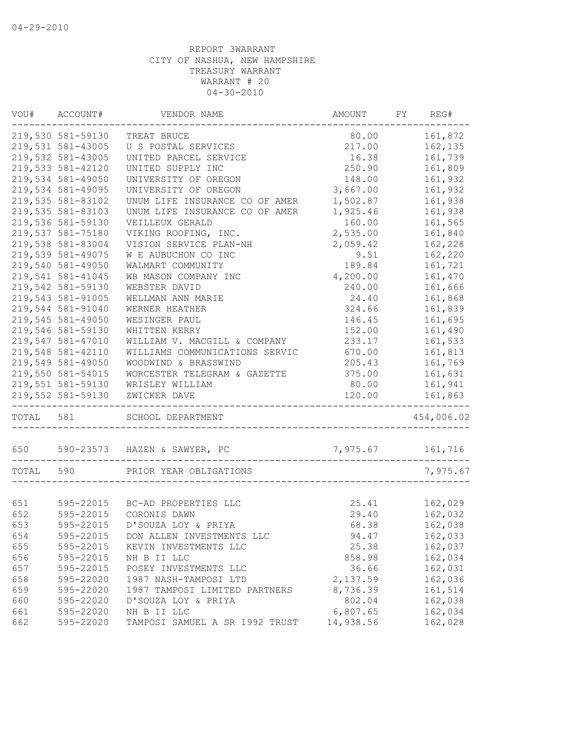04-29-2010

REPORT 3WARRANT
CITY OF NASHUA, NEW HAMPSHIRE
TREASURY WARRANT
WARRANT # 20
04-30-2010

| VOU# | ACCOUNT# | VENDOR NAME | AMOUNT | FY | REG# |
|---|---|---|---|---|---|
| 219,530 | 581-59130 | TREAT BRUCE | 80.00 | | 161,872 |
| 219,531 | 581-43005 | U S POSTAL SERVICES | 217.00 | | 162,135 |
| 219,532 | 581-43005 | UNITED PARCEL SERVICE | 16.38 | | 161,739 |
| 219,533 | 581-42120 | UNITED SUPPLY INC | 250.90 | | 161,809 |
| 219,534 | 581-49050 | UNIVERSITY OF OREGON | 148.00 | | 161,932 |
| 219,534 | 581-49095 | UNIVERSITY OF OREGON | 3,667.00 | | 161,932 |
| 219,535 | 581-83102 | UNUM LIFE INSURANCE CO OF AMER | 1,502.87 | | 161,938 |
| 219,535 | 581-83103 | UNUM LIFE INSURANCE CO OF AMER | 1,925.46 | | 161,938 |
| 219,536 | 581-59130 | VEILLEUX GERALD | 160.00 | | 161,565 |
| 219,537 | 581-75180 | VIKING ROOFING, INC. | 2,535.00 | | 161,840 |
| 219,538 | 581-83004 | VISION SERVICE PLAN-NH | 2,059.42 | | 162,228 |
| 219,539 | 581-49075 | W E AUBUCHON CO INC | 9.51 | | 162,220 |
| 219,540 | 581-49050 | WALMART COMMUNITY | 189.84 | | 161,721 |
| 219,541 | 581-41045 | WB MASON COMPANY INC | 4,200.00 | | 161,470 |
| 219,542 | 581-59130 | WEBSTER DAVID | 240.00 | | 161,666 |
| 219,543 | 581-91005 | WELLMAN ANN MARIE | 24.40 | | 161,868 |
| 219,544 | 581-91040 | WERNER HEATHER | 324.66 | | 161,839 |
| 219,545 | 581-49050 | WESINGER PAUL | 146.45 | | 161,695 |
| 219,546 | 581-59130 | WHITTEN KERRY | 152.00 | | 161,490 |
| 219,547 | 581-47010 | WILLIAM V. MACGILL & COMPANY | 233.17 | | 161,533 |
| 219,548 | 581-42110 | WILLIAMS COMMUNICATIONS SERVIC | 670.00 | | 161,813 |
| 219,549 | 581-49050 | WOODWIND & BRASSWIND | 205.43 | | 161,769 |
| 219,550 | 581-54015 | WORCESTER TELEGRAM & GAZETTE | 375.00 | | 161,631 |
| 219,551 | 581-59130 | WRISLEY WILLIAM | 80.00 | | 161,941 |
| 219,552 | 581-59130 | ZWICKER DAVE | 120.00 | | 161,863 |
| TOTAL | 581 | SCHOOL DEPARTMENT | | | 454,006.02 |
| 650 | 590-23573 | HAZEN & SAWYER, PC | 7,975.67 | | 161,716 |
| TOTAL | 590 | PRIOR YEAR OBLIGATIONS | | | 7,975.67 |
| 651 | 595-22015 | BC-AD PROPERTIES LLC | 25.41 | | 162,029 |
| 652 | 595-22015 | CORONIS DAWN | 29.40 | | 162,032 |
| 653 | 595-22015 | D'SOUZA LOY & PRIYA | 68.38 | | 162,038 |
| 654 | 595-22015 | DON ALLEN INVESTMENTS LLC | 94.47 | | 162,033 |
| 655 | 595-22015 | KEVIN INVESTMENTS LLC | 25.38 | | 162,037 |
| 656 | 595-22015 | NH B II LLC | 858.98 | | 162,034 |
| 657 | 595-22015 | POSEY INVESTMENTS LLC | 36.66 | | 162,031 |
| 658 | 595-22020 | 1987 NASH-TAMPOSI LTD | 2,137.59 | | 162,036 |
| 659 | 595-22020 | 1987 TAMPOSI LIMITED PARTNERS | 8,736.39 | | 161,514 |
| 660 | 595-22020 | D'SOUZA LOY & PRIYA | 802.04 | | 162,038 |
| 661 | 595-22020 | NH B II LLC | 6,807.65 | | 162,034 |
| 662 | 595-22020 | TAMPOSI SAMUEL A SR 1992 TRUST | 14,938.56 | | 162,028 |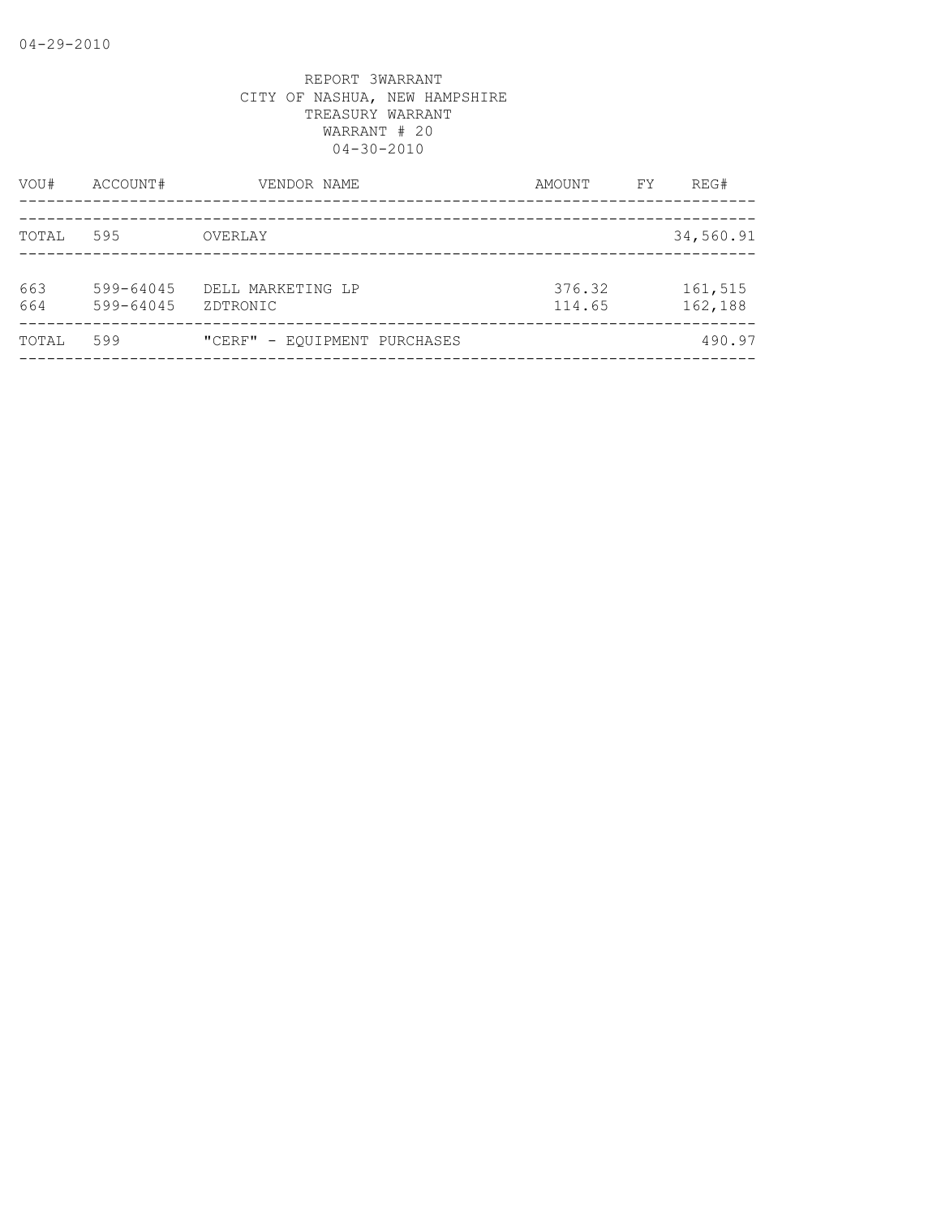REPORT 3WARRANT
CITY OF NASHUA, NEW HAMPSHIRE
TREASURY WARRANT
WARRANT # 20
04-30-2010

| VOU# | ACCOUNT# | VENDOR NAME | AMOUNT | FY | REG# |
|---|---|---|---|---|---|
| TOTAL | 595 | OVERLAY | | | 34,560.91 |
| 663 | 599-64045 | DELL MARKETING LP | 376.32 | | 161,515 |
| 664 | 599-64045 | ZDTRONIC | 114.65 | | 162,188 |
| TOTAL | 599 | "CERF" - EQUIPMENT PURCHASES | | | 490.97 |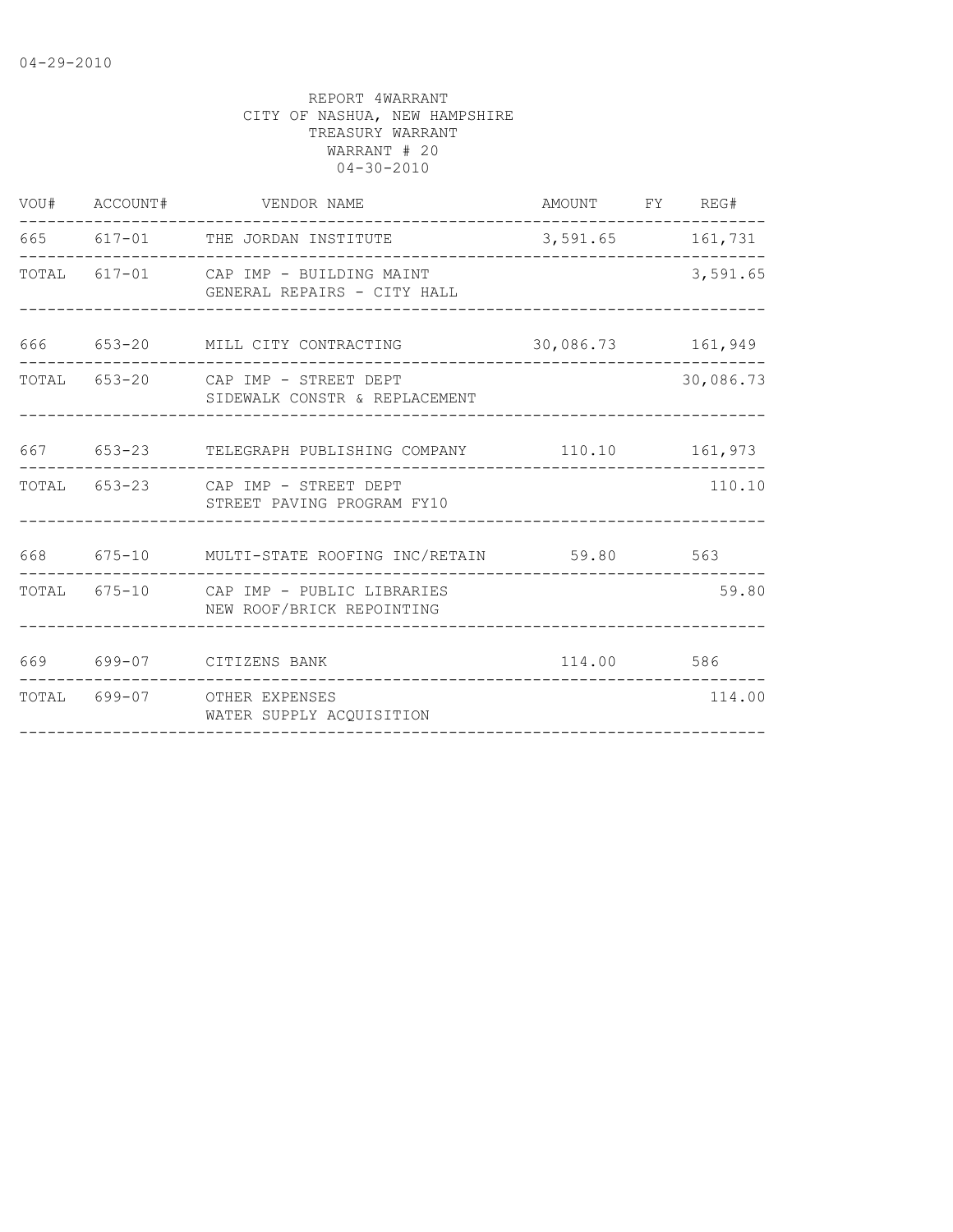04-29-2010

REPORT 4WARRANT
CITY OF NASHUA, NEW HAMPSHIRE
TREASURY WARRANT
WARRANT # 20
04-30-2010

| VOU# | ACCOUNT# | VENDOR NAME | AMOUNT | FY | REG# |
|---|---|---|---|---|---|
| 665 | 617-01 | THE JORDAN INSTITUTE | 3,591.65 | | 161,731 |
| TOTAL | 617-01 | CAP IMP - BUILDING MAINT<br>GENERAL REPAIRS - CITY HALL | | | 3,591.65 |
| 666 | 653-20 | MILL CITY CONTRACTING | 30,086.73 | | 161,949 |
| TOTAL | 653-20 | CAP IMP - STREET DEPT<br>SIDEWALK CONSTR & REPLACEMENT | | | 30,086.73 |
| 667 | 653-23 | TELEGRAPH PUBLISHING COMPANY | 110.10 | | 161,973 |
| TOTAL | 653-23 | CAP IMP - STREET DEPT<br>STREET PAVING PROGRAM FY10 | | | 110.10 |
| 668 | 675-10 | MULTI-STATE ROOFING INC/RETAIN | 59.80 | | 563 |
| TOTAL | 675-10 | CAP IMP - PUBLIC LIBRARIES<br>NEW ROOF/BRICK REPOINTING | | | 59.80 |
| 669 | 699-07 | CITIZENS BANK | 114.00 | | 586 |
| TOTAL | 699-07 | OTHER EXPENSES<br>WATER SUPPLY ACQUISITION | | | 114.00 |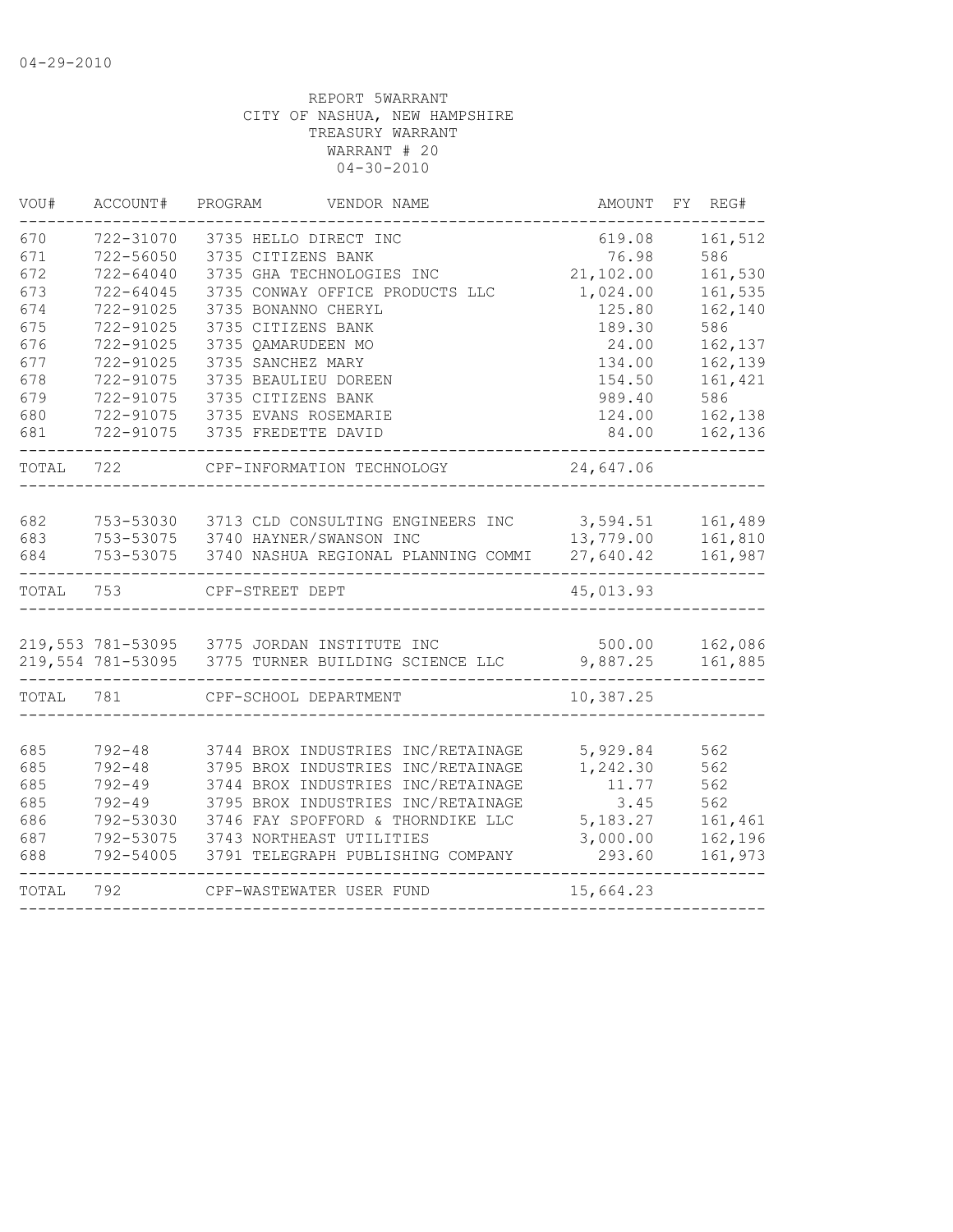04-29-2010

REPORT 5WARRANT
CITY OF NASHUA, NEW HAMPSHIRE
TREASURY WARRANT
WARRANT # 20
04-30-2010

| VOU# | ACCOUNT# | PROGRAM | VENDOR NAME | AMOUNT | FY | REG# |
|---|---|---|---|---|---|---|
| 670 | 722-31070 | 3735 | HELLO DIRECT INC | 619.08 | | 161,512 |
| 671 | 722-56050 | 3735 | CITIZENS BANK | 76.98 | | 586 |
| 672 | 722-64040 | 3735 | GHA TECHNOLOGIES INC | 21,102.00 | | 161,530 |
| 673 | 722-64045 | 3735 | CONWAY OFFICE PRODUCTS LLC | 1,024.00 | | 161,535 |
| 674 | 722-91025 | 3735 | BONANNO CHERYL | 125.80 | | 162,140 |
| 675 | 722-91025 | 3735 | CITIZENS BANK | 189.30 | | 586 |
| 676 | 722-91025 | 3735 | QAMARUDEEN MO | 24.00 | | 162,137 |
| 677 | 722-91025 | 3735 | SANCHEZ MARY | 134.00 | | 162,139 |
| 678 | 722-91075 | 3735 | BEAULIEU DOREEN | 154.50 | | 161,421 |
| 679 | 722-91075 | 3735 | CITIZENS BANK | 989.40 | | 586 |
| 680 | 722-91075 | 3735 | EVANS ROSEMARIE | 124.00 | | 162,138 |
| 681 | 722-91075 | 3735 | FREDETTE DAVID | 84.00 | | 162,136 |
| TOTAL | 722 | | CPF-INFORMATION TECHNOLOGY | 24,647.06 | | |
| 682 | 753-53030 | 3713 | CLD CONSULTING ENGINEERS INC | 3,594.51 | | 161,489 |
| 683 | 753-53075 | 3740 | HAYNER/SWANSON INC | 13,779.00 | | 161,810 |
| 684 | 753-53075 | 3740 | NASHUA REGIONAL PLANNING COMMI | 27,640.42 | | 161,987 |
| TOTAL | 753 | | CPF-STREET DEPT | 45,013.93 | | |
| 219,553 | 781-53095 | 3775 | JORDAN INSTITUTE INC | 500.00 | | 162,086 |
| 219,554 | 781-53095 | 3775 | TURNER BUILDING SCIENCE LLC | 9,887.25 | | 161,885 |
| TOTAL | 781 | | CPF-SCHOOL DEPARTMENT | 10,387.25 | | |
| 685 | 792-48 | 3744 | BROX INDUSTRIES INC/RETAINAGE | 5,929.84 | | 562 |
| 685 | 792-48 | 3795 | BROX INDUSTRIES INC/RETAINAGE | 1,242.30 | | 562 |
| 685 | 792-49 | 3744 | BROX INDUSTRIES INC/RETAINAGE | 11.77 | | 562 |
| 685 | 792-49 | 3795 | BROX INDUSTRIES INC/RETAINAGE | 3.45 | | 562 |
| 686 | 792-53030 | 3746 | FAY SPOFFORD & THORNDIKE LLC | 5,183.27 | | 161,461 |
| 687 | 792-53075 | 3743 | NORTHEAST UTILITIES | 3,000.00 | | 162,196 |
| 688 | 792-54005 | 3791 | TELEGRAPH PUBLISHING COMPANY | 293.60 | | 161,973 |
| TOTAL | 792 | | CPF-WASTEWATER USER FUND | 15,664.23 | | |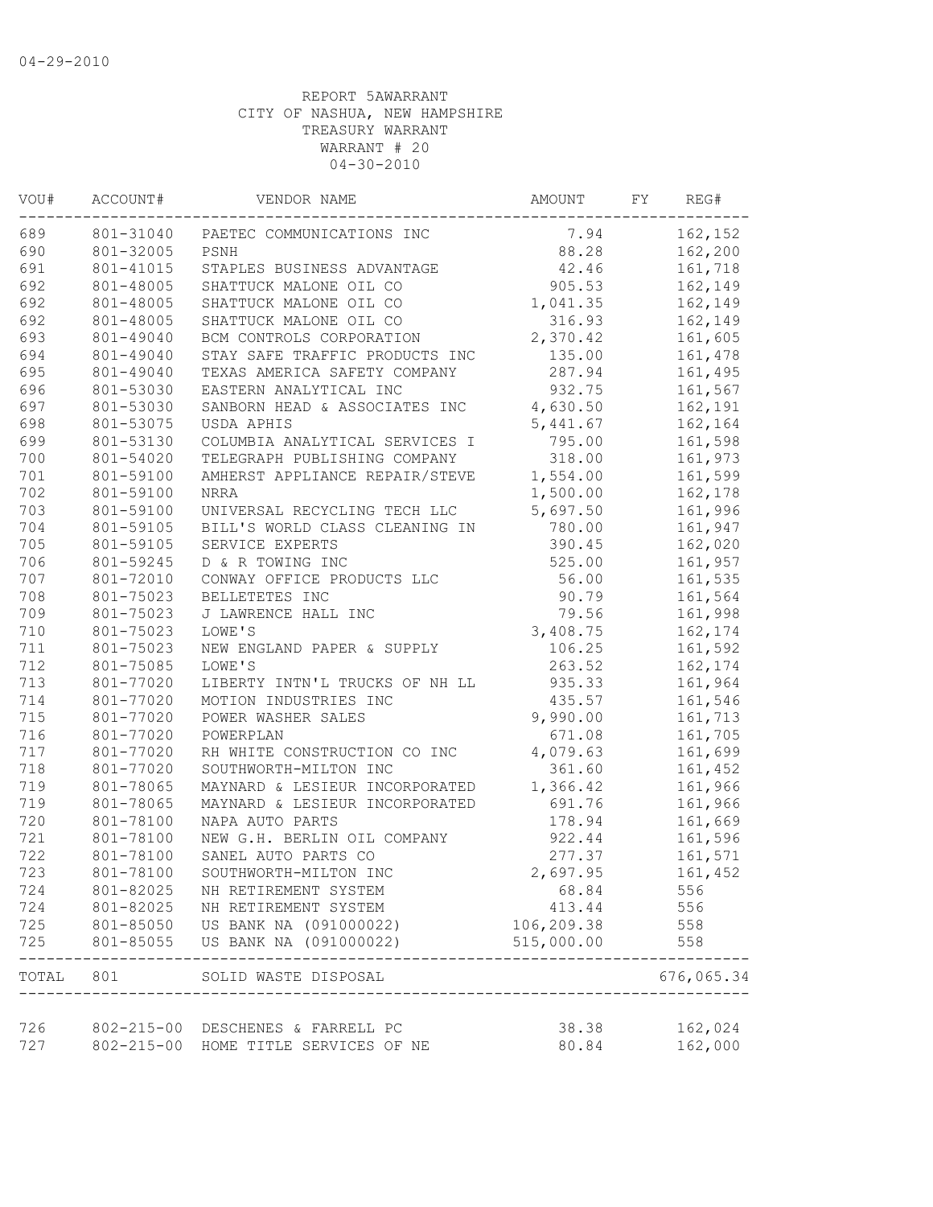04-29-2010

REPORT 5AWARRANT
CITY OF NASHUA, NEW HAMPSHIRE
TREASURY WARRANT
WARRANT # 20
04-30-2010

| VOU# | ACCOUNT# | VENDOR NAME | AMOUNT | FY | REG# |
|---|---|---|---|---|---|
| 689 | 801-31040 | PAETEC COMMUNICATIONS INC | 7.94 | | 162,152 |
| 690 | 801-32005 | PSNH | 88.28 | | 162,200 |
| 691 | 801-41015 | STAPLES BUSINESS ADVANTAGE | 42.46 | | 161,718 |
| 692 | 801-48005 | SHATTUCK MALONE OIL CO | 905.53 | | 162,149 |
| 692 | 801-48005 | SHATTUCK MALONE OIL CO | 1,041.35 | | 162,149 |
| 692 | 801-48005 | SHATTUCK MALONE OIL CO | 316.93 | | 162,149 |
| 693 | 801-49040 | BCM CONTROLS CORPORATION | 2,370.42 | | 161,605 |
| 694 | 801-49040 | STAY SAFE TRAFFIC PRODUCTS INC | 135.00 | | 161,478 |
| 695 | 801-49040 | TEXAS AMERICA SAFETY COMPANY | 287.94 | | 161,495 |
| 696 | 801-53030 | EASTERN ANALYTICAL INC | 932.75 | | 161,567 |
| 697 | 801-53030 | SANBORN HEAD & ASSOCIATES INC | 4,630.50 | | 162,191 |
| 698 | 801-53075 | USDA APHIS | 5,441.67 | | 162,164 |
| 699 | 801-53130 | COLUMBIA ANALYTICAL SERVICES I | 795.00 | | 161,598 |
| 700 | 801-54020 | TELEGRAPH PUBLISHING COMPANY | 318.00 | | 161,973 |
| 701 | 801-59100 | AMHERST APPLIANCE REPAIR/STEVE | 1,554.00 | | 161,599 |
| 702 | 801-59100 | NRRA | 1,500.00 | | 162,178 |
| 703 | 801-59100 | UNIVERSAL RECYCLING TECH LLC | 5,697.50 | | 161,996 |
| 704 | 801-59105 | BILL'S WORLD CLASS CLEANING IN | 780.00 | | 161,947 |
| 705 | 801-59105 | SERVICE EXPERTS | 390.45 | | 162,020 |
| 706 | 801-59245 | D & R TOWING INC | 525.00 | | 161,957 |
| 707 | 801-72010 | CONWAY OFFICE PRODUCTS LLC | 56.00 | | 161,535 |
| 708 | 801-75023 | BELLETETES INC | 90.79 | | 161,564 |
| 709 | 801-75023 | J LAWRENCE HALL INC | 79.56 | | 161,998 |
| 710 | 801-75023 | LOWE'S | 3,408.75 | | 162,174 |
| 711 | 801-75023 | NEW ENGLAND PAPER & SUPPLY | 106.25 | | 161,592 |
| 712 | 801-75085 | LOWE'S | 263.52 | | 162,174 |
| 713 | 801-77020 | LIBERTY INTN'L TRUCKS OF NH LL | 935.33 | | 161,964 |
| 714 | 801-77020 | MOTION INDUSTRIES INC | 435.57 | | 161,546 |
| 715 | 801-77020 | POWER WASHER SALES | 9,990.00 | | 161,713 |
| 716 | 801-77020 | POWERPLAN | 671.08 | | 161,705 |
| 717 | 801-77020 | RH WHITE CONSTRUCTION CO INC | 4,079.63 | | 161,699 |
| 718 | 801-77020 | SOUTHWORTH-MILTON INC | 361.60 | | 161,452 |
| 719 | 801-78065 | MAYNARD & LESIEUR INCORPORATED | 1,366.42 | | 161,966 |
| 719 | 801-78065 | MAYNARD & LESIEUR INCORPORATED | 691.76 | | 161,966 |
| 720 | 801-78100 | NAPA AUTO PARTS | 178.94 | | 161,669 |
| 721 | 801-78100 | NEW G.H. BERLIN OIL COMPANY | 922.44 | | 161,596 |
| 722 | 801-78100 | SANEL AUTO PARTS CO | 277.37 | | 161,571 |
| 723 | 801-78100 | SOUTHWORTH-MILTON INC | 2,697.95 | | 161,452 |
| 724 | 801-82025 | NH RETIREMENT SYSTEM | 68.84 | | 556 |
| 724 | 801-82025 | NH RETIREMENT SYSTEM | 413.44 | | 556 |
| 725 | 801-85050 | US BANK NA (091000022) | 106,209.38 | | 558 |
| 725 | 801-85055 | US BANK NA (091000022) | 515,000.00 | | 558 |
| TOTAL | 801 | SOLID WASTE DISPOSAL | | | 676,065.34 |
| 726 | 802-215-00 | DESCHENES & FARRELL PC | 38.38 | | 162,024 |
| 727 | 802-215-00 | HOME TITLE SERVICES OF NE | 80.84 | | 162,000 |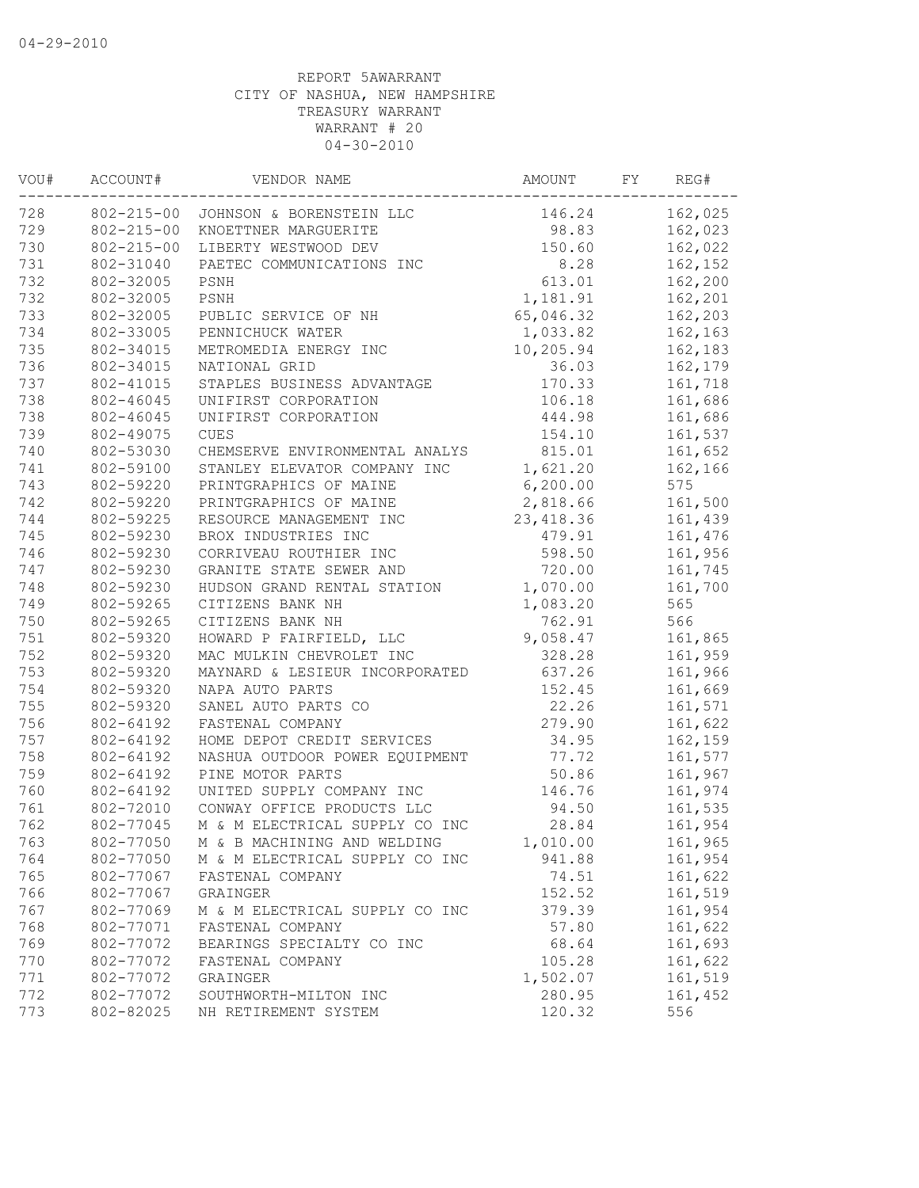REPORT 5AWARRANT
CITY OF NASHUA, NEW HAMPSHIRE
TREASURY WARRANT
WARRANT # 20
04-30-2010

| VOU# | ACCOUNT# | VENDOR NAME | AMOUNT | FY | REG# |
|---|---|---|---|---|---|
| 728 | 802-215-00 | JOHNSON & BORENSTEIN LLC | 146.24 | | 162,025 |
| 729 | 802-215-00 | KNOETTNER MARGUERITE | 98.83 | | 162,023 |
| 730 | 802-215-00 | LIBERTY WESTWOOD DEV | 150.60 | | 162,022 |
| 731 | 802-31040 | PAETEC COMMUNICATIONS INC | 8.28 | | 162,152 |
| 732 | 802-32005 | PSNH | 613.01 | | 162,200 |
| 732 | 802-32005 | PSNH | 1,181.91 | | 162,201 |
| 733 | 802-32005 | PUBLIC SERVICE OF NH | 65,046.32 | | 162,203 |
| 734 | 802-33005 | PENNICHUCK WATER | 1,033.82 | | 162,163 |
| 735 | 802-34015 | METROMEDIA ENERGY INC | 10,205.94 | | 162,183 |
| 736 | 802-34015 | NATIONAL GRID | 36.03 | | 162,179 |
| 737 | 802-41015 | STAPLES BUSINESS ADVANTAGE | 170.33 | | 161,718 |
| 738 | 802-46045 | UNIFIRST CORPORATION | 106.18 | | 161,686 |
| 738 | 802-46045 | UNIFIRST CORPORATION | 444.98 | | 161,686 |
| 739 | 802-49075 | CUES | 154.10 | | 161,537 |
| 740 | 802-53030 | CHEMSERVE ENVIRONMENTAL ANALYS | 815.01 | | 161,652 |
| 741 | 802-59100 | STANLEY ELEVATOR COMPANY INC | 1,621.20 | | 162,166 |
| 743 | 802-59220 | PRINTGRAPHICS OF MAINE | 6,200.00 | | 575 |
| 742 | 802-59220 | PRINTGRAPHICS OF MAINE | 2,818.66 | | 161,500 |
| 744 | 802-59225 | RESOURCE MANAGEMENT INC | 23,418.36 | | 161,439 |
| 745 | 802-59230 | BROX INDUSTRIES INC | 479.91 | | 161,476 |
| 746 | 802-59230 | CORRIVEAU ROUTHIER INC | 598.50 | | 161,956 |
| 747 | 802-59230 | GRANITE STATE SEWER AND | 720.00 | | 161,745 |
| 748 | 802-59230 | HUDSON GRAND RENTAL STATION | 1,070.00 | | 161,700 |
| 749 | 802-59265 | CITIZENS BANK NH | 1,083.20 | | 565 |
| 750 | 802-59265 | CITIZENS BANK NH | 762.91 | | 566 |
| 751 | 802-59320 | HOWARD P FAIRFIELD, LLC | 9,058.47 | | 161,865 |
| 752 | 802-59320 | MAC MULKIN CHEVROLET INC | 328.28 | | 161,959 |
| 753 | 802-59320 | MAYNARD & LESIEUR INCORPORATED | 637.26 | | 161,966 |
| 754 | 802-59320 | NAPA AUTO PARTS | 152.45 | | 161,669 |
| 755 | 802-59320 | SANEL AUTO PARTS CO | 22.26 | | 161,571 |
| 756 | 802-64192 | FASTENAL COMPANY | 279.90 | | 161,622 |
| 757 | 802-64192 | HOME DEPOT CREDIT SERVICES | 34.95 | | 162,159 |
| 758 | 802-64192 | NASHUA OUTDOOR POWER EQUIPMENT | 77.72 | | 161,577 |
| 759 | 802-64192 | PINE MOTOR PARTS | 50.86 | | 161,967 |
| 760 | 802-64192 | UNITED SUPPLY COMPANY INC | 146.76 | | 161,974 |
| 761 | 802-72010 | CONWAY OFFICE PRODUCTS LLC | 94.50 | | 161,535 |
| 762 | 802-77045 | M & M ELECTRICAL SUPPLY CO INC | 28.84 | | 161,954 |
| 763 | 802-77050 | M & B MACHINING AND WELDING | 1,010.00 | | 161,965 |
| 764 | 802-77050 | M & M ELECTRICAL SUPPLY CO INC | 941.88 | | 161,954 |
| 765 | 802-77067 | FASTENAL COMPANY | 74.51 | | 161,622 |
| 766 | 802-77067 | GRAINGER | 152.52 | | 161,519 |
| 767 | 802-77069 | M & M ELECTRICAL SUPPLY CO INC | 379.39 | | 161,954 |
| 768 | 802-77071 | FASTENAL COMPANY | 57.80 | | 161,622 |
| 769 | 802-77072 | BEARINGS SPECIALTY CO INC | 68.64 | | 161,693 |
| 770 | 802-77072 | FASTENAL COMPANY | 105.28 | | 161,622 |
| 771 | 802-77072 | GRAINGER | 1,502.07 | | 161,519 |
| 772 | 802-77072 | SOUTHWORTH-MILTON INC | 280.95 | | 161,452 |
| 773 | 802-82025 | NH RETIREMENT SYSTEM | 120.32 | | 556 |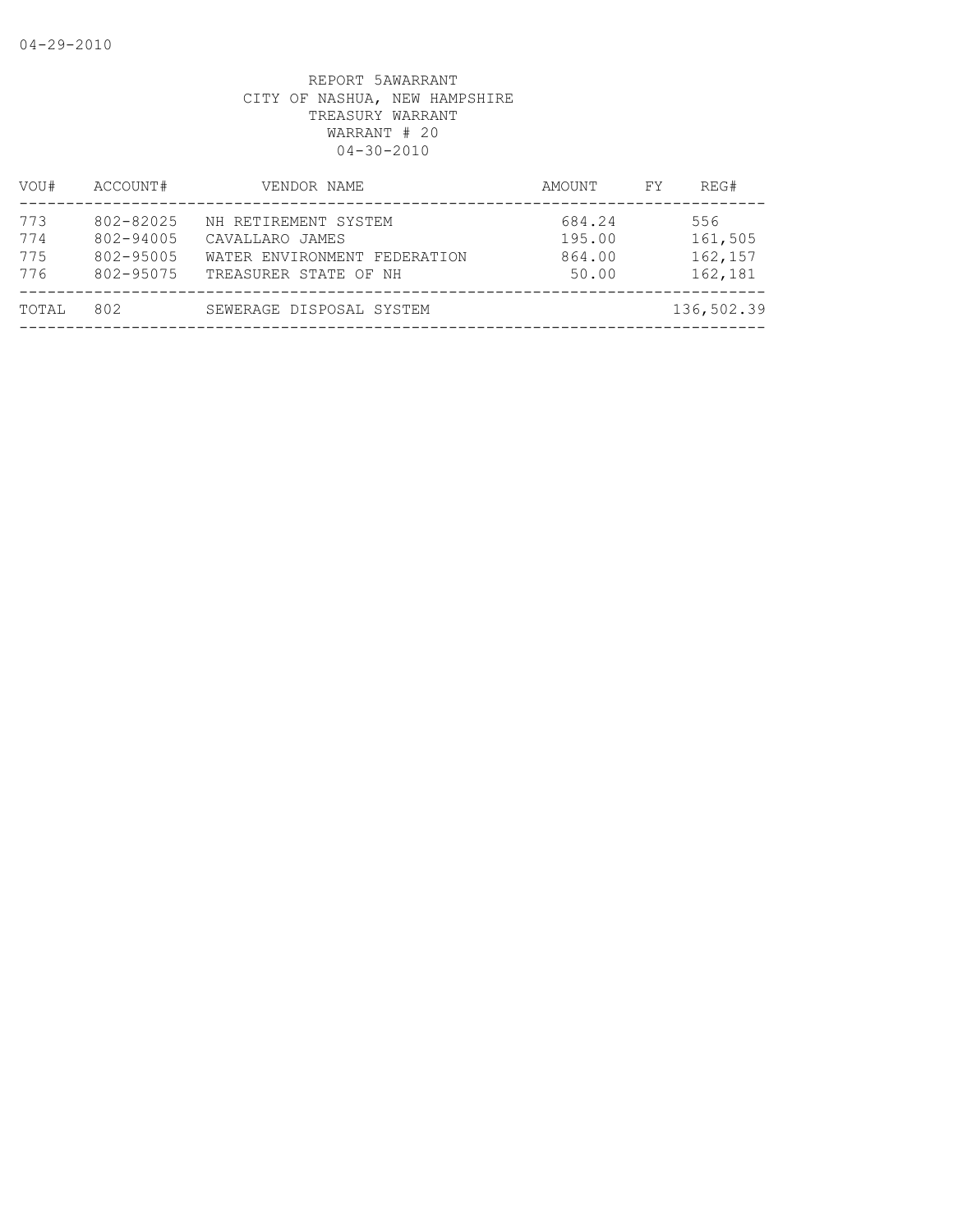04-29-2010

REPORT 5AWARRANT
CITY OF NASHUA, NEW HAMPSHIRE
TREASURY WARRANT
WARRANT # 20
04-30-2010

| VOU# | ACCOUNT# | VENDOR NAME | AMOUNT | FY | REG# |
|---|---|---|---|---|---|
| 773 | 802-82025 | NH RETIREMENT SYSTEM | 684.24 | | 556 |
| 774 | 802-94005 | CAVALLARO JAMES | 195.00 | | 161,505 |
| 775 | 802-95005 | WATER ENVIRONMENT FEDERATION | 864.00 | | 162,157 |
| 776 | 802-95075 | TREASURER STATE OF NH | 50.00 | | 162,181 |
| TOTAL | 802 | SEWERAGE DISPOSAL SYSTEM | | | 136,502.39 |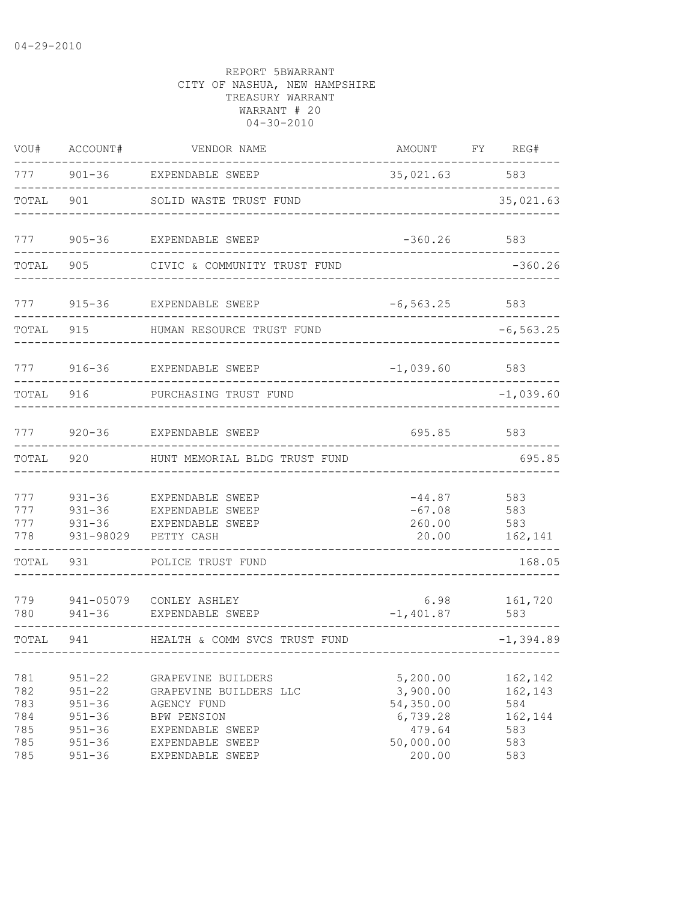04-29-2010

REPORT 5BWARRANT
CITY OF NASHUA, NEW HAMPSHIRE
TREASURY WARRANT
WARRANT # 20
04-30-2010

| VOU# | ACCOUNT# | VENDOR NAME | AMOUNT | FY | REG# |
|---|---|---|---|---|---|
| 777 | 901-36 | EXPENDABLE SWEEP | 35,021.63 | | 583 |
| TOTAL | 901 | SOLID WASTE TRUST FUND | | | 35,021.63 |
| 777 | 905-36 | EXPENDABLE SWEEP | -360.26 | | 583 |
| TOTAL | 905 | CIVIC & COMMUNITY TRUST FUND | | | -360.26 |
| 777 | 915-36 | EXPENDABLE SWEEP | -6,563.25 | | 583 |
| TOTAL | 915 | HUMAN RESOURCE TRUST FUND | | | -6,563.25 |
| 777 | 916-36 | EXPENDABLE SWEEP | -1,039.60 | | 583 |
| TOTAL | 916 | PURCHASING TRUST FUND | | | -1,039.60 |
| 777 | 920-36 | EXPENDABLE SWEEP | 695.85 | | 583 |
| TOTAL | 920 | HUNT MEMORIAL BLDG TRUST FUND | | | 695.85 |
| 777 | 931-36 | EXPENDABLE SWEEP | -44.87 | | 583 |
| 777 | 931-36 | EXPENDABLE SWEEP | -67.08 | | 583 |
| 777 | 931-36 | EXPENDABLE SWEEP | 260.00 | | 583 |
| 778 | 931-98029 | PETTY CASH | 20.00 | | 162,141 |
| TOTAL | 931 | POLICE TRUST FUND | | | 168.05 |
| 779 | 941-05079 | CONLEY ASHLEY | 6.98 | | 161,720 |
| 780 | 941-36 | EXPENDABLE SWEEP | -1,401.87 | | 583 |
| TOTAL | 941 | HEALTH & COMM SVCS TRUST FUND | | | -1,394.89 |
| 781 | 951-22 | GRAPEVINE BUILDERS | 5,200.00 | | 162,142 |
| 782 | 951-22 | GRAPEVINE BUILDERS LLC | 3,900.00 | | 162,143 |
| 783 | 951-36 | AGENCY FUND | 54,350.00 | | 584 |
| 784 | 951-36 | BPW PENSION | 6,739.28 | | 162,144 |
| 785 | 951-36 | EXPENDABLE SWEEP | 479.64 | | 583 |
| 785 | 951-36 | EXPENDABLE SWEEP | 50,000.00 | | 583 |
| 785 | 951-36 | EXPENDABLE SWEEP | 200.00 | | 583 |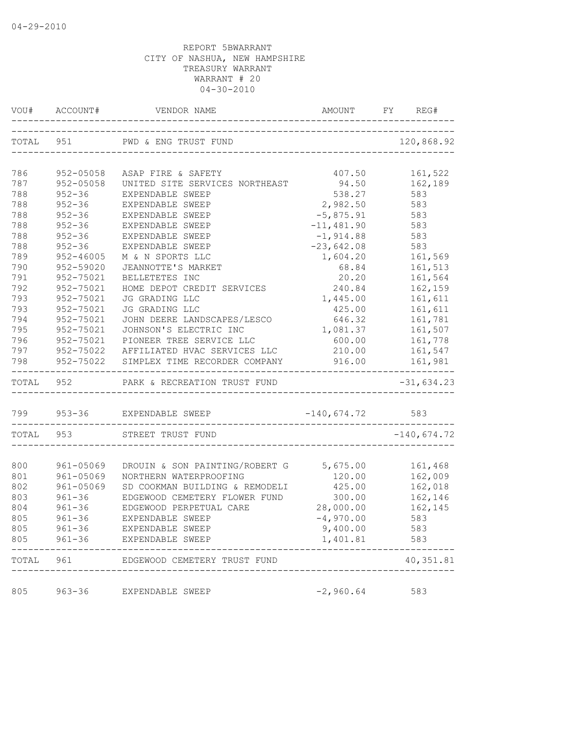04-29-2010

REPORT 5BWARRANT
CITY OF NASHUA, NEW HAMPSHIRE
TREASURY WARRANT
WARRANT # 20
04-30-2010

| VOU# | ACCOUNT# | VENDOR NAME | AMOUNT | FY | REG# |
|---|---|---|---|---|---|
| TOTAL | 951 | PWD & ENG TRUST FUND | | | 120,868.92 |
| 786 | 952-05058 | ASAP FIRE & SAFETY | 407.50 | | 161,522 |
| 787 | 952-05058 | UNITED SITE SERVICES NORTHEAST | 94.50 | | 162,189 |
| 788 | 952-36 | EXPENDABLE SWEEP | 538.27 | | 583 |
| 788 | 952-36 | EXPENDABLE SWEEP | 2,982.50 | | 583 |
| 788 | 952-36 | EXPENDABLE SWEEP | -5,875.91 | | 583 |
| 788 | 952-36 | EXPENDABLE SWEEP | -11,481.90 | | 583 |
| 788 | 952-36 | EXPENDABLE SWEEP | -1,914.88 | | 583 |
| 788 | 952-36 | EXPENDABLE SWEEP | -23,642.08 | | 583 |
| 789 | 952-46005 | M & N SPORTS LLC | 1,604.20 | | 161,569 |
| 790 | 952-59020 | JEANNOTTE'S MARKET | 68.84 | | 161,513 |
| 791 | 952-75021 | BELLETETES INC | 20.20 | | 161,564 |
| 792 | 952-75021 | HOME DEPOT CREDIT SERVICES | 240.84 | | 162,159 |
| 793 | 952-75021 | JG GRADING LLC | 1,445.00 | | 161,611 |
| 793 | 952-75021 | JG GRADING LLC | 425.00 | | 161,611 |
| 794 | 952-75021 | JOHN DEERE LANDSCAPES/LESCO | 646.32 | | 161,781 |
| 795 | 952-75021 | JOHNSON'S ELECTRIC INC | 1,081.37 | | 161,507 |
| 796 | 952-75021 | PIONEER TREE SERVICE LLC | 600.00 | | 161,778 |
| 797 | 952-75022 | AFFILIATED HVAC SERVICES LLC | 210.00 | | 161,547 |
| 798 | 952-75022 | SIMPLEX TIME RECORDER COMPANY | 916.00 | | 161,981 |
| TOTAL | 952 | PARK & RECREATION TRUST FUND | | | -31,634.23 |
| 799 | 953-36 | EXPENDABLE SWEEP | -140,674.72 | | 583 |
| TOTAL | 953 | STREET TRUST FUND | | | -140,674.72 |
| 800 | 961-05069 | DROUIN & SON PAINTING/ROBERT G | 5,675.00 | | 161,468 |
| 801 | 961-05069 | NORTHERN WATERPROOFING | 120.00 | | 162,009 |
| 802 | 961-05069 | SD COOKMAN BUILDING & REMODELI | 425.00 | | 162,018 |
| 803 | 961-36 | EDGEWOOD CEMETERY FLOWER FUND | 300.00 | | 162,146 |
| 804 | 961-36 | EDGEWOOD PERPETUAL CARE | 28,000.00 | | 162,145 |
| 805 | 961-36 | EXPENDABLE SWEEP | -4,970.00 | | 583 |
| 805 | 961-36 | EXPENDABLE SWEEP | 9,400.00 | | 583 |
| 805 | 961-36 | EXPENDABLE SWEEP | 1,401.81 | | 583 |
| TOTAL | 961 | EDGEWOOD CEMETERY TRUST FUND | | | 40,351.81 |
| 805 | 963-36 | EXPENDABLE SWEEP | -2,960.64 | | 583 |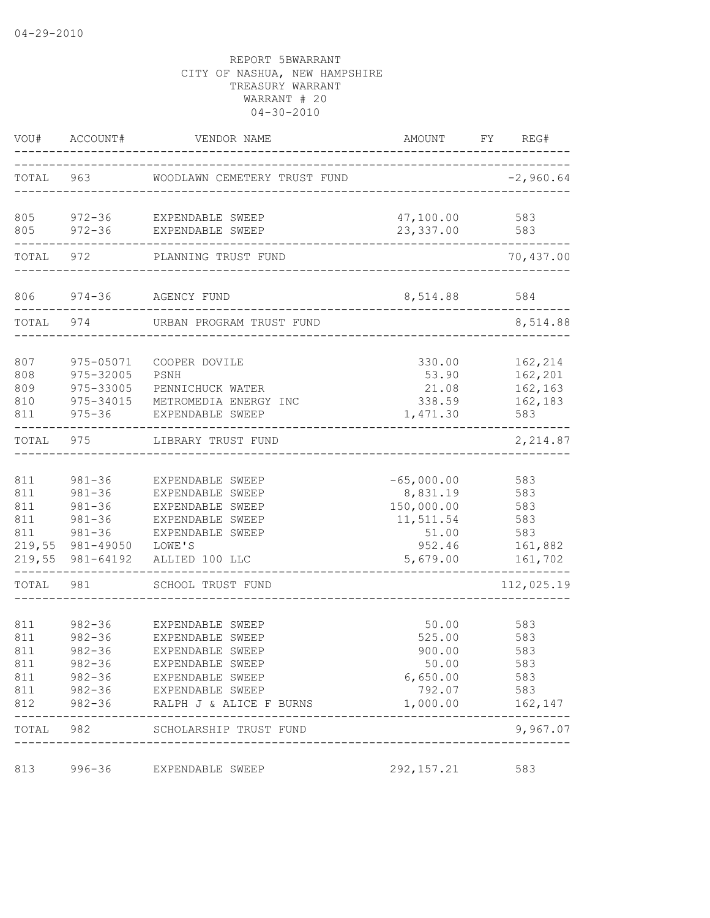04-29-2010

REPORT 5BWARRANT
CITY OF NASHUA, NEW HAMPSHIRE
TREASURY WARRANT
WARRANT # 20
04-30-2010

| VOU# | ACCOUNT# | VENDOR NAME | AMOUNT | FY | REG# |
|---|---|---|---|---|---|
| TOTAL | 963 | WOODLAWN CEMETERY TRUST FUND | | | -2,960.64 |
| 805 | 972-36 | EXPENDABLE SWEEP | 47,100.00 | | 583 |
| 805 | 972-36 | EXPENDABLE SWEEP | 23,337.00 | | 583 |
| TOTAL | 972 | PLANNING TRUST FUND | | | 70,437.00 |
| 806 | 974-36 | AGENCY FUND | 8,514.88 | | 584 |
| TOTAL | 974 | URBAN PROGRAM TRUST FUND | | | 8,514.88 |
| 807 | 975-05071 | COOPER DOVILE | 330.00 | | 162,214 |
| 808 | 975-32005 | PSNH | 53.90 | | 162,201 |
| 809 | 975-33005 | PENNICHUCK WATER | 21.08 | | 162,163 |
| 810 | 975-34015 | METROMEDIA ENERGY INC | 338.59 | | 162,183 |
| 811 | 975-36 | EXPENDABLE SWEEP | 1,471.30 | | 583 |
| TOTAL | 975 | LIBRARY TRUST FUND | | | 2,214.87 |
| 811 | 981-36 | EXPENDABLE SWEEP | -65,000.00 | | 583 |
| 811 | 981-36 | EXPENDABLE SWEEP | 8,831.19 | | 583 |
| 811 | 981-36 | EXPENDABLE SWEEP | 150,000.00 | | 583 |
| 811 | 981-36 | EXPENDABLE SWEEP | 11,511.54 | | 583 |
| 811 | 981-36 | EXPENDABLE SWEEP | 51.00 | | 583 |
| 219,55 | 981-49050 | LOWE'S | 952.46 | | 161,882 |
| 219,55 | 981-64192 | ALLIED 100 LLC | 5,679.00 | | 161,702 |
| TOTAL | 981 | SCHOOL TRUST FUND | | | 112,025.19 |
| 811 | 982-36 | EXPENDABLE SWEEP | 50.00 | | 583 |
| 811 | 982-36 | EXPENDABLE SWEEP | 525.00 | | 583 |
| 811 | 982-36 | EXPENDABLE SWEEP | 900.00 | | 583 |
| 811 | 982-36 | EXPENDABLE SWEEP | 50.00 | | 583 |
| 811 | 982-36 | EXPENDABLE SWEEP | 6,650.00 | | 583 |
| 811 | 982-36 | EXPENDABLE SWEEP | 792.07 | | 583 |
| 812 | 982-36 | RALPH J & ALICE F BURNS | 1,000.00 | | 162,147 |
| TOTAL | 982 | SCHOLARSHIP TRUST FUND | | | 9,967.07 |
| 813 | 996-36 | EXPENDABLE SWEEP | 292,157.21 | | 583 |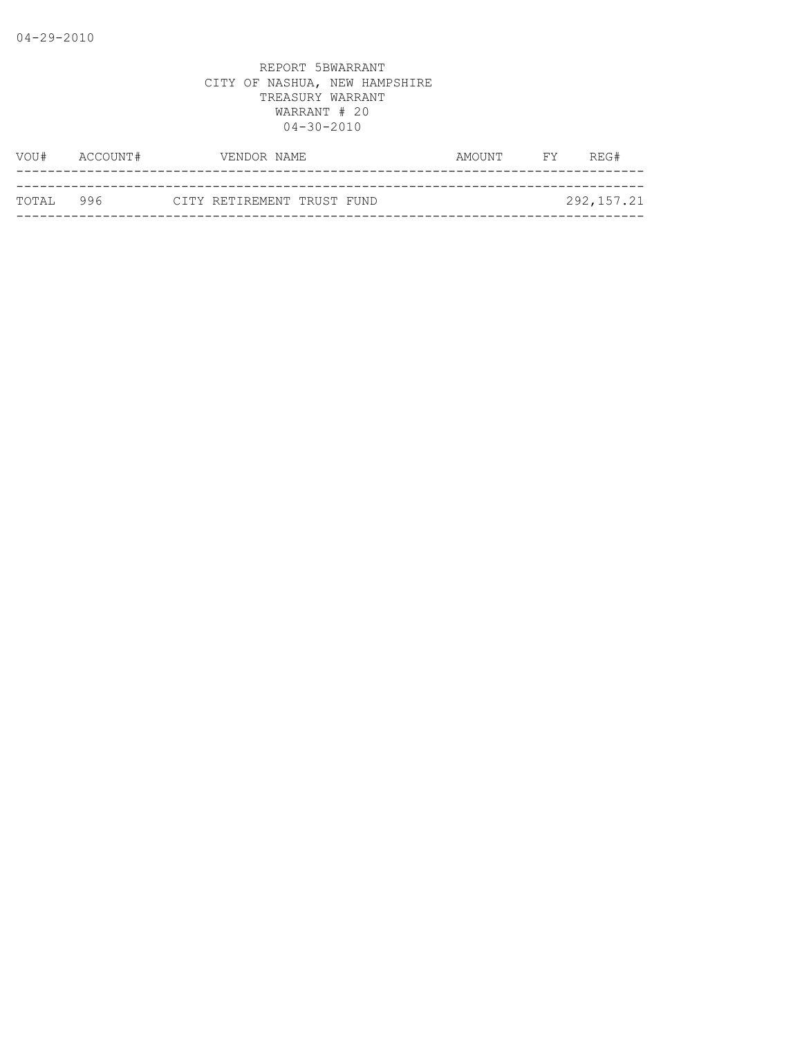04-29-2010

REPORT 5BWARRANT
CITY OF NASHUA, NEW HAMPSHIRE
TREASURY WARRANT
WARRANT # 20
04-30-2010

| VOU# | ACCOUNT# | VENDOR NAME | AMOUNT | FY | REG# |
|---|---|---|---|---|---|
| TOTAL | 996 | CITY RETIREMENT TRUST FUND | | | 292,157.21 |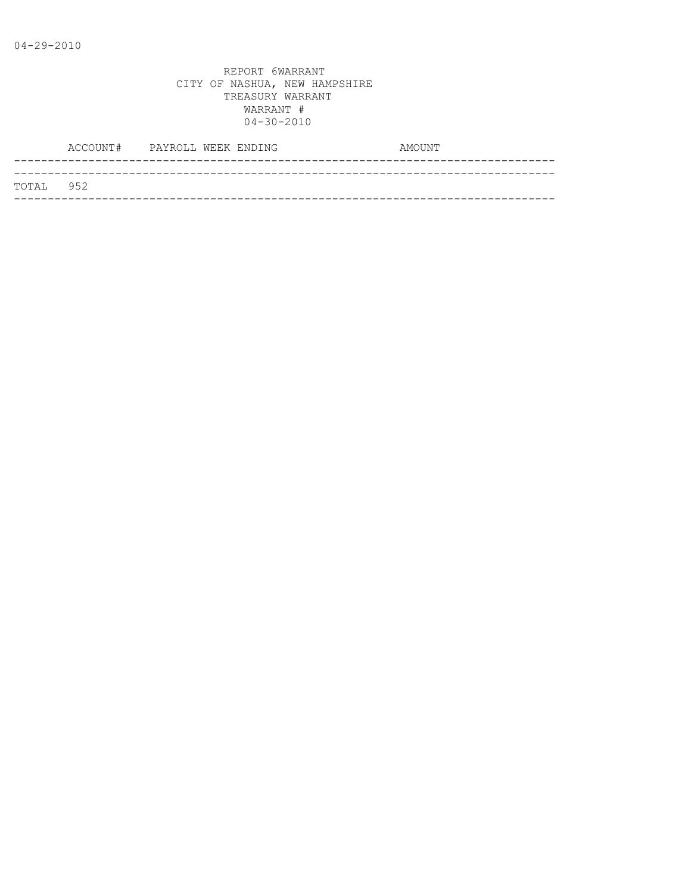04-29-2010

REPORT 6WARRANT
CITY OF NASHUA, NEW HAMPSHIRE
TREASURY WARRANT
WARRANT #
04-30-2010

| ACCOUNT# | PAYROLL WEEK ENDING | AMOUNT |
|---|---|---|
| TOTAL 952 | | |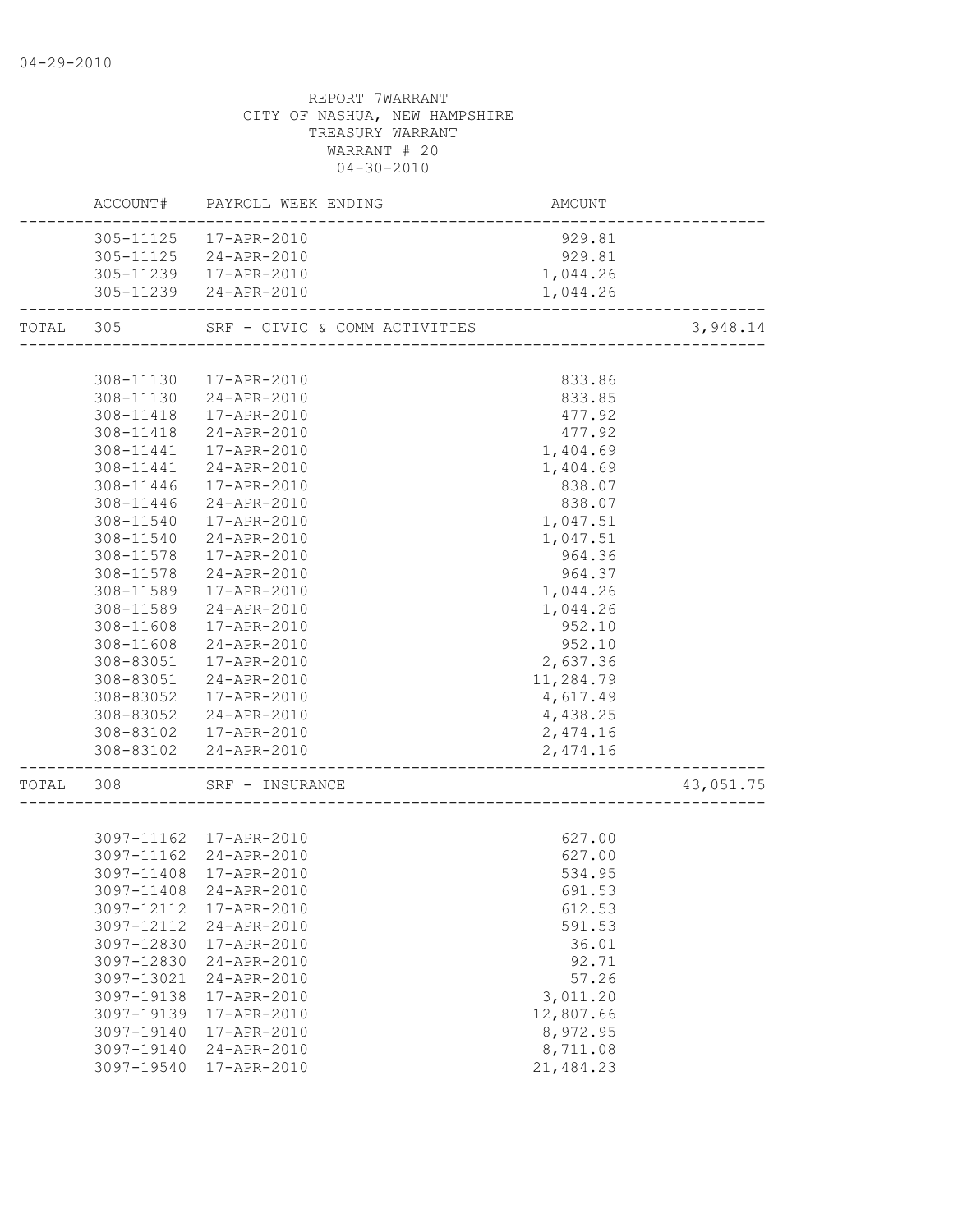04-29-2010

REPORT 7WARRANT
CITY OF NASHUA, NEW HAMPSHIRE
TREASURY WARRANT
WARRANT # 20
04-30-2010

| | ACCOUNT# | PAYROLL WEEK ENDING | AMOUNT | |
|---|---|---|---|---|
| | 305-11125 | 17-APR-2010 | 929.81 | |
| | 305-11125 | 24-APR-2010 | 929.81 | |
| | 305-11239 | 17-APR-2010 | 1,044.26 | |
| | 305-11239 | 24-APR-2010 | 1,044.26 | |
| TOTAL | 305 | SRF - CIVIC & COMM ACTIVITIES | | 3,948.14 |
| | 308-11130 | 17-APR-2010 | 833.86 | |
| | 308-11130 | 24-APR-2010 | 833.85 | |
| | 308-11418 | 17-APR-2010 | 477.92 | |
| | 308-11418 | 24-APR-2010 | 477.92 | |
| | 308-11441 | 17-APR-2010 | 1,404.69 | |
| | 308-11441 | 24-APR-2010 | 1,404.69 | |
| | 308-11446 | 17-APR-2010 | 838.07 | |
| | 308-11446 | 24-APR-2010 | 838.07 | |
| | 308-11540 | 17-APR-2010 | 1,047.51 | |
| | 308-11540 | 24-APR-2010 | 1,047.51 | |
| | 308-11578 | 17-APR-2010 | 964.36 | |
| | 308-11578 | 24-APR-2010 | 964.37 | |
| | 308-11589 | 17-APR-2010 | 1,044.26 | |
| | 308-11589 | 24-APR-2010 | 1,044.26 | |
| | 308-11608 | 17-APR-2010 | 952.10 | |
| | 308-11608 | 24-APR-2010 | 952.10 | |
| | 308-83051 | 17-APR-2010 | 2,637.36 | |
| | 308-83051 | 24-APR-2010 | 11,284.79 | |
| | 308-83052 | 17-APR-2010 | 4,617.49 | |
| | 308-83052 | 24-APR-2010 | 4,438.25 | |
| | 308-83102 | 17-APR-2010 | 2,474.16 | |
| | 308-83102 | 24-APR-2010 | 2,474.16 | |
| TOTAL | 308 | SRF - INSURANCE | | 43,051.75 |
| | 3097-11162 | 17-APR-2010 | 627.00 | |
| | 3097-11162 | 24-APR-2010 | 627.00 | |
| | 3097-11408 | 17-APR-2010 | 534.95 | |
| | 3097-11408 | 24-APR-2010 | 691.53 | |
| | 3097-12112 | 17-APR-2010 | 612.53 | |
| | 3097-12112 | 24-APR-2010 | 591.53 | |
| | 3097-12830 | 17-APR-2010 | 36.01 | |
| | 3097-12830 | 24-APR-2010 | 92.71 | |
| | 3097-13021 | 24-APR-2010 | 57.26 | |
| | 3097-19138 | 17-APR-2010 | 3,011.20 | |
| | 3097-19139 | 17-APR-2010 | 12,807.66 | |
| | 3097-19140 | 17-APR-2010 | 8,972.95 | |
| | 3097-19140 | 24-APR-2010 | 8,711.08 | |
| | 3097-19540 | 17-APR-2010 | 21,484.23 | |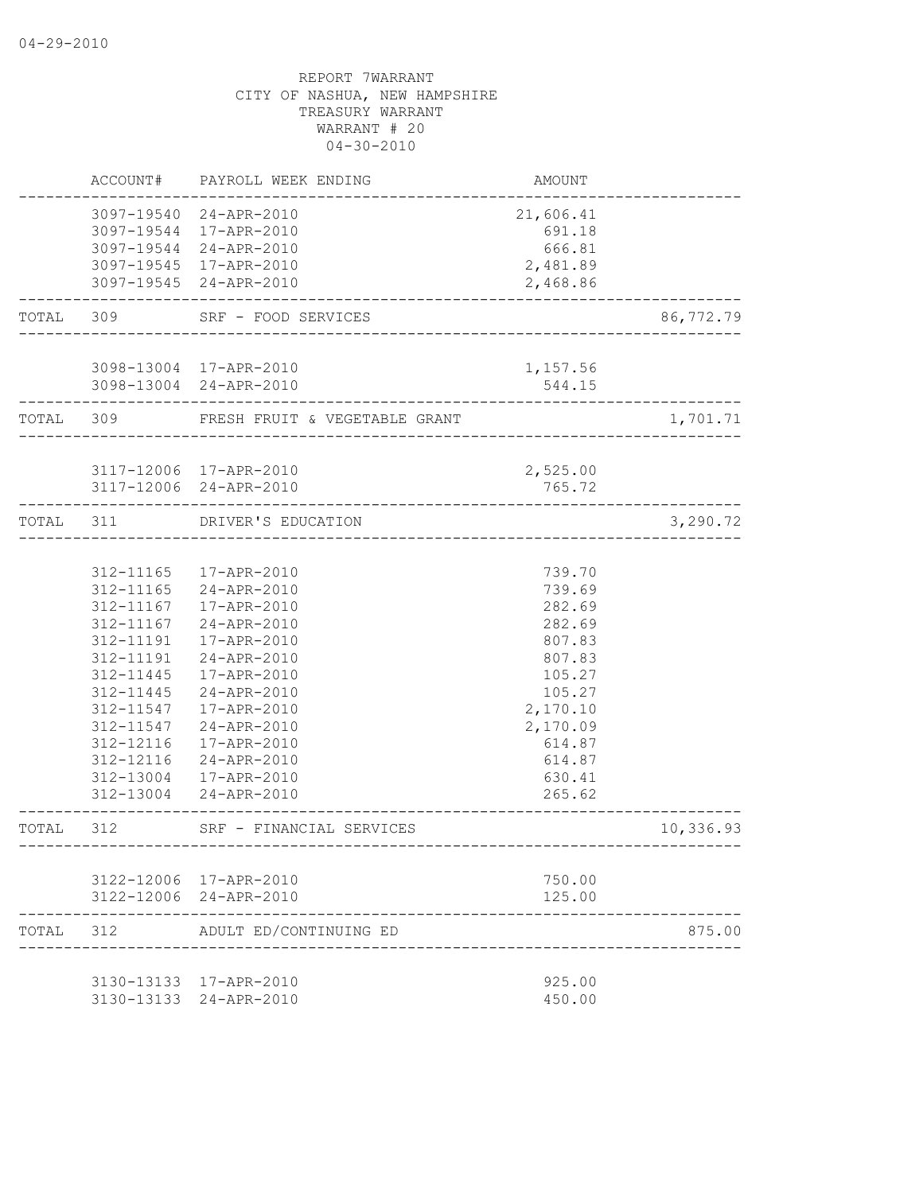REPORT 7WARRANT
CITY OF NASHUA, NEW HAMPSHIRE
TREASURY WARRANT
WARRANT # 20
04-30-2010

| | ACCOUNT# | PAYROLL WEEK ENDING | AMOUNT | |
|---|---|---|---|---|
| | 3097-19540 | 24-APR-2010 | 21,606.41 | |
| | 3097-19544 | 17-APR-2010 | 691.18 | |
| | 3097-19544 | 24-APR-2010 | 666.81 | |
| | 3097-19545 | 17-APR-2010 | 2,481.89 | |
| | 3097-19545 | 24-APR-2010 | 2,468.86 | |
| TOTAL | 309 | SRF - FOOD SERVICES | | 86,772.79 |
| | 3098-13004 | 17-APR-2010 | 1,157.56 | |
| | 3098-13004 | 24-APR-2010 | 544.15 | |
| TOTAL | 309 | FRESH FRUIT & VEGETABLE GRANT | | 1,701.71 |
| | 3117-12006 | 17-APR-2010 | 2,525.00 | |
| | 3117-12006 | 24-APR-2010 | 765.72 | |
| TOTAL | 311 | DRIVER'S EDUCATION | | 3,290.72 |
| | 312-11165 | 17-APR-2010 | 739.70 | |
| | 312-11165 | 24-APR-2010 | 739.69 | |
| | 312-11167 | 17-APR-2010 | 282.69 | |
| | 312-11167 | 24-APR-2010 | 282.69 | |
| | 312-11191 | 17-APR-2010 | 807.83 | |
| | 312-11191 | 24-APR-2010 | 807.83 | |
| | 312-11445 | 17-APR-2010 | 105.27 | |
| | 312-11445 | 24-APR-2010 | 105.27 | |
| | 312-11547 | 17-APR-2010 | 2,170.10 | |
| | 312-11547 | 24-APR-2010 | 2,170.09 | |
| | 312-12116 | 17-APR-2010 | 614.87 | |
| | 312-12116 | 24-APR-2010 | 614.87 | |
| | 312-13004 | 17-APR-2010 | 630.41 | |
| | 312-13004 | 24-APR-2010 | 265.62 | |
| TOTAL | 312 | SRF - FINANCIAL SERVICES | | 10,336.93 |
| | 3122-12006 | 17-APR-2010 | 750.00 | |
| | 3122-12006 | 24-APR-2010 | 125.00 | |
| TOTAL | 312 | ADULT ED/CONTINUING ED | | 875.00 |
| | 3130-13133 | 17-APR-2010 | 925.00 | |
| | 3130-13133 | 24-APR-2010 | 450.00 | |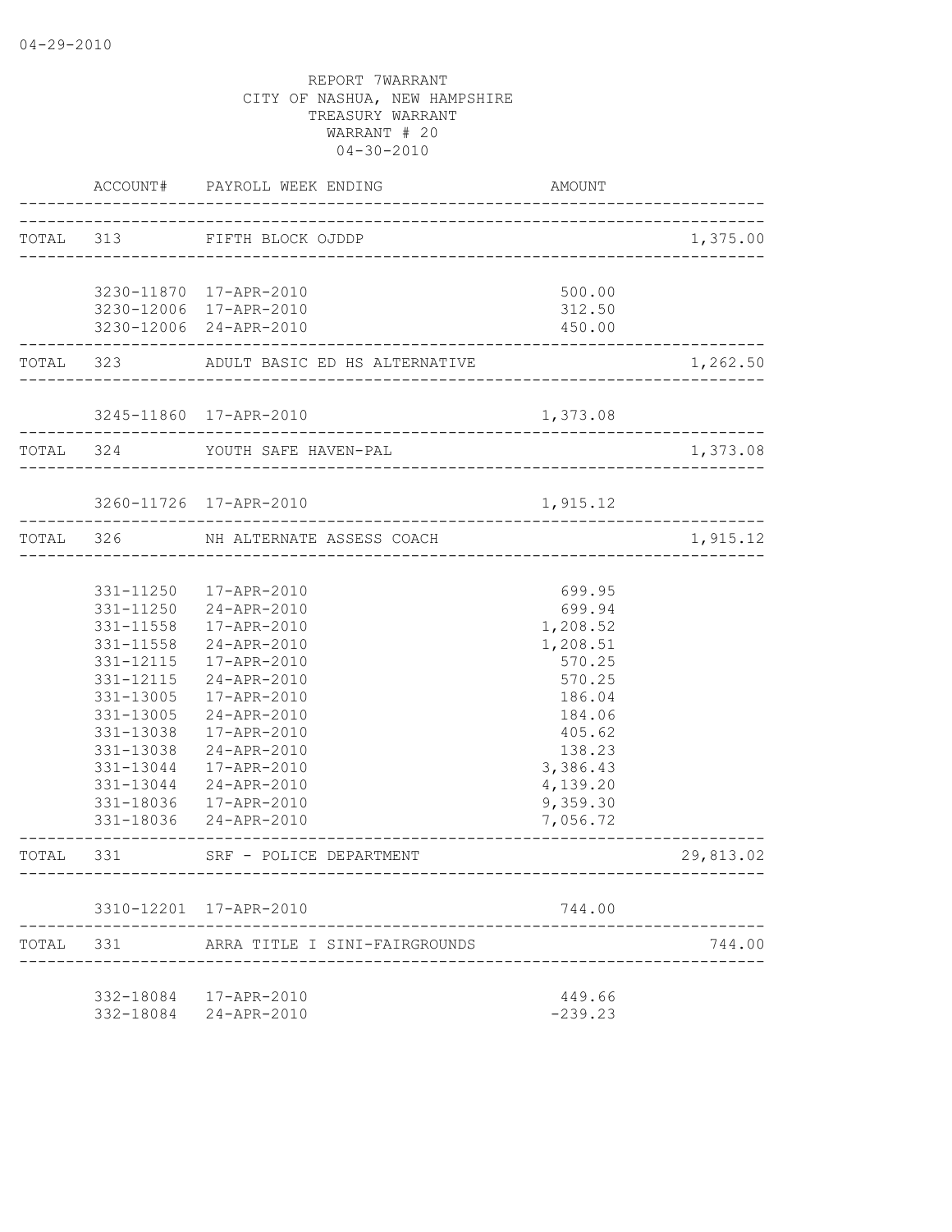04-29-2010

REPORT 7WARRANT
CITY OF NASHUA, NEW HAMPSHIRE
TREASURY WARRANT
WARRANT # 20
04-30-2010

| | ACCOUNT# | PAYROLL WEEK ENDING | AMOUNT | |
|---|---|---|---|---|
| TOTAL | 313 | FIFTH BLOCK OJDDP | | 1,375.00 |
| | 3230-11870 | 17-APR-2010 | 500.00 | |
| | 3230-12006 | 17-APR-2010 | 312.50 | |
| | 3230-12006 | 24-APR-2010 | 450.00 | |
| TOTAL | 323 | ADULT BASIC ED HS ALTERNATIVE | | 1,262.50 |
| | 3245-11860 | 17-APR-2010 | 1,373.08 | |
| TOTAL | 324 | YOUTH SAFE HAVEN-PAL | | 1,373.08 |
| | 3260-11726 | 17-APR-2010 | 1,915.12 | |
| TOTAL | 326 | NH ALTERNATE ASSESS COACH | | 1,915.12 |
| | 331-11250 | 17-APR-2010 | 699.95 | |
| | 331-11250 | 24-APR-2010 | 699.94 | |
| | 331-11558 | 17-APR-2010 | 1,208.52 | |
| | 331-11558 | 24-APR-2010 | 1,208.51 | |
| | 331-12115 | 17-APR-2010 | 570.25 | |
| | 331-12115 | 24-APR-2010 | 570.25 | |
| | 331-13005 | 17-APR-2010 | 186.04 | |
| | 331-13005 | 24-APR-2010 | 184.06 | |
| | 331-13038 | 17-APR-2010 | 405.62 | |
| | 331-13038 | 24-APR-2010 | 138.23 | |
| | 331-13044 | 17-APR-2010 | 3,386.43 | |
| | 331-13044 | 24-APR-2010 | 4,139.20 | |
| | 331-18036 | 17-APR-2010 | 9,359.30 | |
| | 331-18036 | 24-APR-2010 | 7,056.72 | |
| TOTAL | 331 | SRF - POLICE DEPARTMENT | | 29,813.02 |
| | 3310-12201 | 17-APR-2010 | 744.00 | |
| TOTAL | 331 | ARRA TITLE I SINI-FAIRGROUNDS | | 744.00 |
| | 332-18084 | 17-APR-2010 | 449.66 | |
| | 332-18084 | 24-APR-2010 | -239.23 | |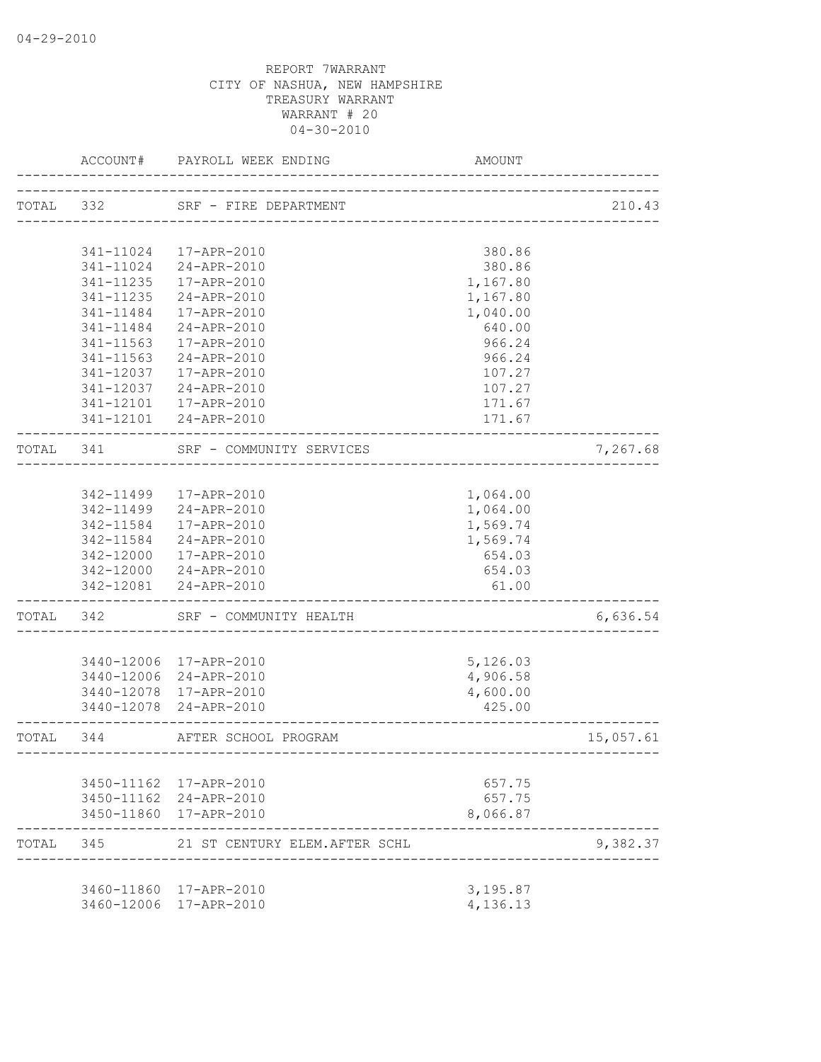04-29-2010

REPORT 7WARRANT
CITY OF NASHUA, NEW HAMPSHIRE
TREASURY WARRANT
WARRANT # 20
04-30-2010

| | ACCOUNT# | PAYROLL WEEK ENDING | AMOUNT | |
|---|---|---|---|---|
| TOTAL | 332 | SRF - FIRE DEPARTMENT | | 210.43 |
| | 341-11024 | 17-APR-2010 | 380.86 | |
| | 341-11024 | 24-APR-2010 | 380.86 | |
| | 341-11235 | 17-APR-2010 | 1,167.80 | |
| | 341-11235 | 24-APR-2010 | 1,167.80 | |
| | 341-11484 | 17-APR-2010 | 1,040.00 | |
| | 341-11484 | 24-APR-2010 | 640.00 | |
| | 341-11563 | 17-APR-2010 | 966.24 | |
| | 341-11563 | 24-APR-2010 | 966.24 | |
| | 341-12037 | 17-APR-2010 | 107.27 | |
| | 341-12037 | 24-APR-2010 | 107.27 | |
| | 341-12101 | 17-APR-2010 | 171.67 | |
| | 341-12101 | 24-APR-2010 | 171.67 | |
| TOTAL | 341 | SRF - COMMUNITY SERVICES | | 7,267.68 |
| | 342-11499 | 17-APR-2010 | 1,064.00 | |
| | 342-11499 | 24-APR-2010 | 1,064.00 | |
| | 342-11584 | 17-APR-2010 | 1,569.74 | |
| | 342-11584 | 24-APR-2010 | 1,569.74 | |
| | 342-12000 | 17-APR-2010 | 654.03 | |
| | 342-12000 | 24-APR-2010 | 654.03 | |
| | 342-12081 | 24-APR-2010 | 61.00 | |
| TOTAL | 342 | SRF - COMMUNITY HEALTH | | 6,636.54 |
| | 3440-12006 | 17-APR-2010 | 5,126.03 | |
| | 3440-12006 | 24-APR-2010 | 4,906.58 | |
| | 3440-12078 | 17-APR-2010 | 4,600.00 | |
| | 3440-12078 | 24-APR-2010 | 425.00 | |
| TOTAL | 344 | AFTER SCHOOL PROGRAM | | 15,057.61 |
| | 3450-11162 | 17-APR-2010 | 657.75 | |
| | 3450-11162 | 24-APR-2010 | 657.75 | |
| | 3450-11860 | 17-APR-2010 | 8,066.87 | |
| TOTAL | 345 | 21 ST CENTURY ELEM.AFTER SCHL | | 9,382.37 |
| | 3460-11860 | 17-APR-2010 | 3,195.87 | |
| | 3460-12006 | 17-APR-2010 | 4,136.13 | |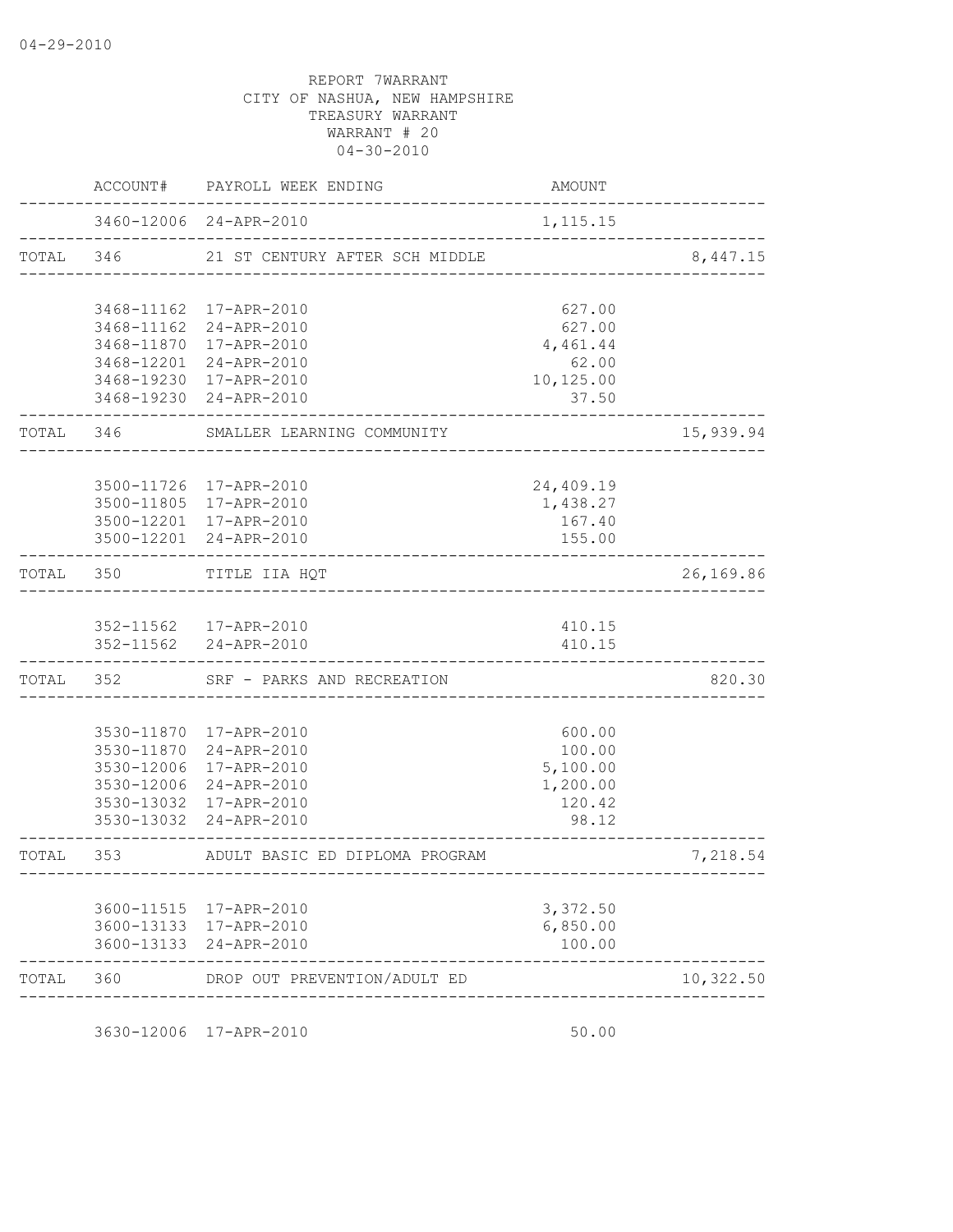04-29-2010

REPORT 7WARRANT
CITY OF NASHUA, NEW HAMPSHIRE
TREASURY WARRANT
WARRANT # 20
04-30-2010

| | ACCOUNT# | PAYROLL WEEK ENDING | AMOUNT | |
|---|---|---|---|---|
| | 3460-12006 | 24-APR-2010 | 1,115.15 | |
| TOTAL | 346 | 21 ST CENTURY AFTER SCH MIDDLE | | 8,447.15 |
| | 3468-11162 | 17-APR-2010 | 627.00 | |
| | 3468-11162 | 24-APR-2010 | 627.00 | |
| | 3468-11870 | 17-APR-2010 | 4,461.44 | |
| | 3468-12201 | 24-APR-2010 | 62.00 | |
| | 3468-19230 | 17-APR-2010 | 10,125.00 | |
| | 3468-19230 | 24-APR-2010 | 37.50 | |
| TOTAL | 346 | SMALLER LEARNING COMMUNITY | | 15,939.94 |
| | 3500-11726 | 17-APR-2010 | 24,409.19 | |
| | 3500-11805 | 17-APR-2010 | 1,438.27 | |
| | 3500-12201 | 17-APR-2010 | 167.40 | |
| | 3500-12201 | 24-APR-2010 | 155.00 | |
| TOTAL | 350 | TITLE IIA HQT | | 26,169.86 |
| | 352-11562 | 17-APR-2010 | 410.15 | |
| | 352-11562 | 24-APR-2010 | 410.15 | |
| TOTAL | 352 | SRF - PARKS AND RECREATION | | 820.30 |
| | 3530-11870 | 17-APR-2010 | 600.00 | |
| | 3530-11870 | 24-APR-2010 | 100.00 | |
| | 3530-12006 | 17-APR-2010 | 5,100.00 | |
| | 3530-12006 | 24-APR-2010 | 1,200.00 | |
| | 3530-13032 | 17-APR-2010 | 120.42 | |
| | 3530-13032 | 24-APR-2010 | 98.12 | |
| TOTAL | 353 | ADULT BASIC ED DIPLOMA PROGRAM | | 7,218.54 |
| | 3600-11515 | 17-APR-2010 | 3,372.50 | |
| | 3600-13133 | 17-APR-2010 | 6,850.00 | |
| | 3600-13133 | 24-APR-2010 | 100.00 | |
| TOTAL | 360 | DROP OUT PREVENTION/ADULT ED | | 10,322.50 |
| | 3630-12006 | 17-APR-2010 | 50.00 | |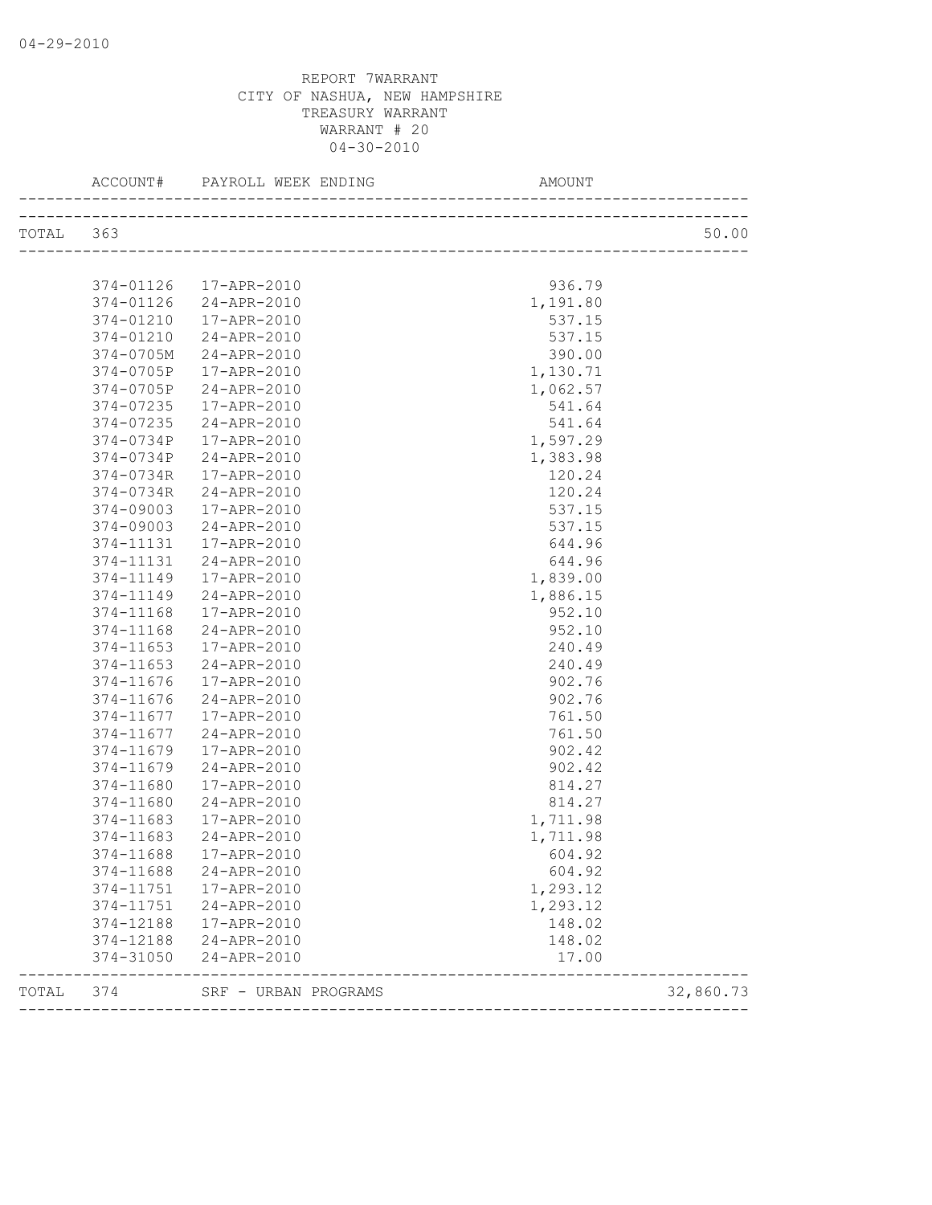REPORT 7WARRANT
CITY OF NASHUA, NEW HAMPSHIRE
TREASURY WARRANT
WARRANT # 20
04-30-2010

| | ACCOUNT# | PAYROLL WEEK ENDING | AMOUNT | |
|---|---|---|---|---|
| TOTAL | 363 | | | 50.00 |
| | 374-01126 | 17-APR-2010 | 936.79 | |
| | 374-01126 | 24-APR-2010 | 1,191.80 | |
| | 374-01210 | 17-APR-2010 | 537.15 | |
| | 374-01210 | 24-APR-2010 | 537.15 | |
| | 374-0705M | 24-APR-2010 | 390.00 | |
| | 374-0705P | 17-APR-2010 | 1,130.71 | |
| | 374-0705P | 24-APR-2010 | 1,062.57 | |
| | 374-07235 | 17-APR-2010 | 541.64 | |
| | 374-07235 | 24-APR-2010 | 541.64 | |
| | 374-0734P | 17-APR-2010 | 1,597.29 | |
| | 374-0734P | 24-APR-2010 | 1,383.98 | |
| | 374-0734R | 17-APR-2010 | 120.24 | |
| | 374-0734R | 24-APR-2010 | 120.24 | |
| | 374-09003 | 17-APR-2010 | 537.15 | |
| | 374-09003 | 24-APR-2010 | 537.15 | |
| | 374-11131 | 17-APR-2010 | 644.96 | |
| | 374-11131 | 24-APR-2010 | 644.96 | |
| | 374-11149 | 17-APR-2010 | 1,839.00 | |
| | 374-11149 | 24-APR-2010 | 1,886.15 | |
| | 374-11168 | 17-APR-2010 | 952.10 | |
| | 374-11168 | 24-APR-2010 | 952.10 | |
| | 374-11653 | 17-APR-2010 | 240.49 | |
| | 374-11653 | 24-APR-2010 | 240.49 | |
| | 374-11676 | 17-APR-2010 | 902.76 | |
| | 374-11676 | 24-APR-2010 | 902.76 | |
| | 374-11677 | 17-APR-2010 | 761.50 | |
| | 374-11677 | 24-APR-2010 | 761.50 | |
| | 374-11679 | 17-APR-2010 | 902.42 | |
| | 374-11679 | 24-APR-2010 | 902.42 | |
| | 374-11680 | 17-APR-2010 | 814.27 | |
| | 374-11680 | 24-APR-2010 | 814.27 | |
| | 374-11683 | 17-APR-2010 | 1,711.98 | |
| | 374-11683 | 24-APR-2010 | 1,711.98 | |
| | 374-11688 | 17-APR-2010 | 604.92 | |
| | 374-11688 | 24-APR-2010 | 604.92 | |
| | 374-11751 | 17-APR-2010 | 1,293.12 | |
| | 374-11751 | 24-APR-2010 | 1,293.12 | |
| | 374-12188 | 17-APR-2010 | 148.02 | |
| | 374-12188 | 24-APR-2010 | 148.02 | |
| | 374-31050 | 24-APR-2010 | 17.00 | |
| TOTAL | 374 | SRF - URBAN PROGRAMS | | 32,860.73 |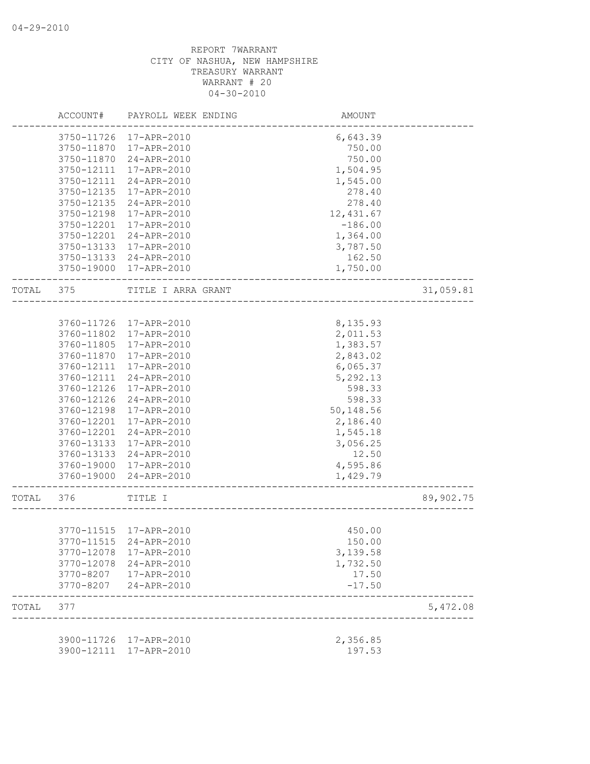04-29-2010

REPORT 7WARRANT
CITY OF NASHUA, NEW HAMPSHIRE
TREASURY WARRANT
WARRANT # 20
04-30-2010

| | ACCOUNT# | PAYROLL WEEK ENDING | AMOUNT | |
|---|---|---|---|---|
| | 3750-11726 | 17-APR-2010 | 6,643.39 | |
| | 3750-11870 | 17-APR-2010 | 750.00 | |
| | 3750-11870 | 24-APR-2010 | 750.00 | |
| | 3750-12111 | 17-APR-2010 | 1,504.95 | |
| | 3750-12111 | 24-APR-2010 | 1,545.00 | |
| | 3750-12135 | 17-APR-2010 | 278.40 | |
| | 3750-12135 | 24-APR-2010 | 278.40 | |
| | 3750-12198 | 17-APR-2010 | 12,431.67 | |
| | 3750-12201 | 17-APR-2010 | -186.00 | |
| | 3750-12201 | 24-APR-2010 | 1,364.00 | |
| | 3750-13133 | 17-APR-2010 | 3,787.50 | |
| | 3750-13133 | 24-APR-2010 | 162.50 | |
| | 3750-19000 | 17-APR-2010 | 1,750.00 | |
| TOTAL | 375 | TITLE I ARRA GRANT | | 31,059.81 |
| | 3760-11726 | 17-APR-2010 | 8,135.93 | |
| | 3760-11802 | 17-APR-2010 | 2,011.53 | |
| | 3760-11805 | 17-APR-2010 | 1,383.57 | |
| | 3760-11870 | 17-APR-2010 | 2,843.02 | |
| | 3760-12111 | 17-APR-2010 | 6,065.37 | |
| | 3760-12111 | 24-APR-2010 | 5,292.13 | |
| | 3760-12126 | 17-APR-2010 | 598.33 | |
| | 3760-12126 | 24-APR-2010 | 598.33 | |
| | 3760-12198 | 17-APR-2010 | 50,148.56 | |
| | 3760-12201 | 17-APR-2010 | 2,186.40 | |
| | 3760-12201 | 24-APR-2010 | 1,545.18 | |
| | 3760-13133 | 17-APR-2010 | 3,056.25 | |
| | 3760-13133 | 24-APR-2010 | 12.50 | |
| | 3760-19000 | 17-APR-2010 | 4,595.86 | |
| | 3760-19000 | 24-APR-2010 | 1,429.79 | |
| TOTAL | 376 | TITLE I | | 89,902.75 |
| | 3770-11515 | 17-APR-2010 | 450.00 | |
| | 3770-11515 | 24-APR-2010 | 150.00 | |
| | 3770-12078 | 17-APR-2010 | 3,139.58 | |
| | 3770-12078 | 24-APR-2010 | 1,732.50 | |
| | 3770-8207 | 17-APR-2010 | 17.50 | |
| | 3770-8207 | 24-APR-2010 | -17.50 | |
| TOTAL | 377 | | | 5,472.08 |
| | 3900-11726 | 17-APR-2010 | 2,356.85 | |
| | 3900-12111 | 17-APR-2010 | 197.53 | |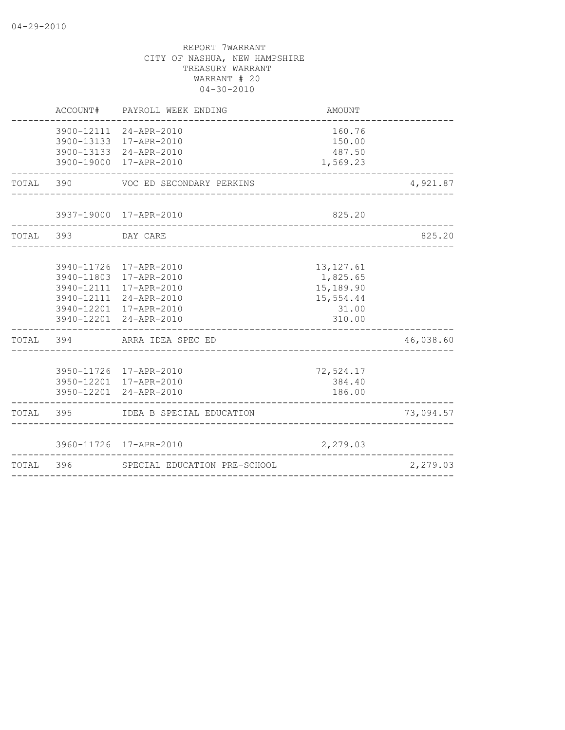REPORT 7WARRANT
CITY OF NASHUA, NEW HAMPSHIRE
TREASURY WARRANT
WARRANT # 20
04-30-2010

| | ACCOUNT# | PAYROLL WEEK ENDING | AMOUNT | |
|---|---|---|---|---|
| | 3900-12111 | 24-APR-2010 | 160.76 | |
| | 3900-13133 | 17-APR-2010 | 150.00 | |
| | 3900-13133 | 24-APR-2010 | 487.50 | |
| | 3900-19000 | 17-APR-2010 | 1,569.23 | |
| TOTAL | 390 | VOC ED SECONDARY PERKINS | | 4,921.87 |
| | 3937-19000 | 17-APR-2010 | 825.20 | |
| TOTAL | 393 | DAY CARE | | 825.20 |
| | 3940-11726 | 17-APR-2010 | 13,127.61 | |
| | 3940-11803 | 17-APR-2010 | 1,825.65 | |
| | 3940-12111 | 17-APR-2010 | 15,189.90 | |
| | 3940-12111 | 24-APR-2010 | 15,554.44 | |
| | 3940-12201 | 17-APR-2010 | 31.00 | |
| | 3940-12201 | 24-APR-2010 | 310.00 | |
| TOTAL | 394 | ARRA IDEA SPEC ED | | 46,038.60 |
| | 3950-11726 | 17-APR-2010 | 72,524.17 | |
| | 3950-12201 | 17-APR-2010 | 384.40 | |
| | 3950-12201 | 24-APR-2010 | 186.00 | |
| TOTAL | 395 | IDEA B SPECIAL EDUCATION | | 73,094.57 |
| | 3960-11726 | 17-APR-2010 | 2,279.03 | |
| TOTAL | 396 | SPECIAL EDUCATION PRE-SCHOOL | | 2,279.03 |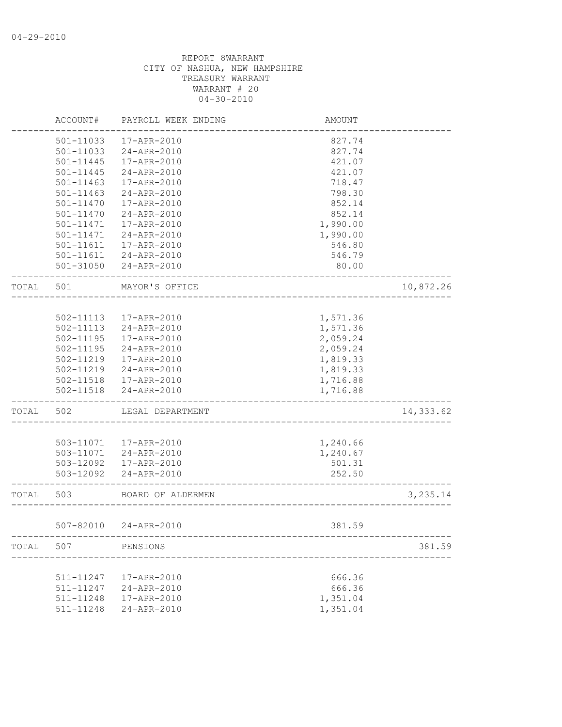04-29-2010

REPORT 8WARRANT
CITY OF NASHUA, NEW HAMPSHIRE
TREASURY WARRANT
WARRANT # 20
04-30-2010

| | ACCOUNT# | PAYROLL WEEK ENDING | AMOUNT | |
|---|---|---|---|---|
| | 501-11033 | 17-APR-2010 | 827.74 | |
| | 501-11033 | 24-APR-2010 | 827.74 | |
| | 501-11445 | 17-APR-2010 | 421.07 | |
| | 501-11445 | 24-APR-2010 | 421.07 | |
| | 501-11463 | 17-APR-2010 | 718.47 | |
| | 501-11463 | 24-APR-2010 | 798.30 | |
| | 501-11470 | 17-APR-2010 | 852.14 | |
| | 501-11470 | 24-APR-2010 | 852.14 | |
| | 501-11471 | 17-APR-2010 | 1,990.00 | |
| | 501-11471 | 24-APR-2010 | 1,990.00 | |
| | 501-11611 | 17-APR-2010 | 546.80 | |
| | 501-11611 | 24-APR-2010 | 546.79 | |
| | 501-31050 | 24-APR-2010 | 80.00 | |
| TOTAL | 501 | MAYOR'S OFFICE | | 10,872.26 |
| | 502-11113 | 17-APR-2010 | 1,571.36 | |
| | 502-11113 | 24-APR-2010 | 1,571.36 | |
| | 502-11195 | 17-APR-2010 | 2,059.24 | |
| | 502-11195 | 24-APR-2010 | 2,059.24 | |
| | 502-11219 | 17-APR-2010 | 1,819.33 | |
| | 502-11219 | 24-APR-2010 | 1,819.33 | |
| | 502-11518 | 17-APR-2010 | 1,716.88 | |
| | 502-11518 | 24-APR-2010 | 1,716.88 | |
| TOTAL | 502 | LEGAL DEPARTMENT | | 14,333.62 |
| | 503-11071 | 17-APR-2010 | 1,240.66 | |
| | 503-11071 | 24-APR-2010 | 1,240.67 | |
| | 503-12092 | 17-APR-2010 | 501.31 | |
| | 503-12092 | 24-APR-2010 | 252.50 | |
| TOTAL | 503 | BOARD OF ALDERMEN | | 3,235.14 |
| | 507-82010 | 24-APR-2010 | 381.59 | |
| TOTAL | 507 | PENSIONS | | 381.59 |
| | 511-11247 | 17-APR-2010 | 666.36 | |
| | 511-11247 | 24-APR-2010 | 666.36 | |
| | 511-11248 | 17-APR-2010 | 1,351.04 | |
| | 511-11248 | 24-APR-2010 | 1,351.04 | |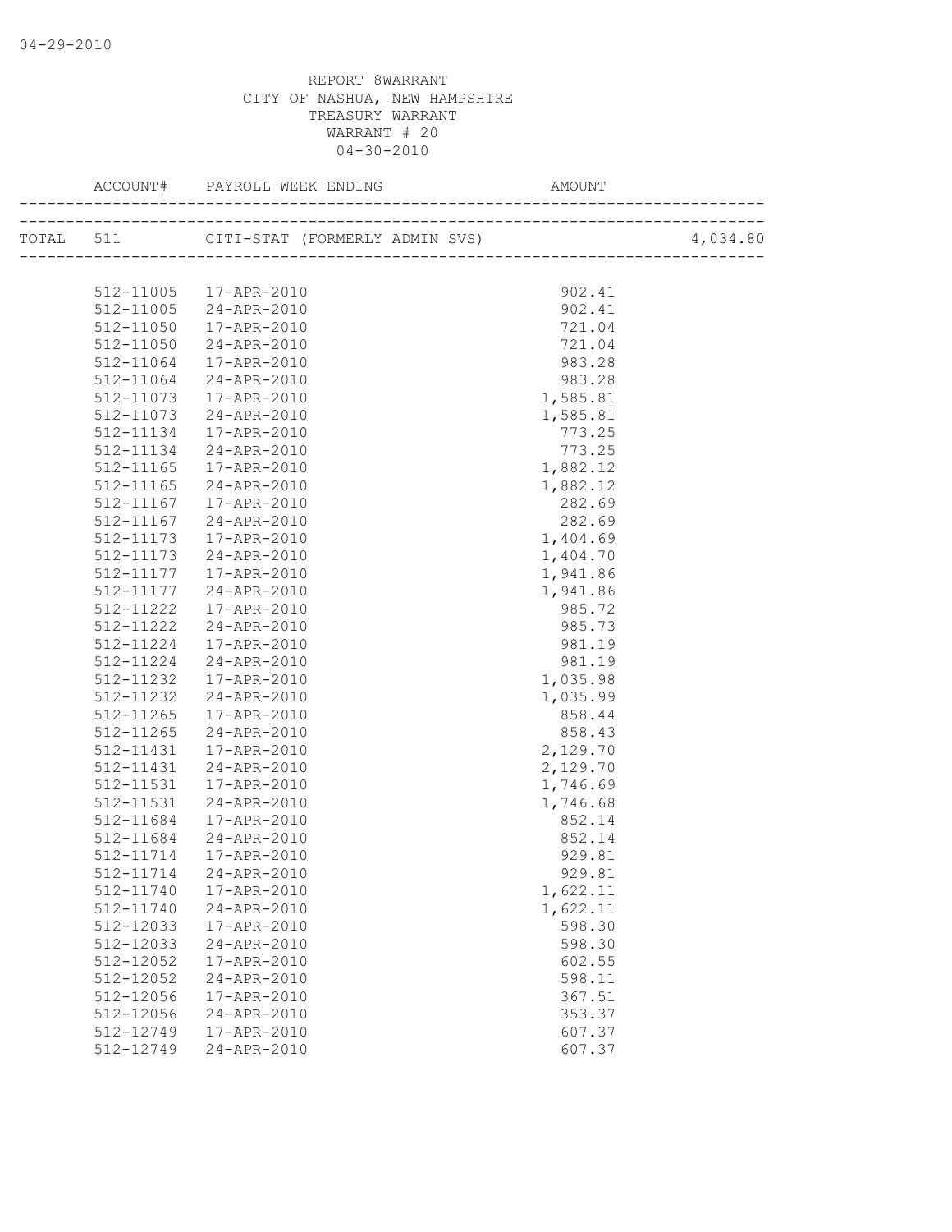REPORT 8WARRANT
CITY OF NASHUA, NEW HAMPSHIRE
TREASURY WARRANT
WARRANT # 20
04-30-2010

| ACCOUNT# | PAYROLL WEEK ENDING | AMOUNT | |
|---|---|---|---|
| TOTAL 511 | CITI-STAT (FORMERLY ADMIN SVS) | | 4,034.80 |
| 512-11005 | 17-APR-2010 | 902.41 | |
| 512-11005 | 24-APR-2010 | 902.41 | |
| 512-11050 | 17-APR-2010 | 721.04 | |
| 512-11050 | 24-APR-2010 | 721.04 | |
| 512-11064 | 17-APR-2010 | 983.28 | |
| 512-11064 | 24-APR-2010 | 983.28 | |
| 512-11073 | 17-APR-2010 | 1,585.81 | |
| 512-11073 | 24-APR-2010 | 1,585.81 | |
| 512-11134 | 17-APR-2010 | 773.25 | |
| 512-11134 | 24-APR-2010 | 773.25 | |
| 512-11165 | 17-APR-2010 | 1,882.12 | |
| 512-11165 | 24-APR-2010 | 1,882.12 | |
| 512-11167 | 17-APR-2010 | 282.69 | |
| 512-11167 | 24-APR-2010 | 282.69 | |
| 512-11173 | 17-APR-2010 | 1,404.69 | |
| 512-11173 | 24-APR-2010 | 1,404.70 | |
| 512-11177 | 17-APR-2010 | 1,941.86 | |
| 512-11177 | 24-APR-2010 | 1,941.86 | |
| 512-11222 | 17-APR-2010 | 985.72 | |
| 512-11222 | 24-APR-2010 | 985.73 | |
| 512-11224 | 17-APR-2010 | 981.19 | |
| 512-11224 | 24-APR-2010 | 981.19 | |
| 512-11232 | 17-APR-2010 | 1,035.98 | |
| 512-11232 | 24-APR-2010 | 1,035.99 | |
| 512-11265 | 17-APR-2010 | 858.44 | |
| 512-11265 | 24-APR-2010 | 858.43 | |
| 512-11431 | 17-APR-2010 | 2,129.70 | |
| 512-11431 | 24-APR-2010 | 2,129.70 | |
| 512-11531 | 17-APR-2010 | 1,746.69 | |
| 512-11531 | 24-APR-2010 | 1,746.68 | |
| 512-11684 | 17-APR-2010 | 852.14 | |
| 512-11684 | 24-APR-2010 | 852.14 | |
| 512-11714 | 17-APR-2010 | 929.81 | |
| 512-11714 | 24-APR-2010 | 929.81 | |
| 512-11740 | 17-APR-2010 | 1,622.11 | |
| 512-11740 | 24-APR-2010 | 1,622.11 | |
| 512-12033 | 17-APR-2010 | 598.30 | |
| 512-12033 | 24-APR-2010 | 598.30 | |
| 512-12052 | 17-APR-2010 | 602.55 | |
| 512-12052 | 24-APR-2010 | 598.11 | |
| 512-12056 | 17-APR-2010 | 367.51 | |
| 512-12056 | 24-APR-2010 | 353.37 | |
| 512-12749 | 17-APR-2010 | 607.37 | |
| 512-12749 | 24-APR-2010 | 607.37 | |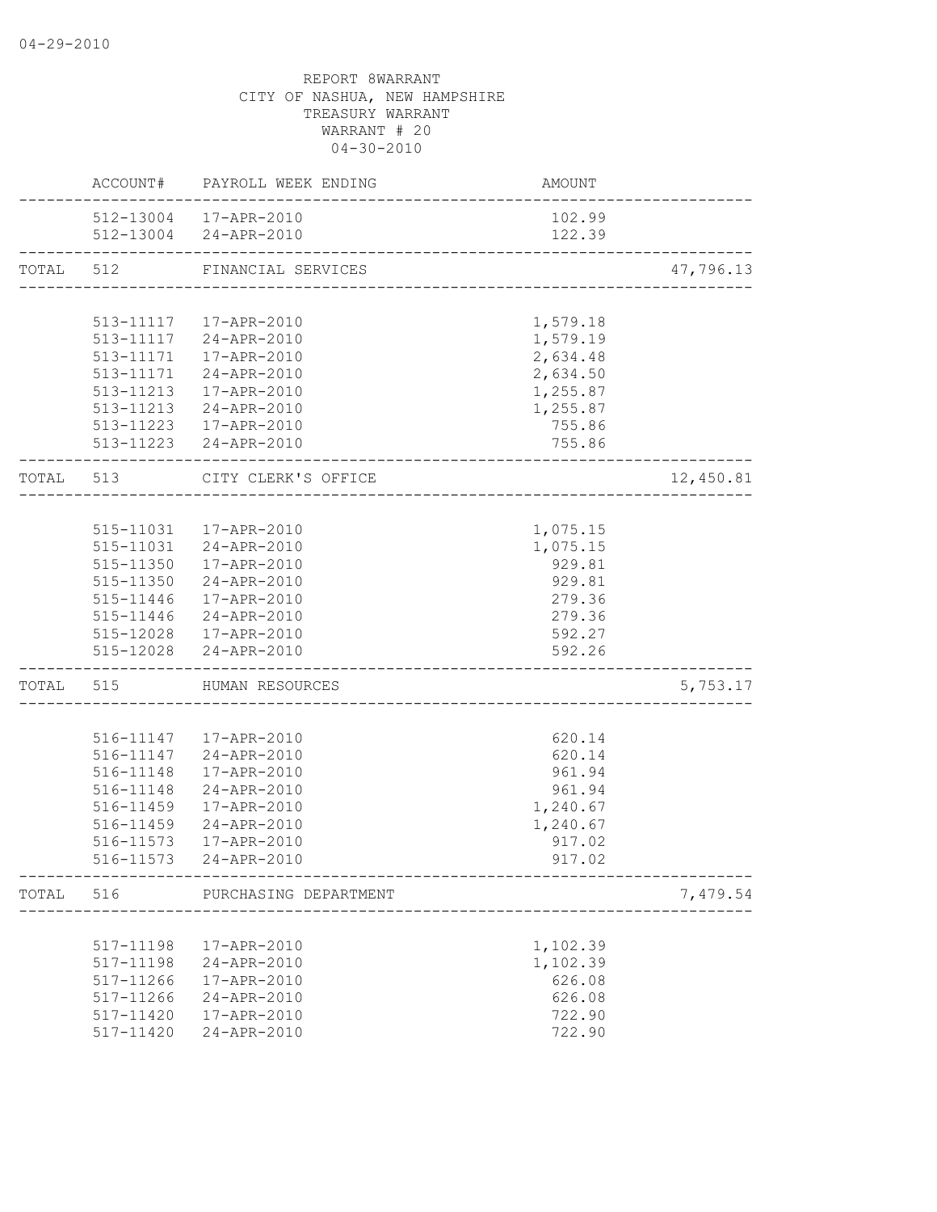04-29-2010

REPORT 8WARRANT
CITY OF NASHUA, NEW HAMPSHIRE
TREASURY WARRANT
WARRANT # 20
04-30-2010

| | ACCOUNT# | PAYROLL WEEK ENDING | AMOUNT | |
|---|---|---|---|---|
| | 512-13004 | 17-APR-2010 | 102.99 | |
| | 512-13004 | 24-APR-2010 | 122.39 | |
| TOTAL | 512 | FINANCIAL SERVICES | | 47,796.13 |
| | 513-11117 | 17-APR-2010 | 1,579.18 | |
| | 513-11117 | 24-APR-2010 | 1,579.19 | |
| | 513-11171 | 17-APR-2010 | 2,634.48 | |
| | 513-11171 | 24-APR-2010 | 2,634.50 | |
| | 513-11213 | 17-APR-2010 | 1,255.87 | |
| | 513-11213 | 24-APR-2010 | 1,255.87 | |
| | 513-11223 | 17-APR-2010 | 755.86 | |
| | 513-11223 | 24-APR-2010 | 755.86 | |
| TOTAL | 513 | CITY CLERK'S OFFICE | | 12,450.81 |
| | 515-11031 | 17-APR-2010 | 1,075.15 | |
| | 515-11031 | 24-APR-2010 | 1,075.15 | |
| | 515-11350 | 17-APR-2010 | 929.81 | |
| | 515-11350 | 24-APR-2010 | 929.81 | |
| | 515-11446 | 17-APR-2010 | 279.36 | |
| | 515-11446 | 24-APR-2010 | 279.36 | |
| | 515-12028 | 17-APR-2010 | 592.27 | |
| | 515-12028 | 24-APR-2010 | 592.26 | |
| TOTAL | 515 | HUMAN RESOURCES | | 5,753.17 |
| | 516-11147 | 17-APR-2010 | 620.14 | |
| | 516-11147 | 24-APR-2010 | 620.14 | |
| | 516-11148 | 17-APR-2010 | 961.94 | |
| | 516-11148 | 24-APR-2010 | 961.94 | |
| | 516-11459 | 17-APR-2010 | 1,240.67 | |
| | 516-11459 | 24-APR-2010 | 1,240.67 | |
| | 516-11573 | 17-APR-2010 | 917.02 | |
| | 516-11573 | 24-APR-2010 | 917.02 | |
| TOTAL | 516 | PURCHASING DEPARTMENT | | 7,479.54 |
| | 517-11198 | 17-APR-2010 | 1,102.39 | |
| | 517-11198 | 24-APR-2010 | 1,102.39 | |
| | 517-11266 | 17-APR-2010 | 626.08 | |
| | 517-11266 | 24-APR-2010 | 626.08 | |
| | 517-11420 | 17-APR-2010 | 722.90 | |
| | 517-11420 | 24-APR-2010 | 722.90 | |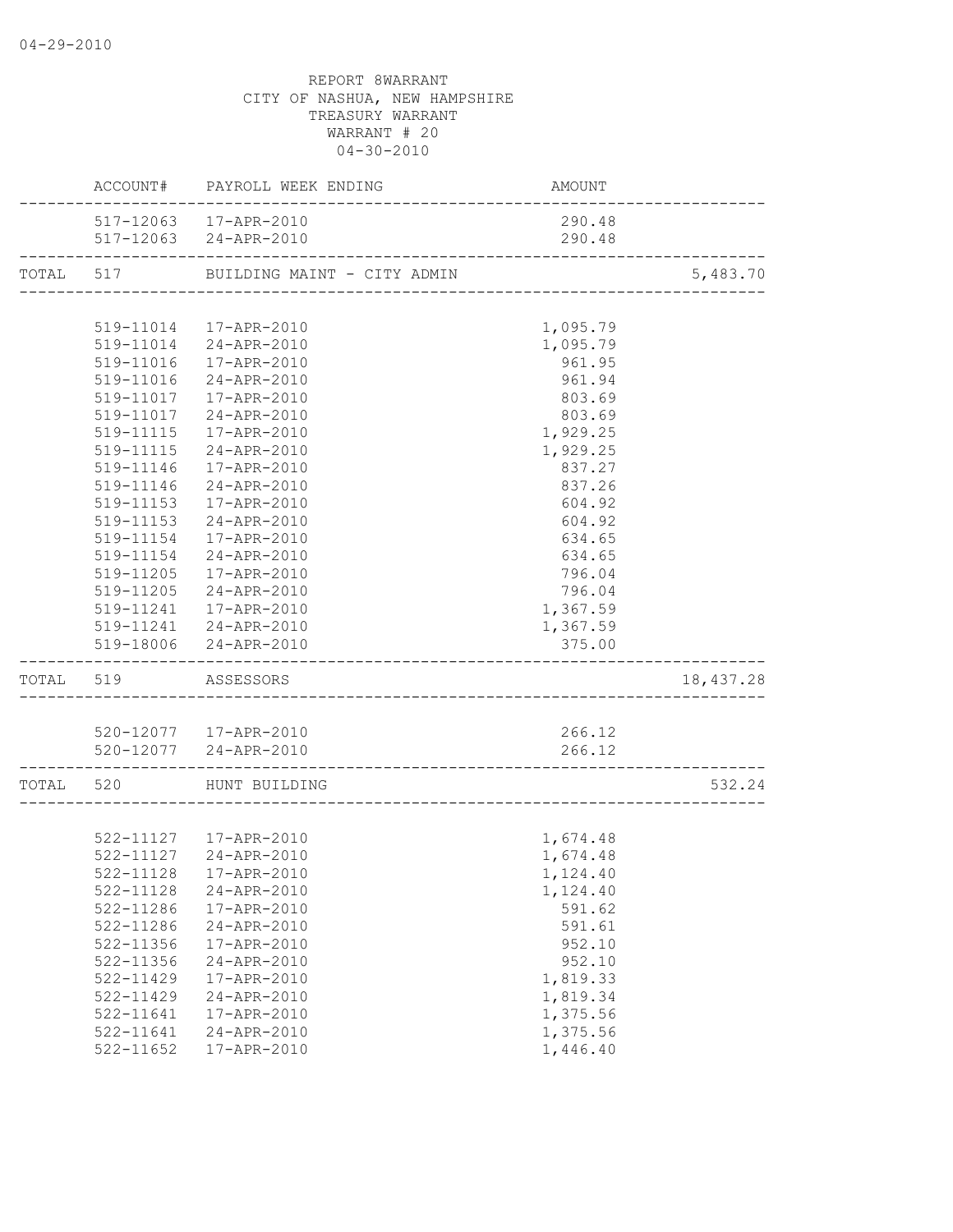REPORT 8WARRANT
CITY OF NASHUA, NEW HAMPSHIRE
TREASURY WARRANT
WARRANT # 20
04-30-2010

| | ACCOUNT# | PAYROLL WEEK ENDING | AMOUNT | |
|---|---|---|---|---|
| | 517-12063 | 17-APR-2010 | 290.48 | |
| | 517-12063 | 24-APR-2010 | 290.48 | |
| TOTAL | 517 | BUILDING MAINT - CITY ADMIN | | 5,483.70 |
| | 519-11014 | 17-APR-2010 | 1,095.79 | |
| | 519-11014 | 24-APR-2010 | 1,095.79 | |
| | 519-11016 | 17-APR-2010 | 961.95 | |
| | 519-11016 | 24-APR-2010 | 961.94 | |
| | 519-11017 | 17-APR-2010 | 803.69 | |
| | 519-11017 | 24-APR-2010 | 803.69 | |
| | 519-11115 | 17-APR-2010 | 1,929.25 | |
| | 519-11115 | 24-APR-2010 | 1,929.25 | |
| | 519-11146 | 17-APR-2010 | 837.27 | |
| | 519-11146 | 24-APR-2010 | 837.26 | |
| | 519-11153 | 17-APR-2010 | 604.92 | |
| | 519-11153 | 24-APR-2010 | 604.92 | |
| | 519-11154 | 17-APR-2010 | 634.65 | |
| | 519-11154 | 24-APR-2010 | 634.65 | |
| | 519-11205 | 17-APR-2010 | 796.04 | |
| | 519-11205 | 24-APR-2010 | 796.04 | |
| | 519-11241 | 17-APR-2010 | 1,367.59 | |
| | 519-11241 | 24-APR-2010 | 1,367.59 | |
| | 519-18006 | 24-APR-2010 | 375.00 | |
| TOTAL | 519 | ASSESSORS | | 18,437.28 |
| | 520-12077 | 17-APR-2010 | 266.12 | |
| | 520-12077 | 24-APR-2010 | 266.12 | |
| TOTAL | 520 | HUNT BUILDING | | 532.24 |
| | 522-11127 | 17-APR-2010 | 1,674.48 | |
| | 522-11127 | 24-APR-2010 | 1,674.48 | |
| | 522-11128 | 17-APR-2010 | 1,124.40 | |
| | 522-11128 | 24-APR-2010 | 1,124.40 | |
| | 522-11286 | 17-APR-2010 | 591.62 | |
| | 522-11286 | 24-APR-2010 | 591.61 | |
| | 522-11356 | 17-APR-2010 | 952.10 | |
| | 522-11356 | 24-APR-2010 | 952.10 | |
| | 522-11429 | 17-APR-2010 | 1,819.33 | |
| | 522-11429 | 24-APR-2010 | 1,819.34 | |
| | 522-11641 | 17-APR-2010 | 1,375.56 | |
| | 522-11641 | 24-APR-2010 | 1,375.56 | |
| | 522-11652 | 17-APR-2010 | 1,446.40 | |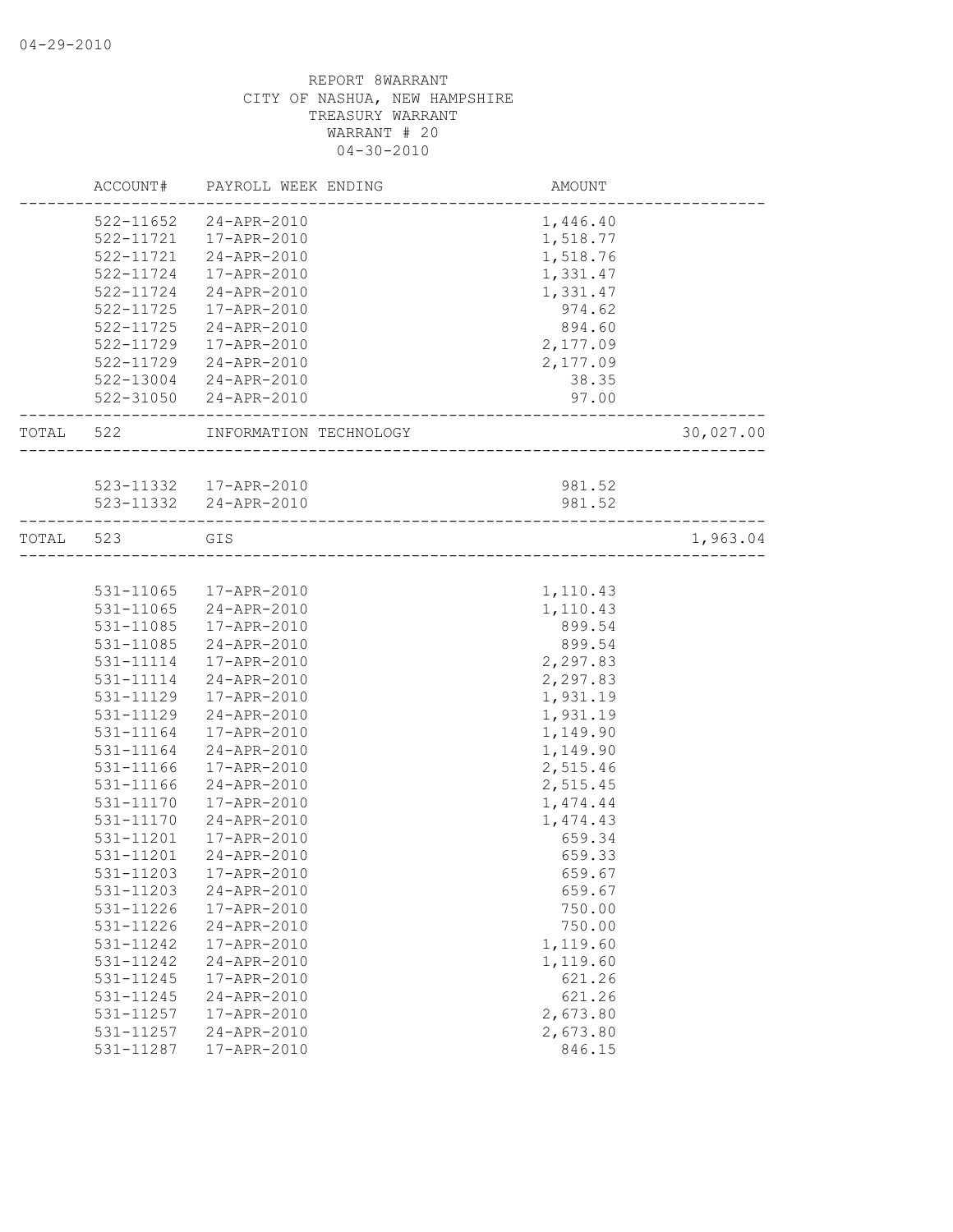REPORT 8WARRANT
CITY OF NASHUA, NEW HAMPSHIRE
TREASURY WARRANT
WARRANT # 20
04-30-2010

| | ACCOUNT# | PAYROLL WEEK ENDING | AMOUNT | |
|---|---|---|---|---|
| | 522-11652 | 24-APR-2010 | 1,446.40 | |
| | 522-11721 | 17-APR-2010 | 1,518.77 | |
| | 522-11721 | 24-APR-2010 | 1,518.76 | |
| | 522-11724 | 17-APR-2010 | 1,331.47 | |
| | 522-11724 | 24-APR-2010 | 1,331.47 | |
| | 522-11725 | 17-APR-2010 | 974.62 | |
| | 522-11725 | 24-APR-2010 | 894.60 | |
| | 522-11729 | 17-APR-2010 | 2,177.09 | |
| | 522-11729 | 24-APR-2010 | 2,177.09 | |
| | 522-13004 | 24-APR-2010 | 38.35 | |
| | 522-31050 | 24-APR-2010 | 97.00 | |
| TOTAL | 522 | INFORMATION TECHNOLOGY | | 30,027.00 |
| | 523-11332 | 17-APR-2010 | 981.52 | |
| | 523-11332 | 24-APR-2010 | 981.52 | |
| TOTAL | 523 | GIS | | 1,963.04 |
| | 531-11065 | 17-APR-2010 | 1,110.43 | |
| | 531-11065 | 24-APR-2010 | 1,110.43 | |
| | 531-11085 | 17-APR-2010 | 899.54 | |
| | 531-11085 | 24-APR-2010 | 899.54 | |
| | 531-11114 | 17-APR-2010 | 2,297.83 | |
| | 531-11114 | 24-APR-2010 | 2,297.83 | |
| | 531-11129 | 17-APR-2010 | 1,931.19 | |
| | 531-11129 | 24-APR-2010 | 1,931.19 | |
| | 531-11164 | 17-APR-2010 | 1,149.90 | |
| | 531-11164 | 24-APR-2010 | 1,149.90 | |
| | 531-11166 | 17-APR-2010 | 2,515.46 | |
| | 531-11166 | 24-APR-2010 | 2,515.45 | |
| | 531-11170 | 17-APR-2010 | 1,474.44 | |
| | 531-11170 | 24-APR-2010 | 1,474.43 | |
| | 531-11201 | 17-APR-2010 | 659.34 | |
| | 531-11201 | 24-APR-2010 | 659.33 | |
| | 531-11203 | 17-APR-2010 | 659.67 | |
| | 531-11203 | 24-APR-2010 | 659.67 | |
| | 531-11226 | 17-APR-2010 | 750.00 | |
| | 531-11226 | 24-APR-2010 | 750.00 | |
| | 531-11242 | 17-APR-2010 | 1,119.60 | |
| | 531-11242 | 24-APR-2010 | 1,119.60 | |
| | 531-11245 | 17-APR-2010 | 621.26 | |
| | 531-11245 | 24-APR-2010 | 621.26 | |
| | 531-11257 | 17-APR-2010 | 2,673.80 | |
| | 531-11257 | 24-APR-2010 | 2,673.80 | |
| | 531-11287 | 17-APR-2010 | 846.15 | |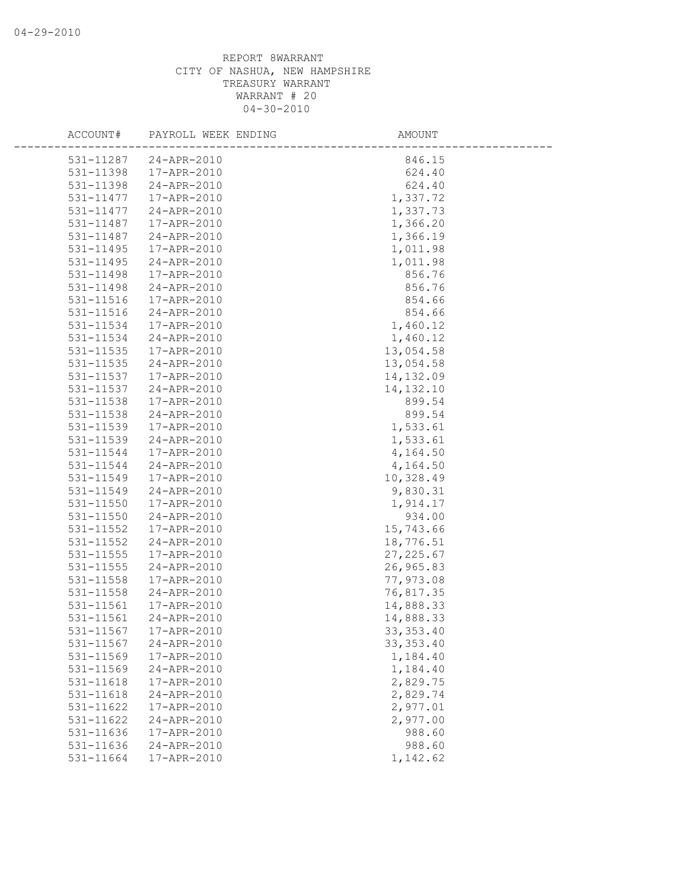REPORT 8WARRANT
CITY OF NASHUA, NEW HAMPSHIRE
TREASURY WARRANT
WARRANT # 20
04-30-2010

| ACCOUNT# | PAYROLL WEEK ENDING | AMOUNT |
|---|---|---|
| 531-11287 | 24-APR-2010 | 846.15 |
| 531-11398 | 17-APR-2010 | 624.40 |
| 531-11398 | 24-APR-2010 | 624.40 |
| 531-11477 | 17-APR-2010 | 1,337.72 |
| 531-11477 | 24-APR-2010 | 1,337.73 |
| 531-11487 | 17-APR-2010 | 1,366.20 |
| 531-11487 | 24-APR-2010 | 1,366.19 |
| 531-11495 | 17-APR-2010 | 1,011.98 |
| 531-11495 | 24-APR-2010 | 1,011.98 |
| 531-11498 | 17-APR-2010 | 856.76 |
| 531-11498 | 24-APR-2010 | 856.76 |
| 531-11516 | 17-APR-2010 | 854.66 |
| 531-11516 | 24-APR-2010 | 854.66 |
| 531-11534 | 17-APR-2010 | 1,460.12 |
| 531-11534 | 24-APR-2010 | 1,460.12 |
| 531-11535 | 17-APR-2010 | 13,054.58 |
| 531-11535 | 24-APR-2010 | 13,054.58 |
| 531-11537 | 17-APR-2010 | 14,132.09 |
| 531-11537 | 24-APR-2010 | 14,132.10 |
| 531-11538 | 17-APR-2010 | 899.54 |
| 531-11538 | 24-APR-2010 | 899.54 |
| 531-11539 | 17-APR-2010 | 1,533.61 |
| 531-11539 | 24-APR-2010 | 1,533.61 |
| 531-11544 | 17-APR-2010 | 4,164.50 |
| 531-11544 | 24-APR-2010 | 4,164.50 |
| 531-11549 | 17-APR-2010 | 10,328.49 |
| 531-11549 | 24-APR-2010 | 9,830.31 |
| 531-11550 | 17-APR-2010 | 1,914.17 |
| 531-11550 | 24-APR-2010 | 934.00 |
| 531-11552 | 17-APR-2010 | 15,743.66 |
| 531-11552 | 24-APR-2010 | 18,776.51 |
| 531-11555 | 17-APR-2010 | 27,225.67 |
| 531-11555 | 24-APR-2010 | 26,965.83 |
| 531-11558 | 17-APR-2010 | 77,973.08 |
| 531-11558 | 24-APR-2010 | 76,817.35 |
| 531-11561 | 17-APR-2010 | 14,888.33 |
| 531-11561 | 24-APR-2010 | 14,888.33 |
| 531-11567 | 17-APR-2010 | 33,353.40 |
| 531-11567 | 24-APR-2010 | 33,353.40 |
| 531-11569 | 17-APR-2010 | 1,184.40 |
| 531-11569 | 24-APR-2010 | 1,184.40 |
| 531-11618 | 17-APR-2010 | 2,829.75 |
| 531-11618 | 24-APR-2010 | 2,829.74 |
| 531-11622 | 17-APR-2010 | 2,977.01 |
| 531-11622 | 24-APR-2010 | 2,977.00 |
| 531-11636 | 17-APR-2010 | 988.60 |
| 531-11636 | 24-APR-2010 | 988.60 |
| 531-11664 | 17-APR-2010 | 1,142.62 |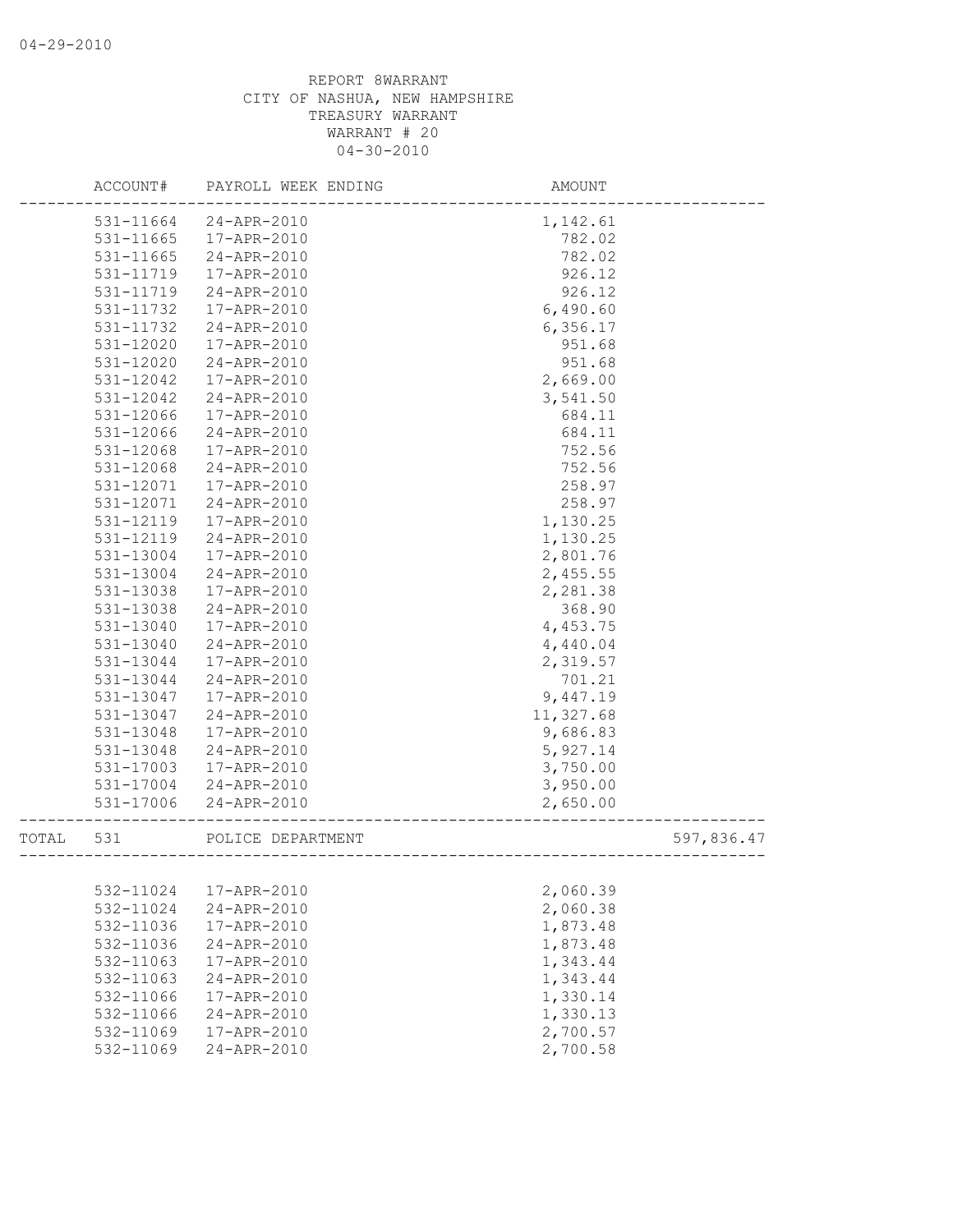REPORT 8WARRANT
CITY OF NASHUA, NEW HAMPSHIRE
TREASURY WARRANT
WARRANT # 20
04-30-2010

| ACCOUNT# | PAYROLL WEEK ENDING | AMOUNT | |
|---|---|---|---|
| 531-11664 | 24-APR-2010 | 1,142.61 | |
| 531-11665 | 17-APR-2010 | 782.02 | |
| 531-11665 | 24-APR-2010 | 782.02 | |
| 531-11719 | 17-APR-2010 | 926.12 | |
| 531-11719 | 24-APR-2010 | 926.12 | |
| 531-11732 | 17-APR-2010 | 6,490.60 | |
| 531-11732 | 24-APR-2010 | 6,356.17 | |
| 531-12020 | 17-APR-2010 | 951.68 | |
| 531-12020 | 24-APR-2010 | 951.68 | |
| 531-12042 | 17-APR-2010 | 2,669.00 | |
| 531-12042 | 24-APR-2010 | 3,541.50 | |
| 531-12066 | 17-APR-2010 | 684.11 | |
| 531-12066 | 24-APR-2010 | 684.11 | |
| 531-12068 | 17-APR-2010 | 752.56 | |
| 531-12068 | 24-APR-2010 | 752.56 | |
| 531-12071 | 17-APR-2010 | 258.97 | |
| 531-12071 | 24-APR-2010 | 258.97 | |
| 531-12119 | 17-APR-2010 | 1,130.25 | |
| 531-12119 | 24-APR-2010 | 1,130.25 | |
| 531-13004 | 17-APR-2010 | 2,801.76 | |
| 531-13004 | 24-APR-2010 | 2,455.55 | |
| 531-13038 | 17-APR-2010 | 2,281.38 | |
| 531-13038 | 24-APR-2010 | 368.90 | |
| 531-13040 | 17-APR-2010 | 4,453.75 | |
| 531-13040 | 24-APR-2010 | 4,440.04 | |
| 531-13044 | 17-APR-2010 | 2,319.57 | |
| 531-13044 | 24-APR-2010 | 701.21 | |
| 531-13047 | 17-APR-2010 | 9,447.19 | |
| 531-13047 | 24-APR-2010 | 11,327.68 | |
| 531-13048 | 17-APR-2010 | 9,686.83 | |
| 531-13048 | 24-APR-2010 | 5,927.14 | |
| 531-17003 | 17-APR-2010 | 3,750.00 | |
| 531-17004 | 24-APR-2010 | 3,950.00 | |
| 531-17006 | 24-APR-2010 | 2,650.00 | |
| TOTAL 531 | POLICE DEPARTMENT | | 597,836.47 |
| 532-11024 | 17-APR-2010 | 2,060.39 | |
| 532-11024 | 24-APR-2010 | 2,060.38 | |
| 532-11036 | 17-APR-2010 | 1,873.48 | |
| 532-11036 | 24-APR-2010 | 1,873.48 | |
| 532-11063 | 17-APR-2010 | 1,343.44 | |
| 532-11063 | 24-APR-2010 | 1,343.44 | |
| 532-11066 | 17-APR-2010 | 1,330.14 | |
| 532-11066 | 24-APR-2010 | 1,330.13 | |
| 532-11069 | 17-APR-2010 | 2,700.57 | |
| 532-11069 | 24-APR-2010 | 2,700.58 | |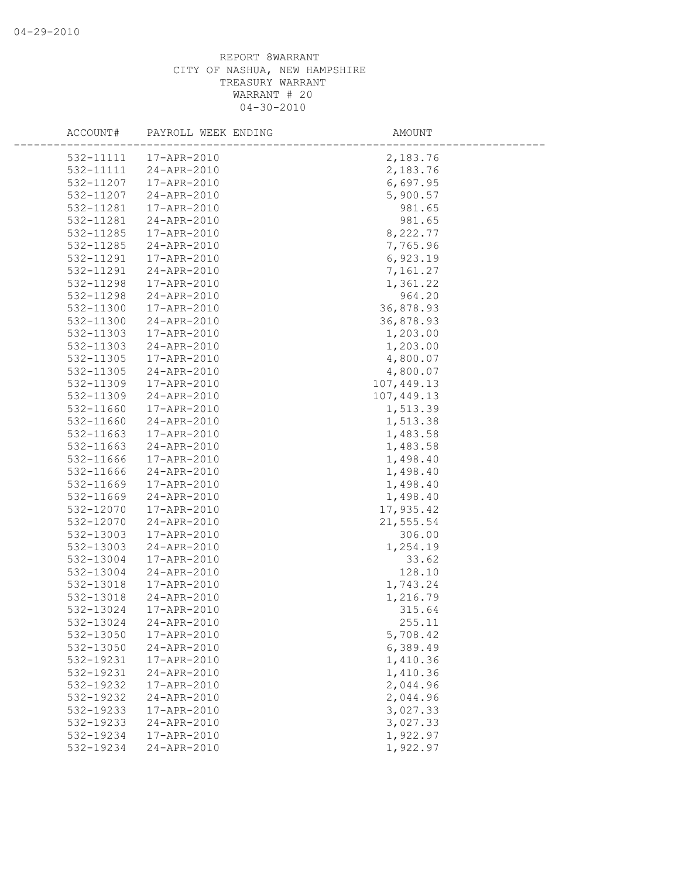04-29-2010

REPORT 8WARRANT
CITY OF NASHUA, NEW HAMPSHIRE
TREASURY WARRANT
WARRANT # 20
04-30-2010

| ACCOUNT# | PAYROLL WEEK ENDING | AMOUNT |
|---|---|---|
| 532-11111 | 17-APR-2010 | 2,183.76 |
| 532-11111 | 24-APR-2010 | 2,183.76 |
| 532-11207 | 17-APR-2010 | 6,697.95 |
| 532-11207 | 24-APR-2010 | 5,900.57 |
| 532-11281 | 17-APR-2010 | 981.65 |
| 532-11281 | 24-APR-2010 | 981.65 |
| 532-11285 | 17-APR-2010 | 8,222.77 |
| 532-11285 | 24-APR-2010 | 7,765.96 |
| 532-11291 | 17-APR-2010 | 6,923.19 |
| 532-11291 | 24-APR-2010 | 7,161.27 |
| 532-11298 | 17-APR-2010 | 1,361.22 |
| 532-11298 | 24-APR-2010 | 964.20 |
| 532-11300 | 17-APR-2010 | 36,878.93 |
| 532-11300 | 24-APR-2010 | 36,878.93 |
| 532-11303 | 17-APR-2010 | 1,203.00 |
| 532-11303 | 24-APR-2010 | 1,203.00 |
| 532-11305 | 17-APR-2010 | 4,800.07 |
| 532-11305 | 24-APR-2010 | 4,800.07 |
| 532-11309 | 17-APR-2010 | 107,449.13 |
| 532-11309 | 24-APR-2010 | 107,449.13 |
| 532-11660 | 17-APR-2010 | 1,513.39 |
| 532-11660 | 24-APR-2010 | 1,513.38 |
| 532-11663 | 17-APR-2010 | 1,483.58 |
| 532-11663 | 24-APR-2010 | 1,483.58 |
| 532-11666 | 17-APR-2010 | 1,498.40 |
| 532-11666 | 24-APR-2010 | 1,498.40 |
| 532-11669 | 17-APR-2010 | 1,498.40 |
| 532-11669 | 24-APR-2010 | 1,498.40 |
| 532-12070 | 17-APR-2010 | 17,935.42 |
| 532-12070 | 24-APR-2010 | 21,555.54 |
| 532-13003 | 17-APR-2010 | 306.00 |
| 532-13003 | 24-APR-2010 | 1,254.19 |
| 532-13004 | 17-APR-2010 | 33.62 |
| 532-13004 | 24-APR-2010 | 128.10 |
| 532-13018 | 17-APR-2010 | 1,743.24 |
| 532-13018 | 24-APR-2010 | 1,216.79 |
| 532-13024 | 17-APR-2010 | 315.64 |
| 532-13024 | 24-APR-2010 | 255.11 |
| 532-13050 | 17-APR-2010 | 5,708.42 |
| 532-13050 | 24-APR-2010 | 6,389.49 |
| 532-19231 | 17-APR-2010 | 1,410.36 |
| 532-19231 | 24-APR-2010 | 1,410.36 |
| 532-19232 | 17-APR-2010 | 2,044.96 |
| 532-19232 | 24-APR-2010 | 2,044.96 |
| 532-19233 | 17-APR-2010 | 3,027.33 |
| 532-19233 | 24-APR-2010 | 3,027.33 |
| 532-19234 | 17-APR-2010 | 1,922.97 |
| 532-19234 | 24-APR-2010 | 1,922.97 |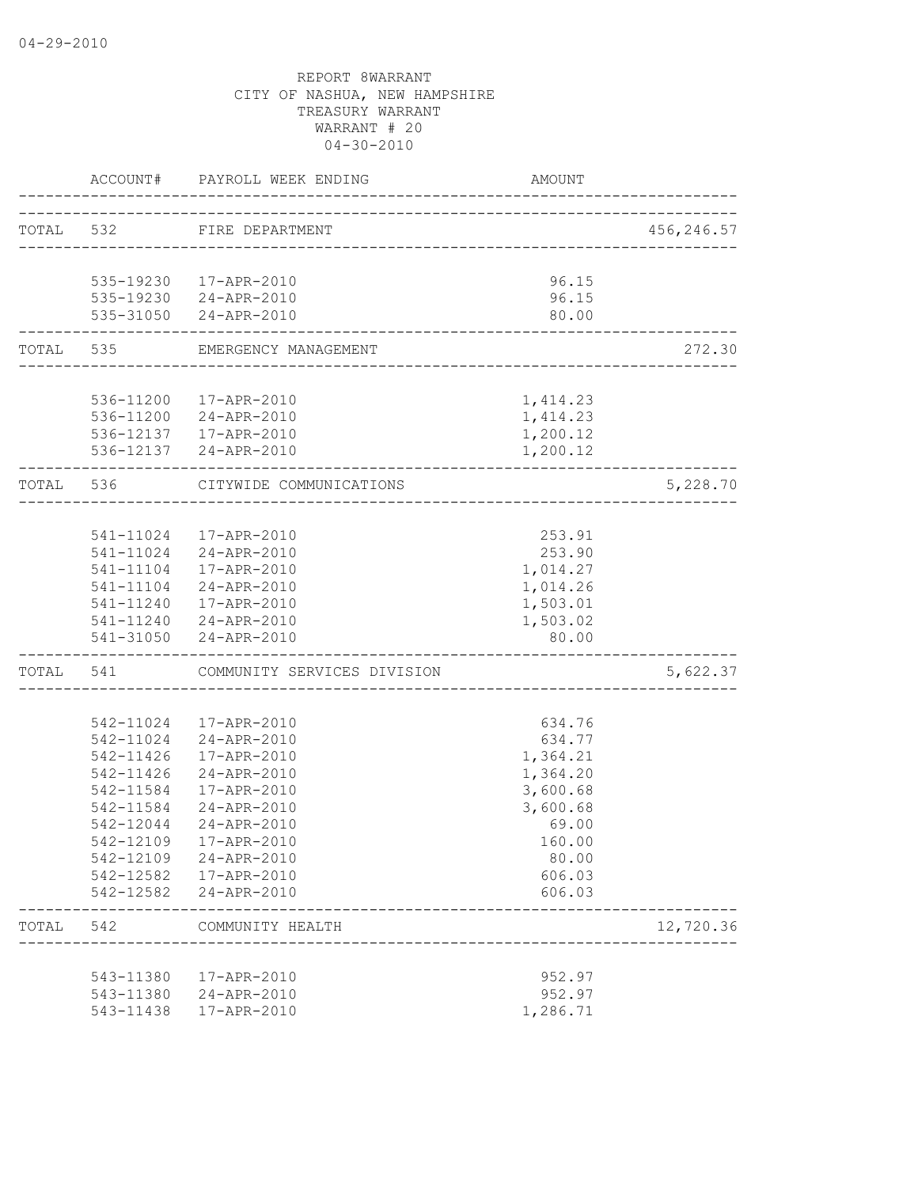04-29-2010

REPORT 8WARRANT
CITY OF NASHUA, NEW HAMPSHIRE
TREASURY WARRANT
WARRANT # 20
04-30-2010

| | ACCOUNT# | PAYROLL WEEK ENDING | AMOUNT | |
|---|---|---|---|---|
| TOTAL | 532 | FIRE DEPARTMENT | | 456,246.57 |
| | 535-19230 | 17-APR-2010 | 96.15 | |
| | 535-19230 | 24-APR-2010 | 96.15 | |
| | 535-31050 | 24-APR-2010 | 80.00 | |
| TOTAL | 535 | EMERGENCY MANAGEMENT | | 272.30 |
| | 536-11200 | 17-APR-2010 | 1,414.23 | |
| | 536-11200 | 24-APR-2010 | 1,414.23 | |
| | 536-12137 | 17-APR-2010 | 1,200.12 | |
| | 536-12137 | 24-APR-2010 | 1,200.12 | |
| TOTAL | 536 | CITYWIDE COMMUNICATIONS | | 5,228.70 |
| | 541-11024 | 17-APR-2010 | 253.91 | |
| | 541-11024 | 24-APR-2010 | 253.90 | |
| | 541-11104 | 17-APR-2010 | 1,014.27 | |
| | 541-11104 | 24-APR-2010 | 1,014.26 | |
| | 541-11240 | 17-APR-2010 | 1,503.01 | |
| | 541-11240 | 24-APR-2010 | 1,503.02 | |
| | 541-31050 | 24-APR-2010 | 80.00 | |
| TOTAL | 541 | COMMUNITY SERVICES DIVISION | | 5,622.37 |
| | 542-11024 | 17-APR-2010 | 634.76 | |
| | 542-11024 | 24-APR-2010 | 634.77 | |
| | 542-11426 | 17-APR-2010 | 1,364.21 | |
| | 542-11426 | 24-APR-2010 | 1,364.20 | |
| | 542-11584 | 17-APR-2010 | 3,600.68 | |
| | 542-11584 | 24-APR-2010 | 3,600.68 | |
| | 542-12044 | 24-APR-2010 | 69.00 | |
| | 542-12109 | 17-APR-2010 | 160.00 | |
| | 542-12109 | 24-APR-2010 | 80.00 | |
| | 542-12582 | 17-APR-2010 | 606.03 | |
| | 542-12582 | 24-APR-2010 | 606.03 | |
| TOTAL | 542 | COMMUNITY HEALTH | | 12,720.36 |
| | 543-11380 | 17-APR-2010 | 952.97 | |
| | 543-11380 | 24-APR-2010 | 952.97 | |
| | 543-11438 | 17-APR-2010 | 1,286.71 | |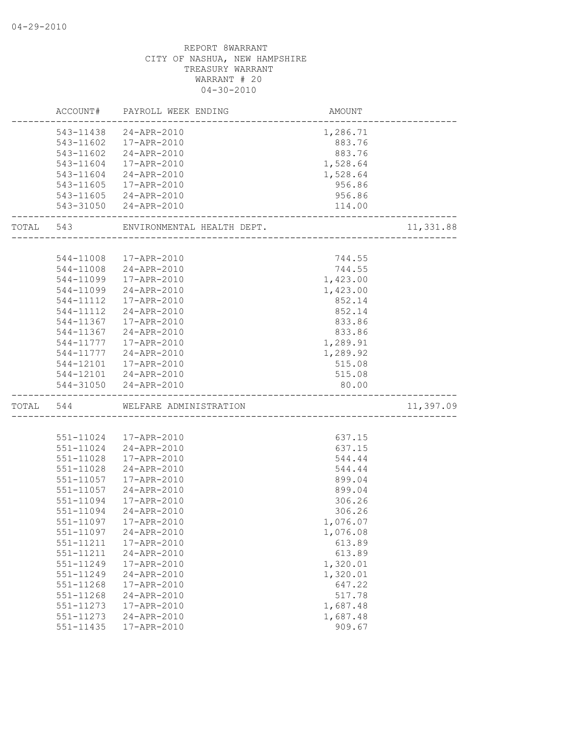REPORT 8WARRANT
CITY OF NASHUA, NEW HAMPSHIRE
TREASURY WARRANT
WARRANT # 20
04-30-2010

| | ACCOUNT# | PAYROLL WEEK ENDING | AMOUNT | |
|---|---|---|---|---|
| | 543-11438 | 24-APR-2010 | 1,286.71 | |
| | 543-11602 | 17-APR-2010 | 883.76 | |
| | 543-11602 | 24-APR-2010 | 883.76 | |
| | 543-11604 | 17-APR-2010 | 1,528.64 | |
| | 543-11604 | 24-APR-2010 | 1,528.64 | |
| | 543-11605 | 17-APR-2010 | 956.86 | |
| | 543-11605 | 24-APR-2010 | 956.86 | |
| | 543-31050 | 24-APR-2010 | 114.00 | |
| TOTAL | 543 | ENVIRONMENTAL HEALTH DEPT. | | 11,331.88 |
| | 544-11008 | 17-APR-2010 | 744.55 | |
| | 544-11008 | 24-APR-2010 | 744.55 | |
| | 544-11099 | 17-APR-2010 | 1,423.00 | |
| | 544-11099 | 24-APR-2010 | 1,423.00 | |
| | 544-11112 | 17-APR-2010 | 852.14 | |
| | 544-11112 | 24-APR-2010 | 852.14 | |
| | 544-11367 | 17-APR-2010 | 833.86 | |
| | 544-11367 | 24-APR-2010 | 833.86 | |
| | 544-11777 | 17-APR-2010 | 1,289.91 | |
| | 544-11777 | 24-APR-2010 | 1,289.92 | |
| | 544-12101 | 17-APR-2010 | 515.08 | |
| | 544-12101 | 24-APR-2010 | 515.08 | |
| | 544-31050 | 24-APR-2010 | 80.00 | |
| TOTAL | 544 | WELFARE ADMINISTRATION | | 11,397.09 |
| | 551-11024 | 17-APR-2010 | 637.15 | |
| | 551-11024 | 24-APR-2010 | 637.15 | |
| | 551-11028 | 17-APR-2010 | 544.44 | |
| | 551-11028 | 24-APR-2010 | 544.44 | |
| | 551-11057 | 17-APR-2010 | 899.04 | |
| | 551-11057 | 24-APR-2010 | 899.04 | |
| | 551-11094 | 17-APR-2010 | 306.26 | |
| | 551-11094 | 24-APR-2010 | 306.26 | |
| | 551-11097 | 17-APR-2010 | 1,076.07 | |
| | 551-11097 | 24-APR-2010 | 1,076.08 | |
| | 551-11211 | 17-APR-2010 | 613.89 | |
| | 551-11211 | 24-APR-2010 | 613.89 | |
| | 551-11249 | 17-APR-2010 | 1,320.01 | |
| | 551-11249 | 24-APR-2010 | 1,320.01 | |
| | 551-11268 | 17-APR-2010 | 647.22 | |
| | 551-11268 | 24-APR-2010 | 517.78 | |
| | 551-11273 | 17-APR-2010 | 1,687.48 | |
| | 551-11273 | 24-APR-2010 | 1,687.48 | |
| | 551-11435 | 17-APR-2010 | 909.67 | |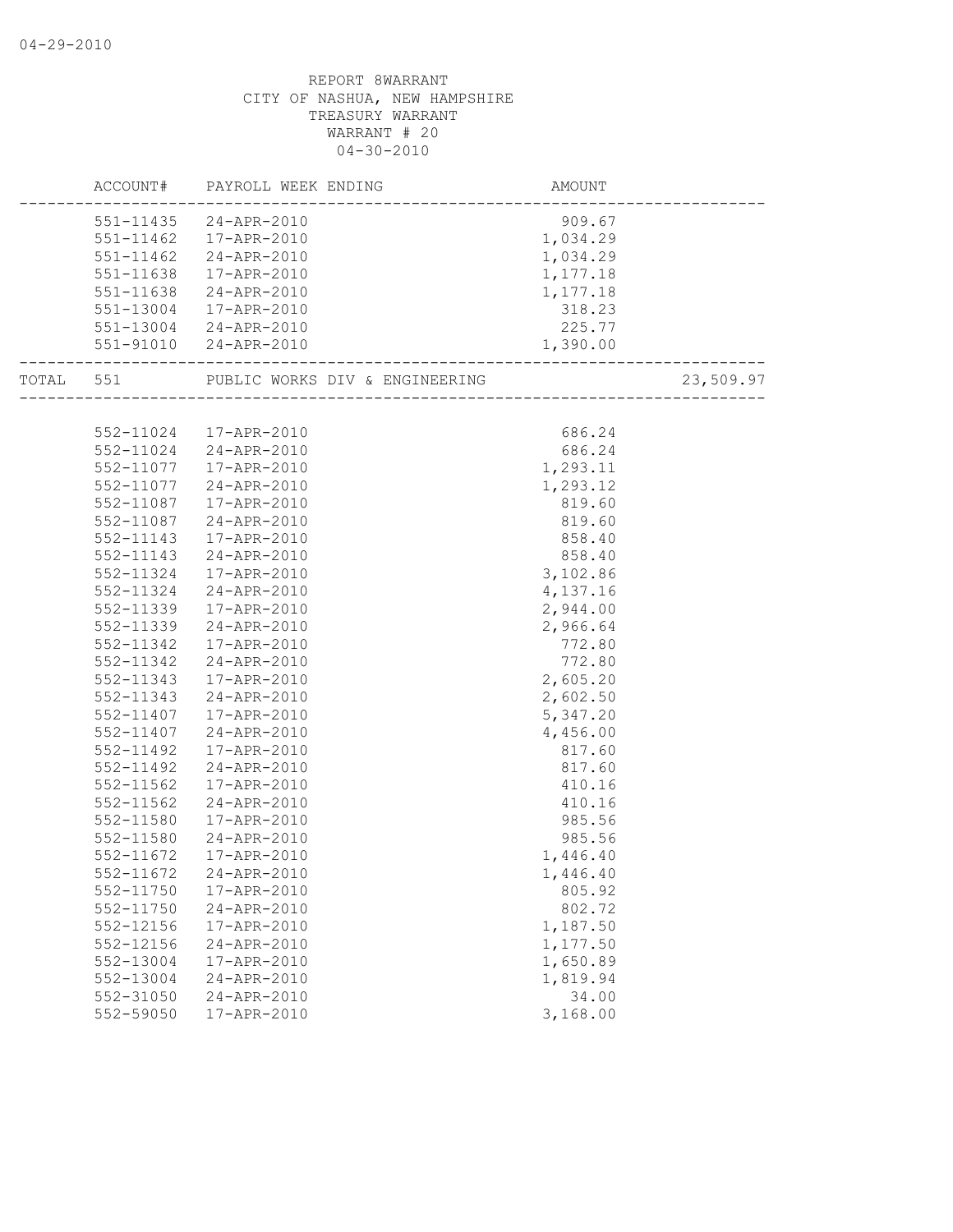REPORT 8WARRANT
CITY OF NASHUA, NEW HAMPSHIRE
TREASURY WARRANT
WARRANT # 20
04-30-2010

| | ACCOUNT# | PAYROLL WEEK ENDING | AMOUNT | |
|---|---|---|---|---|
| | 551-11435 | 24-APR-2010 | 909.67 | |
| | 551-11462 | 17-APR-2010 | 1,034.29 | |
| | 551-11462 | 24-APR-2010 | 1,034.29 | |
| | 551-11638 | 17-APR-2010 | 1,177.18 | |
| | 551-11638 | 24-APR-2010 | 1,177.18 | |
| | 551-13004 | 17-APR-2010 | 318.23 | |
| | 551-13004 | 24-APR-2010 | 225.77 | |
| | 551-91010 | 24-APR-2010 | 1,390.00 | |
| TOTAL | 551 | PUBLIC WORKS DIV & ENGINEERING | | 23,509.97 |
| | 552-11024 | 17-APR-2010 | 686.24 | |
| | 552-11024 | 24-APR-2010 | 686.24 | |
| | 552-11077 | 17-APR-2010 | 1,293.11 | |
| | 552-11077 | 24-APR-2010 | 1,293.12 | |
| | 552-11087 | 17-APR-2010 | 819.60 | |
| | 552-11087 | 24-APR-2010 | 819.60 | |
| | 552-11143 | 17-APR-2010 | 858.40 | |
| | 552-11143 | 24-APR-2010 | 858.40 | |
| | 552-11324 | 17-APR-2010 | 3,102.86 | |
| | 552-11324 | 24-APR-2010 | 4,137.16 | |
| | 552-11339 | 17-APR-2010 | 2,944.00 | |
| | 552-11339 | 24-APR-2010 | 2,966.64 | |
| | 552-11342 | 17-APR-2010 | 772.80 | |
| | 552-11342 | 24-APR-2010 | 772.80 | |
| | 552-11343 | 17-APR-2010 | 2,605.20 | |
| | 552-11343 | 24-APR-2010 | 2,602.50 | |
| | 552-11407 | 17-APR-2010 | 5,347.20 | |
| | 552-11407 | 24-APR-2010 | 4,456.00 | |
| | 552-11492 | 17-APR-2010 | 817.60 | |
| | 552-11492 | 24-APR-2010 | 817.60 | |
| | 552-11562 | 17-APR-2010 | 410.16 | |
| | 552-11562 | 24-APR-2010 | 410.16 | |
| | 552-11580 | 17-APR-2010 | 985.56 | |
| | 552-11580 | 24-APR-2010 | 985.56 | |
| | 552-11672 | 17-APR-2010 | 1,446.40 | |
| | 552-11672 | 24-APR-2010 | 1,446.40 | |
| | 552-11750 | 17-APR-2010 | 805.92 | |
| | 552-11750 | 24-APR-2010 | 802.72 | |
| | 552-12156 | 17-APR-2010 | 1,187.50 | |
| | 552-12156 | 24-APR-2010 | 1,177.50 | |
| | 552-13004 | 17-APR-2010 | 1,650.89 | |
| | 552-13004 | 24-APR-2010 | 1,819.94 | |
| | 552-31050 | 24-APR-2010 | 34.00 | |
| | 552-59050 | 17-APR-2010 | 3,168.00 | |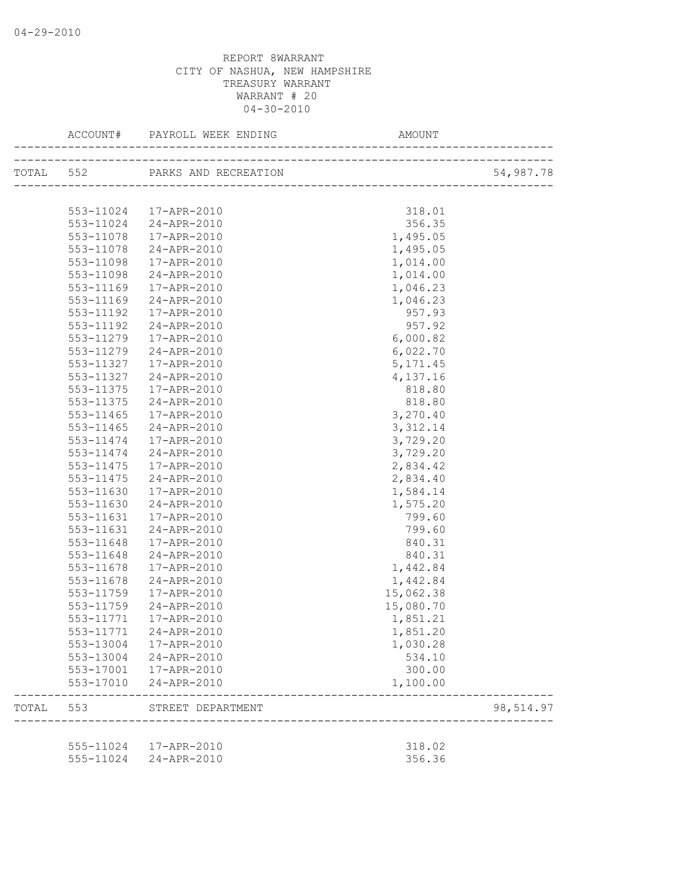04-29-2010

REPORT 8WARRANT
CITY OF NASHUA, NEW HAMPSHIRE
TREASURY WARRANT
WARRANT # 20
04-30-2010

| | ACCOUNT# | PAYROLL WEEK ENDING | AMOUNT | |
|---|---|---|---|---|
| TOTAL | 552 | PARKS AND RECREATION | | 54,987.78 |
| | 553-11024 | 17-APR-2010 | 318.01 | |
| | 553-11024 | 24-APR-2010 | 356.35 | |
| | 553-11078 | 17-APR-2010 | 1,495.05 | |
| | 553-11078 | 24-APR-2010 | 1,495.05 | |
| | 553-11098 | 17-APR-2010 | 1,014.00 | |
| | 553-11098 | 24-APR-2010 | 1,014.00 | |
| | 553-11169 | 17-APR-2010 | 1,046.23 | |
| | 553-11169 | 24-APR-2010 | 1,046.23 | |
| | 553-11192 | 17-APR-2010 | 957.93 | |
| | 553-11192 | 24-APR-2010 | 957.92 | |
| | 553-11279 | 17-APR-2010 | 6,000.82 | |
| | 553-11279 | 24-APR-2010 | 6,022.70 | |
| | 553-11327 | 17-APR-2010 | 5,171.45 | |
| | 553-11327 | 24-APR-2010 | 4,137.16 | |
| | 553-11375 | 17-APR-2010 | 818.80 | |
| | 553-11375 | 24-APR-2010 | 818.80 | |
| | 553-11465 | 17-APR-2010 | 3,270.40 | |
| | 553-11465 | 24-APR-2010 | 3,312.14 | |
| | 553-11474 | 17-APR-2010 | 3,729.20 | |
| | 553-11474 | 24-APR-2010 | 3,729.20 | |
| | 553-11475 | 17-APR-2010 | 2,834.42 | |
| | 553-11475 | 24-APR-2010 | 2,834.40 | |
| | 553-11630 | 17-APR-2010 | 1,584.14 | |
| | 553-11630 | 24-APR-2010 | 1,575.20 | |
| | 553-11631 | 17-APR-2010 | 799.60 | |
| | 553-11631 | 24-APR-2010 | 799.60 | |
| | 553-11648 | 17-APR-2010 | 840.31 | |
| | 553-11648 | 24-APR-2010 | 840.31 | |
| | 553-11678 | 17-APR-2010 | 1,442.84 | |
| | 553-11678 | 24-APR-2010 | 1,442.84 | |
| | 553-11759 | 17-APR-2010 | 15,062.38 | |
| | 553-11759 | 24-APR-2010 | 15,080.70 | |
| | 553-11771 | 17-APR-2010 | 1,851.21 | |
| | 553-11771 | 24-APR-2010 | 1,851.20 | |
| | 553-13004 | 17-APR-2010 | 1,030.28 | |
| | 553-13004 | 24-APR-2010 | 534.10 | |
| | 553-17001 | 17-APR-2010 | 300.00 | |
| | 553-17010 | 24-APR-2010 | 1,100.00 | |
| TOTAL | 553 | STREET DEPARTMENT | | 98,514.97 |
| | 555-11024 | 17-APR-2010 | 318.02 | |
| | 555-11024 | 24-APR-2010 | 356.36 | |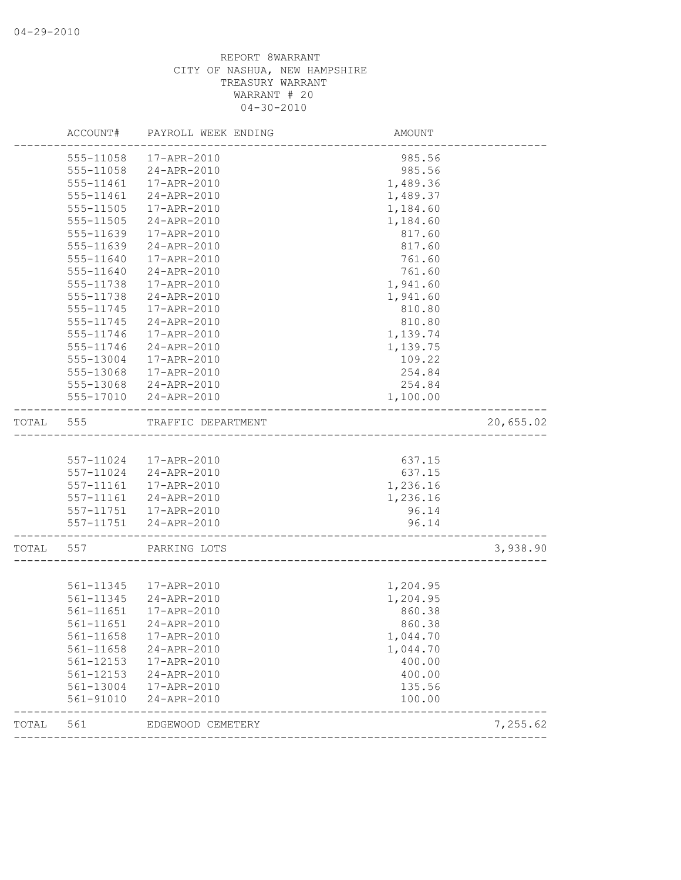REPORT 8WARRANT
CITY OF NASHUA, NEW HAMPSHIRE
TREASURY WARRANT
WARRANT # 20
04-30-2010

| | ACCOUNT# | PAYROLL WEEK ENDING | AMOUNT | |
|---|---|---|---|---|
| | 555-11058 | 17-APR-2010 | 985.56 | |
| | 555-11058 | 24-APR-2010 | 985.56 | |
| | 555-11461 | 17-APR-2010 | 1,489.36 | |
| | 555-11461 | 24-APR-2010 | 1,489.37 | |
| | 555-11505 | 17-APR-2010 | 1,184.60 | |
| | 555-11505 | 24-APR-2010 | 1,184.60 | |
| | 555-11639 | 17-APR-2010 | 817.60 | |
| | 555-11639 | 24-APR-2010 | 817.60 | |
| | 555-11640 | 17-APR-2010 | 761.60 | |
| | 555-11640 | 24-APR-2010 | 761.60 | |
| | 555-11738 | 17-APR-2010 | 1,941.60 | |
| | 555-11738 | 24-APR-2010 | 1,941.60 | |
| | 555-11745 | 17-APR-2010 | 810.80 | |
| | 555-11745 | 24-APR-2010 | 810.80 | |
| | 555-11746 | 17-APR-2010 | 1,139.74 | |
| | 555-11746 | 24-APR-2010 | 1,139.75 | |
| | 555-13004 | 17-APR-2010 | 109.22 | |
| | 555-13068 | 17-APR-2010 | 254.84 | |
| | 555-13068 | 24-APR-2010 | 254.84 | |
| | 555-17010 | 24-APR-2010 | 1,100.00 | |
| TOTAL | 555 | TRAFFIC DEPARTMENT | | 20,655.02 |
| | 557-11024 | 17-APR-2010 | 637.15 | |
| | 557-11024 | 24-APR-2010 | 637.15 | |
| | 557-11161 | 17-APR-2010 | 1,236.16 | |
| | 557-11161 | 24-APR-2010 | 1,236.16 | |
| | 557-11751 | 17-APR-2010 | 96.14 | |
| | 557-11751 | 24-APR-2010 | 96.14 | |
| TOTAL | 557 | PARKING LOTS | | 3,938.90 |
| | 561-11345 | 17-APR-2010 | 1,204.95 | |
| | 561-11345 | 24-APR-2010 | 1,204.95 | |
| | 561-11651 | 17-APR-2010 | 860.38 | |
| | 561-11651 | 24-APR-2010 | 860.38 | |
| | 561-11658 | 17-APR-2010 | 1,044.70 | |
| | 561-11658 | 24-APR-2010 | 1,044.70 | |
| | 561-12153 | 17-APR-2010 | 400.00 | |
| | 561-12153 | 24-APR-2010 | 400.00 | |
| | 561-13004 | 17-APR-2010 | 135.56 | |
| | 561-91010 | 24-APR-2010 | 100.00 | |
| TOTAL | 561 | EDGEWOOD CEMETERY | | 7,255.62 |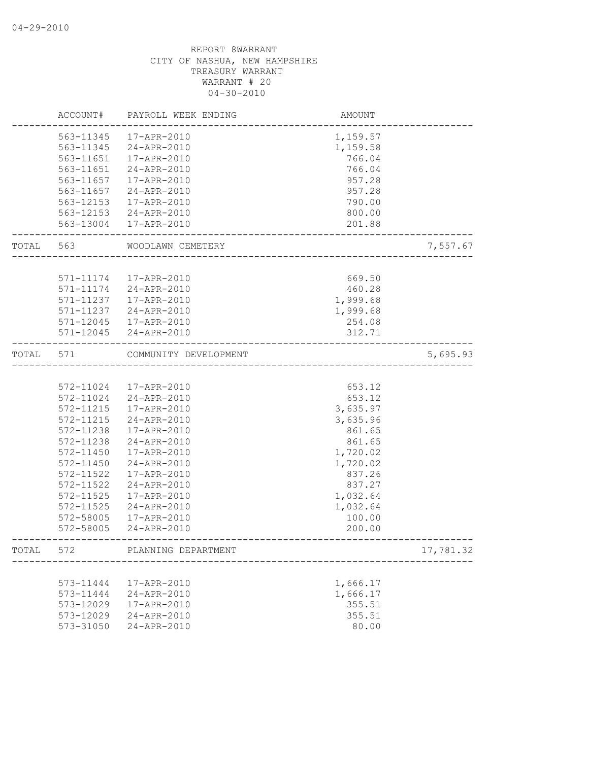04-29-2010

REPORT 8WARRANT
CITY OF NASHUA, NEW HAMPSHIRE
TREASURY WARRANT
WARRANT # 20
04-30-2010

| | ACCOUNT# | PAYROLL WEEK ENDING | AMOUNT | |
|---|---|---|---|---|
| | 563-11345 | 17-APR-2010 | 1,159.57 | |
| | 563-11345 | 24-APR-2010 | 1,159.58 | |
| | 563-11651 | 17-APR-2010 | 766.04 | |
| | 563-11651 | 24-APR-2010 | 766.04 | |
| | 563-11657 | 17-APR-2010 | 957.28 | |
| | 563-11657 | 24-APR-2010 | 957.28 | |
| | 563-12153 | 17-APR-2010 | 790.00 | |
| | 563-12153 | 24-APR-2010 | 800.00 | |
| | 563-13004 | 17-APR-2010 | 201.88 | |
| TOTAL | 563 | WOODLAWN CEMETERY | | 7,557.67 |
| | 571-11174 | 17-APR-2010 | 669.50 | |
| | 571-11174 | 24-APR-2010 | 460.28 | |
| | 571-11237 | 17-APR-2010 | 1,999.68 | |
| | 571-11237 | 24-APR-2010 | 1,999.68 | |
| | 571-12045 | 17-APR-2010 | 254.08 | |
| | 571-12045 | 24-APR-2010 | 312.71 | |
| TOTAL | 571 | COMMUNITY DEVELOPMENT | | 5,695.93 |
| | 572-11024 | 17-APR-2010 | 653.12 | |
| | 572-11024 | 24-APR-2010 | 653.12 | |
| | 572-11215 | 17-APR-2010 | 3,635.97 | |
| | 572-11215 | 24-APR-2010 | 3,635.96 | |
| | 572-11238 | 17-APR-2010 | 861.65 | |
| | 572-11238 | 24-APR-2010 | 861.65 | |
| | 572-11450 | 17-APR-2010 | 1,720.02 | |
| | 572-11450 | 24-APR-2010 | 1,720.02 | |
| | 572-11522 | 17-APR-2010 | 837.26 | |
| | 572-11522 | 24-APR-2010 | 837.27 | |
| | 572-11525 | 17-APR-2010 | 1,032.64 | |
| | 572-11525 | 24-APR-2010 | 1,032.64 | |
| | 572-58005 | 17-APR-2010 | 100.00 | |
| | 572-58005 | 24-APR-2010 | 200.00 | |
| TOTAL | 572 | PLANNING DEPARTMENT | | 17,781.32 |
| | 573-11444 | 17-APR-2010 | 1,666.17 | |
| | 573-11444 | 24-APR-2010 | 1,666.17 | |
| | 573-12029 | 17-APR-2010 | 355.51 | |
| | 573-12029 | 24-APR-2010 | 355.51 | |
| | 573-31050 | 24-APR-2010 | 80.00 | |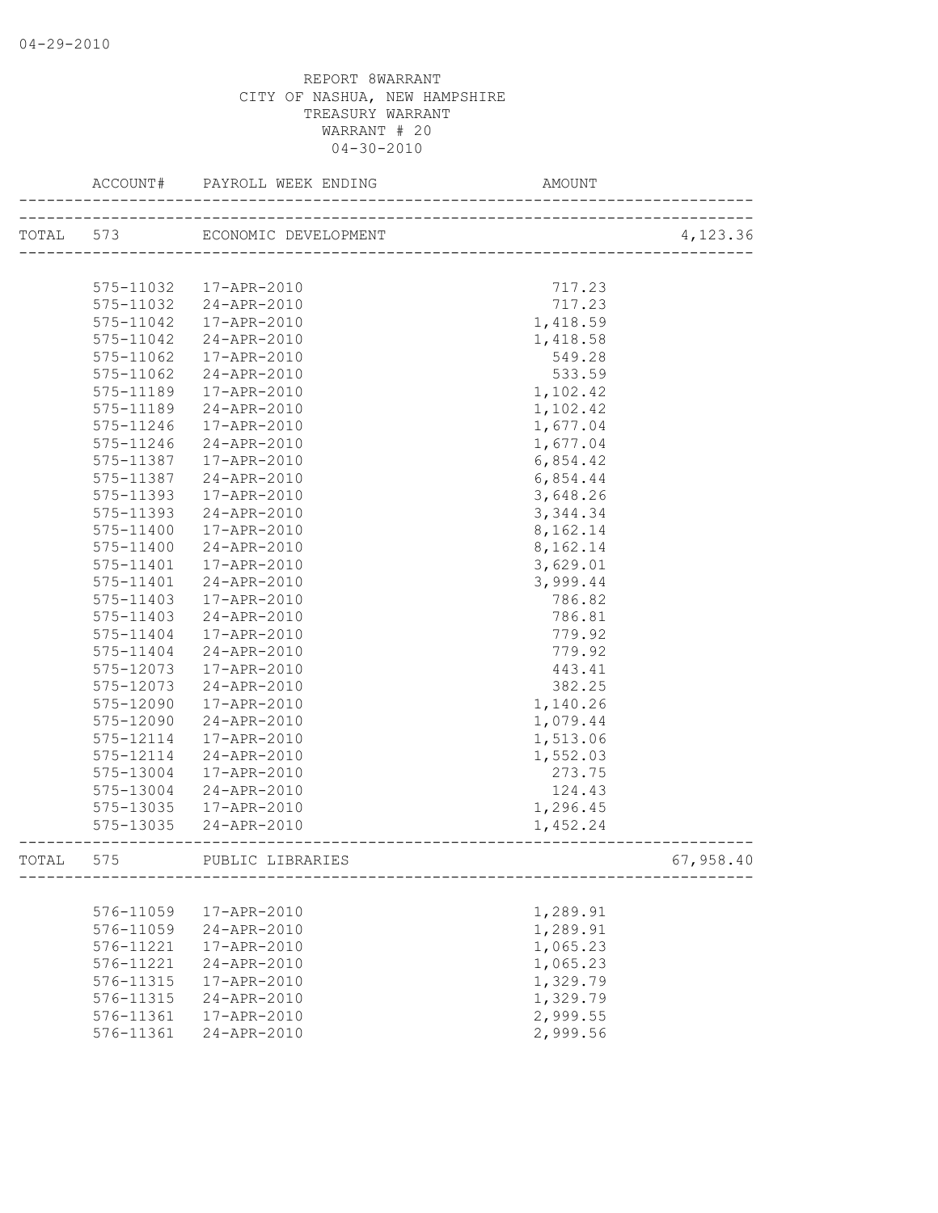04-29-2010

REPORT 8WARRANT
CITY OF NASHUA, NEW HAMPSHIRE
TREASURY WARRANT
WARRANT # 20
04-30-2010

| | ACCOUNT# | PAYROLL WEEK ENDING | AMOUNT | |
|---|---|---|---|---|
| TOTAL | 573 | ECONOMIC DEVELOPMENT | | 4,123.36 |
| | 575-11032 | 17-APR-2010 | 717.23 | |
| | 575-11032 | 24-APR-2010 | 717.23 | |
| | 575-11042 | 17-APR-2010 | 1,418.59 | |
| | 575-11042 | 24-APR-2010 | 1,418.58 | |
| | 575-11062 | 17-APR-2010 | 549.28 | |
| | 575-11062 | 24-APR-2010 | 533.59 | |
| | 575-11189 | 17-APR-2010 | 1,102.42 | |
| | 575-11189 | 24-APR-2010 | 1,102.42 | |
| | 575-11246 | 17-APR-2010 | 1,677.04 | |
| | 575-11246 | 24-APR-2010 | 1,677.04 | |
| | 575-11387 | 17-APR-2010 | 6,854.42 | |
| | 575-11387 | 24-APR-2010 | 6,854.44 | |
| | 575-11393 | 17-APR-2010 | 3,648.26 | |
| | 575-11393 | 24-APR-2010 | 3,344.34 | |
| | 575-11400 | 17-APR-2010 | 8,162.14 | |
| | 575-11400 | 24-APR-2010 | 8,162.14 | |
| | 575-11401 | 17-APR-2010 | 3,629.01 | |
| | 575-11401 | 24-APR-2010 | 3,999.44 | |
| | 575-11403 | 17-APR-2010 | 786.82 | |
| | 575-11403 | 24-APR-2010 | 786.81 | |
| | 575-11404 | 17-APR-2010 | 779.92 | |
| | 575-11404 | 24-APR-2010 | 779.92 | |
| | 575-12073 | 17-APR-2010 | 443.41 | |
| | 575-12073 | 24-APR-2010 | 382.25 | |
| | 575-12090 | 17-APR-2010 | 1,140.26 | |
| | 575-12090 | 24-APR-2010 | 1,079.44 | |
| | 575-12114 | 17-APR-2010 | 1,513.06 | |
| | 575-12114 | 24-APR-2010 | 1,552.03 | |
| | 575-13004 | 17-APR-2010 | 273.75 | |
| | 575-13004 | 24-APR-2010 | 124.43 | |
| | 575-13035 | 17-APR-2010 | 1,296.45 | |
| | 575-13035 | 24-APR-2010 | 1,452.24 | |
| TOTAL | 575 | PUBLIC LIBRARIES | | 67,958.40 |
| | 576-11059 | 17-APR-2010 | 1,289.91 | |
| | 576-11059 | 24-APR-2010 | 1,289.91 | |
| | 576-11221 | 17-APR-2010 | 1,065.23 | |
| | 576-11221 | 24-APR-2010 | 1,065.23 | |
| | 576-11315 | 17-APR-2010 | 1,329.79 | |
| | 576-11315 | 24-APR-2010 | 1,329.79 | |
| | 576-11361 | 17-APR-2010 | 2,999.55 | |
| | 576-11361 | 24-APR-2010 | 2,999.56 | |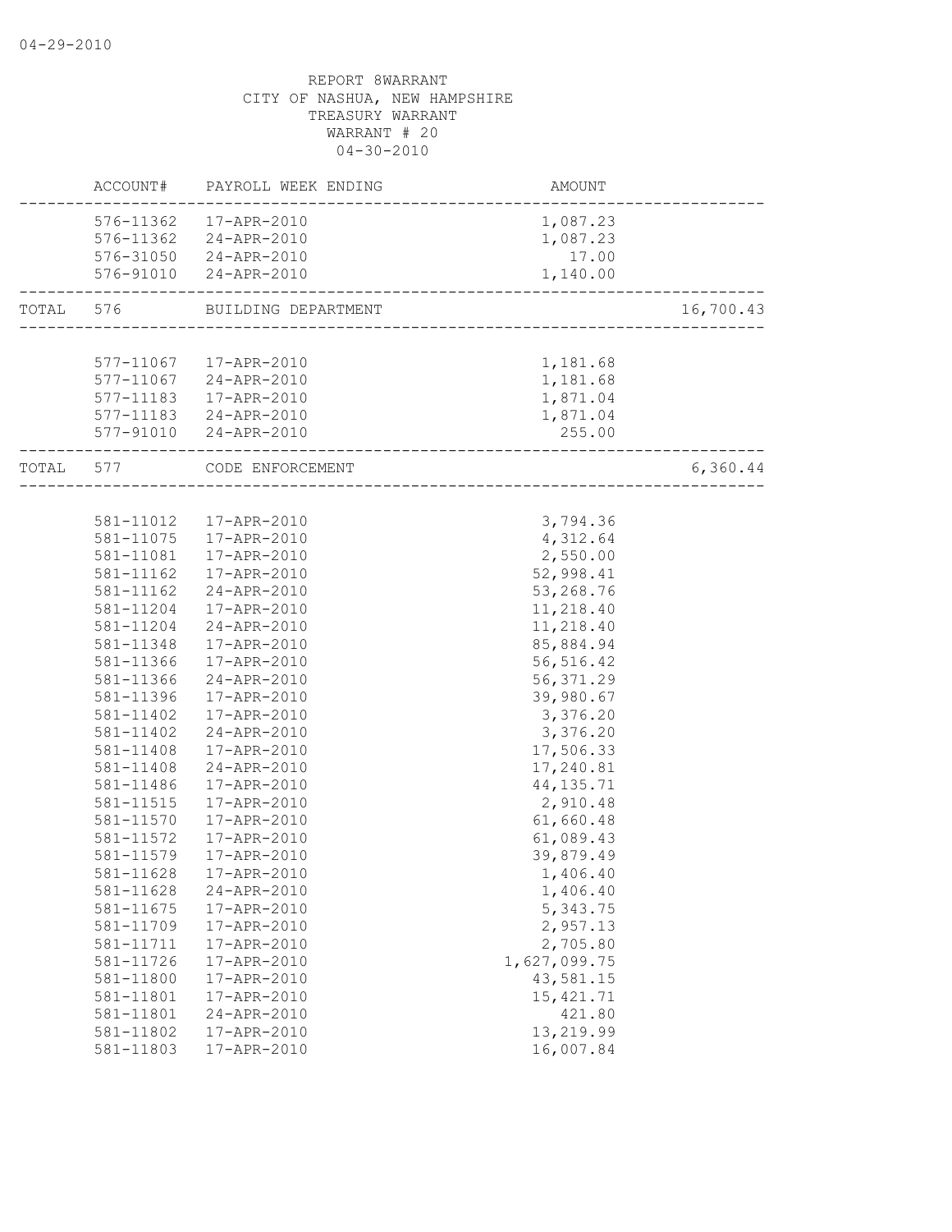04-29-2010

REPORT 8WARRANT
CITY OF NASHUA, NEW HAMPSHIRE
TREASURY WARRANT
WARRANT # 20
04-30-2010

| | ACCOUNT# | PAYROLL WEEK ENDING | AMOUNT | |
|---|---|---|---|---|
| | 576-11362 | 17-APR-2010 | 1,087.23 | |
| | 576-11362 | 24-APR-2010 | 1,087.23 | |
| | 576-31050 | 24-APR-2010 | 17.00 | |
| | 576-91010 | 24-APR-2010 | 1,140.00 | |
| TOTAL | 576 | BUILDING DEPARTMENT | | 16,700.43 |
| | 577-11067 | 17-APR-2010 | 1,181.68 | |
| | 577-11067 | 24-APR-2010 | 1,181.68 | |
| | 577-11183 | 17-APR-2010 | 1,871.04 | |
| | 577-11183 | 24-APR-2010 | 1,871.04 | |
| | 577-91010 | 24-APR-2010 | 255.00 | |
| TOTAL | 577 | CODE ENFORCEMENT | | 6,360.44 |
| | 581-11012 | 17-APR-2010 | 3,794.36 | |
| | 581-11075 | 17-APR-2010 | 4,312.64 | |
| | 581-11081 | 17-APR-2010 | 2,550.00 | |
| | 581-11162 | 17-APR-2010 | 52,998.41 | |
| | 581-11162 | 24-APR-2010 | 53,268.76 | |
| | 581-11204 | 17-APR-2010 | 11,218.40 | |
| | 581-11204 | 24-APR-2010 | 11,218.40 | |
| | 581-11348 | 17-APR-2010 | 85,884.94 | |
| | 581-11366 | 17-APR-2010 | 56,516.42 | |
| | 581-11366 | 24-APR-2010 | 56,371.29 | |
| | 581-11396 | 17-APR-2010 | 39,980.67 | |
| | 581-11402 | 17-APR-2010 | 3,376.20 | |
| | 581-11402 | 24-APR-2010 | 3,376.20 | |
| | 581-11408 | 17-APR-2010 | 17,506.33 | |
| | 581-11408 | 24-APR-2010 | 17,240.81 | |
| | 581-11486 | 17-APR-2010 | 44,135.71 | |
| | 581-11515 | 17-APR-2010 | 2,910.48 | |
| | 581-11570 | 17-APR-2010 | 61,660.48 | |
| | 581-11572 | 17-APR-2010 | 61,089.43 | |
| | 581-11579 | 17-APR-2010 | 39,879.49 | |
| | 581-11628 | 17-APR-2010 | 1,406.40 | |
| | 581-11628 | 24-APR-2010 | 1,406.40 | |
| | 581-11675 | 17-APR-2010 | 5,343.75 | |
| | 581-11709 | 17-APR-2010 | 2,957.13 | |
| | 581-11711 | 17-APR-2010 | 2,705.80 | |
| | 581-11726 | 17-APR-2010 | 1,627,099.75 | |
| | 581-11800 | 17-APR-2010 | 43,581.15 | |
| | 581-11801 | 17-APR-2010 | 15,421.71 | |
| | 581-11801 | 24-APR-2010 | 421.80 | |
| | 581-11802 | 17-APR-2010 | 13,219.99 | |
| | 581-11803 | 17-APR-2010 | 16,007.84 | |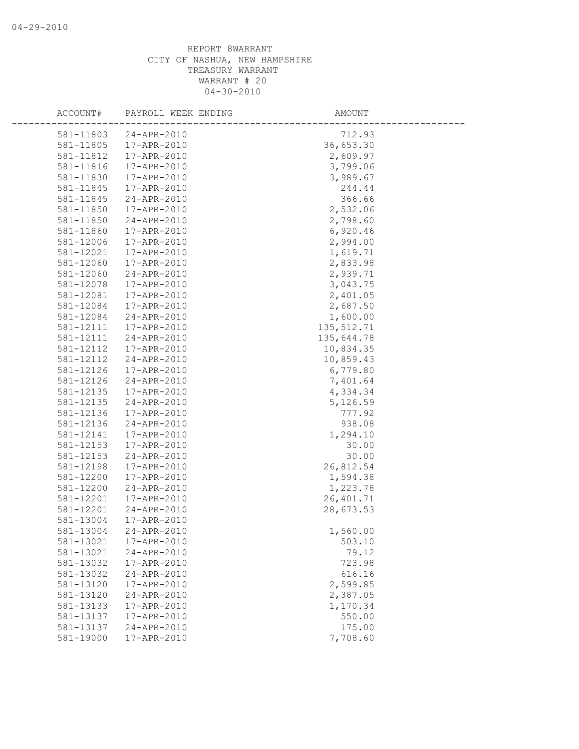REPORT 8WARRANT
CITY OF NASHUA, NEW HAMPSHIRE
TREASURY WARRANT
WARRANT # 20
04-30-2010

| ACCOUNT# | PAYROLL WEEK ENDING | AMOUNT |
|---|---|---|
| 581-11803 | 24-APR-2010 | 712.93 |
| 581-11805 | 17-APR-2010 | 36,653.30 |
| 581-11812 | 17-APR-2010 | 2,609.97 |
| 581-11816 | 17-APR-2010 | 3,799.06 |
| 581-11830 | 17-APR-2010 | 3,989.67 |
| 581-11845 | 17-APR-2010 | 244.44 |
| 581-11845 | 24-APR-2010 | 366.66 |
| 581-11850 | 17-APR-2010 | 2,532.06 |
| 581-11850 | 24-APR-2010 | 2,798.60 |
| 581-11860 | 17-APR-2010 | 6,920.46 |
| 581-12006 | 17-APR-2010 | 2,994.00 |
| 581-12021 | 17-APR-2010 | 1,619.71 |
| 581-12060 | 17-APR-2010 | 2,833.98 |
| 581-12060 | 24-APR-2010 | 2,939.71 |
| 581-12078 | 17-APR-2010 | 3,043.75 |
| 581-12081 | 17-APR-2010 | 2,401.05 |
| 581-12084 | 17-APR-2010 | 2,687.50 |
| 581-12084 | 24-APR-2010 | 1,600.00 |
| 581-12111 | 17-APR-2010 | 135,512.71 |
| 581-12111 | 24-APR-2010 | 135,644.78 |
| 581-12112 | 17-APR-2010 | 10,834.35 |
| 581-12112 | 24-APR-2010 | 10,859.43 |
| 581-12126 | 17-APR-2010 | 6,779.80 |
| 581-12126 | 24-APR-2010 | 7,401.64 |
| 581-12135 | 17-APR-2010 | 4,334.34 |
| 581-12135 | 24-APR-2010 | 5,126.59 |
| 581-12136 | 17-APR-2010 | 777.92 |
| 581-12136 | 24-APR-2010 | 938.08 |
| 581-12141 | 17-APR-2010 | 1,294.10 |
| 581-12153 | 17-APR-2010 | 30.00 |
| 581-12153 | 24-APR-2010 | 30.00 |
| 581-12198 | 17-APR-2010 | 26,812.54 |
| 581-12200 | 17-APR-2010 | 1,594.38 |
| 581-12200 | 24-APR-2010 | 1,223.78 |
| 581-12201 | 17-APR-2010 | 26,401.71 |
| 581-12201 | 24-APR-2010 | 28,673.53 |
| 581-13004 | 17-APR-2010 | |
| 581-13004 | 24-APR-2010 | 1,560.00 |
| 581-13021 | 17-APR-2010 | 503.10 |
| 581-13021 | 24-APR-2010 | 79.12 |
| 581-13032 | 17-APR-2010 | 723.98 |
| 581-13032 | 24-APR-2010 | 616.16 |
| 581-13120 | 17-APR-2010 | 2,599.85 |
| 581-13120 | 24-APR-2010 | 2,387.05 |
| 581-13133 | 17-APR-2010 | 1,170.34 |
| 581-13137 | 17-APR-2010 | 550.00 |
| 581-13137 | 24-APR-2010 | 175.00 |
| 581-19000 | 17-APR-2010 | 7,708.60 |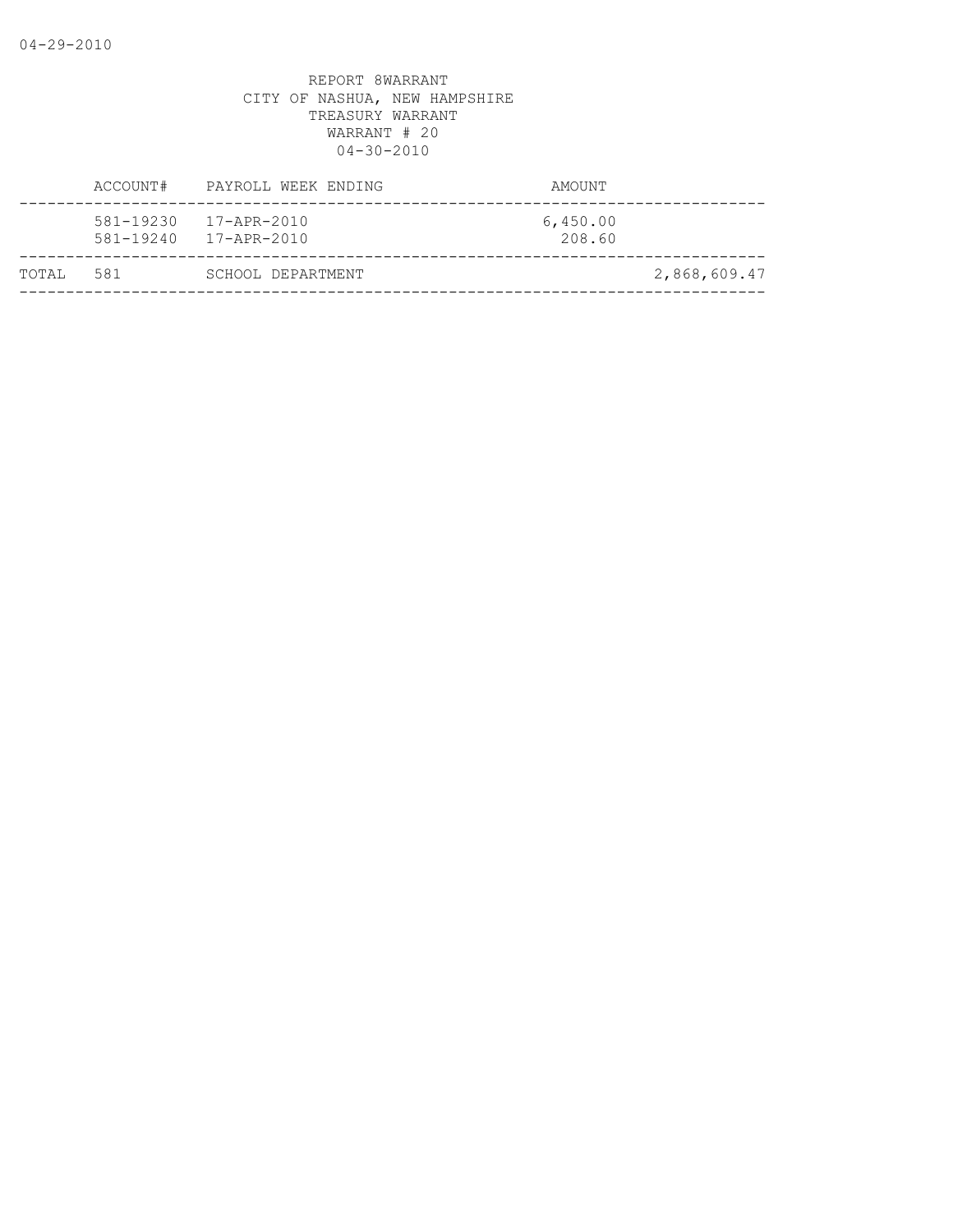REPORT 8WARRANT
CITY OF NASHUA, NEW HAMPSHIRE
TREASURY WARRANT
WARRANT # 20
04-30-2010

| | ACCOUNT# | PAYROLL WEEK ENDING | AMOUNT | |
|---|---|---|---|---|
| | 581-19230 | 17-APR-2010 | 6,450.00 | |
| | 581-19240 | 17-APR-2010 | 208.60 | |
| TOTAL | 581 | SCHOOL DEPARTMENT | | 2,868,609.47 |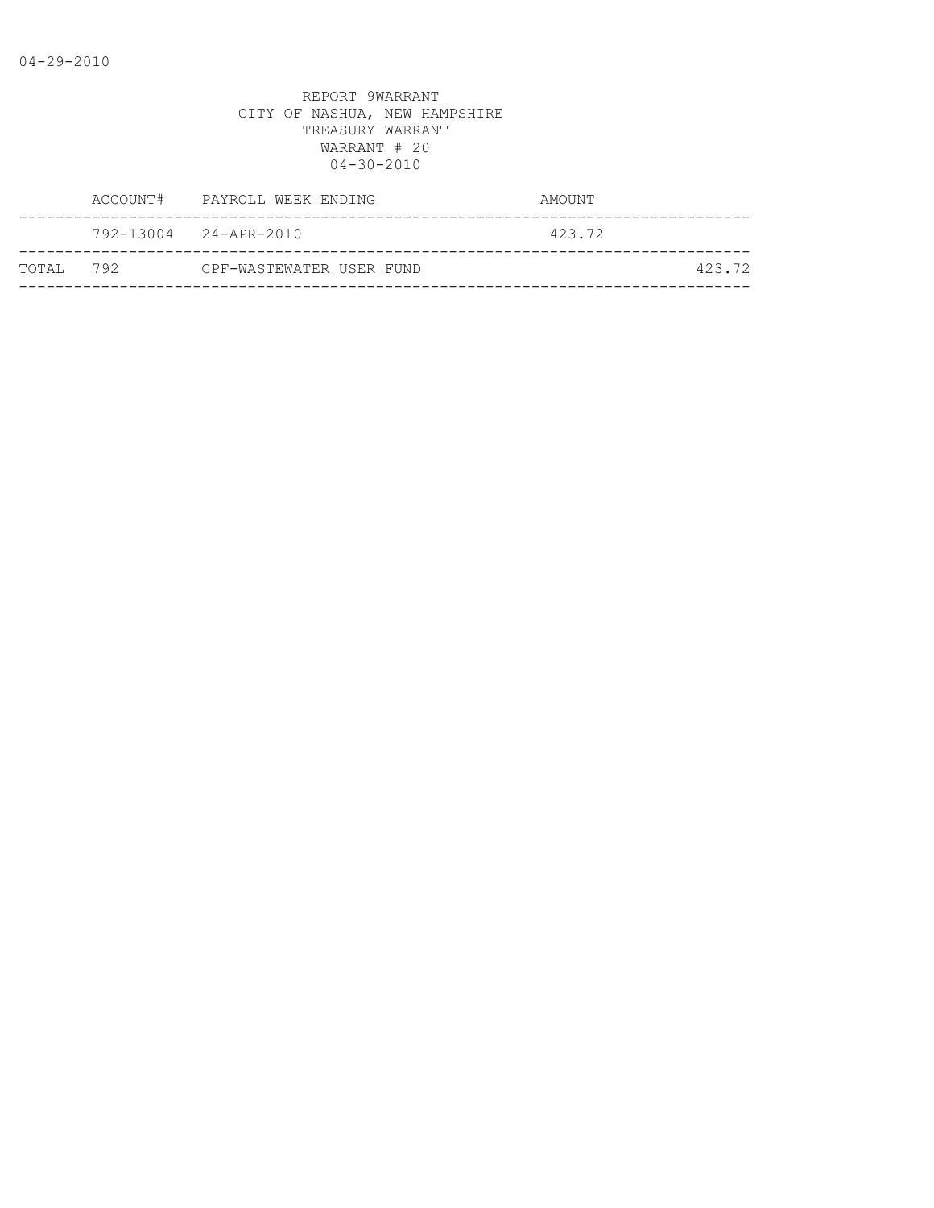04-29-2010

REPORT 9WARRANT
CITY OF NASHUA, NEW HAMPSHIRE
TREASURY WARRANT
WARRANT # 20
04-30-2010

| | ACCOUNT# | PAYROLL WEEK ENDING | AMOUNT | |
|---|---|---|---|---|
| | 792-13004 | 24-APR-2010 | 423.72 | |
| TOTAL | 792 | CPF-WASTEWATER USER FUND | | 423.72 |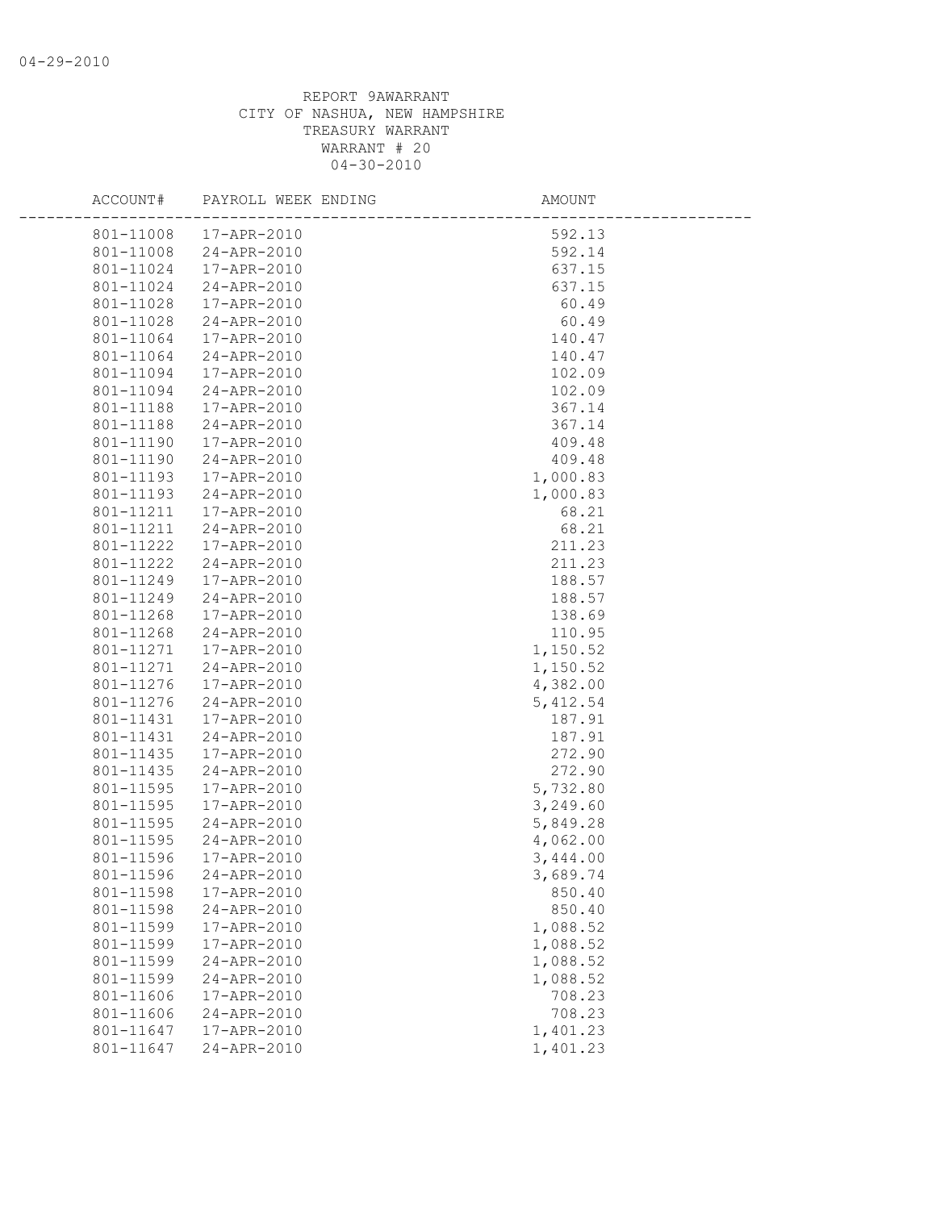04-29-2010

REPORT 9AWARRANT
CITY OF NASHUA, NEW HAMPSHIRE
TREASURY WARRANT
WARRANT # 20
04-30-2010

| ACCOUNT# | PAYROLL WEEK ENDING | AMOUNT |
|---|---|---|
| 801-11008 | 17-APR-2010 | 592.13 |
| 801-11008 | 24-APR-2010 | 592.14 |
| 801-11024 | 17-APR-2010 | 637.15 |
| 801-11024 | 24-APR-2010 | 637.15 |
| 801-11028 | 17-APR-2010 | 60.49 |
| 801-11028 | 24-APR-2010 | 60.49 |
| 801-11064 | 17-APR-2010 | 140.47 |
| 801-11064 | 24-APR-2010 | 140.47 |
| 801-11094 | 17-APR-2010 | 102.09 |
| 801-11094 | 24-APR-2010 | 102.09 |
| 801-11188 | 17-APR-2010 | 367.14 |
| 801-11188 | 24-APR-2010 | 367.14 |
| 801-11190 | 17-APR-2010 | 409.48 |
| 801-11190 | 24-APR-2010 | 409.48 |
| 801-11193 | 17-APR-2010 | 1,000.83 |
| 801-11193 | 24-APR-2010 | 1,000.83 |
| 801-11211 | 17-APR-2010 | 68.21 |
| 801-11211 | 24-APR-2010 | 68.21 |
| 801-11222 | 17-APR-2010 | 211.23 |
| 801-11222 | 24-APR-2010 | 211.23 |
| 801-11249 | 17-APR-2010 | 188.57 |
| 801-11249 | 24-APR-2010 | 188.57 |
| 801-11268 | 17-APR-2010 | 138.69 |
| 801-11268 | 24-APR-2010 | 110.95 |
| 801-11271 | 17-APR-2010 | 1,150.52 |
| 801-11271 | 24-APR-2010 | 1,150.52 |
| 801-11276 | 17-APR-2010 | 4,382.00 |
| 801-11276 | 24-APR-2010 | 5,412.54 |
| 801-11431 | 17-APR-2010 | 187.91 |
| 801-11431 | 24-APR-2010 | 187.91 |
| 801-11435 | 17-APR-2010 | 272.90 |
| 801-11435 | 24-APR-2010 | 272.90 |
| 801-11595 | 17-APR-2010 | 5,732.80 |
| 801-11595 | 17-APR-2010 | 3,249.60 |
| 801-11595 | 24-APR-2010 | 5,849.28 |
| 801-11595 | 24-APR-2010 | 4,062.00 |
| 801-11596 | 17-APR-2010 | 3,444.00 |
| 801-11596 | 24-APR-2010 | 3,689.74 |
| 801-11598 | 17-APR-2010 | 850.40 |
| 801-11598 | 24-APR-2010 | 850.40 |
| 801-11599 | 17-APR-2010 | 1,088.52 |
| 801-11599 | 17-APR-2010 | 1,088.52 |
| 801-11599 | 24-APR-2010 | 1,088.52 |
| 801-11599 | 24-APR-2010 | 1,088.52 |
| 801-11606 | 17-APR-2010 | 708.23 |
| 801-11606 | 24-APR-2010 | 708.23 |
| 801-11647 | 17-APR-2010 | 1,401.23 |
| 801-11647 | 24-APR-2010 | 1,401.23 |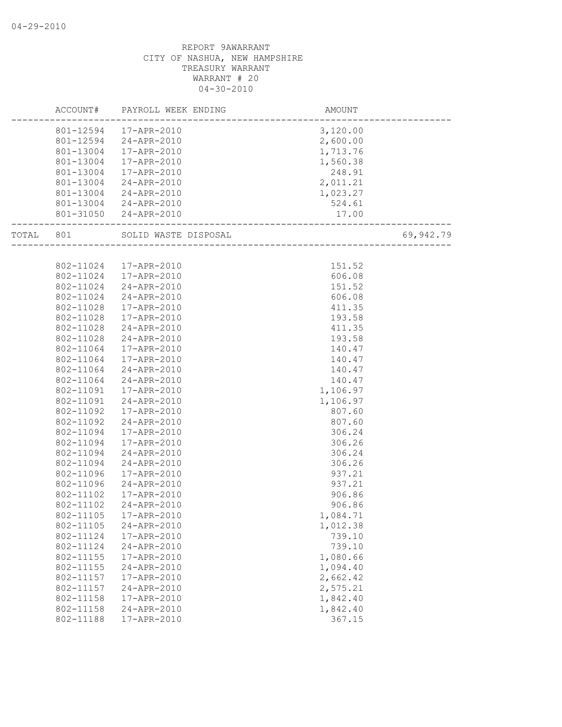REPORT 9AWARRANT
CITY OF NASHUA, NEW HAMPSHIRE
TREASURY WARRANT
WARRANT # 20
04-30-2010

| ACCOUNT# | PAYROLL WEEK ENDING | AMOUNT | |
|---|---|---|---|
| 801-12594 | 17-APR-2010 | 3,120.00 | |
| 801-12594 | 24-APR-2010 | 2,600.00 | |
| 801-13004 | 17-APR-2010 | 1,713.76 | |
| 801-13004 | 17-APR-2010 | 1,560.38 | |
| 801-13004 | 17-APR-2010 | 248.91 | |
| 801-13004 | 24-APR-2010 | 2,011.21 | |
| 801-13004 | 24-APR-2010 | 1,023.27 | |
| 801-13004 | 24-APR-2010 | 524.61 | |
| 801-31050 | 24-APR-2010 | 17.00 | |
| TOTAL 801 | SOLID WASTE DISPOSAL | | 69,942.79 |
| 802-11024 | 17-APR-2010 | 151.52 | |
| 802-11024 | 17-APR-2010 | 606.08 | |
| 802-11024 | 24-APR-2010 | 151.52 | |
| 802-11024 | 24-APR-2010 | 606.08 | |
| 802-11028 | 17-APR-2010 | 411.35 | |
| 802-11028 | 17-APR-2010 | 193.58 | |
| 802-11028 | 24-APR-2010 | 411.35 | |
| 802-11028 | 24-APR-2010 | 193.58 | |
| 802-11064 | 17-APR-2010 | 140.47 | |
| 802-11064 | 17-APR-2010 | 140.47 | |
| 802-11064 | 24-APR-2010 | 140.47 | |
| 802-11064 | 24-APR-2010 | 140.47 | |
| 802-11091 | 17-APR-2010 | 1,106.97 | |
| 802-11091 | 24-APR-2010 | 1,106.97 | |
| 802-11092 | 17-APR-2010 | 807.60 | |
| 802-11092 | 24-APR-2010 | 807.60 | |
| 802-11094 | 17-APR-2010 | 306.24 | |
| 802-11094 | 17-APR-2010 | 306.26 | |
| 802-11094 | 24-APR-2010 | 306.24 | |
| 802-11094 | 24-APR-2010 | 306.26 | |
| 802-11096 | 17-APR-2010 | 937.21 | |
| 802-11096 | 24-APR-2010 | 937.21 | |
| 802-11102 | 17-APR-2010 | 906.86 | |
| 802-11102 | 24-APR-2010 | 906.86 | |
| 802-11105 | 17-APR-2010 | 1,084.71 | |
| 802-11105 | 24-APR-2010 | 1,012.38 | |
| 802-11124 | 17-APR-2010 | 739.10 | |
| 802-11124 | 24-APR-2010 | 739.10 | |
| 802-11155 | 17-APR-2010 | 1,080.66 | |
| 802-11155 | 24-APR-2010 | 1,094.40 | |
| 802-11157 | 17-APR-2010 | 2,662.42 | |
| 802-11157 | 24-APR-2010 | 2,575.21 | |
| 802-11158 | 17-APR-2010 | 1,842.40 | |
| 802-11158 | 24-APR-2010 | 1,842.40 | |
| 802-11188 | 17-APR-2010 | 367.15 | |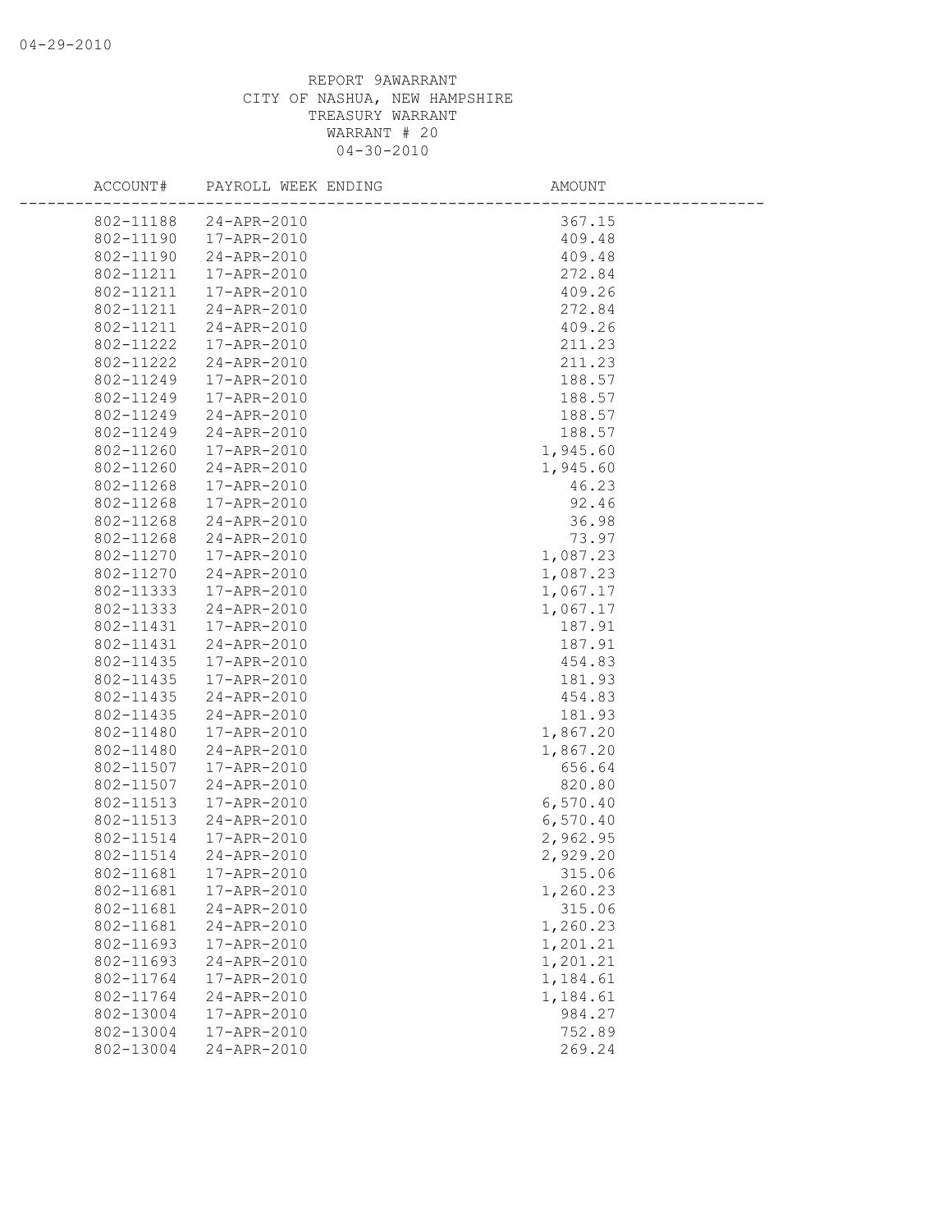REPORT 9AWARRANT
CITY OF NASHUA, NEW HAMPSHIRE
TREASURY WARRANT
WARRANT # 20
04-30-2010

| ACCOUNT# | PAYROLL WEEK ENDING | AMOUNT |
|---|---|---|
| 802-11188 | 24-APR-2010 | 367.15 |
| 802-11190 | 17-APR-2010 | 409.48 |
| 802-11190 | 24-APR-2010 | 409.48 |
| 802-11211 | 17-APR-2010 | 272.84 |
| 802-11211 | 17-APR-2010 | 409.26 |
| 802-11211 | 24-APR-2010 | 272.84 |
| 802-11211 | 24-APR-2010 | 409.26 |
| 802-11222 | 17-APR-2010 | 211.23 |
| 802-11222 | 24-APR-2010 | 211.23 |
| 802-11249 | 17-APR-2010 | 188.57 |
| 802-11249 | 17-APR-2010 | 188.57 |
| 802-11249 | 24-APR-2010 | 188.57 |
| 802-11249 | 24-APR-2010 | 188.57 |
| 802-11260 | 17-APR-2010 | 1,945.60 |
| 802-11260 | 24-APR-2010 | 1,945.60 |
| 802-11268 | 17-APR-2010 | 46.23 |
| 802-11268 | 17-APR-2010 | 92.46 |
| 802-11268 | 24-APR-2010 | 36.98 |
| 802-11268 | 24-APR-2010 | 73.97 |
| 802-11270 | 17-APR-2010 | 1,087.23 |
| 802-11270 | 24-APR-2010 | 1,087.23 |
| 802-11333 | 17-APR-2010 | 1,067.17 |
| 802-11333 | 24-APR-2010 | 1,067.17 |
| 802-11431 | 17-APR-2010 | 187.91 |
| 802-11431 | 24-APR-2010 | 187.91 |
| 802-11435 | 17-APR-2010 | 454.83 |
| 802-11435 | 17-APR-2010 | 181.93 |
| 802-11435 | 24-APR-2010 | 454.83 |
| 802-11435 | 24-APR-2010 | 181.93 |
| 802-11480 | 17-APR-2010 | 1,867.20 |
| 802-11480 | 24-APR-2010 | 1,867.20 |
| 802-11507 | 17-APR-2010 | 656.64 |
| 802-11507 | 24-APR-2010 | 820.80 |
| 802-11513 | 17-APR-2010 | 6,570.40 |
| 802-11513 | 24-APR-2010 | 6,570.40 |
| 802-11514 | 17-APR-2010 | 2,962.95 |
| 802-11514 | 24-APR-2010 | 2,929.20 |
| 802-11681 | 17-APR-2010 | 315.06 |
| 802-11681 | 17-APR-2010 | 1,260.23 |
| 802-11681 | 24-APR-2010 | 315.06 |
| 802-11681 | 24-APR-2010 | 1,260.23 |
| 802-11693 | 17-APR-2010 | 1,201.21 |
| 802-11693 | 24-APR-2010 | 1,201.21 |
| 802-11764 | 17-APR-2010 | 1,184.61 |
| 802-11764 | 24-APR-2010 | 1,184.61 |
| 802-13004 | 17-APR-2010 | 984.27 |
| 802-13004 | 17-APR-2010 | 752.89 |
| 802-13004 | 24-APR-2010 | 269.24 |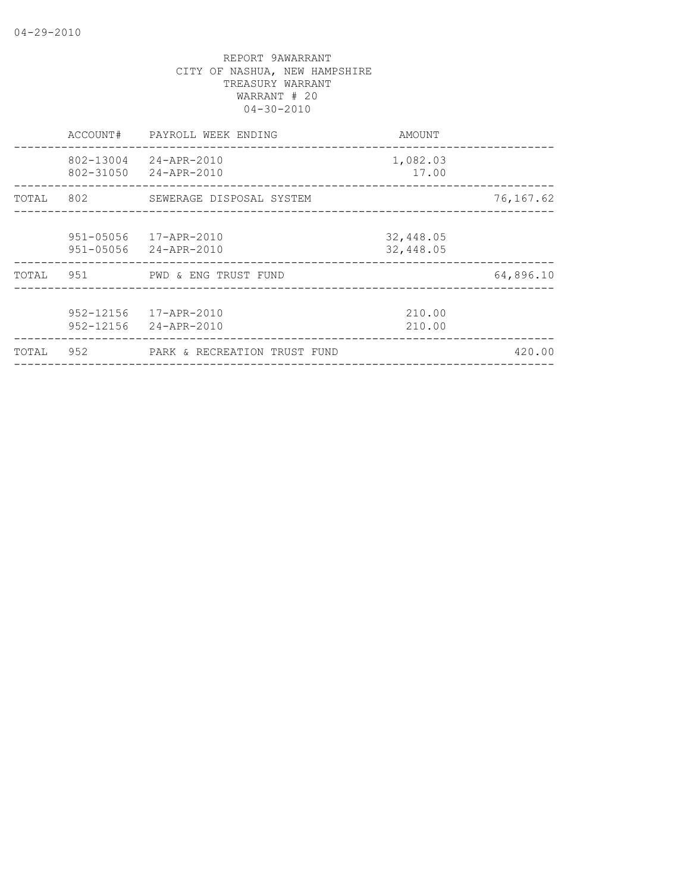04-29-2010

REPORT 9AWARRANT
CITY OF NASHUA, NEW HAMPSHIRE
TREASURY WARRANT
WARRANT # 20
04-30-2010

| | ACCOUNT# | PAYROLL WEEK ENDING | AMOUNT | |
|---|---|---|---|---|
| | 802-13004 | 24-APR-2010 | 1,082.03 | |
| | 802-31050 | 24-APR-2010 | 17.00 | |
| TOTAL | 802 | SEWERAGE DISPOSAL SYSTEM | | 76,167.62 |
| | 951-05056 | 17-APR-2010 | 32,448.05 | |
| | 951-05056 | 24-APR-2010 | 32,448.05 | |
| TOTAL | 951 | PWD & ENG TRUST FUND | | 64,896.10 |
| | 952-12156 | 17-APR-2010 | 210.00 | |
| | 952-12156 | 24-APR-2010 | 210.00 | |
| TOTAL | 952 | PARK & RECREATION TRUST FUND | | 420.00 |